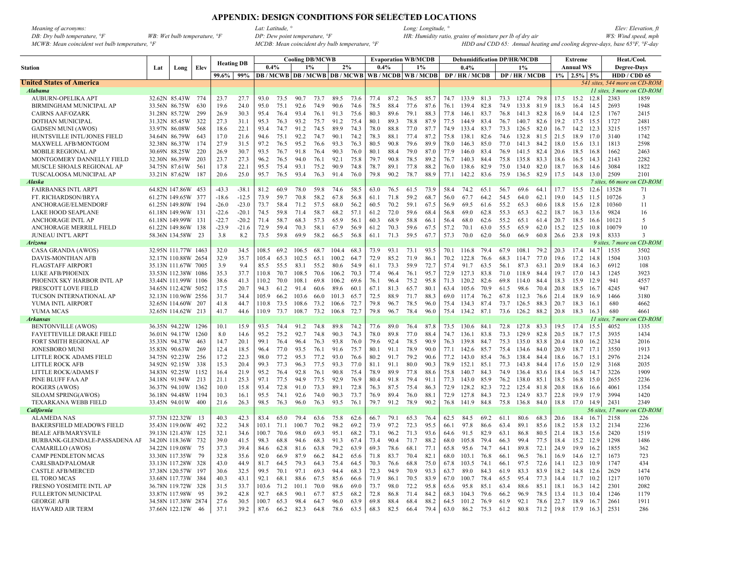# APPENDIX: DESIGN CONDITIONS FOR SELECTED LOCATIONS

*Meaning of acronyms:*
*DB: Dry bulb temperature, °F*  *WB: Wet bulb temperature, °F*
*MCWB: Mean coincident wet bulb temperature, °F*
*Lat: Latitude, °*  *Long: Longitude, °*  *Elev: Elevation, ft*
*DP: Dew point temperature, °F*  *HR: Humidity ratio, grains of moisture per lb of dry air*  *WS: Wind speed, mph*
*MCDB: Mean coincident dry bulb temperature, °F*  *HDD and CDD 65: Annual heating and cooling degree-days, base 65°F, °F-day*

| Station | Lat | Long | Elev | Heating DB | | Cooling DB/MCWB | | | | | | Evaporation WB/MCDB | | | | Dehumidification DP/HR/MCDB | | | | | | Extreme | | | Heat./Cool. | |
|---|---|---|---|---|---|---|---|---|---|---|---|---|---|---|---|---|---|---|---|---|---|---|---|---|---|---|
| | | | | | | 0.4% | | 1% | | 2% | | 0.4% | | 1% | | 0.4% | | | 1% | | | Annual WS | | | Degree-Days | |
| | | | | 99.6% | 99% | DB | MCWB | DB | MCWB | DB | MCWB | WB | MCDB | WB | MCDB | DP | HR | MCDB | DP | HR | MCDB | 1% | 2.5% | 5% | HDD | CDD 65 |
| **United States of America** | | | | | | | | | | | | | | | | | | | | | | | | | *541 sites, 544 more on CD-ROM* | |
| ***Alabama*** | | | | | | | | | | | | | | | | | | | | | | | | | *11 sites, 3 more on CD-ROM* | |
| AUBURN-OPELIKA APT | 32.62N | 85.43W | 774 | 23.7 | 27.7 | 93.0 | 73.5 | 90.7 | 73.7 | 89.5 | 73.6 | 77.4 | 87.2 | 76.5 | 85.7 | 74.7 | 133.9 | 81.3 | 73.3 | 127.4 | 79.8 | 17.5 | 15.2 | 12.8 | 2383 | 1859 |
| BIRMINGHAM MUNICIPAL AP | 33.56N | 86.75W | 630 | 19.6 | 24.0 | 95.0 | 75.1 | 92.6 | 74.9 | 90.6 | 74.6 | 78.5 | 88.4 | 77.6 | 87.6 | 76.1 | 139.4 | 82.8 | 74.9 | 133.8 | 81.9 | 18.3 | 16.4 | 14.5 | 2693 | 1948 |
| CAIRNS AAF/OZARK | 31.28N | 85.72W | 299 | 26.9 | 30.3 | 95.4 | 76.4 | 93.4 | 76.1 | 91.3 | 75.6 | 80.3 | 89.6 | 79.1 | 88.3 | 77.8 | 146.1 | 83.7 | 76.8 | 141.3 | 82.8 | 16.9 | 14.4 | 12.5 | 1767 | 2415 |
| DOTHAN MUNICIPAL | 31.32N | 85.45W | 322 | 27.3 | 31.1 | 95.3 | 76.3 | 93.2 | 75.7 | 91.2 | 75.4 | 80.1 | 89.3 | 78.8 | 87.9 | 77.5 | 144.9 | 83.4 | 76.7 | 140.7 | 82.6 | 19.2 | 17.5 | 15.5 | 1727 | 2481 |
| GADSEN MUNI (AWOS) | 33.97N | 86.08W | 568 | 18.6 | 22.1 | 93.4 | 74.7 | 91.2 | 74.5 | 89.9 | 74.3 | 78.0 | 88.8 | 77.0 | 87.7 | 74.9 | 133.4 | 83.7 | 73.3 | 126.5 | 82.0 | 16.7 | 14.2 | 12.3 | 3215 | 1557 |
| HUNTSVILLE INTL/JONES FIELD | 34.64N | 86.79W | 643 | 17.0 | 21.6 | 94.6 | 75.1 | 92.2 | 74.7 | 90.1 | 74.2 | 78.3 | 88.1 | 77.4 | 87.2 | 75.8 | 138.1 | 82.6 | 74.6 | 132.8 | 81.5 | 21.5 | 18.9 | 17.0 | 3140 | 1742 |
| MAXWELL AFB/MONTGOM | 32.38N | 86.37W | 174 | 27.9 | 31.5 | 97.2 | 76.5 | 95.2 | 76.6 | 93.3 | 76.3 | 80.5 | 90.8 | 79.6 | 89.9 | 78.0 | 146.3 | 85.0 | 77.0 | 141.3 | 84.2 | 18.0 | 15.6 | 13.1 | 1813 | 2598 |
| MOBILE REGIONAL AP | 30.69N | 88.25W | 220 | 26.9 | 30.7 | 93.5 | 76.7 | 91.8 | 76.4 | 90.3 | 76.0 | 80.1 | 88.4 | 79.0 | 87.0 | 77.9 | 146.0 | 83.4 | 76.9 | 141.5 | 82.4 | 20.6 | 18.5 | 16.8 | 1662 | 2463 |
| MONTGOMERY DANNELLY FIELD | 32.30N | 86.39W | 203 | 23.7 | 27.3 | 96.2 | 76.5 | 94.0 | 76.1 | 92.1 | 75.8 | 79.7 | 90.8 | 78.5 | 89.2 | 76.7 | 140.3 | 84.4 | 75.8 | 135.8 | 83.3 | 18.6 | 16.5 | 14.3 | 2143 | 2282 |
| MUSCLE SHOALS REGIONAL AP | 34.75N | 87.61W | 561 | 17.8 | 22.1 | 95.5 | 75.4 | 93.1 | 75.2 | 90.9 | 74.8 | 78.7 | 89.1 | 77.8 | 88.2 | 76.0 | 138.6 | 82.9 | 75.0 | 134.0 | 82.0 | 18.7 | 16.8 | 14.6 | 3084 | 1822 |
| TUSCALOOSA MUNICIPAL AP | 33.21N | 87.62W | 187 | 20.6 | 25.0 | 95.7 | 76.5 | 93.4 | 76.3 | 91.4 | 76.0 | 79.8 | 90.2 | 78.7 | 88.9 | 77.1 | 142.2 | 83.6 | 75.9 | 136.5 | 82.9 | 17.5 | 14.8 | 13.0 | 2509 | 2101 |
| ***Alaska*** | | | | | | | | | | | | | | | | | | | | | | | | | *7 sites, 66 more on CD-ROM* | |
| FAIRBANKS INTL ARPT | 64.82N | 147.86W | 453 | -43.3 | -38.1 | 81.2 | 60.9 | 78.0 | 59.8 | 74.6 | 58.5 | 63.0 | 76.5 | 61.5 | 73.9 | 58.4 | 74.2 | 65.1 | 56.7 | 69.6 | 64.1 | 17.7 | 15.5 | 12.6 | 13528 | 71 |
| FT. RICHARDSON/BRYA | 61.27N | 149.65W | 377 | -18.6 | -12.5 | 73.9 | 59.7 | 70.8 | 58.2 | 67.8 | 56.8 | 61.1 | 71.8 | 59.2 | 68.7 | 56.0 | 67.7 | 64.2 | 54.5 | 64.0 | 62.1 | 19.0 | 14.5 | 11.5 | 10726 | 3 |
| ANCHORAGE/ELMENDORF | 61.25N | 149.80W | 194 | -26.0 | -23.0 | 73.7 | 58.4 | 71.2 | 57.5 | 68.0 | 56.2 | 60.5 | 70.2 | 59.1 | 67.5 | 56.9 | 69.5 | 61.6 | 55.2 | 65.3 | 60.6 | 18.8 | 15.6 | 12.8 | 10360 | 11 |
| LAKE HOOD SEAPLANE | 61.18N | 149.96W | 131 | -22.6 | -20.1 | 74.5 | 59.8 | 71.4 | 58.7 | 68.2 | 57.1 | 61.2 | 72.0 | 59.6 | 68.4 | 56.8 | 69.0 | 62.8 | 55.3 | 65.3 | 62.2 | 18.7 | 16.3 | 13.6 | 9824 | 16 |
| ANCHORAGE INTL AP | 61.18N | 149.99W | 131 | -22.7 | -20.2 | 71.4 | 58.7 | 68.3 | 57.3 | 65.9 | 56.1 | 60.3 | 68.9 | 58.8 | 66.1 | 56.4 | 68.0 | 62.6 | 55.2 | 65.1 | 61.4 | 20.7 | 18.5 | 16.6 | 10121 | 5 |
| ANCHORAGE MERRILL FIELD | 61.22N | 149.86W | 138 | -23.9 | -21.6 | 72.9 | 59.4 | 70.3 | 58.1 | 67.9 | 56.9 | 61.2 | 70.3 | 59.6 | 67.5 | 57.2 | 70.1 | 63.0 | 55.5 | 65.9 | 62.0 | 15.2 | 12.5 | 10.8 | 10079 | 10 |
| JUNEAU INT'L ARPT | 58.36N | 134.58W | 23 | 3.8 | 8.2 | 73.5 | 59.8 | 69.9 | 58.2 | 66.5 | 56.8 | 61.1 | 71.3 | 59.5 | 67.7 | 57.3 | 70.0 | 62.0 | 56.0 | 66.9 | 60.8 | 26.6 | 23.8 | 19.8 | 8333 | 3 |
| ***Arizona*** | | | | | | | | | | | | | | | | | | | | | | | | | *9 sites, 7 more on CD-ROM* | |
| CASA GRANDA (AWOS) | 32.95N | 111.77W | 1463 | 32.0 | 34.5 | 108.5 | 69.2 | 106.5 | 68.7 | 104.4 | 68.3 | 73.9 | 93.1 | 73.1 | 93.5 | 70.1 | 116.8 | 79.4 | 67.9 | 108.1 | 79.2 | 20.3 | 17.4 | 14.7 | 1535 | 3502 |
| DAVIS-MONTHAN AFB | 32.17N | 110.88W | 2654 | 32.9 | 35.7 | 105.4 | 65.3 | 102.5 | 65.1 | 100.2 | 64.7 | 72.9 | 85.2 | 71.9 | 86.1 | 70.2 | 122.8 | 76.6 | 68.3 | 114.7 | 77.0 | 19.6 | 17.2 | 14.8 | 1504 | 3103 |
| FLAGSTAFF AIRPORT | 35.13N | 111.67W | 7005 | 3.9 | 9.4 | 85.5 | 55.5 | 83.1 | 55.2 | 80.6 | 54.9 | 61.1 | 73.3 | 59.9 | 72.7 | 57.4 | 91.7 | 63.5 | 56.1 | 87.3 | 63.1 | 20.9 | 18.4 | 16.3 | 6912 | 108 |
| LUKE AFB/PHOENIX | 33.53N | 112.38W | 1086 | 35.3 | 37.7 | 110.8 | 70.7 | 108.5 | 70.6 | 106.2 | 70.3 | 77.4 | 96.4 | 76.1 | 95.7 | 72.9 | 127.3 | 83.8 | 71.0 | 118.9 | 84.4 | 19.7 | 17.0 | 14.3 | 1245 | 3923 |
| PHOENIX SKY HARBOR INTL AP | 33.44N | 111.99W | 1106 | 38.6 | 41.3 | 110.2 | 70.0 | 108.1 | 69.8 | 106.2 | 69.6 | 76.1 | 96.4 | 75.2 | 95.8 | 71.3 | 120.2 | 82.6 | 69.8 | 114.0 | 84.4 | 18.3 | 15.9 | 12.9 | 941 | 4557 |
| PRESCOTT LOVE FIELD | 34.65N | 112.42W | 5052 | 17.5 | 20.7 | 94.3 | 61.2 | 91.4 | 60.6 | 89.6 | 60.1 | 67.1 | 81.3 | 65.7 | 80.1 | 63.4 | 105.6 | 70.9 | 61.5 | 98.6 | 70.4 | 20.8 | 18.5 | 16.7 | 4245 | 947 |
| TUCSON INTERNATIONAL AP | 32.13N | 110.96W | 2556 | 31.7 | 34.4 | 105.9 | 66.2 | 103.6 | 66.0 | 101.3 | 65.7 | 72.5 | 88.9 | 71.7 | 88.3 | 69.0 | 117.4 | 76.2 | 67.8 | 112.3 | 76.6 | 21.4 | 18.9 | 16.9 | 1466 | 3180 |
| YUMA INTL AIRPORT | 32.65N | 114.60W | 207 | 41.8 | 44.7 | 110.8 | 73.5 | 108.6 | 73.2 | 106.6 | 72.7 | 79.8 | 96.7 | 78.5 | 96.0 | 75.4 | 134.3 | 87.4 | 73.7 | 126.5 | 88.3 | 20.7 | 18.3 | 16.1 | 680 | 4662 |
| YUMA MCAS | 32.65N | 114.62W | 213 | 41.7 | 44.6 | 110.9 | 73.7 | 108.7 | 73.2 | 106.8 | 72.7 | 79.8 | 96.7 | 78.4 | 96.0 | 75.4 | 134.2 | 87.1 | 73.6 | 126.2 | 88.2 | 20.8 | 18.3 | 16.3 | 680 | 4661 |
| ***Arkansas*** | | | | | | | | | | | | | | | | | | | | | | | | | *11 sites, 7 more on CD-ROM* | |
| BENTONVILLE (AWOS) | 36.35N | 94.22W | 1296 | 10.1 | 15.9 | 93.5 | 74.4 | 91.2 | 74.8 | 89.8 | 74.2 | 77.6 | 89.0 | 76.4 | 87.8 | 73.5 | 130.6 | 84.1 | 72.8 | 127.8 | 83.3 | 19.5 | 17.4 | 15.5 | 4052 | 1335 |
| FAYETTEVILLE DRAKE FIELD | 36.01N | 94.17W | 1260 | 8.0 | 14.6 | 95.2 | 75.2 | 92.7 | 74.8 | 90.3 | 74.3 | 78.0 | 89.8 | 77.0 | 88.4 | 74.7 | 136.1 | 83.8 | 73.3 | 129.9 | 82.8 | 20.5 | 18.7 | 17.5 | 3935 | 1434 |
| FORT SMITH REGIONAL AP | 35.33N | 94.37W | 463 | 14.7 | 20.1 | 99.1 | 76.4 | 96.4 | 76.3 | 93.8 | 76.0 | 79.6 | 92.4 | 78.5 | 90.9 | 76.3 | 139.8 | 84.7 | 75.3 | 135.0 | 83.8 | 20.4 | 18.0 | 16.2 | 3234 | 2016 |
| JONESBORO MUNI | 35.83N | 90.63W | 269 | 12.4 | 18.5 | 96.4 | 77.0 | 93.5 | 76.1 | 91.6 | 75.7 | 80.1 | 91.1 | 78.9 | 90.0 | 77.1 | 142.6 | 85.7 | 75.4 | 134.6 | 84.0 | 20.9 | 18.7 | 17.1 | 3550 | 1913 |
| LITTLE ROCK ADAMS FIELD | 34.75N | 92.23W | 256 | 17.2 | 22.3 | 98.0 | 77.2 | 95.3 | 77.2 | 93.0 | 76.6 | 80.2 | 91.7 | 79.2 | 90.6 | 77.2 | 143.0 | 85.4 | 76.3 | 138.4 | 84.4 | 18.6 | 16.7 | 15.1 | 2976 | 2124 |
| LITTLE ROCK AFB | 34.92N | 92.15W | 338 | 15.3 | 20.4 | 99.3 | 77.3 | 96.3 | 77.5 | 93.3 | 77.0 | 81.1 | 91.1 | 80.0 | 90.3 | 78.9 | 152.1 | 85.1 | 77.3 | 143.8 | 84.4 | 17.6 | 15.0 | 12.9 | 3168 | 2035 |
| LITTLE ROCK/ADAMS F | 34.83N | 92.25W | 1152 | 16.4 | 21.9 | 95.2 | 76.4 | 92.8 | 76.1 | 90.8 | 75.4 | 78.9 | 89.9 | 77.8 | 88.6 | 75.8 | 140.7 | 84.3 | 74.9 | 136.4 | 83.6 | 18.4 | 16.5 | 14.7 | 3226 | 1909 |
| PINE BLUFF FAA AP | 34.18N | 91.94W | 213 | 21.1 | 25.3 | 97.1 | 77.5 | 94.9 | 77.5 | 92.9 | 76.9 | 80.4 | 91.8 | 79.4 | 91.1 | 77.3 | 143.0 | 85.9 | 76.2 | 138.0 | 85.1 | 18.5 | 16.8 | 15.0 | 2655 | 2236 |
| ROGERS (AWOS) | 36.37N | 94.10W | 1362 | 10.0 | 15.8 | 93.4 | 72.8 | 91.0 | 73.3 | 89.1 | 72.8 | 76.3 | 87.5 | 75.4 | 86.3 | 72.9 | 128.2 | 82.3 | 72.2 | 125.4 | 81.8 | 20.8 | 18.6 | 16.6 | 4061 | 1354 |
| SILOAM SPRING(AWOS) | 36.18N | 94.48W | 1194 | 10.3 | 16.1 | 95.5 | 74.1 | 92.6 | 74.0 | 90.3 | 73.7 | 76.9 | 89.4 | 76.0 | 88.1 | 72.9 | 127.8 | 84.3 | 72.3 | 124.9 | 83.7 | 22.8 | 19.9 | 17.9 | 3994 | 1420 |
| TEXARKANA WEBB FIELD | 33.45N | 94.01W | 400 | 21.6 | 26.3 | 98.5 | 76.3 | 96.0 | 76.3 | 93.5 | 76.1 | 79.7 | 91.2 | 78.9 | 90.2 | 76.8 | 141.9 | 84.8 | 75.8 | 136.8 | 84.0 | 18.8 | 17.0 | 14.9 | 2431 | 2349 |
| ***California*** | | | | | | | | | | | | | | | | | | | | | | | | | *56 sites, 17 more on CD-ROM* | |
| ALAMEDA NAS | 37.73N | 122.32W | 13 | 40.3 | 42.3 | 83.4 | 65.0 | 79.4 | 63.6 | 75.8 | 62.6 | 66.7 | 79.1 | 65.3 | 76.4 | 62.5 | 84.5 | 69.2 | 61.1 | 80.6 | 68.3 | 20.6 | 18.4 | 16.7 | 2158 | 226 |
| BAKERSFIELD MEADOWS FIELD | 35.43N | 119.06W | 492 | 32.2 | 34.8 | 103.1 | 71.1 | 100.7 | 70.2 | 98.2 | 69.2 | 73.9 | 97.2 | 72.3 | 95.5 | 66.1 | 97.8 | 86.6 | 63.4 | 89.1 | 85.6 | 18.2 | 15.8 | 13.2 | 2134 | 2236 |
| BEALE AFB/MARYSVILLE | 39.13N | 121.43W | 125 | 32.1 | 34.6 | 100.7 | 70.6 | 98.0 | 69.3 | 95.1 | 68.2 | 73.1 | 96.2 | 71.3 | 93.6 | 64.6 | 91.5 | 82.9 | 63.1 | 86.8 | 80.5 | 21.4 | 18.3 | 15.6 | 2420 | 1519 |
| BURBANK-GLENDALE-PASSADENA AP | 34.20N | 118.36W | 732 | 39.0 | 41.5 | 98.3 | 68.8 | 94.6 | 68.3 | 91.3 | 67.4 | 73.4 | 90.4 | 71.7 | 88.2 | 68.0 | 105.8 | 79.4 | 66.3 | 99.4 | 77.5 | 18.4 | 15.2 | 12.9 | 1298 | 1486 |
| CAMARILLO (AWOS) | 34.22N | 119.08W | 75 | 37.3 | 39.4 | 84.6 | 62.8 | 81.6 | 63.8 | 79.2 | 63.9 | 69.3 | 78.6 | 68.1 | 77.1 | 65.8 | 95.6 | 74.7 | 64.1 | 89.8 | 72.1 | 24.9 | 19.9 | 16.2 | 1855 | 362 |
| CAMP PENDLETON MCAS | 33.30N | 117.35W | 79 | 32.8 | 35.6 | 92.0 | 66.9 | 87.9 | 66.2 | 84.2 | 65.6 | 71.8 | 83.7 | 70.4 | 82.1 | 68.0 | 103.1 | 76.8 | 66.1 | 96.5 | 76.1 | 16.9 | 14.6 | 12.7 | 1673 | 723 |
| CARLSBAD/PALOMAR | 33.13N | 117.28W | 328 | 43.0 | 44.9 | 81.7 | 64.5 | 79.3 | 64.3 | 75.4 | 64.5 | 70.3 | 76.6 | 68.8 | 75.0 | 67.8 | 103.5 | 74.1 | 66.1 | 97.5 | 72.6 | 14.1 | 12.3 | 10.9 | 1747 | 434 |
| CASTLE AFB/MERCED | 37.38N | 120.57W | 197 | 30.6 | 32.5 | 99.5 | 70.1 | 97.1 | 69.3 | 94.4 | 68.3 | 72.3 | 94.9 | 70.9 | 93.3 | 63.7 | 89.0 | 84.3 | 61.9 | 83.3 | 83.9 | 18.2 | 14.8 | 12.6 | 2629 | 1474 |
| EL TORO MCAS | 33.68N | 117.73W | 384 | 40.3 | 43.1 | 92.1 | 68.1 | 88.6 | 67.5 | 85.6 | 66.6 | 71.9 | 86.1 | 70.5 | 83.9 | 67.0 | 100.7 | 78.4 | 65.5 | 95.4 | 77.3 | 14.4 | 11.7 | 10.2 | 1217 | 1070 |
| FRESNO YOSEMITE INTL AP | 36.78N | 119.72W | 328 | 31.5 | 33.7 | 103.6 | 71.2 | 101.1 | 70.0 | 98.6 | 69.0 | 73.7 | 98.0 | 72.2 | 95.8 | 65.6 | 95.8 | 85.1 | 63.4 | 88.6 | 85.1 | 18.1 | 16.3 | 14.2 | 2301 | 2082 |
| FULLERTON MUNICIPAL | 33.87N | 117.98W | 95 | 39.2 | 42.8 | 92.7 | 68.5 | 90.1 | 67.7 | 87.5 | 68.2 | 72.8 | 86.8 | 71.4 | 84.2 | 68.3 | 104.3 | 79.6 | 66.2 | 96.9 | 78.5 | 13.4 | 11.3 | 10.4 | 1246 | 1179 |
| GEORGE AFB | 34.58N | 117.38W | 2874 | 27.6 | 30.5 | 100.7 | 65.3 | 98.4 | 64.7 | 96.0 | 63.9 | 69.8 | 88.4 | 68.4 | 88.2 | 64.5 | 101.2 | 76.9 | 61.9 | 92.1 | 78.6 | 22.7 | 18.9 | 16.7 | 2661 | 1911 |
| HAYWARD AIR TERM | 37.66N | 122.12W | 46 | 37.1 | 39.2 | 87.6 | 66.2 | 82.3 | 64.8 | 78.6 | 63.5 | 68.3 | 82.5 | 66.4 | 79.4 | 63.0 | 86.2 | 75.3 | 61.2 | 80.8 | 71.2 | 19.8 | 17.9 | 16.3 | 2531 | 286 |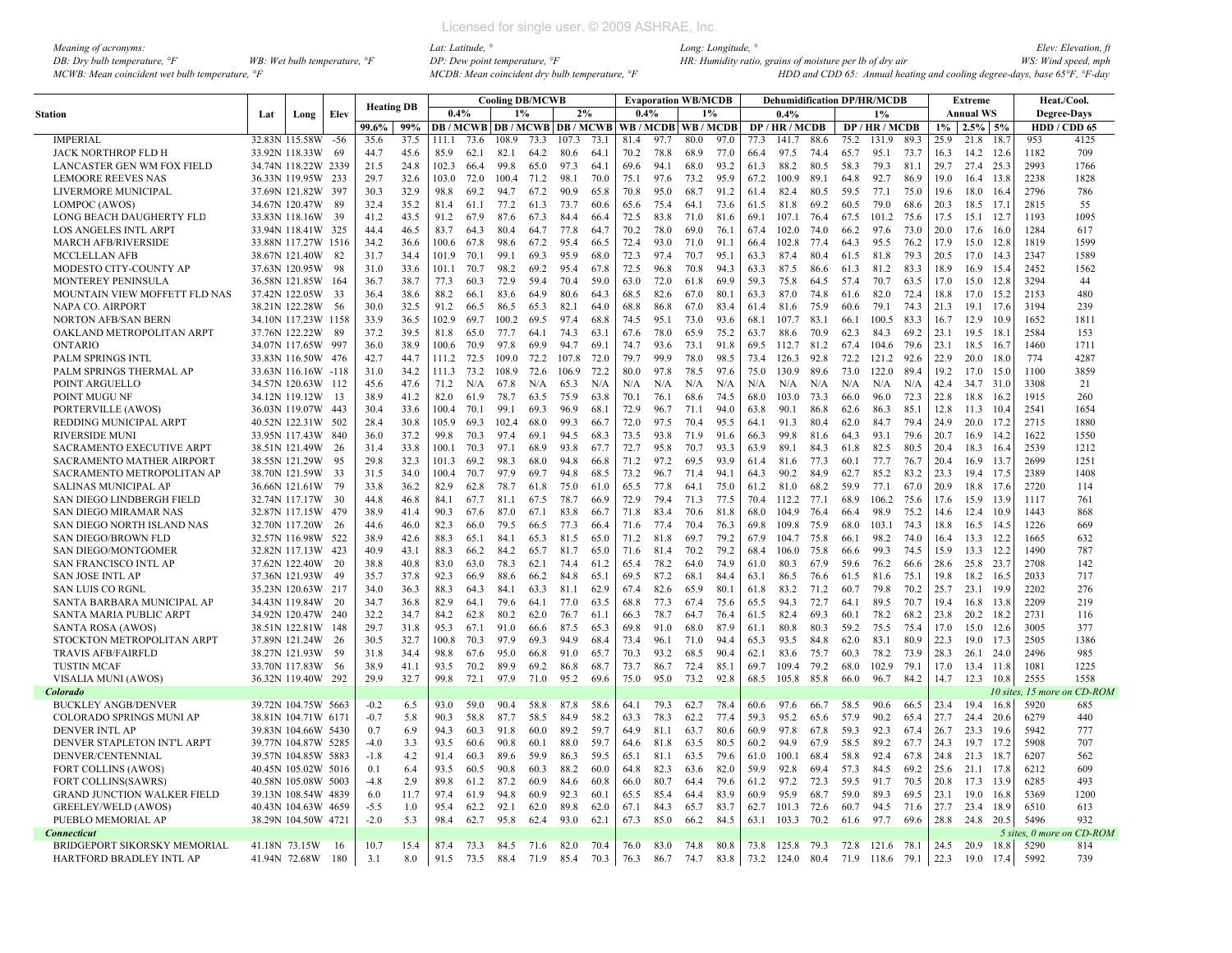*Meaning of acronyms:*
*DB: Dry bulb temperature, °F* *WB: Wet bulb temperature, °F*
*MCWB: Mean coincident wet bulb temperature, °F*
*Lat: Latitude, °* *Long: Longitude, °* *Elev: Elevation, ft*
*DP: Dew point temperature, °F* *HR: Humidity ratio, grains of moisture per lb of dry air* *WS: Wind speed, mph*
*MCDB: Mean coincident dry bulb temperature, °F* *HDD and CDD 65: Annual heating and cooling degree-days, base 65°F, °F-day*

| Station | Lat | Long | Elev | Heating DB | | Cooling DB/MCWB | | | | | | Evaporation WB/MCDB | | | | Dehumidification DP/HR/MCDB | | | | | | Extreme | | | Heat./Cool. | |
|---|---|---|---|---|---|---|---|---|---|---|---|---|---|---|---|---|---|---|---|---|---|---|---|---|---|---|
| | | | | | | 0.4% | | 1% | | 2% | | 0.4% | | 1% | | 0.4% | | | 1% | | | Annual WS | | | Degree-Days | |
| | | | | 99.6% | 99% | DB | MCWB | DB | MCWB | DB | MCWB | WB | MCDB | WB | MCDB | DP | HR | MCDB | DP | HR | MCDB | 1% | 2.5% | 5% | HDD | CDD 65 |
| IMPERIAL | 32.83N | 115.58W | -56 | 35.6 | 37.5 | 111.1 | 73.6 | 108.9 | 73.3 | 107.3 | 73.1 | 81.4 | 97.7 | 80.0 | 97.0 | 77.3 | 141.7 | 88.6 | 75.2 | 131.9 | 89.3 | 25.9 | 21.8 | 18.7 | 953 | 4125 |
| JACK NORTHROP FLD H | 33.92N | 118.33W | 69 | 44.7 | 45.6 | 85.9 | 62.1 | 82.1 | 64.2 | 80.6 | 64.1 | 70.2 | 78.8 | 68.9 | 77.0 | 66.4 | 97.5 | 74.4 | 65.7 | 95.1 | 73.7 | 16.3 | 14.2 | 12.6 | 1182 | 709 |
| LANCASTER GEN WM FOX FIELD | 34.74N | 118.22W | 2339 | 21.5 | 24.8 | 102.3 | 66.4 | 99.8 | 65.0 | 97.3 | 64.1 | 69.6 | 94.1 | 68.0 | 93.2 | 61.3 | 88.2 | 80.5 | 58.3 | 79.3 | 81.1 | 29.7 | 27.4 | 25.3 | 2993 | 1766 |
| LEMOORE REEVES NAS | 36.33N | 119.95W | 233 | 29.7 | 32.6 | 103.0 | 72.0 | 100.4 | 71.2 | 98.1 | 70.0 | 75.1 | 97.6 | 73.2 | 95.9 | 67.2 | 100.9 | 89.1 | 64.8 | 92.7 | 86.9 | 19.0 | 16.4 | 13.8 | 2238 | 1828 |
| LIVERMORE MUNICIPAL | 37.69N | 121.82W | 397 | 30.3 | 32.9 | 98.8 | 69.2 | 94.7 | 67.2 | 90.9 | 65.8 | 70.8 | 95.0 | 68.7 | 91.2 | 61.4 | 82.4 | 80.5 | 59.5 | 77.1 | 75.0 | 19.6 | 18.0 | 16.4 | 2796 | 786 |
| LOMPOC (AWOS) | 34.67N | 120.47W | 89 | 32.4 | 35.2 | 81.4 | 61.1 | 77.2 | 61.3 | 73.7 | 60.6 | 65.6 | 75.4 | 64.1 | 73.6 | 61.5 | 81.8 | 69.2 | 60.5 | 79.0 | 68.6 | 20.3 | 18.5 | 17.1 | 2815 | 55 |
| LONG BEACH DAUGHERTY FLD | 33.83N | 118.16W | 39 | 41.2 | 43.5 | 91.2 | 67.9 | 87.6 | 67.3 | 84.4 | 66.4 | 72.5 | 83.8 | 71.0 | 81.6 | 69.1 | 107.1 | 76.4 | 67.5 | 101.2 | 75.6 | 17.5 | 15.1 | 12.7 | 1193 | 1095 |
| LOS ANGELES INTL ARPT | 33.94N | 118.41W | 325 | 44.4 | 46.5 | 83.7 | 64.3 | 80.4 | 64.7 | 77.8 | 64.7 | 70.2 | 78.0 | 69.0 | 76.1 | 67.4 | 102.0 | 74.0 | 66.2 | 97.6 | 73.0 | 20.0 | 17.6 | 16.0 | 1284 | 617 |
| MARCH AFB/RIVERSIDE | 33.88N | 117.27W | 1516 | 34.2 | 36.6 | 100.6 | 67.8 | 98.6 | 67.2 | 95.4 | 66.5 | 72.4 | 93.0 | 71.0 | 91.1 | 66.4 | 102.8 | 77.4 | 64.3 | 95.5 | 76.2 | 17.9 | 15.0 | 12.8 | 1819 | 1599 |
| MCCLELLAN AFB | 38.67N | 121.40W | 82 | 31.7 | 34.4 | 101.9 | 70.1 | 99.1 | 69.3 | 95.9 | 68.0 | 72.3 | 97.4 | 70.7 | 95.1 | 63.3 | 87.4 | 80.4 | 61.5 | 81.8 | 79.3 | 20.5 | 17.0 | 14.3 | 2347 | 1589 |
| MODESTO CITY-COUNTY AP | 37.63N | 120.95W | 98 | 31.0 | 33.6 | 101.1 | 70.7 | 98.2 | 69.2 | 95.4 | 67.8 | 72.5 | 96.8 | 70.8 | 94.3 | 63.3 | 87.5 | 86.6 | 61.3 | 81.2 | 83.3 | 18.9 | 16.9 | 15.4 | 2452 | 1562 |
| MONTEREY PENINSULA | 36.58N | 121.85W | 164 | 36.7 | 38.7 | 77.3 | 60.3 | 72.9 | 59.4 | 70.4 | 59.0 | 63.0 | 72.0 | 61.8 | 69.9 | 59.3 | 75.8 | 64.5 | 57.4 | 70.7 | 63.5 | 17.0 | 15.0 | 12.8 | 3294 | 44 |
| MOUNTAIN VIEW MOFFETT FLD NAS | 37.42N | 122.05W | 33 | 36.4 | 38.6 | 88.2 | 66.1 | 83.6 | 64.9 | 80.6 | 64.3 | 68.5 | 82.6 | 67.0 | 80.1 | 63.3 | 87.0 | 74.8 | 61.6 | 82.0 | 72.4 | 18.8 | 17.0 | 15.2 | 2153 | 480 |
| NAPA CO. AIRPORT | 38.21N | 122.28W | 56 | 30.0 | 32.5 | 91.2 | 66.5 | 86.5 | 65.3 | 82.1 | 64.0 | 68.8 | 86.8 | 67.0 | 83.4 | 61.4 | 81.6 | 75.9 | 60.6 | 79.1 | 74.3 | 21.3 | 19.1 | 17.6 | 3194 | 239 |
| NORTON AFB/SAN BERN | 34.10N | 117.23W | 1158 | 33.9 | 36.5 | 102.9 | 69.7 | 100.2 | 69.5 | 97.4 | 68.8 | 74.5 | 95.1 | 73.0 | 93.6 | 68.1 | 107.7 | 83.1 | 66.1 | 100.5 | 83.3 | 16.7 | 12.9 | 10.9 | 1652 | 1811 |
| OAKLAND METROPOLITAN ARPT | 37.76N | 122.22W | 89 | 37.2 | 39.5 | 81.8 | 65.0 | 77.7 | 64.1 | 74.3 | 63.1 | 67.6 | 78.0 | 65.9 | 75.2 | 63.7 | 88.6 | 70.9 | 62.3 | 84.3 | 69.2 | 23.1 | 19.5 | 18.1 | 2584 | 153 |
| ONTARIO | 34.07N | 117.65W | 997 | 36.0 | 38.9 | 100.6 | 70.9 | 97.8 | 69.9 | 94.7 | 69.1 | 74.7 | 93.6 | 73.1 | 91.8 | 69.5 | 112.7 | 81.2 | 67.4 | 104.6 | 79.6 | 23.1 | 18.5 | 16.7 | 1460 | 1711 |
| PALM SPRINGS INTL | 33.83N | 116.50W | 476 | 42.7 | 44.7 | 111.2 | 72.5 | 109.0 | 72.2 | 107.8 | 72.0 | 79.7 | 99.9 | 78.0 | 98.5 | 73.4 | 126.3 | 92.8 | 72.2 | 121.2 | 92.6 | 22.9 | 20.0 | 18.0 | 774 | 4287 |
| PALM SPRINGS THERMAL AP | 33.63N | 116.16W | -118 | 31.0 | 34.2 | 111.3 | 73.2 | 108.9 | 72.6 | 106.9 | 72.2 | 80.0 | 97.8 | 78.5 | 97.6 | 75.0 | 130.9 | 89.6 | 73.0 | 122.0 | 89.4 | 19.2 | 17.0 | 15.0 | 1100 | 3859 |
| POINT ARGUELLO | 34.57N | 120.63W | 112 | 45.6 | 47.6 | 71.2 | N/A | 67.8 | N/A | 65.3 | N/A | N/A | N/A | N/A | N/A | N/A | N/A | N/A | N/A | N/A | N/A | 42.4 | 34.7 | 31.0 | 3308 | 21 |
| POINT MUGU NF | 34.12N | 119.12W | 13 | 38.9 | 41.2 | 82.0 | 61.9 | 78.7 | 63.5 | 75.9 | 63.8 | 70.1 | 76.1 | 68.6 | 74.5 | 68.0 | 103.0 | 73.3 | 66.0 | 96.0 | 72.3 | 22.8 | 18.8 | 16.2 | 1915 | 260 |
| PORTERVILLE (AWOS) | 36.03N | 119.07W | 443 | 30.4 | 33.6 | 100.4 | 70.1 | 99.1 | 69.3 | 96.9 | 68.1 | 72.9 | 96.7 | 71.1 | 94.0 | 63.8 | 90.1 | 86.8 | 62.6 | 86.3 | 85.1 | 12.8 | 11.3 | 10.4 | 2541 | 1654 |
| REDDING MUNICIPAL ARPT | 40.52N | 122.31W | 502 | 28.4 | 30.8 | 105.9 | 69.3 | 102.4 | 68.0 | 99.3 | 66.7 | 72.0 | 97.5 | 70.4 | 95.5 | 64.1 | 91.3 | 80.4 | 62.0 | 84.7 | 79.4 | 24.9 | 20.0 | 17.2 | 2715 | 1880 |
| RIVERSIDE MUNI | 33.95N | 117.43W | 840 | 36.0 | 37.2 | 99.8 | 70.3 | 97.4 | 69.1 | 94.5 | 68.3 | 73.5 | 93.8 | 71.9 | 91.6 | 66.3 | 99.8 | 81.6 | 64.3 | 93.1 | 79.6 | 20.7 | 16.9 | 14.2 | 1622 | 1550 |
| SACRAMENTO EXECUTIVE ARPT | 38.51N | 121.49W | 26 | 31.4 | 33.8 | 100.1 | 70.3 | 97.1 | 68.9 | 93.8 | 67.7 | 72.7 | 95.8 | 70.7 | 93.3 | 63.9 | 89.1 | 84.3 | 61.8 | 82.5 | 80.5 | 20.4 | 18.3 | 16.4 | 2539 | 1212 |
| SACRAMENTO MATHER AIRPORT | 38.55N | 121.29W | 95 | 29.8 | 32.3 | 101.3 | 69.2 | 98.3 | 68.0 | 94.8 | 66.8 | 71.2 | 97.2 | 69.5 | 93.9 | 61.4 | 81.6 | 77.3 | 60.1 | 77.7 | 76.7 | 20.4 | 16.9 | 13.7 | 2699 | 1251 |
| SACRAMENTO METROPOLITAN AP | 38.70N | 121.59W | 33 | 31.5 | 34.0 | 100.4 | 70.7 | 97.9 | 69.7 | 94.8 | 68.5 | 73.2 | 96.7 | 71.4 | 94.1 | 64.3 | 90.2 | 84.9 | 62.7 | 85.2 | 83.2 | 23.3 | 19.4 | 17.5 | 2389 | 1408 |
| SALINAS MUNICIPAL AP | 36.66N | 121.61W | 79 | 33.8 | 36.2 | 82.9 | 62.8 | 78.7 | 61.8 | 75.0 | 61.0 | 65.5 | 77.8 | 64.1 | 75.0 | 61.2 | 81.0 | 68.2 | 59.9 | 77.1 | 67.0 | 20.9 | 18.8 | 17.6 | 2720 | 114 |
| SAN DIEGO LINDBERGH FIELD | 32.74N | 117.17W | 30 | 44.8 | 46.8 | 84.1 | 67.7 | 81.1 | 67.5 | 78.7 | 66.9 | 72.9 | 79.4 | 71.3 | 77.5 | 70.4 | 112.2 | 77.1 | 68.9 | 106.2 | 75.6 | 17.6 | 15.9 | 13.9 | 1117 | 761 |
| SAN DIEGO MIRAMAR NAS | 32.87N | 117.15W | 479 | 38.9 | 41.4 | 90.3 | 67.6 | 87.0 | 67.1 | 83.8 | 66.7 | 71.8 | 83.4 | 70.6 | 81.8 | 68.0 | 104.9 | 76.4 | 66.4 | 98.9 | 75.2 | 14.6 | 12.4 | 10.9 | 1443 | 868 |
| SAN DIEGO NORTH ISLAND NAS | 32.70N | 117.20W | 26 | 44.6 | 46.0 | 82.3 | 66.0 | 79.5 | 66.5 | 77.3 | 66.4 | 71.6 | 77.4 | 70.4 | 76.3 | 69.8 | 109.8 | 75.9 | 68.0 | 103.1 | 74.3 | 18.8 | 16.5 | 14.5 | 1226 | 669 |
| SAN DIEGO/BROWN FLD | 32.57N | 116.98W | 522 | 38.9 | 42.6 | 88.3 | 65.1 | 84.1 | 65.3 | 81.5 | 65.0 | 71.2 | 81.8 | 69.7 | 79.2 | 67.9 | 104.7 | 75.8 | 66.1 | 98.2 | 74.0 | 16.4 | 13.3 | 12.2 | 1665 | 632 |
| SAN DIEGO/MONTGOMER | 32.82N | 117.13W | 423 | 40.9 | 43.1 | 88.3 | 66.2 | 84.2 | 65.7 | 81.7 | 65.0 | 71.6 | 81.4 | 70.2 | 79.2 | 68.4 | 106.0 | 75.8 | 66.6 | 99.3 | 74.5 | 15.9 | 13.3 | 12.2 | 1490 | 787 |
| SAN FRANCISCO INTL AP | 37.62N | 122.40W | 20 | 38.8 | 40.8 | 83.0 | 63.0 | 78.3 | 62.1 | 74.4 | 61.2 | 65.4 | 78.2 | 64.0 | 74.9 | 61.0 | 80.3 | 67.9 | 59.6 | 76.2 | 66.6 | 28.6 | 25.8 | 23.7 | 2708 | 142 |
| SAN JOSE INTL AP | 37.36N | 121.93W | 49 | 35.7 | 37.8 | 92.3 | 66.9 | 88.6 | 66.2 | 84.8 | 65.1 | 69.5 | 87.2 | 68.1 | 84.4 | 63.1 | 86.5 | 76.6 | 61.5 | 81.6 | 75.1 | 19.8 | 18.2 | 16.5 | 2033 | 717 |
| SAN LUIS CO RGNL | 35.23N | 120.63W | 217 | 34.0 | 36.3 | 88.3 | 64.3 | 84.1 | 63.3 | 81.1 | 62.9 | 67.4 | 82.6 | 65.9 | 80.1 | 61.8 | 83.2 | 71.2 | 60.7 | 79.8 | 70.2 | 25.7 | 23.1 | 19.9 | 2202 | 276 |
| SANTA BARBARA MUNICIPAL AP | 34.43N | 119.84W | 20 | 34.7 | 36.8 | 82.9 | 64.1 | 79.6 | 64.1 | 77.0 | 63.5 | 68.8 | 77.3 | 67.4 | 75.6 | 65.5 | 94.3 | 72.7 | 64.1 | 89.5 | 70.7 | 19.4 | 16.8 | 13.8 | 2209 | 219 |
| SANTA MARIA PUBLIC ARPT | 34.92N | 120.47W | 240 | 32.2 | 34.7 | 84.2 | 62.8 | 80.2 | 62.0 | 76.7 | 61.1 | 66.3 | 78.7 | 64.7 | 76.4 | 61.5 | 82.4 | 69.3 | 60.1 | 78.2 | 68.2 | 23.8 | 20.2 | 18.2 | 2731 | 116 |
| SANTA ROSA (AWOS) | 38.51N | 122.81W | 148 | 29.7 | 31.8 | 95.3 | 67.1 | 91.0 | 66.6 | 87.5 | 65.3 | 69.8 | 91.0 | 68.0 | 87.9 | 61.1 | 80.8 | 80.3 | 59.2 | 75.5 | 75.4 | 17.0 | 15.0 | 12.6 | 3005 | 377 |
| STOCKTON METROPOLITAN ARPT | 37.89N | 121.24W | 26 | 30.5 | 32.7 | 100.8 | 70.3 | 97.9 | 69.3 | 94.9 | 68.4 | 73.4 | 96.1 | 71.0 | 94.4 | 65.3 | 93.5 | 84.8 | 62.0 | 83.1 | 80.9 | 22.3 | 19.0 | 17.3 | 2505 | 1386 |
| TRAVIS AFB/FAIRFLD | 38.27N | 121.93W | 59 | 31.8 | 34.4 | 98.8 | 67.6 | 95.0 | 66.8 | 91.0 | 65.7 | 70.3 | 93.2 | 68.5 | 90.4 | 62.1 | 83.6 | 75.7 | 60.3 | 78.2 | 73.9 | 28.3 | 26.1 | 24.0 | 2496 | 985 |
| TUSTIN MCAF | 33.70N | 117.83W | 56 | 38.9 | 41.1 | 93.5 | 70.2 | 89.9 | 69.2 | 86.8 | 68.7 | 73.7 | 86.7 | 72.4 | 85.1 | 67.9 | 109.4 | 79.2 | 68.0 | 102.9 | 79.1 | 17.0 | 13.4 | 11.8 | 1081 | 1225 |
| VISALIA MUNI (AWOS) | 36.32N | 119.40W | 292 | 29.9 | 32.7 | 99.8 | 72.1 | 97.9 | 71.0 | 95.2 | 69.6 | 75.0 | 95.0 | 73.2 | 92.8 | 68.5 | 105.8 | 85.8 | 66.0 | 96.7 | 84.2 | 14.7 | 12.3 | 10.8 | 2555 | 1558 |
| ***Colorado*** | | | | | | | | | | | | | | | | | | | | | | | | | *10 sites, 15 more on CD-ROM* | |
| BUCKLEY ANGB/DENVER | 39.72N | 104.75W | 5663 | -0.2 | 6.5 | 93.0 | 59.0 | 90.4 | 58.8 | 87.8 | 58.6 | 64.1 | 79.3 | 62.7 | 78.4 | 60.6 | 97.6 | 66.7 | 58.5 | 90.6 | 66.5 | 23.4 | 19.4 | 16.8 | 5920 | 685 |
| COLORADO SPRINGS MUNI AP | 38.81N | 104.71W | 6171 | -0.7 | 5.8 | 90.3 | 58.8 | 87.7 | 58.5 | 84.9 | 58.2 | 63.3 | 78.3 | 62.2 | 77.4 | 59.3 | 95.2 | 65.6 | 57.9 | 90.2 | 65.4 | 27.7 | 24.4 | 20.6 | 6279 | 440 |
| DENVER INTL AP | 39.83N | 104.66W | 5430 | 0.7 | 6.9 | 94.3 | 60.3 | 91.8 | 60.0 | 89.2 | 59.7 | 64.9 | 81.1 | 63.7 | 80.6 | 60.9 | 97.8 | 67.8 | 59.3 | 92.3 | 67.4 | 26.7 | 23.3 | 19.6 | 5942 | 777 |
| DENVER STAPLETON INT'L ARPT | 39.77N | 104.87W | 5285 | -4.0 | 3.3 | 93.5 | 60.6 | 90.8 | 60.1 | 88.0 | 59.7 | 64.6 | 81.8 | 63.5 | 80.5 | 60.2 | 94.9 | 67.9 | 58.5 | 89.2 | 67.7 | 24.3 | 19.7 | 17.2 | 5908 | 707 |
| DENVER/CENTENNIAL | 39.57N | 104.85W | 5883 | -1.8 | 4.2 | 91.4 | 60.3 | 89.6 | 59.9 | 86.3 | 59.5 | 65.1 | 81.1 | 63.5 | 79.6 | 61.0 | 100.1 | 68.4 | 58.8 | 92.4 | 67.8 | 24.8 | 21.3 | 18.7 | 6207 | 562 |
| FORT COLLINS (AWOS) | 40.45N | 105.02W | 5016 | 0.1 | 6.4 | 93.5 | 60.5 | 90.8 | 60.3 | 88.2 | 60.0 | 64.8 | 82.3 | 63.6 | 82.0 | 59.9 | 92.8 | 69.4 | 57.3 | 84.5 | 69.2 | 25.6 | 21.1 | 17.8 | 6212 | 609 |
| FORT COLLINS(SAWRS) | 40.58N | 105.08W | 5003 | -4.8 | 2.9 | 89.8 | 61.2 | 87.2 | 60.9 | 84.6 | 60.8 | 66.0 | 80.7 | 64.4 | 79.6 | 61.2 | 97.2 | 72.3 | 59.5 | 91.7 | 70.5 | 20.8 | 17.3 | 13.9 | 6285 | 493 |
| GRAND JUNCTION WALKER FIELD | 39.13N | 108.54W | 4839 | 6.0 | 11.7 | 97.4 | 61.9 | 94.8 | 60.9 | 92.3 | 60.1 | 65.5 | 85.4 | 64.4 | 83.9 | 60.9 | 95.9 | 68.7 | 59.0 | 89.3 | 69.5 | 23.1 | 19.0 | 16.8 | 5369 | 1200 |
| GREELEY/WELD (AWOS) | 40.43N | 104.63W | 4659 | -5.5 | 1.0 | 95.4 | 62.2 | 92.1 | 62.0 | 89.8 | 62.0 | 67.1 | 84.3 | 65.7 | 83.7 | 62.7 | 101.3 | 72.6 | 60.7 | 94.5 | 71.6 | 27.7 | 23.4 | 18.9 | 6510 | 613 |
| PUEBLO MEMORIAL AP | 38.29N | 104.50W | 4721 | -2.0 | 5.3 | 98.4 | 62.7 | 95.8 | 62.4 | 93.0 | 62.1 | 67.3 | 85.0 | 66.2 | 84.5 | 63.1 | 103.3 | 70.2 | 61.6 | 97.7 | 69.6 | 28.8 | 24.8 | 20.5 | 5496 | 932 |
| ***Connecticut*** | | | | | | | | | | | | | | | | | | | | | | | | | *5 sites, 0 more on CD-ROM* | |
| BRIDGEPORT SIKORSKY MEMORIAL | 41.18N | 73.15W | 16 | 10.7 | 15.4 | 87.4 | 73.3 | 84.5 | 71.6 | 82.0 | 70.4 | 76.0 | 83.0 | 74.8 | 80.8 | 73.8 | 125.8 | 79.3 | 72.8 | 121.6 | 78.1 | 24.5 | 20.9 | 18.8 | 5290 | 814 |
| HARTFORD BRADLEY INTL AP | 41.94N | 72.68W | 180 | 3.1 | 8.0 | 91.5 | 73.5 | 88.4 | 71.9 | 85.4 | 70.3 | 76.3 | 86.7 | 74.7 | 83.8 | 73.2 | 124.0 | 80.4 | 71.9 | 118.6 | 79.1 | 22.3 | 19.0 | 17.4 | 5992 | 739 |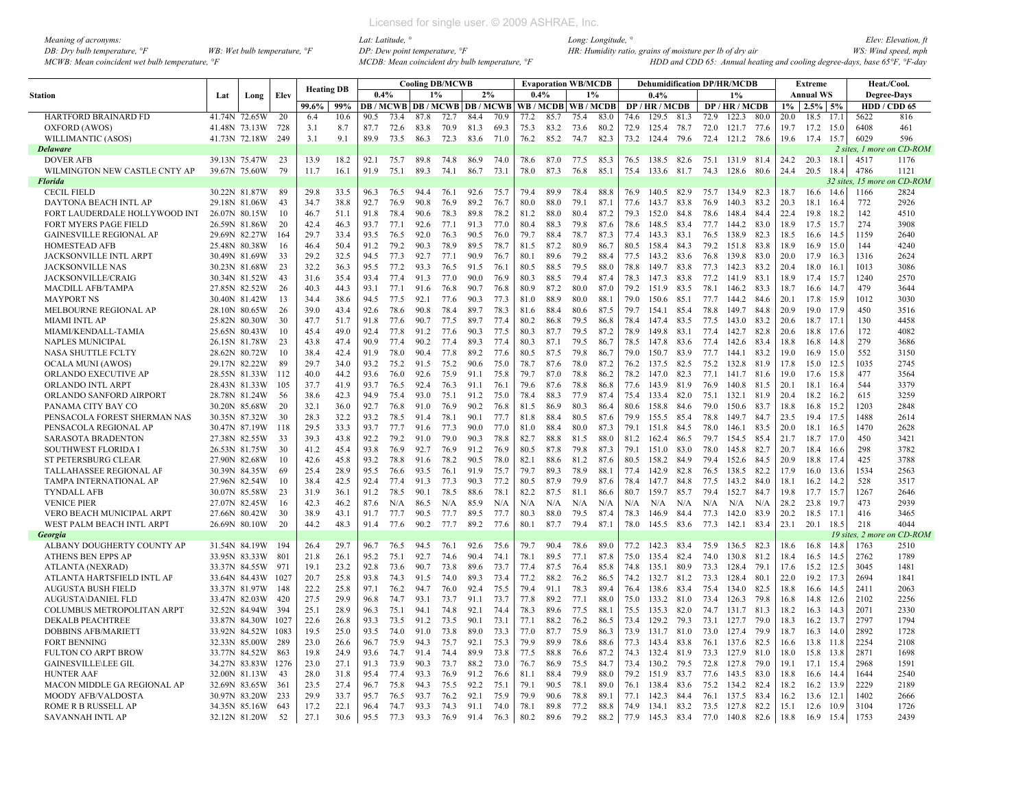*Meaning of acronyms:*
*DB: Dry bulb temperature, °F* *WB: Wet bulb temperature, °F*
*MCWB: Mean coincident wet bulb temperature, °F*
*Lat: Latitude, °*
*DP: Dew point temperature, °F*
*MCDB: Mean coincident dry bulb temperature, °F*
*Long: Longitude, °*
*HR: Humidity ratio, grains of moisture per lb of dry air*
*HDD and CDD 65: Annual heating and cooling degree-days, base 65°F, °F-day*
*Elev: Elevation, ft*
*WS: Wind speed, mph*

| Station | Lat | Long | Elev | Heating DB | | Cooling DB/MCWB | | | | | | Evaporation WB/MCDB | | | | Dehumidification DP/HR/MCDB | | | | | | Extreme | | | Heat./Cool. | |
|---|---|---|---|---|---|---|---|---|---|---|---|---|---|---|---|---|---|---|---|---|---|---|---|---|---|---|
| | | | | | | 0.4% | | 1% | | 2% | | 0.4% | | 1% | | 0.4% | | | 1% | | | Annual WS | | | Degree-Days | |
| | | | | 99.6% | 99% | DB / MCWB | | DB / MCWB | | DB / MCWB | | WB / MCDB | | WB / MCDB | | DP / HR / MCDB | | | DP / HR / MCDB | | | 1% | 2.5% | 5% | HDD / CDD 65 | |
| HARTFORD BRAINARD FD | 41.74N | 72.65W | 20 | 6.4 | 10.6 | 90.5 | 73.4 | 87.8 | 72.7 | 84.4 | 70.9 | 77.2 | 85.7 | 75.4 | 83.0 | 74.6 | 129.5 | 81.3 | 72.9 | 122.3 | 80.0 | 20.0 | 18.5 | 17.1 | 5622 | 816 |
| OXFORD (AWOS) | 41.48N | 73.13W | 728 | 3.1 | 8.7 | 87.7 | 72.6 | 83.8 | 70.9 | 81.3 | 69.3 | 75.3 | 83.2 | 73.6 | 80.2 | 72.9 | 125.4 | 78.7 | 72.0 | 121.7 | 77.6 | 19.7 | 17.2 | 15.0 | 6408 | 461 |
| WILLIMANTIC (ASOS) | 41.73N | 72.18W | 249 | 3.1 | 9.1 | 89.9 | 73.5 | 86.3 | 72.3 | 83.6 | 71.0 | 76.2 | 85.2 | 74.7 | 82.3 | 73.2 | 124.4 | 79.6 | 72.4 | 121.2 | 78.6 | 19.6 | 17.4 | 15.7 | 6029 | 596 |
| ***Delaware*** | | | | | | | | | | | | | | | | | | | | | | | | | *2 sites, 1 more on CD-ROM* | |
| DOVER AFB | 39.13N | 75.47W | 23 | 13.9 | 18.2 | 92.1 | 75.7 | 89.8 | 74.8 | 86.9 | 74.0 | 78.6 | 87.0 | 77.5 | 85.3 | 76.5 | 138.5 | 82.6 | 75.1 | 131.9 | 81.4 | 24.2 | 20.3 | 18.1 | 4517 | 1176 |
| WILMINGTON NEW CASTLE CNTY AP | 39.67N | 75.60W | 79 | 11.7 | 16.1 | 91.9 | 75.1 | 89.3 | 74.1 | 86.7 | 73.1 | 78.0 | 87.3 | 76.8 | 85.1 | 75.4 | 133.6 | 81.7 | 74.3 | 128.6 | 80.6 | 24.4 | 20.5 | 18.4 | 4786 | 1121 |
| ***Florida*** | | | | | | | | | | | | | | | | | | | | | | | | | *32 sites, 15 more on CD-ROM* | |
| CECIL FIELD | 30.22N | 81.87W | 89 | 29.8 | 33.5 | 96.3 | 76.5 | 94.4 | 76.1 | 92.6 | 75.7 | 79.4 | 89.9 | 78.4 | 88.8 | 76.9 | 140.5 | 82.9 | 75.7 | 134.9 | 82.3 | 18.7 | 16.6 | 14.6 | 1166 | 2824 |
| DAYTONA BEACH INTL AP | 29.18N | 81.06W | 43 | 34.7 | 38.8 | 92.7 | 76.9 | 90.8 | 76.9 | 89.2 | 76.7 | 80.0 | 88.0 | 79.1 | 87.1 | 77.6 | 143.7 | 83.8 | 76.9 | 140.3 | 83.2 | 20.3 | 18.1 | 16.4 | 772 | 2926 |
| FORT LAUDERDALE HOLLYWOOD INT | 26.07N | 80.15W | 10 | 46.7 | 51.1 | 91.8 | 78.4 | 90.6 | 78.3 | 89.8 | 78.2 | 81.2 | 88.0 | 80.4 | 87.2 | 79.3 | 152.0 | 84.8 | 78.6 | 148.4 | 84.4 | 22.4 | 19.8 | 18.2 | 142 | 4510 |
| FORT MYERS PAGE FIELD | 26.59N | 81.86W | 20 | 42.4 | 46.3 | 93.7 | 77.1 | 92.6 | 77.1 | 91.3 | 77.0 | 80.4 | 88.3 | 79.8 | 87.6 | 78.6 | 148.5 | 83.4 | 77.7 | 144.2 | 83.0 | 18.9 | 17.5 | 15.7 | 274 | 3908 |
| GAINESVILLE REGIONAL AP | 29.69N | 82.27W | 164 | 29.7 | 33.4 | 93.5 | 76.5 | 92.0 | 76.3 | 90.5 | 76.0 | 79.7 | 88.4 | 78.7 | 87.3 | 77.4 | 143.3 | 83.1 | 76.5 | 138.9 | 82.3 | 18.5 | 16.6 | 14.5 | 1159 | 2640 |
| HOMESTEAD AFB | 25.48N | 80.38W | 16 | 46.4 | 50.4 | 91.2 | 79.2 | 90.3 | 78.9 | 89.5 | 78.7 | 81.5 | 87.2 | 80.9 | 86.7 | 80.5 | 158.4 | 84.3 | 79.2 | 151.8 | 83.8 | 18.9 | 16.9 | 15.0 | 144 | 4240 |
| JACKSONVILLE INTL ARPT | 30.49N | 81.69W | 33 | 29.2 | 32.5 | 94.5 | 77.3 | 92.7 | 77.1 | 90.9 | 76.7 | 80.1 | 89.6 | 79.2 | 88.4 | 77.5 | 143.2 | 83.6 | 76.8 | 139.8 | 83.0 | 20.0 | 17.9 | 16.3 | 1316 | 2624 |
| JACKSONVILLE NAS | 30.23N | 81.68W | 23 | 32.2 | 36.3 | 95.5 | 77.2 | 93.3 | 76.5 | 91.5 | 76.1 | 80.5 | 88.5 | 79.5 | 88.0 | 78.8 | 149.7 | 83.8 | 77.3 | 142.3 | 83.2 | 20.4 | 18.0 | 16.1 | 1013 | 3086 |
| JACKSONVILLE/CRAIG | 30.34N | 81.52W | 43 | 31.6 | 35.4 | 93.4 | 77.4 | 91.3 | 77.0 | 90.0 | 76.9 | 80.3 | 88.5 | 79.4 | 87.4 | 78.3 | 147.3 | 83.8 | 77.2 | 141.9 | 83.1 | 18.9 | 17.4 | 15.7 | 1240 | 2570 |
| MACDILL AFB/TAMPA | 27.85N | 82.52W | 26 | 40.3 | 44.3 | 93.1 | 77.1 | 91.6 | 76.8 | 90.7 | 76.8 | 80.9 | 87.2 | 80.0 | 87.0 | 79.2 | 151.9 | 83.5 | 78.1 | 146.2 | 83.3 | 18.7 | 16.6 | 14.7 | 479 | 3644 |
| MAYPORT NS | 30.40N | 81.42W | 13 | 34.4 | 38.6 | 94.5 | 77.5 | 92.1 | 77.6 | 90.3 | 77.3 | 81.0 | 88.9 | 80.0 | 88.1 | 79.0 | 150.6 | 85.1 | 77.7 | 144.2 | 84.6 | 20.1 | 17.8 | 15.9 | 1012 | 3030 |
| MELBOURNE REGIONAL AP | 28.10N | 80.65W | 26 | 39.0 | 43.4 | 92.6 | 78.6 | 90.8 | 78.4 | 89.7 | 78.3 | 81.6 | 88.4 | 80.6 | 87.5 | 79.7 | 154.1 | 85.4 | 78.8 | 149.7 | 84.8 | 20.9 | 19.0 | 17.9 | 450 | 3516 |
| MIAMI INTL AP | 25.82N | 80.30W | 30 | 47.7 | 51.7 | 91.8 | 77.6 | 90.7 | 77.5 | 89.7 | 77.4 | 80.2 | 86.8 | 79.5 | 86.8 | 78.4 | 147.4 | 83.5 | 77.5 | 143.0 | 83.2 | 20.6 | 18.7 | 17.1 | 130 | 4458 |
| MIAMI/KENDALL-TAMIA | 25.65N | 80.43W | 10 | 45.4 | 49.0 | 92.4 | 77.8 | 91.2 | 77.6 | 90.3 | 77.5 | 80.3 | 87.7 | 79.5 | 87.2 | 78.9 | 149.6 | 83.1 | 77.4 | 142.7 | 82.8 | 20.6 | 18.8 | 17.6 | 172 | 4082 |
| NAPLES MUNICIPAL | 26.15N | 81.78W | 23 | 43.8 | 47.4 | 90.9 | 77.4 | 90.2 | 77.4 | 89.3 | 77.4 | 80.3 | 87.1 | 79.5 | 86.7 | 78.5 | 147.8 | 83.6 | 77.4 | 142.6 | 83.4 | 18.8 | 16.8 | 14.8 | 279 | 3686 |
| NASA SHUTTLE FCLTY | 28.62N | 80.72W | 10 | 38.4 | 42.4 | 91.9 | 78.0 | 90.4 | 77.8 | 89.2 | 77.6 | 80.5 | 87.5 | 79.8 | 86.7 | 79.0 | 150.7 | 83.9 | 77.7 | 144.1 | 83.2 | 19.0 | 16.9 | 15.0 | 552 | 3150 |
| OCALA MUNI (AWOS) | 29.17N | 82.22W | 89 | 29.7 | 34.0 | 93.2 | 75.2 | 91.5 | 75.2 | 90.6 | 75.0 | 78.7 | 87.6 | 78.0 | 87.2 | 76.2 | 137.5 | 82.5 | 75.2 | 132.8 | 81.9 | 17.8 | 15.0 | 12.5 | 1035 | 2745 |
| ORLANDO EXECUTIVE AP | 28.55N | 81.33W | 112 | 40.0 | 44.2 | 93.6 | 76.0 | 92.6 | 75.9 | 91.1 | 75.8 | 79.7 | 87.0 | 78.8 | 86.2 | 78.2 | 147.0 | 82.3 | 77.1 | 141.7 | 81.6 | 19.0 | 17.6 | 15.8 | 477 | 3564 |
| ORLANDO INTL ARPT | 28.43N | 81.33W | 105 | 37.7 | 41.9 | 93.7 | 76.5 | 92.4 | 76.3 | 91.1 | 76.1 | 79.6 | 87.6 | 78.8 | 86.8 | 77.6 | 143.9 | 81.9 | 76.9 | 140.8 | 81.5 | 20.1 | 18.1 | 16.4 | 544 | 3379 |
| ORLANDO SANFORD AIRPORT | 28.78N | 81.24W | 56 | 38.6 | 42.3 | 94.9 | 75.4 | 93.0 | 75.1 | 91.2 | 75.0 | 78.4 | 88.3 | 77.9 | 87.4 | 75.4 | 133.4 | 82.0 | 75.1 | 132.1 | 81.9 | 20.4 | 18.2 | 16.2 | 615 | 3259 |
| PANAMA CITY BAY CO | 30.20N | 85.68W | 20 | 32.1 | 36.0 | 92.7 | 76.8 | 91.0 | 76.9 | 90.2 | 76.8 | 81.5 | 86.9 | 80.3 | 86.4 | 80.6 | 158.8 | 84.6 | 79.0 | 150.6 | 83.7 | 18.8 | 16.8 | 15.2 | 1203 | 2848 |
| PENSACOLA FOREST SHERMAN NAS | 30.35N | 87.32W | 30 | 28.3 | 32.2 | 93.2 | 78.5 | 91.4 | 78.1 | 90.1 | 77.7 | 81.8 | 88.4 | 80.5 | 87.6 | 79.9 | 155.5 | 85.4 | 78.8 | 149.7 | 84.7 | 23.5 | 19.4 | 17.5 | 1488 | 2614 |
| PENSACOLA REGIONAL AP | 30.47N | 87.19W | 118 | 29.5 | 33.3 | 93.7 | 77.7 | 91.6 | 77.3 | 90.0 | 77.0 | 81.0 | 88.4 | 80.0 | 87.3 | 79.1 | 151.8 | 84.5 | 78.0 | 146.1 | 83.5 | 20.0 | 18.1 | 16.5 | 1470 | 2628 |
| SARASOTA BRADENTON | 27.38N | 82.55W | 33 | 39.3 | 43.8 | 92.2 | 79.2 | 91.0 | 79.0 | 90.3 | 78.8 | 82.7 | 88.8 | 81.5 | 88.0 | 81.2 | 162.4 | 86.5 | 79.7 | 154.5 | 85.4 | 21.7 | 18.7 | 17.0 | 450 | 3421 |
| SOUTHWEST FLORIDA I | 26.53N | 81.75W | 30 | 41.2 | 45.4 | 93.8 | 76.9 | 92.7 | 76.9 | 91.2 | 76.9 | 80.5 | 87.8 | 79.8 | 87.3 | 79.1 | 151.0 | 83.0 | 78.0 | 145.8 | 82.7 | 20.7 | 18.4 | 16.6 | 298 | 3782 |
| ST PETERSBURG CLEAR | 27.90N | 82.68W | 10 | 42.6 | 45.8 | 93.2 | 78.8 | 91.6 | 78.2 | 90.5 | 78.0 | 82.1 | 88.6 | 81.2 | 87.6 | 80.5 | 158.2 | 84.9 | 79.4 | 152.6 | 84.5 | 20.9 | 18.8 | 17.4 | 425 | 3788 |
| TALLAHASSEE REGIONAL AP | 30.39N | 84.35W | 69 | 25.4 | 28.9 | 95.5 | 76.6 | 93.5 | 76.1 | 91.9 | 75.7 | 79.7 | 89.3 | 78.9 | 88.1 | 77.4 | 142.9 | 82.8 | 76.5 | 138.5 | 82.2 | 17.9 | 16.0 | 13.6 | 1534 | 2563 |
| TAMPA INTERNATIONAL AP | 27.96N | 82.54W | 10 | 38.4 | 42.5 | 92.4 | 77.4 | 91.3 | 77.3 | 90.3 | 77.2 | 80.5 | 87.9 | 79.9 | 87.6 | 78.4 | 147.7 | 84.8 | 77.5 | 143.2 | 84.0 | 18.1 | 16.2 | 14.2 | 528 | 3517 |
| TYNDALL AFB | 30.07N | 85.58W | 23 | 31.9 | 36.1 | 91.2 | 78.5 | 90.1 | 78.5 | 88.6 | 78.1 | 82.2 | 87.5 | 81.1 | 86.6 | 80.7 | 159.7 | 85.7 | 79.4 | 152.7 | 84.7 | 19.8 | 17.7 | 15.7 | 1267 | 2646 |
| VENICE PIER | 27.07N | 82.45W | 16 | 42.3 | 46.2 | 87.6 | N/A | 86.5 | N/A | 85.9 | N/A | N/A | N/A | N/A | N/A | N/A | N/A | N/A | N/A | N/A | N/A | 28.2 | 23.8 | 19.7 | 473 | 2939 |
| VERO BEACH MUNICIPAL ARPT | 27.66N | 80.42W | 30 | 38.9 | 43.1 | 91.7 | 77.7 | 90.5 | 77.7 | 89.5 | 77.7 | 80.3 | 88.0 | 79.5 | 87.4 | 78.3 | 146.9 | 84.4 | 77.3 | 142.0 | 83.9 | 20.2 | 18.5 | 17.1 | 416 | 3465 |
| WEST PALM BEACH INTL ARPT | 26.69N | 80.10W | 20 | 44.2 | 48.3 | 91.4 | 77.6 | 90.2 | 77.7 | 89.2 | 77.6 | 80.1 | 87.7 | 79.4 | 87.1 | 78.0 | 145.5 | 83.6 | 77.3 | 142.1 | 83.4 | 23.1 | 20.1 | 18.5 | 218 | 4044 |
| ***Georgia*** | | | | | | | | | | | | | | | | | | | | | | | | | *19 sites, 2 more on CD-ROM* | |
| ALBANY DOUGHERTY COUNTY AP | 31.54N | 84.19W | 194 | 26.4 | 29.7 | 96.7 | 76.5 | 94.5 | 76.1 | 92.6 | 75.6 | 79.7 | 90.4 | 78.6 | 89.0 | 77.2 | 142.3 | 83.4 | 75.9 | 136.5 | 82.3 | 18.6 | 16.8 | 14.8 | 1763 | 2510 |
| ATHENS BEN EPPS AP | 33.95N | 83.33W | 801 | 21.8 | 26.1 | 95.2 | 75.1 | 92.7 | 74.6 | 90.4 | 74.1 | 78.1 | 89.5 | 77.1 | 87.8 | 75.0 | 135.4 | 82.4 | 74.0 | 130.8 | 81.2 | 18.4 | 16.5 | 14.5 | 2762 | 1789 |
| ATLANTA (NEXRAD) | 33.37N | 84.55W | 971 | 19.1 | 23.2 | 92.8 | 73.6 | 90.7 | 73.8 | 89.6 | 73.7 | 77.4 | 87.5 | 76.4 | 85.8 | 74.8 | 135.1 | 80.9 | 73.3 | 128.4 | 79.1 | 17.6 | 15.2 | 12.5 | 3045 | 1481 |
| ATLANTA HARTSFIELD INTL AP | 33.64N | 84.43W | 1027 | 20.7 | 25.8 | 93.8 | 74.3 | 91.5 | 74.0 | 89.3 | 73.4 | 77.2 | 88.2 | 76.2 | 86.5 | 74.2 | 132.7 | 81.2 | 73.3 | 128.4 | 80.1 | 22.0 | 19.2 | 17.3 | 2694 | 1841 |
| AUGUSTA BUSH FIELD | 33.37N | 81.97W | 148 | 22.2 | 25.8 | 97.1 | 76.2 | 94.7 | 76.0 | 92.4 | 75.5 | 79.4 | 91.1 | 78.3 | 89.4 | 76.4 | 138.6 | 83.4 | 75.4 | 134.0 | 82.5 | 18.8 | 16.6 | 14.5 | 2411 | 2063 |
| AUGUSTA\DANIEL FLD | 33.47N | 82.03W | 420 | 27.5 | 29.9 | 96.8 | 74.7 | 93.1 | 73.7 | 91.1 | 73.7 | 77.8 | 89.2 | 77.1 | 88.0 | 75.0 | 133.2 | 81.0 | 73.4 | 126.3 | 79.8 | 16.8 | 14.8 | 12.6 | 2102 | 2256 |
| COLUMBUS METROPOLITAN ARPT | 32.52N | 84.94W | 394 | 25.1 | 28.9 | 96.3 | 75.1 | 94.1 | 74.8 | 92.1 | 74.4 | 78.3 | 89.6 | 77.5 | 88.1 | 75.5 | 135.3 | 82.0 | 74.7 | 131.7 | 81.3 | 18.2 | 16.3 | 14.3 | 2071 | 2330 |
| DEKALB PEACHTREE | 33.87N | 84.30W | 1027 | 22.6 | 26.8 | 93.3 | 73.5 | 91.2 | 73.5 | 90.1 | 73.1 | 77.1 | 88.2 | 76.2 | 86.5 | 73.4 | 129.2 | 79.3 | 73.1 | 127.7 | 79.0 | 18.3 | 16.2 | 13.7 | 2797 | 1794 |
| DOBBINS AFB/MARIETT | 33.92N | 84.52W | 1083 | 19.5 | 25.0 | 93.5 | 74.0 | 91.0 | 73.8 | 89.0 | 73.3 | 77.0 | 87.7 | 75.9 | 86.3 | 73.9 | 131.7 | 81.0 | 73.0 | 127.4 | 79.9 | 18.7 | 16.3 | 14.0 | 2892 | 1728 |
| FORT BENNING | 32.33N | 85.00W | 289 | 23.0 | 26.6 | 96.7 | 75.9 | 94.3 | 75.7 | 92.1 | 75.3 | 79.9 | 89.9 | 78.6 | 88.6 | 77.3 | 143.4 | 83.8 | 76.1 | 137.6 | 82.5 | 16.6 | 13.8 | 11.8 | 2254 | 2108 |
| FULTON CO ARPT BROW | 33.77N | 84.52W | 863 | 19.8 | 24.9 | 93.6 | 74.7 | 91.4 | 74.4 | 89.9 | 73.8 | 77.5 | 88.8 | 76.6 | 87.2 | 74.3 | 132.4 | 81.9 | 73.3 | 127.9 | 81.0 | 18.0 | 15.8 | 13.8 | 2871 | 1698 |
| GAINESVILLE\LEE GIL | 34.27N | 83.83W | 1276 | 23.0 | 27.1 | 91.3 | 73.9 | 90.3 | 73.7 | 88.2 | 73.0 | 76.7 | 86.9 | 75.5 | 84.7 | 73.4 | 130.2 | 79.5 | 72.8 | 127.8 | 79.0 | 19.1 | 17.1 | 15.4 | 2968 | 1591 |
| HUNTER AAF | 32.00N | 81.13W | 43 | 28.0 | 31.8 | 95.4 | 77.4 | 93.3 | 76.9 | 91.2 | 76.6 | 81.1 | 88.4 | 79.9 | 88.0 | 79.2 | 151.9 | 83.7 | 77.6 | 143.5 | 83.0 | 18.8 | 16.6 | 14.4 | 1644 | 2540 |
| MACON MIDDLE GA REGIONAL AP | 32.69N | 83.65W | 361 | 23.5 | 27.4 | 96.7 | 75.8 | 94.3 | 75.5 | 92.2 | 75.1 | 79.1 | 90.5 | 78.1 | 89.0 | 76.1 | 138.4 | 83.6 | 75.2 | 134.2 | 82.4 | 18.2 | 16.2 | 13.9 | 2229 | 2189 |
| MOODY AFB/VALDOSTA | 30.97N | 83.20W | 233 | 29.9 | 33.7 | 95.7 | 76.5 | 93.7 | 76.2 | 92.1 | 75.9 | 79.9 | 90.6 | 78.8 | 89.1 | 77.1 | 142.3 | 84.4 | 76.1 | 137.5 | 83.4 | 16.2 | 13.6 | 12.1 | 1402 | 2666 |
| ROME R B RUSSELL AP | 34.35N | 85.16W | 643 | 17.2 | 22.1 | 96.4 | 74.7 | 93.3 | 74.3 | 91.1 | 74.0 | 78.1 | 89.8 | 77.2 | 88.8 | 74.9 | 134.1 | 83.2 | 73.5 | 127.8 | 82.2 | 15.1 | 12.6 | 10.9 | 3104 | 1726 |
| SAVANNAH INTL AP | 32.12N | 81.20W | 52 | 27.1 | 30.6 | 95.5 | 77.3 | 93.3 | 76.9 | 91.4 | 76.3 | 80.2 | 89.6 | 79.2 | 88.2 | 77.9 | 145.3 | 83.4 | 77.0 | 140.8 | 82.6 | 18.8 | 16.9 | 15.4 | 1753 | 2439 |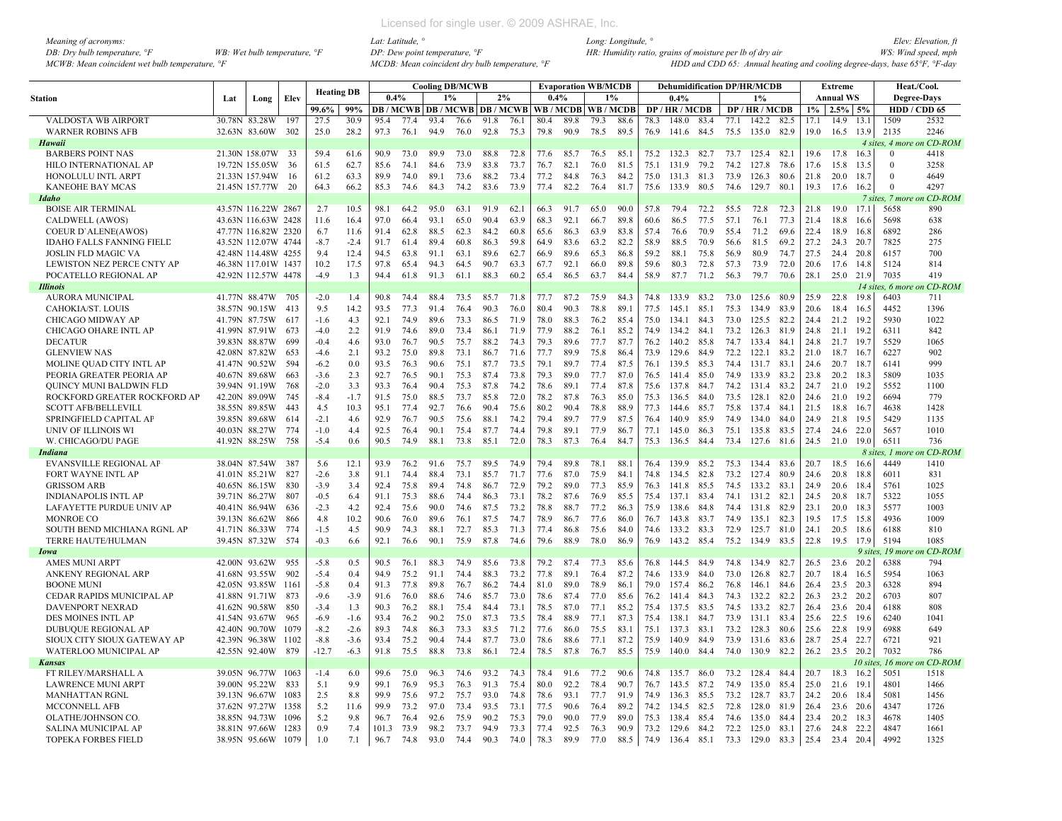*Meaning of acronyms:*
*DB: Dry bulb temperature, °F* *WB: Wet bulb temperature, °F*
*MCWB: Mean coincident wet bulb temperature, °F*
*Lat: Latitude, °*
*DP: Dew point temperature, °F*
*MCDB: Mean coincident dry bulb temperature, °F*
*Long: Longitude, °*
*HR: Humidity ratio, grains of moisture per lb of dry air*
*Elev: Elevation, ft*
*WS: Wind speed, mph*
*HDD and CDD 65: Annual heating and cooling degree-days, base 65°F, °F-day*

| Station | Lat | Long | Elev | Heating DB | | Cooling DB/MCWB | | | | | | Evaporation WB/MCDB | | | | Dehumidification DP/HR/MCDB | | | | | | Extreme Annual WS | | | Heat./Cool. Degree-Days | |
|---|---|---|---|---|---|---|---|---|---|---|---|---|---|---|---|---|---|---|---|---|---|---|---|---|---|---|
| | | | | 99.6% | 99% | 0.4% DB | MCWB | 1% DB | MCWB | 2% DB | MCWB | 0.4% WB | MCDB | 1% WB | MCDB | 0.4% DP | HR | MCDB | 1% DP | HR | MCDB | 1% | 2.5% | 5% | HDD | CDD 65 |
| VALDOSTA WB AIRPORT | 30.78N | 83.28W | 197 | 27.5 | 30.9 | 95.4 | 77.4 | 93.4 | 76.6 | 91.8 | 76.1 | 80.4 | 89.8 | 79.3 | 88.6 | 78.3 | 148.0 | 83.4 | 77.1 | 142.2 | 82.5 | 17.1 | 14.9 | 13.1 | 1509 | 2532 |
| WARNER ROBINS AFB | 32.63N | 83.60W | 302 | 25.0 | 28.2 | 97.3 | 76.1 | 94.9 | 76.0 | 92.8 | 75.3 | 79.8 | 90.9 | 78.5 | 89.5 | 76.9 | 141.6 | 84.5 | 75.5 | 135.0 | 82.9 | 19.0 | 16.5 | 13.9 | 2135 | 2246 |
| ***Hawaii*** | | | | | | | | | | | | | | | | | | | | | | | | | 4 sites, 4 more on CD-ROM | |
| BARBERS POINT NAS | 21.30N | 158.07W | 33 | 59.4 | 61.6 | 90.9 | 73.0 | 89.9 | 73.0 | 88.8 | 72.8 | 77.6 | 85.7 | 76.5 | 85.1 | 75.2 | 132.3 | 82.7 | 73.7 | 125.4 | 82.1 | 19.6 | 17.8 | 16.3 | 0 | 4418 |
| HILO INTERNATIONAL AP | 19.72N | 155.05W | 36 | 61.5 | 62.7 | 85.6 | 74.1 | 84.6 | 73.9 | 83.8 | 73.7 | 76.7 | 82.1 | 76.0 | 81.5 | 75.1 | 131.9 | 79.2 | 74.2 | 127.8 | 78.6 | 17.6 | 15.8 | 13.5 | 0 | 3258 |
| HONOLULU INTL ARPT | 21.33N | 157.94W | 16 | 61.2 | 63.3 | 89.9 | 74.0 | 89.1 | 73.6 | 88.2 | 73.4 | 77.2 | 84.8 | 76.3 | 84.2 | 75.0 | 131.3 | 81.3 | 73.9 | 126.3 | 80.6 | 21.8 | 20.0 | 18.7 | 0 | 4649 |
| KANEOHE BAY MCAS | 21.45N | 157.77W | 20 | 64.3 | 66.2 | 85.3 | 74.6 | 84.3 | 74.2 | 83.6 | 73.9 | 77.4 | 82.2 | 76.4 | 81.7 | 75.6 | 133.9 | 80.5 | 74.6 | 129.7 | 80.1 | 19.3 | 17.6 | 16.2 | 0 | 4297 |
| ***Idaho*** | | | | | | | | | | | | | | | | | | | | | | | | | 7 sites, 7 more on CD-ROM | |
| BOISE AIR TERMINAL | 43.57N | 116.22W | 2867 | 2.7 | 10.5 | 98.1 | 64.2 | 95.0 | 63.1 | 91.9 | 62.1 | 66.3 | 91.7 | 65.0 | 90.0 | 57.8 | 79.4 | 72.2 | 55.5 | 72.8 | 72.3 | 21.8 | 19.0 | 17.1 | 5658 | 890 |
| CALDWELL (AWOS) | 43.63N | 116.63W | 2428 | 11.6 | 16.4 | 97.0 | 66.4 | 93.1 | 65.0 | 90.4 | 63.9 | 68.3 | 92.1 | 66.7 | 89.8 | 60.6 | 86.5 | 77.5 | 57.1 | 76.1 | 77.3 | 21.4 | 18.8 | 16.6 | 5698 | 638 |
| COEUR D`ALENE(AWOS) | 47.77N | 116.82W | 2320 | 6.7 | 11.6 | 91.4 | 62.8 | 88.5 | 62.3 | 84.2 | 60.8 | 65.6 | 86.3 | 63.9 | 83.8 | 57.4 | 76.6 | 70.9 | 55.4 | 71.2 | 69.6 | 22.4 | 18.9 | 16.8 | 6892 | 286 |
| IDAHO FALLS FANNING FIELD | 43.52N | 112.07W | 4744 | -8.7 | -2.4 | 91.7 | 61.4 | 89.4 | 60.8 | 86.3 | 59.8 | 64.9 | 83.6 | 63.2 | 82.2 | 58.9 | 88.5 | 70.9 | 56.6 | 81.5 | 69.2 | 27.2 | 24.3 | 20.7 | 7825 | 275 |
| JOSLIN FLD MAGIC VA | 42.48N | 114.48W | 4255 | 9.4 | 12.4 | 94.5 | 63.8 | 91.1 | 63.1 | 89.6 | 62.7 | 66.9 | 89.6 | 65.3 | 86.8 | 59.2 | 88.1 | 75.8 | 56.9 | 80.9 | 74.7 | 27.5 | 24.4 | 20.8 | 6157 | 700 |
| LEWISTON NEZ PERCE CNTY AP | 46.38N | 117.01W | 1437 | 10.2 | 17.5 | 97.8 | 65.4 | 94.3 | 64.5 | 90.7 | 63.3 | 67.7 | 92.1 | 66.0 | 89.8 | 59.6 | 80.3 | 72.8 | 57.3 | 73.9 | 72.0 | 20.6 | 17.6 | 14.8 | 5124 | 814 |
| POCATELLO REGIONAL AP | 42.92N | 112.57W | 4478 | -4.9 | 1.3 | 94.4 | 61.8 | 91.3 | 61.1 | 88.3 | 60.2 | 65.4 | 86.5 | 63.7 | 84.4 | 58.9 | 87.7 | 71.2 | 56.3 | 79.7 | 70.6 | 28.1 | 25.0 | 21.9 | 7035 | 419 |
| ***Illinois*** | | | | | | | | | | | | | | | | | | | | | | | | | 14 sites, 6 more on CD-ROM | |
| AURORA MUNICIPAL | 41.77N | 88.47W | 705 | -2.0 | 1.4 | 90.8 | 74.4 | 88.4 | 73.5 | 85.7 | 71.8 | 77.7 | 87.2 | 75.9 | 84.3 | 74.8 | 133.9 | 83.2 | 73.0 | 125.6 | 80.9 | 25.9 | 22.8 | 19.8 | 6403 | 711 |
| CAHOKIA/ST. LOUIS | 38.57N | 90.15W | 413 | 9.5 | 14.2 | 93.5 | 77.3 | 91.4 | 76.4 | 90.3 | 76.0 | 80.4 | 90.3 | 78.8 | 89.1 | 77.5 | 145.1 | 85.1 | 75.3 | 134.9 | 83.9 | 20.6 | 18.4 | 16.5 | 4452 | 1396 |
| CHICAGO MIDWAY AP | 41.79N | 87.75W | 617 | -1.6 | 4.3 | 92.1 | 74.9 | 89.6 | 73.3 | 86.5 | 71.9 | 78.0 | 88.3 | 76.2 | 85.4 | 75.0 | 134.1 | 84.3 | 73.0 | 125.5 | 82.2 | 24.4 | 21.2 | 19.2 | 5930 | 1022 |
| CHICAGO OHARE INTL AP | 41.99N | 87.91W | 673 | -4.0 | 2.2 | 91.9 | 74.6 | 89.0 | 73.4 | 86.1 | 71.9 | 77.9 | 88.2 | 76.1 | 85.2 | 74.9 | 134.2 | 84.1 | 73.2 | 126.3 | 81.9 | 24.8 | 21.1 | 19.2 | 6311 | 842 |
| DECATUR | 39.83N | 88.87W | 699 | -0.4 | 4.6 | 93.0 | 76.7 | 90.5 | 75.7 | 88.2 | 74.3 | 79.3 | 89.6 | 77.7 | 87.7 | 76.2 | 140.2 | 85.8 | 74.7 | 133.4 | 84.1 | 24.8 | 21.7 | 19.7 | 5529 | 1065 |
| GLENVIEW NAS | 42.08N | 87.82W | 653 | -4.6 | 2.1 | 93.2 | 75.0 | 89.8 | 73.1 | 86.7 | 71.6 | 77.7 | 89.9 | 75.8 | 86.4 | 73.9 | 129.6 | 84.9 | 72.2 | 122.1 | 83.2 | 21.0 | 18.7 | 16.7 | 6227 | 902 |
| MOLINE QUAD CITY INTL AP | 41.47N | 90.52W | 594 | -6.2 | 0.0 | 93.5 | 76.3 | 90.6 | 75.1 | 87.7 | 73.5 | 79.1 | 89.7 | 77.4 | 87.5 | 76.1 | 139.5 | 85.3 | 74.4 | 131.7 | 83.1 | 24.6 | 20.7 | 18.7 | 6141 | 999 |
| PEORIA GREATER PEORIA AP | 40.67N | 89.68W | 663 | -3.6 | 2.3 | 92.7 | 76.5 | 90.1 | 75.3 | 87.4 | 73.8 | 79.3 | 89.0 | 77.7 | 87.0 | 76.5 | 141.4 | 85.0 | 74.9 | 133.9 | 83.2 | 23.8 | 20.2 | 18.3 | 5809 | 1035 |
| QUINCY MUNI BALDWIN FLD | 39.94N | 91.19W | 768 | -2.0 | 3.3 | 93.3 | 76.4 | 90.4 | 75.3 | 87.8 | 74.2 | 78.6 | 89.1 | 77.4 | 87.8 | 75.6 | 137.8 | 84.7 | 74.2 | 131.4 | 83.2 | 24.7 | 21.0 | 19.2 | 5552 | 1100 |
| ROCKFORD GREATER ROCKFORD AP | 42.20N | 89.09W | 745 | -8.4 | -1.7 | 91.5 | 75.0 | 88.5 | 73.7 | 85.8 | 72.0 | 78.2 | 87.8 | 76.3 | 85.0 | 75.3 | 136.5 | 84.0 | 73.5 | 128.1 | 82.0 | 24.6 | 21.0 | 19.2 | 6694 | 779 |
| SCOTT AFB/BELLEVILL | 38.55N | 89.85W | 443 | 4.5 | 10.3 | 95.1 | 77.4 | 92.7 | 76.6 | 90.4 | 75.6 | 80.2 | 90.4 | 78.8 | 88.9 | 77.3 | 144.6 | 85.7 | 75.8 | 137.4 | 84.1 | 21.5 | 18.8 | 16.7 | 4638 | 1428 |
| SPRINGFIELD CAPITAL AP | 39.85N | 89.68W | 614 | -2.1 | 4.6 | 92.9 | 76.7 | 90.5 | 75.6 | 88.1 | 74.2 | 79.4 | 89.7 | 77.9 | 87.5 | 76.4 | 140.9 | 85.9 | 74.9 | 134.0 | 84.0 | 24.9 | 21.8 | 19.5 | 5429 | 1135 |
| UNIV OF ILLINOIS WI | 40.03N | 88.27W | 774 | -1.0 | 4.4 | 92.5 | 76.4 | 90.1 | 75.4 | 87.7 | 74.4 | 79.8 | 89.1 | 77.9 | 86.7 | 77.1 | 145.0 | 86.3 | 75.1 | 135.8 | 83.5 | 27.4 | 24.6 | 22.0 | 5657 | 1010 |
| W. CHICAGO/DU PAGE | 41.92N | 88.25W | 758 | -5.4 | 0.6 | 90.5 | 74.9 | 88.1 | 73.8 | 85.1 | 72.0 | 78.3 | 87.3 | 76.4 | 84.7 | 75.3 | 136.5 | 84.4 | 73.4 | 127.6 | 81.6 | 24.5 | 21.0 | 19.0 | 6511 | 736 |
| ***Indiana*** | | | | | | | | | | | | | | | | | | | | | | | | | 8 sites, 1 more on CD-ROM | |
| EVANSVILLE REGIONAL AP | 38.04N | 87.54W | 387 | 5.6 | 12.1 | 93.9 | 76.2 | 91.6 | 75.7 | 89.5 | 74.9 | 79.4 | 89.8 | 78.1 | 88.1 | 76.4 | 139.9 | 85.2 | 75.3 | 134.4 | 83.6 | 20.7 | 18.5 | 16.6 | 4449 | 1410 |
| FORT WAYNE INTL AP | 41.01N | 85.21W | 827 | -2.6 | 3.8 | 91.1 | 74.4 | 88.4 | 73.1 | 85.7 | 71.7 | 77.6 | 87.0 | 75.9 | 84.1 | 74.8 | 134.5 | 82.8 | 73.2 | 127.4 | 80.9 | 24.6 | 20.8 | 18.8 | 6011 | 831 |
| GRISSOM ARB | 40.65N | 86.15W | 830 | -3.9 | 3.4 | 92.4 | 75.8 | 89.4 | 74.8 | 86.7 | 72.9 | 79.2 | 89.0 | 77.3 | 85.9 | 76.3 | 141.8 | 85.5 | 74.5 | 133.2 | 83.1 | 24.9 | 20.6 | 18.4 | 5761 | 1025 |
| INDIANAPOLIS INTL AP | 39.71N | 86.27W | 807 | -0.5 | 6.4 | 91.1 | 75.3 | 88.6 | 74.4 | 86.3 | 73.1 | 78.2 | 87.6 | 76.9 | 85.5 | 75.4 | 137.1 | 83.4 | 74.1 | 131.2 | 82.1 | 24.5 | 20.8 | 18.7 | 5322 | 1055 |
| LAFAYETTE PURDUE UNIV AP | 40.41N | 86.94W | 636 | -2.3 | 4.2 | 92.4 | 75.6 | 90.0 | 74.6 | 87.5 | 73.2 | 78.8 | 88.7 | 77.2 | 86.3 | 75.9 | 138.6 | 84.8 | 74.4 | 131.8 | 82.9 | 23.1 | 20.0 | 18.3 | 5577 | 1003 |
| MONROE CO | 39.13N | 86.62W | 866 | 4.8 | 10.2 | 90.6 | 76.0 | 89.6 | 76.1 | 87.5 | 74.7 | 78.9 | 86.7 | 77.6 | 86.0 | 76.7 | 143.8 | 83.7 | 74.9 | 135.1 | 82.3 | 19.5 | 17.5 | 15.8 | 4936 | 1009 |
| SOUTH BEND MICHIANA RGNL AP | 41.71N | 86.33W | 774 | -1.5 | 4.5 | 90.9 | 74.3 | 88.1 | 72.7 | 85.3 | 71.3 | 77.4 | 86.8 | 75.6 | 84.0 | 74.6 | 133.2 | 83.3 | 72.9 | 125.7 | 81.0 | 24.1 | 20.5 | 18.6 | 6188 | 810 |
| TERRE HAUTE/HULMAN | 39.45N | 87.32W | 574 | -0.3 | 6.6 | 92.1 | 76.6 | 90.1 | 75.9 | 87.8 | 74.6 | 79.6 | 88.9 | 78.0 | 86.9 | 76.9 | 143.2 | 85.4 | 75.2 | 134.9 | 83.5 | 22.8 | 19.5 | 17.9 | 5194 | 1085 |
| ***Iowa*** | | | | | | | | | | | | | | | | | | | | | | | | | 9 sites, 19 more on CD-ROM | |
| AMES MUNI ARPT | 42.00N | 93.62W | 955 | -5.8 | 0.5 | 90.5 | 76.1 | 88.3 | 74.9 | 85.6 | 73.8 | 79.2 | 87.4 | 77.3 | 85.6 | 76.8 | 144.5 | 84.9 | 74.8 | 134.9 | 82.7 | 26.5 | 23.6 | 20.2 | 6388 | 794 |
| ANKENY REGIONAL ARP | 41.68N | 93.55W | 902 | -5.4 | 0.4 | 94.9 | 75.2 | 91.1 | 74.4 | 88.3 | 73.2 | 77.8 | 89.1 | 76.4 | 87.2 | 74.6 | 133.9 | 84.0 | 73.0 | 126.8 | 82.7 | 20.7 | 18.4 | 16.5 | 5954 | 1063 |
| BOONE MUNI | 42.05N | 93.85W | 1161 | -5.8 | 0.4 | 91.3 | 77.8 | 89.8 | 76.7 | 86.2 | 74.4 | 81.0 | 89.0 | 78.9 | 86.1 | 79.0 | 157.4 | 86.2 | 76.8 | 146.1 | 84.6 | 26.4 | 23.5 | 20.3 | 6328 | 894 |
| CEDAR RAPIDS MUNICIPAL AP | 41.88N | 91.71W | 873 | -9.6 | -3.9 | 91.6 | 76.0 | 88.6 | 74.6 | 85.7 | 73.0 | 78.6 | 87.4 | 77.0 | 85.6 | 76.2 | 141.4 | 84.3 | 74.3 | 132.2 | 82.2 | 26.3 | 23.2 | 20.2 | 6703 | 807 |
| DAVENPORT NEXRAD | 41.62N | 90.58W | 850 | -3.4 | 1.3 | 90.3 | 76.2 | 88.1 | 75.4 | 84.4 | 73.1 | 78.5 | 87.0 | 77.1 | 85.2 | 75.4 | 137.5 | 83.5 | 74.5 | 133.2 | 82.7 | 26.4 | 23.6 | 20.4 | 6188 | 808 |
| DES MOINES INTL AP | 41.54N | 93.67W | 965 | -6.9 | -1.6 | 93.4 | 76.2 | 90.2 | 75.0 | 87.3 | 73.5 | 78.4 | 88.9 | 77.1 | 87.3 | 75.4 | 138.1 | 84.7 | 73.9 | 131.1 | 83.4 | 25.6 | 22.5 | 19.6 | 6240 | 1041 |
| DUBUQUE REGIONAL AP | 42.40N | 90.70W | 1079 | -8.2 | -2.6 | 89.3 | 74.8 | 86.3 | 73.3 | 83.5 | 71.2 | 77.6 | 86.0 | 75.5 | 83.1 | 75.1 | 137.3 | 83.1 | 73.2 | 128.3 | 80.6 | 25.6 | 22.8 | 19.9 | 6988 | 649 |
| SIOUX CITY SIOUX GATEWAY AP | 42.39N | 96.38W | 1102 | -8.8 | -3.6 | 93.4 | 75.2 | 90.4 | 74.4 | 87.7 | 73.0 | 78.6 | 88.6 | 77.1 | 87.2 | 75.9 | 140.9 | 84.9 | 73.9 | 131.6 | 83.6 | 28.7 | 25.4 | 22.7 | 6721 | 921 |
| WATERLOO MUNICIPAL AP | 42.55N | 92.40W | 879 | -12.7 | -6.3 | 91.8 | 75.5 | 88.8 | 73.8 | 86.1 | 72.4 | 78.5 | 87.8 | 76.7 | 85.5 | 75.9 | 140.0 | 84.4 | 74.0 | 130.9 | 82.2 | 26.2 | 23.5 | 20.2 | 7032 | 786 |
| ***Kansas*** | | | | | | | | | | | | | | | | | | | | | | | | | 10 sites, 16 more on CD-ROM | |
| FT RILEY/MARSHALL A | 39.05N | 96.77W | 1063 | -1.4 | 6.0 | 99.6 | 75.0 | 96.3 | 74.6 | 93.2 | 74.3 | 78.4 | 91.6 | 77.2 | 90.6 | 74.8 | 135.7 | 86.0 | 73.2 | 128.4 | 84.4 | 20.7 | 18.3 | 16.2 | 5051 | 1518 |
| LAWRENCE MUNI ARPT | 39.00N | 95.22W | 833 | 5.1 | 9.9 | 99.1 | 76.9 | 95.3 | 76.3 | 91.3 | 75.4 | 80.0 | 92.2 | 78.4 | 90.7 | 76.7 | 143.5 | 87.2 | 74.9 | 135.0 | 85.4 | 25.0 | 21.6 | 19.1 | 4801 | 1466 |
| MANHATTAN RGNL | 39.13N | 96.67W | 1083 | 2.5 | 8.8 | 99.9 | 75.6 | 97.2 | 75.7 | 93.0 | 74.8 | 78.6 | 93.1 | 77.7 | 91.9 | 74.9 | 136.3 | 85.5 | 73.2 | 128.7 | 83.7 | 24.2 | 20.6 | 18.4 | 5081 | 1456 |
| MCCONNELL AFB | 37.62N | 97.27W | 1358 | 5.2 | 11.6 | 99.9 | 73.2 | 97.0 | 73.4 | 93.5 | 73.1 | 77.5 | 90.6 | 76.4 | 89.2 | 74.2 | 134.5 | 82.5 | 72.8 | 128.0 | 81.9 | 26.4 | 23.6 | 20.6 | 4347 | 1726 |
| OLATHE/JOHNSON CO. | 38.85N | 94.73W | 1096 | 5.2 | 9.8 | 96.7 | 76.4 | 92.6 | 75.9 | 90.2 | 75.3 | 79.0 | 90.0 | 77.9 | 89.0 | 75.3 | 138.4 | 85.4 | 74.6 | 135.0 | 84.4 | 23.4 | 20.2 | 18.3 | 4678 | 1405 |
| SALINA MUNICIPAL AP | 38.81N | 97.66W | 1283 | 0.9 | 7.4 | 101.3 | 73.9 | 98.2 | 73.7 | 94.9 | 73.3 | 77.4 | 92.5 | 76.3 | 90.9 | 73.2 | 129.6 | 84.2 | 72.2 | 125.0 | 83.1 | 27.6 | 24.8 | 22.2 | 4847 | 1661 |
| TOPEKA FORBES FIELD | 38.95N | 95.66W | 1079 | 1.0 | 7.1 | 96.7 | 74.8 | 93.0 | 74.4 | 90.3 | 74.0 | 78.3 | 89.9 | 77.0 | 88.5 | 74.9 | 136.4 | 85.1 | 73.3 | 129.0 | 83.3 | 25.4 | 23.4 | 20.4 | 4992 | 1325 |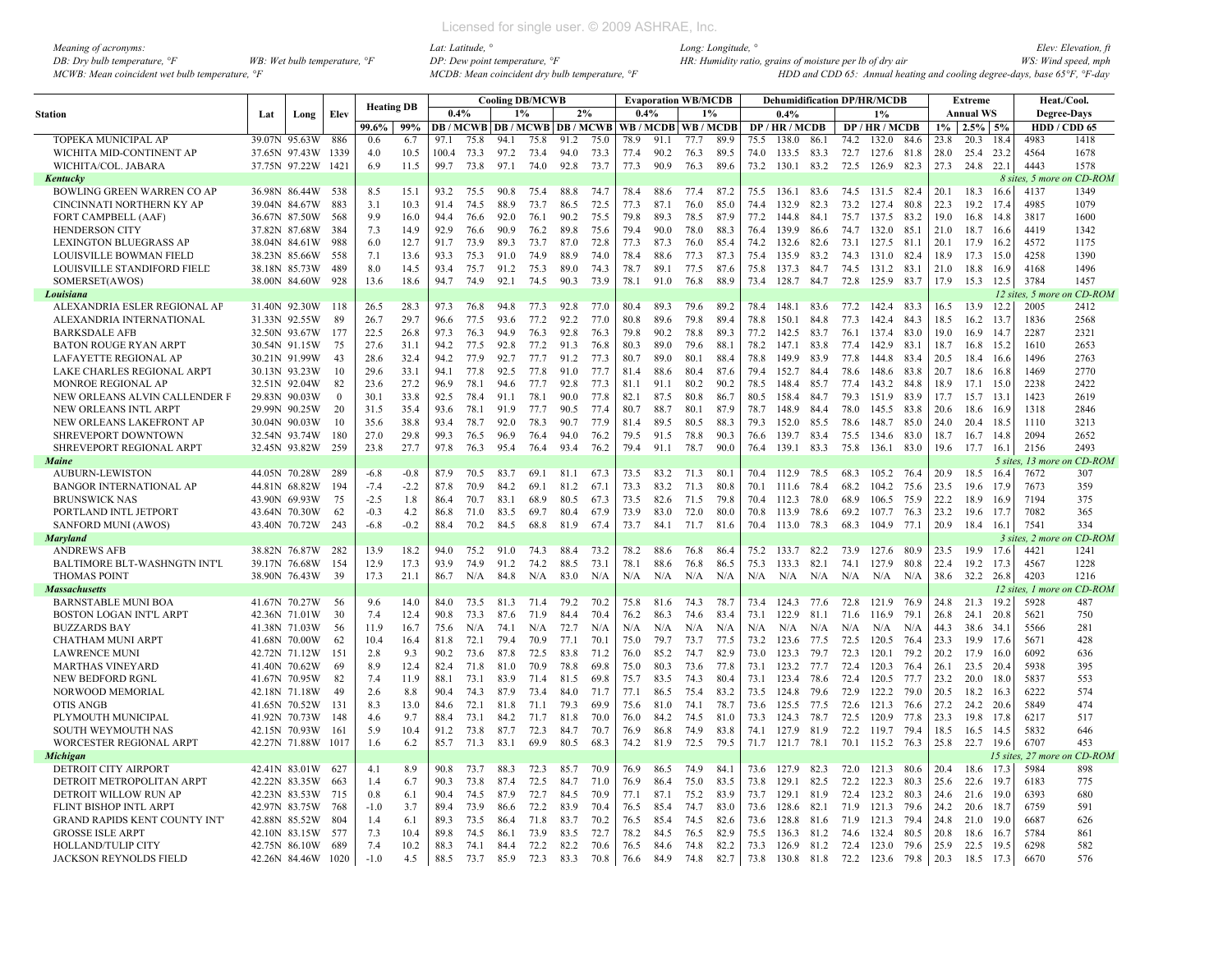*Meaning of acronyms:*
*DB: Dry bulb temperature, °F* *WB: Wet bulb temperature, °F*
*MCWB: Mean coincident wet bulb temperature, °F*
*Lat: Latitude, °* *Long: Longitude, °* *Elev: Elevation, ft*
*DP: Dew point temperature, °F* *HR: Humidity ratio, grains of moisture per lb of dry air* *WS: Wind speed, mph*
*MCDB: Mean coincident dry bulb temperature, °F* *HDD and CDD 65: Annual heating and cooling degree-days, base 65°F, °F-day*

| Station | Lat | Long | Elev | Heating DB | | Cooling DB/MCWB | | | | | | Evaporation WB/MCDB | | | | Dehumidification DP/HR/MCDB | | | | | | Extreme | | | Heat./Cool. | |
|---|---|---|---|---|---|---|---|---|---|---|---|---|---|---|---|---|---|---|---|---|---|---|---|---|---|---|
| | | | | | | 0.4% | | 1% | | 2% | | 0.4% | | 1% | | 0.4% | | | 1% | | | Annual WS | | | Degree-Days | |
| | | | | 99.6% | 99% | DB | MCWB | DB | MCWB | DB | MCWB | WB | MCDB | WB | MCDB | DP | HR | MCDB | DP | HR | MCDB | 1% | 2.5% | 5% | HDD | CDD 65 |
| TOPEKA MUNICIPAL AP | 39.07N | 95.63W | 886 | 0.6 | 6.7 | 97.1 | 75.8 | 94.1 | 75.8 | 91.2 | 75.0 | 78.9 | 91.1 | 77.7 | 89.9 | 75.5 | 138.0 | 86.1 | 74.2 | 132.0 | 84.6 | 23.8 | 20.3 | 18.4 | 4983 | 1418 |
| WICHITA MID-CONTINENT AP | 37.65N | 97.43W | 1339 | 4.0 | 10.5 | 100.4 | 73.3 | 97.2 | 73.4 | 94.0 | 73.3 | 77.4 | 90.2 | 76.3 | 89.5 | 74.0 | 133.5 | 83.3 | 72.7 | 127.6 | 81.8 | 28.0 | 25.4 | 23.2 | 4564 | 1678 |
| WICHITA/COL. JABARA | 37.75N | 97.22W | 1421 | 6.9 | 11.5 | 99.7 | 73.8 | 97.1 | 74.0 | 92.8 | 73.7 | 77.3 | 90.9 | 76.3 | 89.6 | 73.2 | 130.1 | 83.2 | 72.5 | 126.9 | 82.3 | 27.3 | 24.8 | 22.1 | 4443 | 1578 |
| ***Kentucky*** | | | | | | | | | | | | | | | | | | | | | | | | | *8 sites, 5 more on CD-ROM* | |
| BOWLING GREEN WARREN CO AP | 36.98N | 86.44W | 538 | 8.5 | 15.1 | 93.2 | 75.5 | 90.8 | 75.4 | 88.8 | 74.7 | 78.4 | 88.6 | 77.4 | 87.2 | 75.5 | 136.1 | 83.6 | 74.5 | 131.5 | 82.4 | 20.1 | 18.3 | 16.6 | 4137 | 1349 |
| CINCINNATI NORTHERN KY AP | 39.04N | 84.67W | 883 | 3.1 | 10.3 | 91.4 | 74.5 | 88.9 | 73.7 | 86.5 | 72.5 | 77.3 | 87.1 | 76.0 | 85.0 | 74.4 | 132.9 | 82.3 | 73.2 | 127.4 | 80.8 | 22.3 | 19.2 | 17.4 | 4985 | 1079 |
| FORT CAMPBELL (AAF) | 36.67N | 87.50W | 568 | 9.9 | 16.0 | 94.4 | 76.6 | 92.0 | 76.1 | 90.2 | 75.5 | 79.8 | 89.3 | 78.5 | 87.9 | 77.2 | 144.8 | 84.1 | 75.7 | 137.5 | 83.2 | 19.0 | 16.8 | 14.8 | 3817 | 1600 |
| HENDERSON CITY | 37.82N | 87.68W | 384 | 7.3 | 14.9 | 92.9 | 76.6 | 90.9 | 76.2 | 89.8 | 75.6 | 79.4 | 90.0 | 78.0 | 88.3 | 76.4 | 139.9 | 86.6 | 74.7 | 132.0 | 85.1 | 21.0 | 18.7 | 16.6 | 4419 | 1342 |
| LEXINGTON BLUEGRASS AP | 38.04N | 84.61W | 988 | 6.0 | 12.7 | 91.7 | 73.9 | 89.3 | 73.7 | 87.0 | 72.8 | 77.3 | 87.3 | 76.0 | 85.4 | 74.2 | 132.6 | 82.6 | 73.1 | 127.5 | 81.1 | 20.1 | 17.9 | 16.2 | 4572 | 1175 |
| LOUISVILLE BOWMAN FIELD | 38.23N | 85.66W | 558 | 7.1 | 13.6 | 93.3 | 75.3 | 91.0 | 74.9 | 88.9 | 74.0 | 78.4 | 88.6 | 77.3 | 87.3 | 75.4 | 135.9 | 83.2 | 74.3 | 131.0 | 82.4 | 18.9 | 17.3 | 15.0 | 4258 | 1390 |
| LOUISVILLE STANDIFORD FIELD | 38.18N | 85.73W | 489 | 8.0 | 14.5 | 93.4 | 75.7 | 91.2 | 75.3 | 89.0 | 74.3 | 78.7 | 89.1 | 77.5 | 87.6 | 75.8 | 137.3 | 84.7 | 74.5 | 131.2 | 83.1 | 21.0 | 18.8 | 16.9 | 4168 | 1496 |
| SOMERSET(AWOS) | 38.00N | 84.60W | 928 | 13.6 | 18.6 | 94.7 | 74.9 | 92.1 | 74.5 | 90.3 | 73.9 | 78.1 | 91.0 | 76.8 | 88.9 | 73.4 | 128.7 | 84.7 | 72.8 | 125.9 | 83.7 | 17.9 | 15.3 | 12.5 | 3784 | 1457 |
| ***Louisiana*** | | | | | | | | | | | | | | | | | | | | | | | | | *12 sites, 5 more on CD-ROM* | |
| ALEXANDRIA ESLER REGIONAL AP | 31.40N | 92.30W | 118 | 26.5 | 28.3 | 97.3 | 76.8 | 94.8 | 77.3 | 92.8 | 77.0 | 80.4 | 89.3 | 79.6 | 89.2 | 78.4 | 148.1 | 83.6 | 77.2 | 142.4 | 83.3 | 16.5 | 13.9 | 12.2 | 2005 | 2412 |
| ALEXANDRIA INTERNATIONAL | 31.33N | 92.55W | 89 | 26.7 | 29.7 | 96.6 | 77.5 | 93.6 | 77.2 | 92.2 | 77.0 | 80.8 | 89.6 | 79.8 | 89.4 | 78.8 | 150.1 | 84.8 | 77.3 | 142.4 | 84.3 | 18.5 | 16.2 | 13.7 | 1836 | 2568 |
| BARKSDALE AFB | 32.50N | 93.67W | 177 | 22.5 | 26.8 | 97.3 | 76.3 | 94.9 | 76.3 | 92.8 | 76.3 | 79.8 | 90.2 | 78.8 | 89.3 | 77.2 | 142.5 | 83.7 | 76.1 | 137.4 | 83.0 | 19.0 | 16.9 | 14.7 | 2287 | 2321 |
| BATON ROUGE RYAN ARPT | 30.54N | 91.15W | 75 | 27.6 | 31.1 | 94.2 | 77.5 | 92.8 | 77.2 | 91.3 | 76.8 | 80.3 | 89.0 | 79.6 | 88.1 | 78.2 | 147.1 | 83.8 | 77.4 | 142.9 | 83.1 | 18.7 | 16.8 | 15.2 | 1610 | 2653 |
| LAFAYETTE REGIONAL AP | 30.21N | 91.99W | 43 | 28.6 | 32.4 | 94.2 | 77.9 | 92.7 | 77.7 | 91.2 | 77.3 | 80.7 | 89.0 | 80.1 | 88.4 | 78.8 | 149.9 | 83.9 | 77.8 | 144.8 | 83.4 | 20.5 | 18.4 | 16.6 | 1496 | 2763 |
| LAKE CHARLES REGIONAL ARPT | 30.13N | 93.23W | 10 | 29.6 | 33.1 | 94.1 | 77.8 | 92.5 | 77.8 | 91.0 | 77.7 | 81.4 | 88.6 | 80.4 | 87.6 | 79.4 | 152.7 | 84.4 | 78.6 | 148.6 | 83.8 | 20.7 | 18.6 | 16.8 | 1469 | 2770 |
| MONROE REGIONAL AP | 32.51N | 92.04W | 82 | 23.6 | 27.2 | 96.9 | 78.1 | 94.6 | 77.7 | 92.8 | 77.3 | 81.1 | 91.1 | 80.2 | 90.2 | 78.5 | 148.4 | 85.7 | 77.4 | 143.2 | 84.8 | 18.9 | 17.1 | 15.0 | 2238 | 2422 |
| NEW ORLEANS ALVIN CALLENDER F | 29.83N | 90.03W | 0 | 30.1 | 33.8 | 92.5 | 78.4 | 91.1 | 78.1 | 90.0 | 77.8 | 82.1 | 87.5 | 80.8 | 86.7 | 80.5 | 158.4 | 84.7 | 79.3 | 151.9 | 83.9 | 17.7 | 15.7 | 13.1 | 1423 | 2619 |
| NEW ORLEANS INTL ARPT | 29.99N | 90.25W | 20 | 31.5 | 35.4 | 93.6 | 78.1 | 91.9 | 77.7 | 90.5 | 77.4 | 80.7 | 88.7 | 80.1 | 87.9 | 78.7 | 148.9 | 84.4 | 78.0 | 145.5 | 83.8 | 20.6 | 18.6 | 16.9 | 1318 | 2846 |
| NEW ORLEANS LAKEFRONT AP | 30.04N | 90.03W | 10 | 35.6 | 38.8 | 93.4 | 78.7 | 92.0 | 78.3 | 90.7 | 77.9 | 81.4 | 89.5 | 80.5 | 88.3 | 79.3 | 152.0 | 85.5 | 78.6 | 148.7 | 85.0 | 24.0 | 20.4 | 18.5 | 1110 | 3213 |
| SHREVEPORT DOWNTOWN | 32.54N | 93.74W | 180 | 27.0 | 29.8 | 99.3 | 76.5 | 96.9 | 76.4 | 94.0 | 76.2 | 79.5 | 91.5 | 78.8 | 90.3 | 76.6 | 139.7 | 83.4 | 75.5 | 134.6 | 83.0 | 18.7 | 16.7 | 14.8 | 2094 | 2652 |
| SHREVEPORT REGIONAL ARPT | 32.45N | 93.82W | 259 | 23.8 | 27.7 | 97.8 | 76.3 | 95.4 | 76.4 | 93.4 | 76.2 | 79.4 | 91.1 | 78.7 | 90.0 | 76.4 | 139.1 | 83.3 | 75.8 | 136.1 | 83.0 | 19.6 | 17.7 | 16.1 | 2156 | 2493 |
| ***Maine*** | | | | | | | | | | | | | | | | | | | | | | | | | *5 sites, 13 more on CD-ROM* | |
| AUBURN-LEWISTON | 44.05N | 70.28W | 289 | -6.8 | -0.8 | 87.9 | 70.5 | 83.7 | 69.1 | 81.1 | 67.3 | 73.5 | 83.2 | 71.3 | 80.1 | 70.4 | 112.9 | 78.5 | 68.3 | 105.2 | 76.4 | 20.9 | 18.5 | 16.4 | 7672 | 307 |
| BANGOR INTERNATIONAL AP | 44.81N | 68.82W | 194 | -7.4 | -2.2 | 87.8 | 70.9 | 84.2 | 69.1 | 81.2 | 67.1 | 73.3 | 83.2 | 71.3 | 80.8 | 70.1 | 111.6 | 78.4 | 68.2 | 104.2 | 75.6 | 23.5 | 19.6 | 17.9 | 7673 | 359 |
| BRUNSWICK NAS | 43.90N | 69.93W | 75 | -2.5 | 1.8 | 86.4 | 70.7 | 83.1 | 68.9 | 80.5 | 67.3 | 73.5 | 82.6 | 71.5 | 79.8 | 70.4 | 112.3 | 78.0 | 68.9 | 106.5 | 75.9 | 22.2 | 18.9 | 16.9 | 7194 | 375 |
| PORTLAND INTL JETPORT | 43.64N | 70.30W | 62 | -0.3 | 4.2 | 86.8 | 71.0 | 83.5 | 69.7 | 80.4 | 67.9 | 73.9 | 83.0 | 72.0 | 80.0 | 70.8 | 113.9 | 78.6 | 69.2 | 107.7 | 76.3 | 23.2 | 19.6 | 17.7 | 7082 | 365 |
| SANFORD MUNI (AWOS) | 43.40N | 70.72W | 243 | -6.8 | -0.2 | 88.4 | 70.2 | 84.5 | 68.8 | 81.9 | 67.4 | 73.7 | 84.1 | 71.7 | 81.6 | 70.4 | 113.0 | 78.3 | 68.3 | 104.9 | 77.1 | 20.9 | 18.4 | 16.1 | 7541 | 334 |
| ***Maryland*** | | | | | | | | | | | | | | | | | | | | | | | | | *3 sites, 2 more on CD-ROM* | |
| ANDREWS AFB | 38.82N | 76.87W | 282 | 13.9 | 18.2 | 94.0 | 75.2 | 91.0 | 74.3 | 88.4 | 73.2 | 78.2 | 88.6 | 76.8 | 86.4 | 75.2 | 133.7 | 82.2 | 73.9 | 127.6 | 80.9 | 23.5 | 19.9 | 17.6 | 4421 | 1241 |
| BALTIMORE BLT-WASHNGTN INT'L | 39.17N | 76.68W | 154 | 12.9 | 17.3 | 93.9 | 74.9 | 91.2 | 74.2 | 88.5 | 73.1 | 78.1 | 88.6 | 76.8 | 86.5 | 75.3 | 133.3 | 82.1 | 74.1 | 127.9 | 80.8 | 22.4 | 19.2 | 17.3 | 4567 | 1228 |
| THOMAS POINT | 38.90N | 76.43W | 39 | 17.3 | 21.1 | 86.7 | N/A | 84.8 | N/A | 83.0 | N/A | N/A | N/A | N/A | N/A | N/A | N/A | N/A | N/A | N/A | N/A | 38.6 | 32.2 | 26.8 | 4203 | 1216 |
| ***Massachusetts*** | | | | | | | | | | | | | | | | | | | | | | | | | *12 sites, 1 more on CD-ROM* | |
| BARNSTABLE MUNI BOA | 41.67N | 70.27W | 56 | 9.6 | 14.0 | 84.0 | 73.5 | 81.3 | 71.4 | 79.2 | 70.2 | 75.8 | 81.6 | 74.3 | 78.7 | 73.4 | 124.3 | 77.6 | 72.8 | 121.9 | 76.9 | 24.8 | 21.3 | 19.2 | 5928 | 487 |
| BOSTON LOGAN INT'L ARPT | 42.36N | 71.01W | 30 | 7.4 | 12.4 | 90.8 | 73.3 | 87.6 | 71.9 | 84.4 | 70.4 | 76.2 | 86.3 | 74.6 | 83.4 | 73.1 | 122.9 | 81.1 | 71.6 | 116.9 | 79.1 | 26.8 | 24.1 | 20.8 | 5621 | 750 |
| BUZZARDS BAY | 41.38N | 71.03W | 56 | 11.9 | 16.7 | 75.6 | N/A | 74.1 | N/A | 72.7 | N/A | N/A | N/A | N/A | N/A | N/A | N/A | N/A | N/A | N/A | N/A | 44.3 | 38.6 | 34.1 | 5566 | 281 |
| CHATHAM MUNI ARPT | 41.68N | 70.00W | 62 | 10.4 | 16.4 | 81.8 | 72.1 | 79.4 | 70.9 | 77.1 | 70.1 | 75.0 | 79.7 | 73.7 | 77.5 | 73.2 | 123.6 | 77.5 | 72.5 | 120.5 | 76.4 | 23.3 | 19.9 | 17.6 | 5671 | 428 |
| LAWRENCE MUNI | 42.72N | 71.12W | 151 | 2.8 | 9.3 | 90.2 | 73.6 | 87.8 | 72.5 | 83.8 | 71.2 | 76.0 | 85.2 | 74.7 | 82.9 | 73.0 | 123.3 | 79.7 | 72.3 | 120.1 | 79.2 | 20.2 | 17.9 | 16.0 | 6092 | 636 |
| MARTHAS VINEYARD | 41.40N | 70.62W | 69 | 8.9 | 12.4 | 82.4 | 71.8 | 81.0 | 70.9 | 78.8 | 69.8 | 75.0 | 80.3 | 73.6 | 77.8 | 73.1 | 123.2 | 77.7 | 72.4 | 120.3 | 76.4 | 26.1 | 23.5 | 20.4 | 5938 | 395 |
| NEW BEDFORD RGNL | 41.67N | 70.95W | 82 | 7.4 | 11.9 | 88.1 | 73.1 | 83.9 | 71.4 | 81.5 | 69.8 | 75.7 | 83.5 | 74.3 | 80.4 | 73.1 | 123.4 | 78.6 | 72.4 | 120.5 | 77.7 | 23.2 | 20.0 | 18.0 | 5837 | 553 |
| NORWOOD MEMORIAL | 42.18N | 71.18W | 49 | 2.6 | 8.8 | 90.4 | 74.3 | 87.9 | 73.4 | 84.0 | 71.7 | 77.1 | 86.5 | 75.4 | 83.2 | 73.5 | 124.8 | 79.6 | 72.9 | 122.2 | 79.0 | 20.5 | 18.2 | 16.3 | 6222 | 574 |
| OTIS ANGB | 41.65N | 70.52W | 131 | 8.3 | 13.0 | 84.6 | 72.1 | 81.8 | 71.1 | 79.3 | 69.9 | 75.6 | 81.0 | 74.1 | 78.7 | 73.6 | 125.5 | 77.5 | 72.6 | 121.3 | 76.6 | 27.2 | 24.2 | 20.6 | 5849 | 474 |
| PLYMOUTH MUNICIPAL | 41.92N | 70.73W | 148 | 4.6 | 9.7 | 88.4 | 73.1 | 84.2 | 71.7 | 81.8 | 70.0 | 76.0 | 84.2 | 74.5 | 81.0 | 73.3 | 124.3 | 78.7 | 72.5 | 120.9 | 77.8 | 23.3 | 19.8 | 17.8 | 6217 | 517 |
| SOUTH WEYMOUTH NAS | 42.15N | 70.93W | 161 | 5.9 | 10.4 | 91.2 | 73.8 | 87.7 | 72.3 | 84.7 | 70.7 | 76.9 | 86.8 | 74.9 | 83.8 | 74.1 | 127.9 | 81.9 | 72.2 | 119.7 | 79.4 | 18.5 | 16.5 | 14.5 | 5832 | 646 |
| WORCESTER REGIONAL ARPT | 42.27N | 71.88W | 1017 | 1.6 | 6.2 | 85.7 | 71.3 | 83.1 | 69.9 | 80.5 | 68.3 | 74.2 | 81.9 | 72.5 | 79.5 | 71.7 | 121.7 | 78.1 | 70.1 | 115.2 | 76.3 | 25.8 | 22.7 | 19.6 | 6707 | 453 |
| ***Michigan*** | | | | | | | | | | | | | | | | | | | | | | | | | *15 sites, 27 more on CD-ROM* | |
| DETROIT CITY AIRPORT | 42.41N | 83.01W | 627 | 4.1 | 8.9 | 90.8 | 73.7 | 88.3 | 72.3 | 85.7 | 70.9 | 76.9 | 86.5 | 74.9 | 84.1 | 73.6 | 127.9 | 82.3 | 72.0 | 121.3 | 80.6 | 20.4 | 18.6 | 17.3 | 5984 | 898 |
| DETROIT METROPOLITAN ARPT | 42.22N | 83.35W | 663 | 1.4 | 6.7 | 90.3 | 73.8 | 87.4 | 72.5 | 84.7 | 71.0 | 76.9 | 86.4 | 75.0 | 83.5 | 73.8 | 129.1 | 82.5 | 72.2 | 122.3 | 80.3 | 25.6 | 22.6 | 19.7 | 6183 | 775 |
| DETROIT WILLOW RUN AP | 42.23N | 83.53W | 715 | 0.8 | 6.1 | 90.4 | 74.5 | 87.9 | 72.7 | 84.5 | 70.9 | 77.1 | 87.1 | 75.2 | 83.9 | 73.7 | 129.1 | 81.9 | 72.4 | 123.2 | 80.3 | 24.6 | 21.6 | 19.0 | 6393 | 680 |
| FLINT BISHOP INTL ARPT | 42.97N | 83.75W | 768 | -1.0 | 3.7 | 89.4 | 73.9 | 86.6 | 72.2 | 83.9 | 70.4 | 76.5 | 85.4 | 74.7 | 83.0 | 73.6 | 128.6 | 82.1 | 71.9 | 121.3 | 79.6 | 24.2 | 20.6 | 18.7 | 6759 | 591 |
| GRAND RAPIDS KENT COUNTY INT' | 42.88N | 85.52W | 804 | 1.4 | 6.1 | 89.3 | 73.5 | 86.4 | 71.8 | 83.7 | 70.2 | 76.5 | 85.4 | 74.5 | 82.6 | 73.6 | 128.8 | 81.6 | 71.9 | 121.3 | 79.4 | 24.8 | 21.0 | 19.0 | 6687 | 626 |
| GROSSE ISLE ARPT | 42.10N | 83.15W | 577 | 7.3 | 10.4 | 89.8 | 74.5 | 86.1 | 73.9 | 83.5 | 72.7 | 78.2 | 84.5 | 76.5 | 82.9 | 75.5 | 136.3 | 81.2 | 74.6 | 132.4 | 80.5 | 20.8 | 18.6 | 16.7 | 5784 | 861 |
| HOLLAND/TULIP CITY | 42.75N | 86.10W | 689 | 7.4 | 10.2 | 88.3 | 74.1 | 84.4 | 72.2 | 82.2 | 70.6 | 76.5 | 84.6 | 74.8 | 82.2 | 73.3 | 126.9 | 81.2 | 72.4 | 123.0 | 79.6 | 25.9 | 22.5 | 19.5 | 6298 | 582 |
| JACKSON REYNOLDS FIELD | 42.26N | 84.46W | 1020 | -1.0 | 4.5 | 88.5 | 73.7 | 85.9 | 72.3 | 83.3 | 70.8 | 76.6 | 84.9 | 74.8 | 82.7 | 73.8 | 130.8 | 81.8 | 72.2 | 123.6 | 79.8 | 20.3 | 18.5 | 17.3 | 6670 | 576 |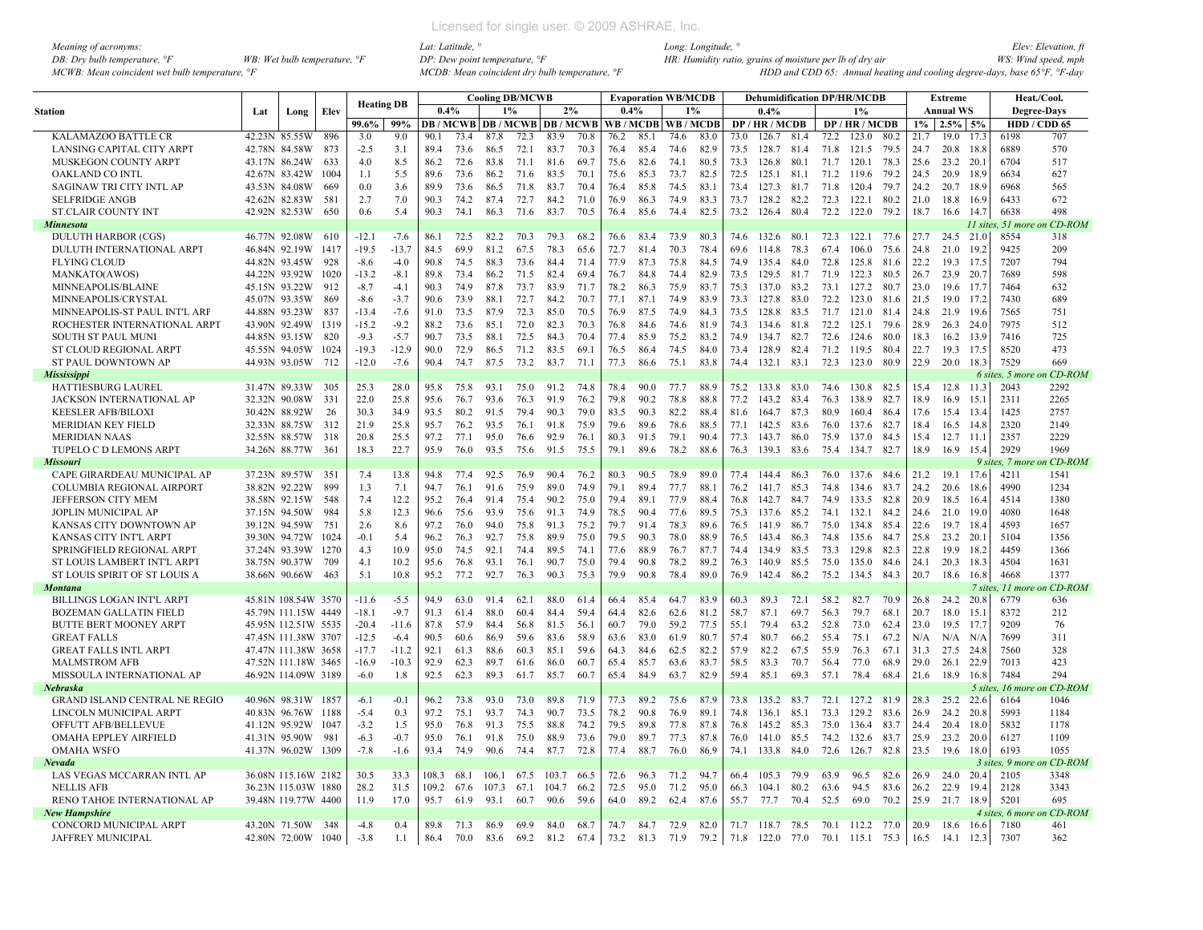*Meaning of acronyms:*
*DB: Dry bulb temperature, °F*  *WB: Wet bulb temperature, °F*
*MCWB: Mean coincident wet bulb temperature, °F*
*Lat: Latitude, °*  *Long: Longitude, °*  *Elev: Elevation, ft*
*DP: Dew point temperature, °F*  *HR: Humidity ratio, grains of moisture per lb of dry air*  *WS: Wind speed, mph*
*MCDB: Mean coincident dry bulb temperature, °F*  *HDD and CDD 65: Annual heating and cooling degree-days, base 65°F, °F-day*

| Station | Lat | Long | Elev | Heating DB | | Cooling DB/MCWB | | | | | | Evaporation WB/MCDB | | | | Dehumidification DP/HR/MCDB | | | | | | Extreme | | | Heat./Cool. | |
|---|---|---|---|---|---|---|---|---|---|---|---|---|---|---|---|---|---|---|---|---|---|---|---|---|---|---|
| | | | | | | 0.4% | | 1% | | 2% | | 0.4% | | 1% | | 0.4% | | | 1% | | | Annual WS | | | Degree-Days | |
| | | | | 99.6% | 99% | DB | MCWB | DB | MCWB | DB | MCWB | WB | MCDB | WB | MCDB | DP | HR | MCDB | DP | HR | MCDB | 1% | 2.5% | 5% | HDD | CDD 65 |
| KALAMAZOO BATTLE CR | 42.23N | 85.55W | 896 | 3.0 | 9.0 | 90.1 | 73.4 | 87.8 | 72.3 | 83.9 | 70.8 | 76.2 | 85.1 | 74.6 | 83.0 | 73.0 | 126.7 | 81.4 | 72.2 | 123.0 | 80.2 | 21.7 | 19.0 | 17.3 | 6198 | 707 |
| LANSING CAPITAL CITY ARPT | 42.78N | 84.58W | 873 | -2.5 | 3.1 | 89.4 | 73.6 | 86.5 | 72.1 | 83.7 | 70.3 | 76.4 | 85.4 | 74.6 | 82.9 | 73.5 | 128.7 | 81.4 | 71.8 | 121.5 | 79.5 | 24.7 | 20.8 | 18.8 | 6889 | 570 |
| MUSKEGON COUNTY ARPT | 43.17N | 86.24W | 633 | 4.0 | 8.5 | 86.2 | 72.6 | 83.8 | 71.1 | 81.6 | 69.7 | 75.6 | 82.6 | 74.1 | 80.5 | 73.3 | 126.8 | 80.1 | 71.7 | 120.1 | 78.3 | 25.6 | 23.2 | 20.1 | 6704 | 517 |
| OAKLAND CO INTL | 42.67N | 83.42W | 1004 | 1.1 | 5.5 | 89.6 | 73.6 | 86.2 | 71.6 | 83.5 | 70.1 | 75.6 | 85.3 | 73.7 | 82.5 | 72.5 | 125.1 | 81.1 | 71.2 | 119.6 | 79.2 | 24.5 | 20.9 | 18.9 | 6634 | 627 |
| SAGINAW TRI CITY INTL AP | 43.53N | 84.08W | 669 | 0.0 | 3.6 | 89.9 | 73.6 | 86.5 | 71.8 | 83.7 | 70.4 | 76.4 | 85.8 | 74.5 | 83.1 | 73.4 | 127.3 | 81.7 | 71.8 | 120.4 | 79.7 | 24.2 | 20.7 | 18.9 | 6968 | 565 |
| SELFRIDGE ANGB | 42.62N | 82.83W | 581 | 2.7 | 7.0 | 90.3 | 74.2 | 87.4 | 72.7 | 84.2 | 71.0 | 76.9 | 86.3 | 74.9 | 83.3 | 73.7 | 128.2 | 82.2 | 72.3 | 122.1 | 80.2 | 21.0 | 18.8 | 16.9 | 6433 | 672 |
| ST.CLAIR COUNTY INT | 42.92N | 82.53W | 650 | 0.6 | 5.4 | 90.3 | 74.1 | 86.3 | 71.6 | 83.7 | 70.5 | 76.4 | 85.6 | 74.4 | 82.5 | 73.2 | 126.4 | 80.4 | 72.2 | 122.0 | 79.2 | 18.7 | 16.6 | 14.7 | 6638 | 498 |
| ***Minnesota*** | | | | | | | | | | | | | | | | | | | | | | | | | *11 sites, 51 more on CD-ROM* | |
| DULUTH HARBOR (CGS) | 46.77N | 92.08W | 610 | -12.1 | -7.6 | 86.1 | 72.5 | 82.2 | 70.3 | 79.3 | 68.2 | 76.6 | 83.4 | 73.9 | 80.3 | 74.6 | 132.6 | 80.1 | 72.3 | 122.1 | 77.6 | 27.7 | 24.5 | 21.0 | 8554 | 318 |
| DULUTH INTERNATIONAL ARPT | 46.84N | 92.19W | 1417 | -19.5 | -13.7 | 84.5 | 69.9 | 81.2 | 67.5 | 78.3 | 65.6 | 72.7 | 81.4 | 70.3 | 78.4 | 69.6 | 114.8 | 78.3 | 67.4 | 106.0 | 75.6 | 24.8 | 21.0 | 19.2 | 9425 | 209 |
| FLYING CLOUD | 44.82N | 93.45W | 928 | -8.6 | -4.0 | 90.8 | 74.5 | 88.3 | 73.6 | 84.4 | 71.4 | 77.9 | 87.3 | 75.8 | 84.5 | 74.9 | 135.4 | 84.0 | 72.8 | 125.8 | 81.6 | 22.2 | 19.3 | 17.5 | 7207 | 794 |
| MANKATO(AWOS) | 44.22N | 93.92W | 1020 | -13.2 | -8.1 | 89.8 | 73.4 | 86.2 | 71.5 | 82.4 | 69.4 | 76.7 | 84.8 | 74.4 | 82.9 | 73.5 | 129.5 | 81.7 | 71.9 | 122.3 | 80.5 | 26.7 | 23.9 | 20.7 | 7689 | 598 |
| MINNEAPOLIS/BLAINE | 45.15N | 93.22W | 912 | -8.7 | -4.1 | 90.3 | 74.9 | 87.8 | 73.7 | 83.9 | 71.7 | 78.2 | 86.3 | 75.9 | 83.7 | 75.3 | 137.0 | 83.2 | 73.1 | 127.2 | 80.7 | 23.0 | 19.6 | 17.7 | 7464 | 632 |
| MINNEAPOLIS/CRYSTAL | 45.07N | 93.35W | 869 | -8.6 | -3.7 | 90.6 | 73.9 | 88.1 | 72.7 | 84.2 | 70.7 | 77.1 | 87.1 | 74.9 | 83.9 | 73.3 | 127.8 | 83.0 | 72.2 | 123.0 | 81.6 | 21.5 | 19.0 | 17.2 | 7430 | 689 |
| MINNEAPOLIS-ST PAUL INT'L ARF | 44.88N | 93.23W | 837 | -13.4 | -7.6 | 91.0 | 73.5 | 87.9 | 72.3 | 85.0 | 70.5 | 76.9 | 87.5 | 74.9 | 84.3 | 73.5 | 128.8 | 83.5 | 71.7 | 121.0 | 81.4 | 24.8 | 21.9 | 19.6 | 7565 | 751 |
| ROCHESTER INTERNATIONAL ARPT | 43.90N | 92.49W | 1319 | -15.2 | -9.2 | 88.2 | 73.6 | 85.1 | 72.0 | 82.3 | 70.3 | 76.8 | 84.6 | 74.6 | 81.9 | 74.3 | 134.6 | 81.8 | 72.2 | 125.1 | 79.6 | 28.9 | 26.3 | 24.0 | 7975 | 512 |
| SOUTH ST PAUL MUNI | 44.85N | 93.15W | 820 | -9.3 | -5.7 | 90.7 | 73.5 | 88.1 | 72.5 | 84.3 | 70.4 | 77.4 | 85.9 | 75.2 | 83.2 | 74.9 | 134.7 | 82.7 | 72.6 | 124.6 | 80.0 | 18.3 | 16.2 | 13.9 | 7416 | 725 |
| ST CLOUD REGIONAL ARPT | 45.55N | 94.05W | 1024 | -19.3 | -12.9 | 90.0 | 72.9 | 86.5 | 71.2 | 83.5 | 69.1 | 76.5 | 86.4 | 74.5 | 84.0 | 73.4 | 128.9 | 82.4 | 71.2 | 119.5 | 80.4 | 22.7 | 19.3 | 17.5 | 8520 | 473 |
| ST PAUL DOWNTOWN AP | 44.93N | 93.05W | 712 | -12.0 | -7.6 | 90.4 | 74.7 | 87.5 | 73.2 | 83.7 | 71.1 | 77.3 | 86.6 | 75.1 | 83.8 | 74.4 | 132.1 | 83.1 | 72.3 | 123.0 | 80.9 | 22.9 | 20.0 | 18.3 | 7529 | 669 |
| ***Mississippi*** | | | | | | | | | | | | | | | | | | | | | | | | | *6 sites, 5 more on CD-ROM* | |
| HATTIESBURG LAUREL | 31.47N | 89.33W | 305 | 25.3 | 28.0 | 95.8 | 75.8 | 93.1 | 75.0 | 91.2 | 74.8 | 78.4 | 90.0 | 77.7 | 88.9 | 75.2 | 133.8 | 83.0 | 74.6 | 130.8 | 82.5 | 15.4 | 12.8 | 11.3 | 2043 | 2292 |
| JACKSON INTERNATIONAL AP | 32.32N | 90.08W | 331 | 22.0 | 25.8 | 95.6 | 76.7 | 93.6 | 76.3 | 91.9 | 76.2 | 79.8 | 90.2 | 78.8 | 88.8 | 77.2 | 143.2 | 83.4 | 76.3 | 138.9 | 82.7 | 18.9 | 16.9 | 15.1 | 2311 | 2265 |
| KEESLER AFB/BILOXI | 30.42N | 88.92W | 26 | 30.3 | 34.9 | 93.5 | 80.2 | 91.5 | 79.4 | 90.3 | 79.0 | 83.5 | 90.3 | 82.2 | 88.4 | 81.6 | 164.7 | 87.3 | 80.9 | 160.4 | 86.4 | 17.6 | 15.4 | 13.4 | 1425 | 2757 |
| MERIDIAN KEY FIELD | 32.33N | 88.75W | 312 | 21.9 | 25.8 | 95.7 | 76.2 | 93.5 | 76.1 | 91.8 | 75.9 | 79.6 | 89.6 | 78.6 | 88.5 | 77.1 | 142.5 | 83.6 | 76.0 | 137.6 | 82.7 | 18.4 | 16.5 | 14.8 | 2320 | 2149 |
| MERIDIAN NAAS | 32.55N | 88.57W | 318 | 20.8 | 25.5 | 97.2 | 77.1 | 95.0 | 76.6 | 92.9 | 76.1 | 80.3 | 91.5 | 79.1 | 90.4 | 77.3 | 143.7 | 86.0 | 75.9 | 137.0 | 84.5 | 15.4 | 12.7 | 11.1 | 2357 | 2229 |
| TUPELO C D LEMONS ARPT | 34.26N | 88.77W | 361 | 18.3 | 22.7 | 95.9 | 76.0 | 93.5 | 75.6 | 91.5 | 75.5 | 79.1 | 89.6 | 78.2 | 88.6 | 76.3 | 139.3 | 83.6 | 75.4 | 134.7 | 82.7 | 18.9 | 16.9 | 15.4 | 2929 | 1969 |
| ***Missouri*** | | | | | | | | | | | | | | | | | | | | | | | | | *9 sites, 7 more on CD-ROM* | |
| CAPE GIRARDEAU MUNICIPAL AP | 37.23N | 89.57W | 351 | 7.4 | 13.8 | 94.8 | 77.4 | 92.5 | 76.9 | 90.4 | 76.2 | 80.3 | 90.5 | 78.9 | 89.0 | 77.4 | 144.4 | 86.3 | 76.0 | 137.6 | 84.6 | 21.2 | 19.1 | 17.6 | 4211 | 1541 |
| COLUMBIA REGIONAL AIRPORT | 38.82N | 92.22W | 899 | 1.3 | 7.1 | 94.7 | 76.1 | 91.6 | 75.9 | 89.0 | 74.9 | 79.1 | 89.4 | 77.7 | 88.1 | 76.2 | 141.7 | 85.3 | 74.8 | 134.6 | 83.7 | 24.2 | 20.6 | 18.6 | 4990 | 1234 |
| JEFFERSON CITY MEM | 38.58N | 92.15W | 548 | 7.4 | 12.2 | 95.2 | 76.4 | 91.4 | 75.4 | 90.2 | 75.0 | 79.4 | 89.1 | 77.9 | 88.4 | 76.8 | 142.7 | 84.7 | 74.9 | 133.5 | 82.8 | 20.9 | 18.5 | 16.4 | 4514 | 1380 |
| JOPLIN MUNICIPAL AP | 37.15N | 94.50W | 984 | 5.8 | 12.3 | 96.6 | 75.6 | 93.9 | 75.6 | 91.3 | 74.9 | 78.5 | 90.4 | 77.6 | 89.5 | 75.3 | 137.6 | 85.2 | 74.1 | 132.1 | 84.2 | 24.6 | 21.0 | 19.0 | 4080 | 1648 |
| KANSAS CITY DOWNTOWN AP | 39.12N | 94.59W | 751 | 2.6 | 8.6 | 97.2 | 76.0 | 94.0 | 75.8 | 91.3 | 75.2 | 79.7 | 91.4 | 78.3 | 89.6 | 76.5 | 141.9 | 86.7 | 75.0 | 134.8 | 85.4 | 22.6 | 19.7 | 18.4 | 4593 | 1657 |
| KANSAS CITY INT'L ARPT | 39.30N | 94.72W | 1024 | -0.1 | 5.4 | 96.2 | 76.3 | 92.7 | 75.8 | 89.9 | 75.0 | 79.5 | 90.3 | 78.0 | 88.9 | 76.5 | 143.4 | 86.3 | 74.8 | 135.6 | 84.7 | 25.8 | 23.2 | 20.1 | 5104 | 1356 |
| SPRINGFIELD REGIONAL ARPT | 37.24N | 93.39W | 1270 | 4.3 | 10.9 | 95.0 | 74.5 | 92.1 | 74.4 | 89.5 | 74.1 | 77.6 | 88.9 | 76.7 | 87.7 | 74.4 | 134.9 | 83.5 | 73.3 | 129.8 | 82.3 | 22.8 | 19.9 | 18.2 | 4459 | 1366 |
| ST LOUIS LAMBERT INT'L ARPT | 38.75N | 90.37W | 709 | 4.1 | 10.2 | 95.6 | 76.8 | 93.1 | 76.1 | 90.7 | 75.0 | 79.4 | 90.8 | 78.2 | 89.2 | 76.3 | 140.9 | 85.5 | 75.0 | 135.0 | 84.6 | 24.1 | 20.3 | 18.3 | 4504 | 1631 |
| ST LOUIS SPIRIT OF ST LOUIS A | 38.66N | 90.66W | 463 | 5.1 | 10.8 | 95.2 | 77.2 | 92.7 | 76.3 | 90.3 | 75.3 | 79.9 | 90.8 | 78.4 | 89.0 | 76.9 | 142.4 | 86.2 | 75.2 | 134.5 | 84.3 | 20.7 | 18.6 | 16.8 | 4668 | 1377 |
| ***Montana*** | | | | | | | | | | | | | | | | | | | | | | | | | *7 sites, 11 more on CD-ROM* | |
| BILLINGS LOGAN INT'L ARPT | 45.81N | 108.54W | 3570 | -11.6 | -5.5 | 94.9 | 63.0 | 91.4 | 62.1 | 88.0 | 61.4 | 66.4 | 85.4 | 64.7 | 83.9 | 60.3 | 89.3 | 72.1 | 58.2 | 82.7 | 70.9 | 26.8 | 24.2 | 20.8 | 6779 | 636 |
| BOZEMAN GALLATIN FIELD | 45.79N | 111.15W | 4448 | -18.1 | -9.7 | 91.3 | 61.4 | 88.0 | 60.4 | 84.4 | 59.4 | 64.4 | 82.6 | 62.6 | 81.2 | 58.7 | 87.1 | 69.7 | 56.3 | 79.7 | 68.1 | 20.7 | 18.0 | 15.1 | 8372 | 212 |
| BUTTE BERT MOONEY ARPT | 45.95N | 112.51W | 5535 | -20.4 | -11.6 | 87.8 | 57.9 | 84.4 | 56.8 | 81.5 | 56.1 | 60.7 | 79.0 | 59.2 | 77.5 | 55.1 | 79.4 | 63.2 | 52.8 | 73.0 | 62.4 | 23.0 | 19.5 | 17.7 | 9209 | 76 |
| GREAT FALLS | 47.45N | 111.38W | 3707 | -12.5 | -6.4 | 90.5 | 60.6 | 86.9 | 59.6 | 83.6 | 58.9 | 63.6 | 83.0 | 61.9 | 80.7 | 57.4 | 80.7 | 66.2 | 55.4 | 75.1 | 67.2 | N/A | N/A | N/A | 7699 | 311 |
| GREAT FALLS INTL ARPT | 47.47N | 111.38W | 3658 | -17.7 | -11.2 | 92.1 | 61.3 | 88.6 | 60.3 | 85.1 | 59.6 | 64.3 | 84.6 | 62.5 | 82.2 | 57.9 | 82.2 | 67.5 | 55.9 | 76.3 | 67.1 | 31.3 | 27.5 | 24.8 | 7560 | 328 |
| MALMSTROM AFB | 47.52N | 111.18W | 3465 | -16.9 | -10.3 | 92.9 | 62.3 | 89.7 | 61.6 | 86.0 | 60.7 | 65.4 | 85.7 | 63.6 | 83.7 | 58.5 | 83.3 | 70.7 | 56.4 | 77.0 | 68.9 | 29.0 | 26.1 | 22.9 | 7013 | 423 |
| MISSOULA INTERNATIONAL AP | 46.92N | 114.09W | 3189 | -6.0 | 1.8 | 92.5 | 62.3 | 89.3 | 61.7 | 85.7 | 60.7 | 65.4 | 84.9 | 63.7 | 82.9 | 59.4 | 85.1 | 69.3 | 57.1 | 78.4 | 68.4 | 21.6 | 18.9 | 16.8 | 7484 | 294 |
| ***Nebraska*** | | | | | | | | | | | | | | | | | | | | | | | | | *5 sites, 16 more on CD-ROM* | |
| GRAND ISLAND CENTRAL NE REGIO | 40.96N | 98.31W | 1857 | -6.1 | -0.1 | 96.2 | 73.8 | 93.0 | 73.0 | 89.8 | 71.9 | 77.3 | 89.2 | 75.6 | 87.9 | 73.8 | 135.2 | 83.7 | 72.1 | 127.2 | 81.9 | 28.3 | 25.2 | 22.6 | 6164 | 1046 |
| LINCOLN MUNICIPAL ARPT | 40.83N | 96.76W | 1188 | -5.4 | 0.3 | 97.2 | 75.1 | 93.7 | 74.3 | 90.7 | 73.5 | 78.2 | 90.8 | 76.9 | 89.1 | 74.8 | 136.1 | 85.1 | 73.3 | 129.2 | 83.6 | 26.9 | 24.2 | 20.8 | 5993 | 1184 |
| OFFUTT AFB/BELLEVUE | 41.12N | 95.92W | 1047 | -3.2 | 1.5 | 95.0 | 76.8 | 91.3 | 75.5 | 88.8 | 74.2 | 79.5 | 89.8 | 77.8 | 87.8 | 76.8 | 145.2 | 85.3 | 75.0 | 136.4 | 83.7 | 24.4 | 20.4 | 18.0 | 5832 | 1178 |
| OMAHA EPPLEY AIRFIELD | 41.31N | 95.90W | 981 | -6.3 | -0.7 | 95.0 | 76.1 | 91.8 | 75.0 | 88.9 | 73.6 | 79.0 | 89.7 | 77.3 | 87.8 | 76.0 | 141.0 | 85.5 | 74.2 | 132.6 | 83.7 | 25.9 | 23.2 | 20.0 | 6127 | 1109 |
| OMAHA WSFO | 41.37N | 96.02W | 1309 | -7.8 | -1.6 | 93.4 | 74.9 | 90.6 | 74.4 | 87.7 | 72.8 | 77.4 | 88.7 | 76.0 | 86.9 | 74.1 | 133.8 | 84.0 | 72.6 | 126.7 | 82.8 | 23.5 | 19.6 | 18.0 | 6193 | 1055 |
| ***Nevada*** | | | | | | | | | | | | | | | | | | | | | | | | | *3 sites, 9 more on CD-ROM* | |
| LAS VEGAS MCCARRAN INTL AP | 36.08N | 115.16W | 2182 | 30.5 | 33.3 | 108.3 | 68.1 | 106.1 | 67.5 | 103.7 | 66.5 | 72.6 | 96.3 | 71.2 | 94.7 | 66.4 | 105.3 | 79.9 | 63.9 | 96.5 | 82.6 | 26.9 | 24.0 | 20.4 | 2105 | 3348 |
| NELLIS AFB | 36.23N | 115.03W | 1880 | 28.2 | 31.5 | 109.2 | 67.6 | 107.3 | 67.1 | 104.7 | 66.2 | 72.5 | 95.0 | 71.2 | 95.0 | 66.3 | 104.1 | 80.2 | 63.6 | 94.5 | 83.6 | 26.2 | 22.9 | 19.4 | 2128 | 3343 |
| RENO TAHOE INTERNATIONAL AP | 39.48N | 119.77W | 4400 | 11.9 | 17.0 | 95.7 | 61.9 | 93.1 | 60.7 | 90.6 | 59.6 | 64.0 | 89.2 | 62.4 | 87.6 | 55.7 | 77.7 | 70.4 | 52.5 | 69.0 | 70.2 | 25.9 | 21.7 | 18.9 | 5201 | 695 |
| ***New Hampshire*** | | | | | | | | | | | | | | | | | | | | | | | | | *4 sites, 6 more on CD-ROM* | |
| CONCORD MUNICIPAL ARPT | 43.20N | 71.50W | 348 | -4.8 | 0.4 | 89.8 | 71.3 | 86.9 | 69.9 | 84.0 | 68.7 | 74.7 | 84.7 | 72.9 | 82.0 | 71.7 | 118.7 | 78.5 | 70.1 | 112.2 | 77.0 | 20.9 | 18.6 | 16.6 | 7180 | 461 |
| JAFFREY MUNICIPAL | 42.80N | 72.00W | 1040 | -3.8 | 1.1 | 86.4 | 70.0 | 83.6 | 69.2 | 81.2 | 67.4 | 73.2 | 81.3 | 71.9 | 79.2 | 71.8 | 122.0 | 77.0 | 70.1 | 115.1 | 75.3 | 16.5 | 14.1 | 12.3 | 7307 | 362 |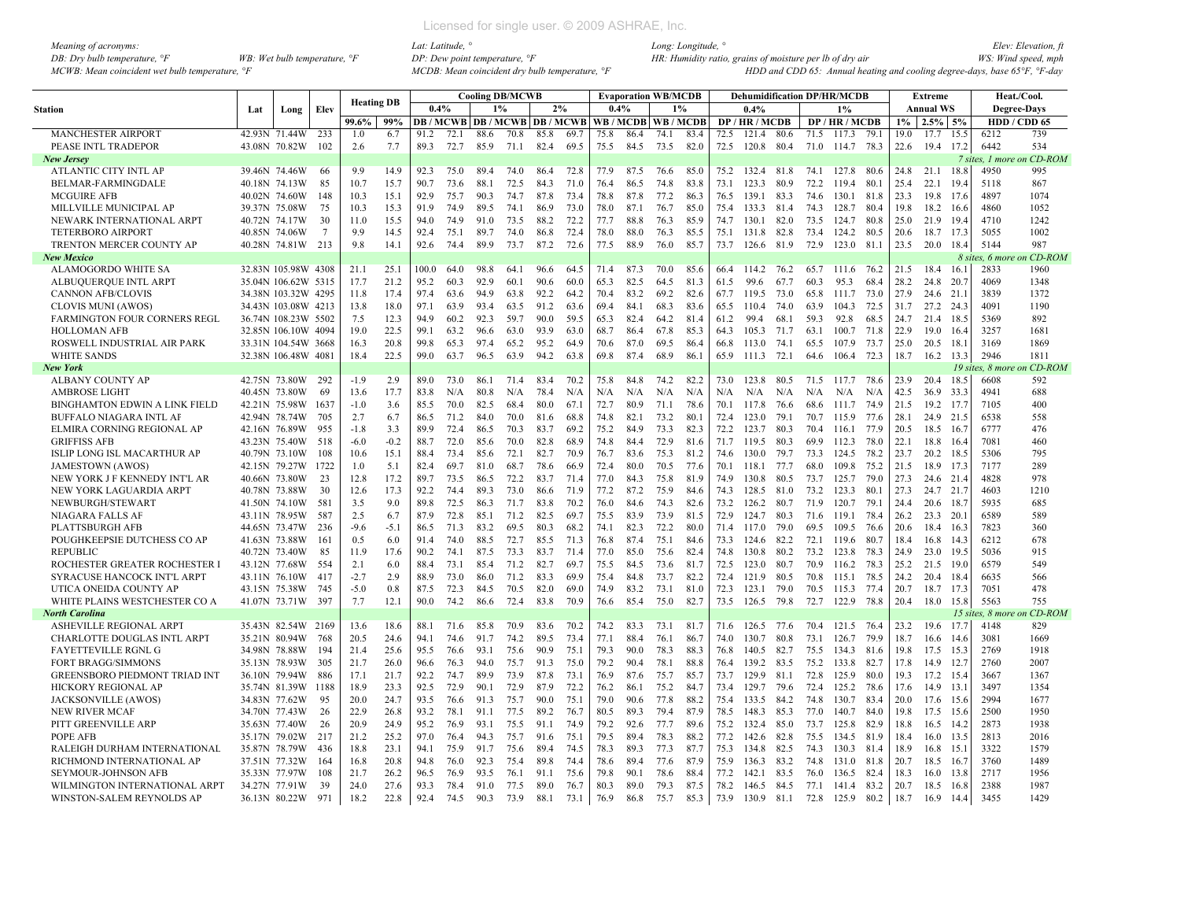Meaning of acronyms:
DB: Dry bulb temperature, °F WB: Wet bulb temperature, °F
MCWB: Mean coincident wet bulb temperature, °F

Lat: Latitude, °
DP: Dew point temperature, °F
MCDB: Mean coincident dry bulb temperature, °F

Long: Longitude, °
HR: Humidity ratio, grains of moisture per lb of dry air
HDD and CDD 65: Annual heating and cooling degree-days, base 65°F, °F-day

Elev: Elevation, ft
WS: Wind speed, mph

| Station | Lat | Long | Elev | Heating DB | | Cooling DB/MCWB | | | | | | Evaporation WB/MCDB | | | | Dehumidification DP/HR/MCDB | | | | | | Extreme | | | Heat./Cool. | |
|---|---|---|---|---|---|---|---|---|---|---|---|---|---|---|---|---|---|---|---|---|---|---|---|---|---|---|
| | | | | | | 0.4% | | 1% | | 2% | | 0.4% | | 1% | | 0.4% | | | 1% | | | Annual WS | | | Degree-Days | |
| | | | | 99.6% | 99% | DB / MCWB | | DB / MCWB | | DB / MCWB | | WB / MCDB | | WB / MCDB | | DP / HR / MCDB | | | DP / HR / MCDB | | | 1% | 2.5% | 5% | HDD / CDD 65 | |
| MANCHESTER AIRPORT | 42.93N | 71.44W | 233 | 1.0 | 6.7 | 91.2 | 72.1 | 88.6 | 70.8 | 85.8 | 69.7 | 75.8 | 86.4 | 74.1 | 83.4 | 72.5 | 121.4 | 80.6 | 71.5 | 117.3 | 79.1 | 19.0 | 17.7 | 15.5 | 6212 | 739 |
| PEASE INTL TRADEPOR | 43.08N | 70.82W | 102 | 2.6 | 7.7 | 89.3 | 72.7 | 85.9 | 71.1 | 82.4 | 69.5 | 75.5 | 84.5 | 73.5 | 82.0 | 72.5 | 120.8 | 80.4 | 71.0 | 114.7 | 78.3 | 22.6 | 19.4 | 17.2 | 6442 | 534 |
| ***New Jersey*** | | | | | | | | | | | | | | | | | | | | | | | | | *7 sites, 1 more on CD-ROM* | |
| ATLANTIC CITY INTL AP | 39.46N | 74.46W | 66 | 9.9 | 14.9 | 92.3 | 75.0 | 89.4 | 74.0 | 86.4 | 72.8 | 77.9 | 87.5 | 76.6 | 85.0 | 75.2 | 132.4 | 81.8 | 74.1 | 127.8 | 80.6 | 24.8 | 21.1 | 18.8 | 4950 | 995 |
| BELMAR-FARMINGDALE | 40.18N | 74.13W | 85 | 10.7 | 15.7 | 90.7 | 73.6 | 88.1 | 72.5 | 84.3 | 71.0 | 76.4 | 86.5 | 74.8 | 83.8 | 73.1 | 123.3 | 80.9 | 72.2 | 119.4 | 80.1 | 25.4 | 22.1 | 19.4 | 5118 | 867 |
| MCGUIRE AFB | 40.02N | 74.60W | 148 | 10.3 | 15.1 | 92.9 | 75.7 | 90.3 | 74.7 | 87.8 | 73.4 | 78.8 | 87.8 | 77.2 | 86.3 | 76.5 | 139.1 | 83.3 | 74.6 | 130.1 | 81.8 | 23.3 | 19.8 | 17.6 | 4897 | 1074 |
| MILLVILLE MUNICIPAL AP | 39.37N | 75.08W | 75 | 10.3 | 15.3 | 91.9 | 74.9 | 89.5 | 74.1 | 86.9 | 73.0 | 78.0 | 87.1 | 76.7 | 85.0 | 75.4 | 133.3 | 81.4 | 74.3 | 128.7 | 80.4 | 19.8 | 18.2 | 16.6 | 4860 | 1052 |
| NEWARK INTERNATIONAL ARPT | 40.72N | 74.17W | 30 | 11.0 | 15.5 | 94.0 | 74.9 | 91.0 | 73.5 | 88.2 | 72.2 | 77.7 | 88.8 | 76.3 | 85.9 | 74.7 | 130.1 | 82.0 | 73.5 | 124.7 | 80.8 | 25.0 | 21.9 | 19.4 | 4710 | 1242 |
| TETERBORO AIRPORT | 40.85N | 74.06W | 7 | 9.9 | 14.5 | 92.4 | 75.1 | 89.7 | 74.0 | 86.8 | 72.4 | 78.0 | 88.0 | 76.3 | 85.5 | 75.1 | 131.8 | 82.8 | 73.4 | 124.2 | 80.5 | 20.6 | 18.7 | 17.3 | 5055 | 1002 |
| TRENTON MERCER COUNTY AP | 40.28N | 74.81W | 213 | 9.8 | 14.1 | 92.6 | 74.4 | 89.9 | 73.7 | 87.2 | 72.6 | 77.5 | 88.9 | 76.0 | 85.7 | 73.7 | 126.6 | 81.9 | 72.9 | 123.0 | 81.1 | 23.5 | 20.0 | 18.4 | 5144 | 987 |
| ***New Mexico*** | | | | | | | | | | | | | | | | | | | | | | | | | *8 sites, 6 more on CD-ROM* | |
| ALAMOGORDO WHITE SA | 32.83N | 105.98W | 4308 | 21.1 | 25.1 | 100.0 | 64.0 | 98.8 | 64.1 | 96.6 | 64.5 | 71.4 | 87.3 | 70.0 | 85.6 | 66.4 | 114.2 | 76.2 | 65.7 | 111.6 | 76.2 | 21.5 | 18.4 | 16.1 | 2833 | 1960 |
| ALBUQUERQUE INTL ARPT | 35.04N | 106.62W | 5315 | 17.7 | 21.2 | 95.2 | 60.3 | 92.9 | 60.1 | 90.6 | 60.0 | 65.3 | 82.5 | 64.5 | 81.3 | 61.5 | 99.6 | 67.7 | 60.3 | 95.3 | 68.4 | 28.2 | 24.8 | 20.7 | 4069 | 1348 |
| CANNON AFB/CLOVIS | 34.38N | 103.32W | 4295 | 11.8 | 17.4 | 97.4 | 63.6 | 94.9 | 63.8 | 92.2 | 64.2 | 70.4 | 83.2 | 69.2 | 82.6 | 67.7 | 119.5 | 73.0 | 65.8 | 111.7 | 73.0 | 27.9 | 24.6 | 21.1 | 3839 | 1372 |
| CLOVIS MUNI (AWOS) | 34.43N | 103.08W | 4213 | 13.8 | 18.0 | 97.1 | 63.9 | 93.4 | 63.5 | 91.2 | 63.6 | 69.4 | 84.1 | 68.3 | 83.6 | 65.5 | 110.4 | 74.0 | 63.9 | 104.3 | 72.5 | 31.7 | 27.2 | 24.3 | 4091 | 1190 |
| FARMINGTON FOUR CORNERS REGL | 36.74N | 108.23W | 5502 | 7.5 | 12.3 | 94.9 | 60.2 | 92.3 | 59.7 | 90.0 | 59.5 | 65.3 | 82.4 | 64.2 | 81.4 | 61.2 | 99.4 | 68.1 | 59.3 | 92.8 | 68.5 | 24.7 | 21.4 | 18.5 | 5369 | 892 |
| HOLLOMAN AFB | 32.85N | 106.10W | 4094 | 19.0 | 22.5 | 99.1 | 63.2 | 96.6 | 63.0 | 93.9 | 63.0 | 68.7 | 86.4 | 67.8 | 85.3 | 64.3 | 105.3 | 71.7 | 63.1 | 100.7 | 71.8 | 22.9 | 19.0 | 16.4 | 3257 | 1681 |
| ROSWELL INDUSTRIAL AIR PARK | 33.31N | 104.54W | 3668 | 16.3 | 20.8 | 99.8 | 65.3 | 97.4 | 65.2 | 95.2 | 64.9 | 70.6 | 87.0 | 69.5 | 86.4 | 66.8 | 113.0 | 74.1 | 65.5 | 107.9 | 73.7 | 25.0 | 20.5 | 18.1 | 3169 | 1869 |
| WHITE SANDS | 32.38N | 106.48W | 4081 | 18.4 | 22.5 | 99.0 | 63.7 | 96.5 | 63.9 | 94.2 | 63.8 | 69.8 | 87.4 | 68.9 | 86.1 | 65.9 | 111.3 | 72.1 | 64.6 | 106.4 | 72.3 | 18.7 | 16.2 | 13.3 | 2946 | 1811 |
| ***New York*** | | | | | | | | | | | | | | | | | | | | | | | | | *19 sites, 8 more on CD-ROM* | |
| ALBANY COUNTY AP | 42.75N | 73.80W | 292 | -1.9 | 2.9 | 89.0 | 73.0 | 86.1 | 71.4 | 83.4 | 70.2 | 75.8 | 84.8 | 74.2 | 82.2 | 73.0 | 123.8 | 80.5 | 71.5 | 117.7 | 78.6 | 23.9 | 20.4 | 18.5 | 6608 | 592 |
| AMBROSE LIGHT | 40.45N | 73.80W | 69 | 13.6 | 17.7 | 83.8 | N/A | 80.8 | N/A | 78.4 | N/A | N/A | N/A | N/A | N/A | N/A | N/A | N/A | N/A | N/A | N/A | 42.5 | 36.9 | 33.3 | 4941 | 688 |
| BINGHAMTON EDWIN A LINK FIELD | 42.21N | 75.98W | 1637 | -1.0 | 3.6 | 85.5 | 70.0 | 82.5 | 68.4 | 80.0 | 67.1 | 72.7 | 80.9 | 71.1 | 78.6 | 70.1 | 117.8 | 76.6 | 68.6 | 111.7 | 74.9 | 21.5 | 19.2 | 17.7 | 7105 | 400 |
| BUFFALO NIAGARA INTL AF | 42.94N | 78.74W | 705 | 2.7 | 6.7 | 86.5 | 71.2 | 84.0 | 70.0 | 81.6 | 68.8 | 74.8 | 82.1 | 73.2 | 80.1 | 72.4 | 123.0 | 79.1 | 70.7 | 115.9 | 77.6 | 28.1 | 24.9 | 21.5 | 6538 | 558 |
| ELMIRA CORNING REGIONAL AP | 42.16N | 76.89W | 955 | -1.8 | 3.3 | 89.9 | 72.4 | 86.5 | 70.3 | 83.7 | 69.2 | 75.2 | 84.9 | 73.3 | 82.3 | 72.2 | 123.7 | 80.3 | 70.4 | 116.1 | 77.9 | 20.5 | 18.5 | 16.7 | 6777 | 476 |
| GRIFFISS AFB | 43.23N | 75.40W | 518 | -6.0 | -0.2 | 88.7 | 72.0 | 85.6 | 70.0 | 82.8 | 68.9 | 74.8 | 84.4 | 72.9 | 81.6 | 71.7 | 119.5 | 80.3 | 69.9 | 112.3 | 78.0 | 22.1 | 18.8 | 16.4 | 7081 | 460 |
| ISLIP LONG ISL MACARTHUR AP | 40.79N | 73.10W | 108 | 10.6 | 15.1 | 88.4 | 73.4 | 85.6 | 72.1 | 82.7 | 70.9 | 76.7 | 83.6 | 75.3 | 81.2 | 74.6 | 130.0 | 79.7 | 73.3 | 124.5 | 78.2 | 23.7 | 20.2 | 18.5 | 5306 | 795 |
| JAMESTOWN (AWOS) | 42.15N | 79.27W | 1722 | 1.0 | 5.1 | 82.4 | 69.7 | 81.0 | 68.7 | 78.6 | 66.9 | 72.4 | 80.0 | 70.5 | 77.6 | 70.1 | 118.1 | 77.7 | 68.0 | 109.8 | 75.2 | 21.5 | 18.9 | 17.3 | 7177 | 289 |
| NEW YORK J F KENNEDY INT'L AR | 40.66N | 73.80W | 23 | 12.8 | 17.2 | 89.7 | 73.5 | 86.5 | 72.2 | 83.7 | 71.4 | 77.0 | 84.3 | 75.8 | 81.9 | 74.9 | 130.8 | 80.5 | 73.7 | 125.7 | 79.0 | 27.3 | 24.6 | 21.4 | 4828 | 978 |
| NEW YORK LAGUARDIA ARPT | 40.78N | 73.88W | 30 | 12.6 | 17.3 | 92.2 | 74.4 | 89.3 | 73.0 | 86.6 | 71.9 | 77.2 | 87.2 | 75.9 | 84.6 | 74.3 | 128.5 | 81.0 | 73.2 | 123.3 | 80.1 | 27.3 | 24.7 | 21.7 | 4603 | 1210 |
| NEWBURGH/STEWART | 41.50N | 74.10W | 581 | 3.5 | 9.0 | 89.8 | 72.5 | 86.3 | 71.7 | 83.8 | 70.2 | 76.0 | 84.6 | 74.3 | 82.6 | 73.2 | 126.2 | 80.7 | 71.9 | 120.7 | 79.1 | 24.4 | 20.6 | 18.7 | 5935 | 685 |
| NIAGARA FALLS AF | 43.11N | 78.95W | 587 | 2.5 | 6.7 | 87.9 | 72.8 | 85.1 | 71.2 | 82.5 | 69.7 | 75.5 | 83.9 | 73.9 | 81.5 | 72.9 | 124.7 | 80.3 | 71.6 | 119.1 | 78.4 | 26.2 | 23.3 | 20.1 | 6589 | 589 |
| PLATTSBURGH AFB | 44.65N | 73.47W | 236 | -9.6 | -5.1 | 86.5 | 71.3 | 83.2 | 69.5 | 80.3 | 68.2 | 74.1 | 82.3 | 72.2 | 80.0 | 71.4 | 117.0 | 79.0 | 69.5 | 109.5 | 76.6 | 20.6 | 18.4 | 16.3 | 7823 | 360 |
| POUGHKEEPSIE DUTCHESS CO AP | 41.63N | 73.88W | 161 | 0.5 | 6.0 | 91.4 | 74.0 | 88.5 | 72.7 | 85.5 | 71.3 | 76.8 | 87.4 | 75.1 | 84.6 | 73.3 | 124.6 | 82.2 | 72.1 | 119.6 | 80.7 | 18.4 | 16.8 | 14.3 | 6212 | 678 |
| REPUBLIC | 40.72N | 73.40W | 85 | 11.9 | 17.6 | 90.2 | 74.1 | 87.5 | 73.3 | 83.7 | 71.4 | 77.0 | 85.0 | 75.6 | 82.4 | 74.8 | 130.8 | 80.2 | 73.2 | 123.8 | 78.3 | 24.9 | 23.0 | 19.5 | 5036 | 915 |
| ROCHESTER GREATER ROCHESTER I | 43.12N | 77.68W | 554 | 2.1 | 6.0 | 88.4 | 73.1 | 85.4 | 71.2 | 82.7 | 69.7 | 75.5 | 84.5 | 73.6 | 81.7 | 72.5 | 123.0 | 80.7 | 70.9 | 116.2 | 78.3 | 25.2 | 21.5 | 19.0 | 6579 | 549 |
| SYRACUSE HANCOCK INT'L ARPT | 43.11N | 76.10W | 417 | -2.7 | 2.9 | 88.9 | 73.0 | 86.0 | 71.2 | 83.3 | 69.9 | 75.4 | 84.8 | 73.7 | 82.2 | 72.4 | 121.9 | 80.5 | 70.8 | 115.1 | 78.5 | 24.2 | 20.4 | 18.4 | 6635 | 566 |
| UTICA ONEIDA COUNTY AP | 43.15N | 75.38W | 745 | -5.0 | 0.8 | 87.5 | 72.3 | 84.5 | 70.5 | 82.0 | 69.0 | 74.9 | 83.2 | 73.1 | 81.0 | 72.3 | 123.1 | 79.0 | 70.5 | 115.3 | 77.4 | 20.7 | 18.7 | 17.3 | 7051 | 478 |
| WHITE PLAINS WESTCHESTER CO A | 41.07N | 73.71W | 397 | 7.7 | 12.1 | 90.0 | 74.2 | 86.6 | 72.4 | 83.8 | 70.9 | 76.6 | 85.4 | 75.0 | 82.7 | 73.5 | 126.5 | 79.8 | 72.7 | 122.9 | 78.8 | 20.4 | 18.0 | 15.8 | 5563 | 755 |
| ***North Carolina*** | | | | | | | | | | | | | | | | | | | | | | | | | *15 sites, 8 more on CD-ROM* | |
| ASHEVILLE REGIONAL ARPT | 35.43N | 82.54W | 2169 | 13.6 | 18.6 | 88.1 | 71.6 | 85.8 | 70.9 | 83.6 | 70.2 | 74.2 | 83.3 | 73.1 | 81.7 | 71.6 | 126.5 | 77.6 | 70.4 | 121.5 | 76.4 | 23.2 | 19.6 | 17.7 | 4148 | 829 |
| CHARLOTTE DOUGLAS INTL ARPT | 35.21N | 80.94W | 768 | 20.5 | 24.6 | 94.1 | 74.6 | 91.7 | 74.2 | 89.5 | 73.4 | 77.1 | 88.4 | 76.1 | 86.7 | 74.0 | 130.7 | 80.8 | 73.1 | 126.7 | 79.9 | 18.7 | 16.6 | 14.6 | 3081 | 1669 |
| FAYETTEVILLE RGNL G | 34.98N | 78.88W | 194 | 21.4 | 25.6 | 95.5 | 76.6 | 93.1 | 75.6 | 90.9 | 75.1 | 79.3 | 90.0 | 78.3 | 88.3 | 76.8 | 140.5 | 82.7 | 75.5 | 134.3 | 81.6 | 19.8 | 17.5 | 15.3 | 2769 | 1918 |
| FORT BRAGG/SIMMONS | 35.13N | 78.93W | 305 | 21.7 | 26.0 | 96.6 | 76.3 | 94.0 | 75.7 | 91.3 | 75.0 | 79.2 | 90.4 | 78.1 | 88.8 | 76.4 | 139.2 | 83.5 | 75.2 | 133.8 | 82.7 | 17.8 | 14.9 | 12.7 | 2760 | 2007 |
| GREENSBORO PIEDMONT TRIAD INT | 36.10N | 79.94W | 886 | 17.1 | 21.7 | 92.2 | 74.7 | 89.9 | 73.9 | 87.8 | 73.1 | 76.9 | 87.6 | 75.7 | 85.7 | 73.7 | 129.9 | 81.1 | 72.8 | 125.9 | 80.0 | 19.3 | 17.2 | 15.4 | 3667 | 1367 |
| HICKORY REGIONAL AP | 35.74N | 81.39W | 1188 | 18.9 | 23.3 | 92.5 | 72.9 | 90.1 | 72.9 | 87.9 | 72.2 | 76.2 | 86.1 | 75.2 | 84.7 | 73.4 | 129.7 | 79.6 | 72.4 | 125.2 | 78.6 | 17.6 | 14.9 | 13.1 | 3497 | 1354 |
| JACKSONVILLE (AWOS) | 34.83N | 77.62W | 95 | 20.0 | 24.7 | 93.5 | 76.6 | 91.3 | 75.7 | 90.0 | 75.1 | 79.0 | 90.6 | 77.8 | 88.2 | 75.4 | 133.5 | 84.2 | 74.8 | 130.7 | 83.4 | 20.0 | 17.6 | 15.6 | 2994 | 1677 |
| NEW RIVER MCAF | 34.70N | 77.43W | 26 | 22.9 | 26.8 | 93.2 | 78.1 | 91.1 | 77.5 | 89.2 | 76.7 | 80.5 | 89.3 | 79.4 | 87.9 | 78.5 | 148.3 | 85.3 | 77.0 | 140.7 | 84.0 | 19.8 | 17.5 | 15.6 | 2500 | 1950 |
| PITT GREENVILLE ARP | 35.63N | 77.40W | 26 | 20.9 | 24.9 | 95.2 | 76.9 | 93.1 | 75.5 | 91.1 | 74.9 | 79.2 | 92.6 | 77.7 | 89.6 | 75.2 | 132.4 | 85.0 | 73.7 | 125.8 | 82.9 | 18.8 | 16.5 | 14.2 | 2873 | 1938 |
| POPE AFB | 35.17N | 79.02W | 217 | 21.2 | 25.2 | 97.0 | 76.4 | 94.3 | 75.7 | 91.6 | 75.1 | 79.5 | 89.4 | 78.3 | 88.2 | 77.2 | 142.6 | 82.8 | 75.5 | 134.5 | 81.9 | 18.4 | 16.0 | 13.5 | 2813 | 2016 |
| RALEIGH DURHAM INTERNATIONAL | 35.87N | 78.79W | 436 | 18.8 | 23.1 | 94.1 | 75.9 | 91.7 | 75.6 | 89.4 | 74.5 | 78.3 | 89.3 | 77.3 | 87.7 | 75.3 | 134.8 | 82.5 | 74.3 | 130.3 | 81.4 | 18.9 | 16.8 | 15.1 | 3322 | 1579 |
| RICHMOND INTERNATIONAL AP | 37.51N | 77.32W | 164 | 16.8 | 20.8 | 94.8 | 76.0 | 92.3 | 75.4 | 89.8 | 74.4 | 78.6 | 89.4 | 77.6 | 87.9 | 75.9 | 136.3 | 83.2 | 74.8 | 131.0 | 81.8 | 20.7 | 18.5 | 16.7 | 3760 | 1489 |
| SEYMOUR-JOHNSON AFB | 35.33N | 77.97W | 108 | 21.7 | 26.2 | 96.5 | 76.9 | 93.5 | 76.1 | 91.1 | 75.6 | 79.8 | 90.1 | 78.6 | 88.4 | 77.2 | 142.1 | 83.5 | 76.0 | 136.5 | 82.4 | 18.3 | 16.0 | 13.8 | 2717 | 1956 |
| WILMINGTON INTERNATIONAL ARPT | 34.27N | 77.91W | 39 | 24.0 | 27.6 | 93.3 | 78.4 | 91.0 | 77.5 | 89.0 | 76.7 | 80.3 | 89.0 | 79.3 | 87.5 | 78.2 | 146.5 | 84.5 | 77.1 | 141.4 | 83.2 | 20.7 | 18.5 | 16.8 | 2388 | 1987 |
| WINSTON-SALEM REYNOLDS AP | 36.13N | 80.22W | 971 | 18.2 | 22.8 | 92.4 | 74.5 | 90.3 | 73.9 | 88.1 | 73.1 | 76.9 | 86.8 | 75.7 | 85.3 | 73.9 | 130.9 | 81.1 | 72.8 | 125.9 | 80.2 | 18.7 | 16.9 | 14.4 | 3455 | 1429 |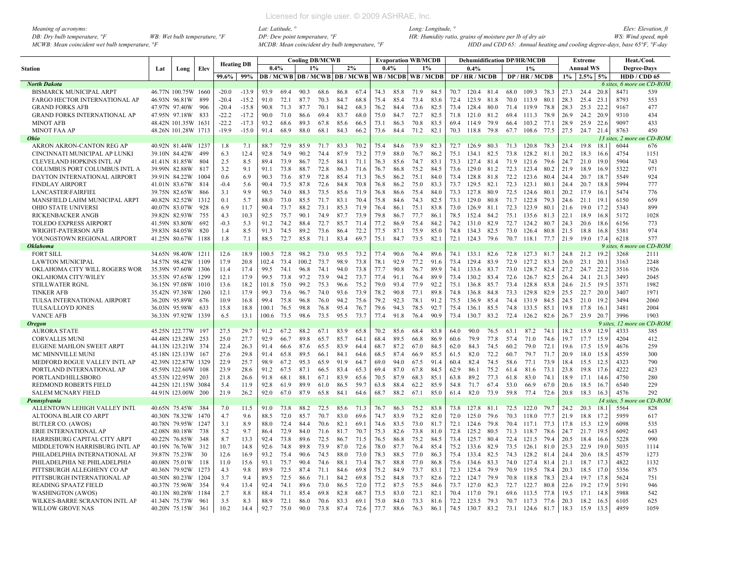Meaning of acronyms:
DB: Dry bulb temperature, °F    WB: Wet bulb temperature, °F
MCWB: Mean coincident wet bulb temperature, °F
Lat: Latitude, °
DP: Dew point temperature, °F
MCDB: Mean coincident dry bulb temperature, °F
Long: Longitude, °
HR: Humidity ratio, grains of moisture per lb of dry air
HDD and CDD 65: Annual heating and cooling degree-days, base 65°F, °F-day
Elev: Elevation, ft
WS: Wind speed, mph

| Station | Lat | Long | Elev | Heating DB | | Cooling DB/MCWB | | | | | | Evaporation WB/MCDB | | | | Dehumidification DP/HR/MCDB | | | | | | Extreme | | | Heat./Cool. | |
|---|---|---|---|---|---|---|---|---|---|---|---|---|---|---|---|---|---|---|---|---|---|---|---|---|---|---|
| | | | | | | 0.4% | | 1% | | 2% | | 0.4% | | 1% | | 0.4% | | | 1% | | | Annual WS | | | Degree-Days | |
| | | | | 99.6% | 99% | DB | MCWB | DB | MCWB | DB | MCWB | WB | MCDB | WB | MCDB | DP | HR | MCDB | DP | HR | MCDB | 1% | 2.5% | 5% | HDD | CDD 65 |
| ***North Dakota*** | | | | | | | | | | | | | | | | | | | | | | | | | *6 sites, 6 more on CD-ROM* | |
| BISMARCK MUNICIPAL ARPT | 46.77N | 100.75W | 1660 | -20.0 | -13.9 | 93.9 | 69.4 | 90.3 | 68.6 | 86.8 | 67.4 | 74.3 | 85.8 | 71.9 | 84.5 | 70.7 | 120.4 | 81.4 | 68.0 | 109.3 | 78.3 | 27.3 | 24.4 | 20.8 | 8471 | 539 |
| FARGO HECTOR INTERNATIONAL AP | 46.93N | 96.81W | 899 | -20.4 | -15.2 | 91.0 | 72.1 | 87.7 | 70.3 | 84.7 | 68.8 | 75.4 | 85.4 | 73.4 | 83.6 | 72.4 | 123.9 | 81.8 | 70.0 | 113.9 | 80.1 | 28.3 | 25.4 | 23.1 | 8793 | 553 |
| GRAND FORKS AFB | 47.97N | 97.40W | 906 | -20.4 | -15.8 | 90.8 | 71.3 | 87.7 | 70.1 | 84.2 | 68.3 | 76.2 | 84.4 | 73.6 | 82.5 | 73.4 | 128.4 | 80.0 | 71.4 | 119.9 | 78.8 | 28.3 | 25.3 | 22.2 | 9167 | 477 |
| GRAND FORKS INTERNATIONAL AP | 47.95N | 97.18W | 833 | -22.2 | -17.2 | 90.0 | 71.0 | 86.6 | 69.4 | 83.7 | 68.0 | 75.0 | 84.7 | 72.7 | 82.5 | 71.8 | 121.0 | 81.2 | 69.4 | 111.3 | 78.9 | 26.9 | 24.2 | 20.9 | 9310 | 434 |
| MINOT AFB | 48.42N | 101.35W | 1631 | -22.2 | -17.3 | 93.2 | 68.6 | 89.3 | 67.8 | 85.6 | 66.5 | 73.1 | 86.3 | 70.8 | 83.5 | 69.4 | 114.9 | 79.9 | 66.4 | 103.2 | 77.1 | 28.9 | 25.9 | 22.6 | 9097 | 433 |
| MINOT FAA AP | 48.26N | 101.28W | 1713 | -19.9 | -15.0 | 91.4 | 68.9 | 88.0 | 68.1 | 84.3 | 66.2 | 73.6 | 84.4 | 71.2 | 82.1 | 70.3 | 118.8 | 79.8 | 67.7 | 108.6 | 77.5 | 27.5 | 24.7 | 21.4 | 8763 | 450 |
| ***Ohio*** | | | | | | | | | | | | | | | | | | | | | | | | | *13 sites, 2 more on CD-ROM* | |
| AKRON AKRON-CANTON REG AP | 40.92N | 81.44W | 1237 | 1.8 | 7.1 | 88.7 | 72.9 | 85.9 | 71.7 | 83.3 | 70.2 | 75.4 | 84.6 | 73.9 | 82.3 | 72.7 | 126.9 | 80.3 | 71.3 | 120.8 | 78.3 | 23.4 | 19.8 | 18.1 | 6044 | 676 |
| CINCINNATI MUNICIPAL AP LUNKI | 39.10N | 84.42W | 499 | 6.3 | 12.4 | 92.8 | 74.9 | 90.2 | 74.4 | 87.9 | 73.2 | 77.9 | 88.0 | 76.7 | 86.2 | 75.1 | 134.1 | 82.5 | 73.8 | 128.2 | 81.1 | 20.2 | 18.3 | 16.6 | 4754 | 1151 |
| CLEVELAND HOPKINS INTL AP | 41.41N | 81.85W | 804 | 2.5 | 8.5 | 89.4 | 73.9 | 86.7 | 72.5 | 84.1 | 71.1 | 76.3 | 85.6 | 74.7 | 83.1 | 73.3 | 127.4 | 81.4 | 71.9 | 121.6 | 79.6 | 24.7 | 21.0 | 19.0 | 5904 | 743 |
| COLUMBUS PORT COLUMBUS INTL A | 39.99N | 82.88W | 817 | 3.2 | 9.1 | 91.1 | 73.8 | 88.7 | 72.8 | 86.3 | 71.6 | 76.7 | 86.8 | 75.2 | 84.5 | 73.6 | 129.0 | 81.2 | 72.3 | 123.4 | 80.2 | 21.9 | 18.9 | 16.9 | 5322 | 971 |
| DAYTON INTERNATIONAL AIRPORT | 39.91N | 84.22W | 1004 | 0.6 | 6.9 | 90.3 | 73.6 | 87.9 | 72.8 | 85.4 | 71.3 | 76.5 | 86.2 | 75.1 | 84.0 | 73.4 | 128.8 | 81.8 | 72.2 | 123.6 | 80.4 | 24.4 | 20.7 | 18.7 | 5549 | 924 |
| FINDLAY AIRPORT | 41.01N | 83.67W | 814 | -0.4 | 5.6 | 90.4 | 73.5 | 87.8 | 72.6 | 84.8 | 70.8 | 76.8 | 86.2 | 75.0 | 83.3 | 73.7 | 129.5 | 82.1 | 72.3 | 123.1 | 80.1 | 24.4 | 20.7 | 18.8 | 5994 | 777 |
| LANCASTER\FAIRFIEL | 39.75N | 82.65W | 866 | 3.1 | 9.9 | 90.5 | 74.0 | 88.3 | 73.5 | 85.6 | 71.9 | 76.8 | 86.6 | 75.4 | 84.0 | 73.3 | 127.8 | 80.9 | 72.5 | 124.6 | 80.1 | 20.2 | 17.9 | 16.1 | 5474 | 776 |
| MANSFIELD LAHM MUNICIPAL ARPT | 40.82N | 82.52W | 1312 | 0.1 | 5.7 | 88.0 | 73.0 | 85.5 | 71.7 | 83.1 | 70.4 | 75.8 | 84.6 | 74.3 | 82.5 | 73.1 | 129.0 | 80.8 | 71.7 | 122.8 | 79.3 | 24.6 | 21.1 | 19.1 | 6150 | 659 |
| OHIO STATE UNIVERSI | 40.07N | 83.07W | 928 | 6.9 | 11.7 | 90.4 | 73.7 | 88.2 | 73.1 | 85.3 | 71.9 | 76.4 | 86.1 | 75.1 | 83.8 | 73.0 | 126.9 | 81.1 | 72.3 | 123.9 | 80.1 | 21.6 | 19.0 | 17.2 | 5343 | 899 |
| RICKENBACKER ANGB | 39.82N | 82.93W | 755 | 4.3 | 10.3 | 92.5 | 75.7 | 90.1 | 74.9 | 87.7 | 73.9 | 79.8 | 86.7 | 77.7 | 86.1 | 78.5 | 152.4 | 84.2 | 75.1 | 135.6 | 81.3 | 22.1 | 18.9 | 16.8 | 5172 | 1028 |
| TOLEDO EXPRESS AIRPORT | 41.59N | 83.80W | 692 | -0.3 | 5.3 | 91.2 | 74.2 | 88.4 | 72.7 | 85.7 | 71.4 | 77.2 | 86.9 | 75.4 | 84.2 | 74.2 | 131.0 | 82.9 | 72.7 | 124.2 | 80.7 | 24.3 | 20.6 | 18.6 | 6156 | 773 |
| WRIGHT-PATERSON AFB | 39.83N | 84.05W | 820 | 1.4 | 8.5 | 91.3 | 74.5 | 89.2 | 73.6 | 86.4 | 72.2 | 77.5 | 87.1 | 75.9 | 85.0 | 74.8 | 134.3 | 82.5 | 73.0 | 126.4 | 80.8 | 21.5 | 18.8 | 16.8 | 5381 | 974 |
| YOUNGSTOWN REGIONAL AIRPORT | 41.25N | 80.67W | 1188 | 1.8 | 7.1 | 88.5 | 72.7 | 85.8 | 71.1 | 83.4 | 69.7 | 75.1 | 84.7 | 73.5 | 82.1 | 72.1 | 124.3 | 79.6 | 70.7 | 118.1 | 77.7 | 21.9 | 19.0 | 17.4 | 6218 | 577 |
| ***Oklahoma*** | | | | | | | | | | | | | | | | | | | | | | | | | *9 sites, 6 more on CD-ROM* | |
| FORT SILL | 34.65N | 98.40W | 1211 | 12.6 | 18.9 | 100.5 | 72.8 | 98.2 | 73.0 | 95.5 | 73.2 | 77.4 | 90.6 | 76.4 | 89.6 | 74.1 | 133.1 | 82.6 | 72.8 | 127.3 | 81.7 | 24.8 | 21.2 | 19.2 | 3268 | 2111 |
| LAWTON MUNICIPAL | 34.57N | 98.42W | 1109 | 17.9 | 20.8 | 102.4 | 73.4 | 100.2 | 73.7 | 98.9 | 73.8 | 78.1 | 92.9 | 77.2 | 91.6 | 73.4 | 129.4 | 83.9 | 72.9 | 127.2 | 83.3 | 26.0 | 23.1 | 20.1 | 3163 | 2248 |
| OKLAHOMA CITY WILL ROGERS WOR | 35.39N | 97.60W | 1306 | 11.4 | 17.4 | 99.5 | 74.1 | 96.8 | 74.1 | 94.0 | 73.8 | 77.7 | 90.8 | 76.7 | 89.9 | 74.1 | 133.6 | 83.7 | 73.0 | 128.7 | 82.4 | 27.2 | 24.7 | 22.2 | 3516 | 1926 |
| OKLAHOMA CITY/WILEY | 35.53N | 97.65W | 1299 | 12.1 | 17.9 | 99.5 | 73.8 | 97.2 | 73.9 | 94.2 | 73.7 | 77.4 | 91.1 | 76.4 | 89.9 | 73.4 | 130.2 | 83.4 | 72.6 | 126.7 | 82.5 | 26.4 | 24.1 | 21.3 | 3493 | 2045 |
| STILLWATER RGNL | 36.15N | 97.08W | 1010 | 13.6 | 18.2 | 101.8 | 75.0 | 99.2 | 75.3 | 96.6 | 75.2 | 79.0 | 93.4 | 77.9 | 92.2 | 75.1 | 136.8 | 85.7 | 73.4 | 128.8 | 83.8 | 24.6 | 21.5 | 19.5 | 3571 | 1982 |
| TINKER AFB | 35.42N | 97.38W | 1260 | 12.1 | 17.9 | 99.3 | 73.6 | 96.7 | 74.0 | 93.6 | 73.9 | 78.2 | 90.8 | 77.1 | 89.8 | 74.8 | 136.8 | 84.8 | 73.3 | 129.8 | 82.9 | 25.5 | 22.7 | 20.0 | 3407 | 1971 |
| TULSA INTERNATIONAL AIRPORT | 36.20N | 95.89W | 676 | 10.9 | 16.8 | 99.4 | 75.8 | 96.8 | 76.0 | 94.2 | 75.6 | 79.2 | 92.3 | 78.1 | 91.2 | 75.5 | 136.9 | 85.4 | 74.4 | 131.9 | 84.5 | 24.5 | 21.0 | 19.2 | 3494 | 2060 |
| TULSA/LLOYD JONES | 36.03N | 95.98W | 633 | 15.8 | 18.8 | 100.1 | 76.5 | 98.8 | 76.8 | 95.4 | 76.7 | 79.6 | 94.3 | 78.5 | 92.7 | 75.4 | 136.1 | 85.5 | 74.8 | 133.5 | 85.1 | 19.8 | 17.8 | 16.1 | 3481 | 2004 |
| VANCE AFB | 36.33N | 97.92W | 1339 | 6.5 | 13.1 | 100.6 | 73.5 | 98.6 | 73.5 | 95.5 | 73.7 | 77.4 | 91.8 | 76.4 | 90.9 | 73.4 | 130.7 | 83.2 | 72.4 | 126.2 | 82.6 | 26.7 | 23.9 | 20.7 | 3996 | 1903 |
| ***Oregon*** | | | | | | | | | | | | | | | | | | | | | | | | | *9 sites, 12 more on CD-ROM* | |
| AURORA STATE | 45.25N | 122.77W | 197 | 27.5 | 29.7 | 91.2 | 67.2 | 88.2 | 67.1 | 83.9 | 65.8 | 70.2 | 85.6 | 68.4 | 83.8 | 64.0 | 90.0 | 76.5 | 63.1 | 87.2 | 74.1 | 18.2 | 15.9 | 12.9 | 4333 | 385 |
| CORVALLIS MUNI | 44.48N | 123.28W | 253 | 25.0 | 27.7 | 92.9 | 66.7 | 89.8 | 65.7 | 85.7 | 64.1 | 68.4 | 89.5 | 66.8 | 86.9 | 60.6 | 79.9 | 77.8 | 57.4 | 71.0 | 74.6 | 19.7 | 17.7 | 15.9 | 4204 | 412 |
| EUGENE MAHLON SWEET ARPT | 44.13N | 123.21W | 374 | 22.4 | 26.3 | 91.4 | 66.6 | 87.6 | 65.5 | 83.9 | 64.4 | 68.7 | 87.2 | 67.0 | 84.5 | 62.0 | 84.3 | 74.5 | 60.2 | 79.0 | 72.1 | 19.6 | 17.5 | 15.9 | 4676 | 259 |
| MC MINNVILLE MUNI | 45.18N | 123.13W | 167 | 27.6 | 29.8 | 91.4 | 65.8 | 89.5 | 66.1 | 84.1 | 64.6 | 68.5 | 87.4 | 66.9 | 85.5 | 61.5 | 82.0 | 72.2 | 60.7 | 79.7 | 71.7 | 20.9 | 18.0 | 15.8 | 4559 | 300 |
| MEDFORD ROGUE VALLEY INTL AP | 42.39N | 122.87W | 1329 | 22.9 | 25.7 | 98.9 | 67.2 | 95.3 | 65.9 | 91.9 | 64.7 | 69.0 | 94.0 | 67.5 | 91.4 | 60.4 | 82.4 | 74.5 | 58.6 | 77.1 | 73.9 | 18.4 | 15.5 | 12.5 | 4323 | 790 |
| PORTLAND INTERNATIONAL AP | 45.59N | 122.60W | 108 | 23.9 | 28.6 | 91.2 | 67.5 | 87.1 | 66.5 | 83.4 | 65.3 | 69.4 | 87.0 | 67.8 | 84.5 | 62.9 | 86.1 | 75.2 | 61.4 | 81.6 | 73.1 | 23.8 | 19.8 | 17.6 | 4222 | 423 |
| PORTLAND/HILLSBORO | 45.53N | 122.95W | 203 | 21.8 | 26.6 | 91.8 | 68.1 | 88.1 | 67.1 | 83.9 | 65.6 | 70.5 | 87.9 | 68.3 | 85.1 | 63.8 | 89.2 | 77.3 | 61.8 | 83.0 | 74.1 | 18.9 | 17.1 | 14.6 | 4750 | 280 |
| REDMOND ROBERTS FIELD | 44.25N | 121.15W | 3084 | 5.4 | 11.9 | 92.8 | 61.9 | 89.9 | 61.0 | 86.5 | 59.7 | 63.8 | 88.4 | 62.2 | 85.9 | 54.8 | 71.7 | 67.4 | 53.0 | 66.9 | 67.0 | 20.6 | 18.5 | 16.7 | 6540 | 229 |
| SALEM MCNARY FIELD | 44.91N | 123.00W | 200 | 21.9 | 26.2 | 92.0 | 67.0 | 87.9 | 65.8 | 84.1 | 64.6 | 68.7 | 88.2 | 67.1 | 85.0 | 61.4 | 82.0 | 73.9 | 59.8 | 77.4 | 72.6 | 20.8 | 18.3 | 16.3 | 4576 | 292 |
| ***Pennsylvania*** | | | | | | | | | | | | | | | | | | | | | | | | | *14 sites, 5 more on CD-ROM* | |
| ALLENTOWN LEHIGH VALLEY INTL | 40.65N | 75.45W | 384 | 7.0 | 11.5 | 91.0 | 73.8 | 88.2 | 72.5 | 85.6 | 71.3 | 76.7 | 86.3 | 75.2 | 83.8 | 73.8 | 127.8 | 81.1 | 72.5 | 122.0 | 79.7 | 24.2 | 20.3 | 18.1 | 5564 | 828 |
| ALTOONA BLAIR CO ARPT | 40.30N | 78.32W | 1470 | 4.7 | 9.6 | 88.5 | 72.0 | 85.7 | 70.7 | 83.0 | 69.6 | 74.7 | 83.9 | 73.2 | 82.0 | 72.0 | 125.0 | 79.6 | 70.3 | 118.0 | 77.7 | 21.9 | 18.8 | 17.2 | 5959 | 617 |
| BUTLER CO. (AWOS) | 40.78N | 79.95W | 1247 | 3.1 | 8.9 | 88.0 | 72.4 | 84.4 | 70.6 | 82.1 | 69.1 | 74.6 | 83.5 | 73.0 | 81.7 | 72.1 | 124.6 | 79.8 | 70.4 | 117.1 | 77.3 | 17.8 | 15.3 | 12.9 | 6098 | 535 |
| ERIE INTERNATIONAL AP | 42.08N | 80.18W | 738 | 5.2 | 9.7 | 86.4 | 72.9 | 84.0 | 71.6 | 81.7 | 70.7 | 75.3 | 82.6 | 73.8 | 81.0 | 72.8 | 125.2 | 80.5 | 71.3 | 118.7 | 78.6 | 24.7 | 21.7 | 19.5 | 6092 | 643 |
| HARRISBURG CAPITAL CITY ARPT | 40.22N | 76.85W | 348 | 8.7 | 13.3 | 92.4 | 73.8 | 89.6 | 72.5 | 86.7 | 71.5 | 76.5 | 86.8 | 75.2 | 84.5 | 73.4 | 125.7 | 80.4 | 72.4 | 121.5 | 79.4 | 20.5 | 18.4 | 16.6 | 5228 | 990 |
| MIDDLETOWN HARRISBURG INTL AP | 40.19N | 76.76W | 312 | 10.7 | 14.8 | 92.6 | 74.8 | 89.8 | 73.9 | 87.0 | 72.6 | 78.0 | 87.7 | 76.4 | 85.4 | 75.2 | 133.6 | 82.9 | 73.5 | 126.1 | 81.0 | 25.3 | 22.9 | 19.0 | 5035 | 1114 |
| PHILADELPHIA INTERNATIONAL AP | 39.87N | 75.23W | 30 | 12.6 | 16.9 | 93.2 | 75.4 | 90.6 | 74.5 | 88.0 | 73.0 | 78.3 | 88.5 | 77.0 | 86.3 | 75.4 | 133.4 | 82.5 | 74.3 | 128.2 | 81.4 | 24.4 | 20.6 | 18.5 | 4579 | 1273 |
| PHILADELPHIA NE PHILADELPHIA | 40.08N | 75.01W | 118 | 11.0 | 15.6 | 93.1 | 75.7 | 90.4 | 74.6 | 88.1 | 73.4 | 78.7 | 88.8 | 77.0 | 86.8 | 75.6 | 134.6 | 83.3 | 74.0 | 127.4 | 81.4 | 21.1 | 18.7 | 17.3 | 4822 | 1132 |
| PITTSBURGH ALLEGHENY CO AP | 40.36N | 79.92W | 1273 | 4.3 | 9.8 | 89.9 | 72.5 | 87.4 | 71.1 | 84.6 | 69.8 | 75.2 | 84.9 | 73.7 | 83.1 | 72.3 | 125.4 | 79.9 | 70.9 | 119.5 | 78.4 | 20.3 | 18.5 | 17.0 | 5356 | 875 |
| PITTSBURGH INTERNATIONAL AP | 40.50N | 80.23W | 1204 | 3.7 | 9.4 | 89.5 | 72.5 | 86.6 | 71.1 | 84.2 | 69.8 | 75.2 | 84.8 | 73.7 | 82.6 | 72.2 | 124.7 | 79.9 | 70.8 | 118.8 | 78.3 | 23.4 | 19.7 | 17.8 | 5624 | 751 |
| READING SPAATZ FIELD | 40.37N | 75.96W | 354 | 9.4 | 13.4 | 92.4 | 74.1 | 89.6 | 73.0 | 86.5 | 72.0 | 77.2 | 87.5 | 75.5 | 84.6 | 73.7 | 127.0 | 82.3 | 72.7 | 122.7 | 80.8 | 22.6 | 19.2 | 17.9 | 5191 | 946 |
| WASHINGTON (AWOS) | 40.13N | 80.28W | 1184 | 2.7 | 8.8 | 88.4 | 71.1 | 85.4 | 69.8 | 82.8 | 68.7 | 73.5 | 83.0 | 72.1 | 82.1 | 70.4 | 117.0 | 79.1 | 69.6 | 113.5 | 77.8 | 19.5 | 17.1 | 14.8 | 5988 | 542 |
| WILKES-BARRE SCRANTON INTL AP | 41.34N | 75.73W | 961 | 3.5 | 8.3 | 88.9 | 72.1 | 86.0 | 70.6 | 83.3 | 69.1 | 75.0 | 84.0 | 73.3 | 81.6 | 72.2 | 123.5 | 79.3 | 70.7 | 117.3 | 77.6 | 20.3 | 18.2 | 16.5 | 6105 | 625 |
| WILLOW GROVE NAS | 40.20N | 75.15W | 361 | 10.2 | 14.4 | 92.7 | 75.0 | 90.0 | 73.8 | 87.4 | 72.6 | 77.7 | 88.6 | 76.3 | 86.1 | 74.5 | 130.7 | 83.2 | 73.1 | 124.6 | 81.7 | 18.3 | 15.9 | 13.5 | 4959 | 1059 |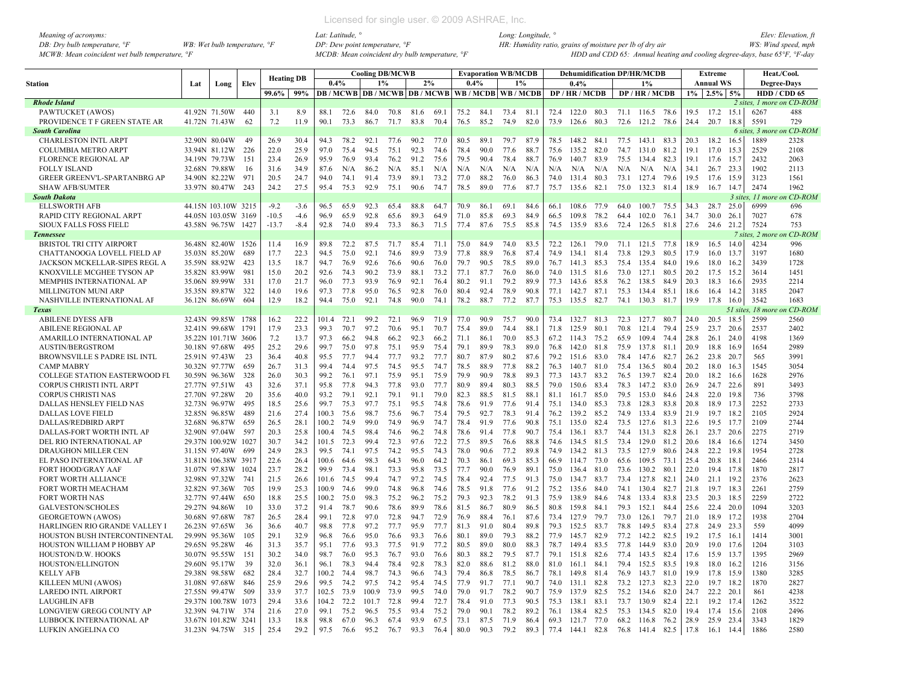*Meaning of acronyms:*
*DB: Dry bulb temperature, °F* *WB: Wet bulb temperature, °F*
*MCWB: Mean coincident wet bulb temperature, °F*
*Lat: Latitude, °*
*DP: Dew point temperature, °F*
*MCDB: Mean coincident dry bulb temperature, °F*
*Long: Longitude, °*
*HR: Humidity ratio, grains of moisture per lb of dry air*
*HDD and CDD 65: Annual heating and cooling degree-days, base 65°F, °F-day*
*Elev: Elevation, ft*
*WS: Wind speed, mph*

| Station | Lat | Long | Elev | Heating DB | | Cooling DB/MCWB | | | | | | Evaporation WB/MCDB | | | | Dehumidification DP/HR/MCDB | | | | | | Extreme | | | Heat./Cool. | |
|---|---|---|---|---|---|---|---|---|---|---|---|---|---|---|---|---|---|---|---|---|---|---|---|---|---|---|
| | | | | | | 0.4% | | 1% | | 2% | | 0.4% | | 1% | | 0.4% | | | 1% | | | Annual WS | | | Degree-Days | |
| | | | | 99.6% | 99% | DB | MCWB | DB | MCWB | DB | MCWB | WB | MCDB | WB | MCDB | DP | HR | MCDB | DP | HR | MCDB | 1% | 2.5% | 5% | HDD | CDD 65 |
| ***Rhode Island*** | | | | | | | | | | | | | | | | | | | | | | | | | *2 sites, 1 more on CD-ROM* | |
| PAWTUCKET (AWOS) | 41.92N | 71.50W | 440 | 3.1 | 8.9 | 88.1 | 72.6 | 84.0 | 70.8 | 81.6 | 69.1 | 75.2 | 84.1 | 73.4 | 81.1 | 72.4 | 122.0 | 80.3 | 71.1 | 116.5 | 78.6 | 19.5 | 17.2 | 15.1 | 6267 | 488 |
| PROVIDENCE T F GREEN STATE AR | 41.72N | 71.43W | 62 | 7.2 | 11.9 | 90.1 | 73.3 | 86.7 | 71.7 | 83.8 | 70.4 | 76.5 | 85.2 | 74.9 | 82.0 | 73.9 | 126.6 | 80.3 | 72.6 | 121.2 | 78.6 | 24.4 | 20.7 | 18.8 | 5591 | 729 |
| ***South Carolina*** | | | | | | | | | | | | | | | | | | | | | | | | | *6 sites, 3 more on CD-ROM* | |
| CHARLESTON INTL ARPT | 32.90N | 80.04W | 49 | 26.9 | 30.4 | 94.3 | 78.2 | 92.1 | 77.6 | 90.2 | 77.0 | 80.5 | 89.1 | 79.7 | 87.9 | 78.5 | 148.2 | 84.1 | 77.5 | 143.1 | 83.3 | 20.3 | 18.2 | 16.5 | 1889 | 2328 |
| COLUMBIA METRO ARPT | 33.94N | 81.12W | 226 | 22.0 | 25.9 | 97.0 | 75.4 | 94.5 | 75.1 | 92.3 | 74.6 | 78.4 | 90.0 | 77.6 | 88.7 | 75.6 | 135.2 | 82.0 | 74.7 | 131.0 | 81.2 | 19.1 | 17.0 | 15.3 | 2529 | 2108 |
| FLORENCE REGIONAL AP | 34.19N | 79.73W | 151 | 23.4 | 26.9 | 95.9 | 76.9 | 93.4 | 76.2 | 91.2 | 75.6 | 79.5 | 90.4 | 78.4 | 88.7 | 76.9 | 140.7 | 83.9 | 75.5 | 134.4 | 82.3 | 19.1 | 17.6 | 15.7 | 2432 | 2063 |
| FOLLY ISLAND | 32.68N | 79.88W | 16 | 31.6 | 34.9 | 87.6 | N/A | 86.2 | N/A | 85.1 | N/A | N/A | N/A | N/A | N/A | N/A | N/A | N/A | N/A | N/A | N/A | 34.1 | 26.7 | 23.3 | 1902 | 2113 |
| GREER GREENV'L-SPARTANBRG AP | 34.90N | 82.22W | 971 | 20.5 | 24.7 | 94.0 | 74.1 | 91.4 | 73.9 | 89.1 | 73.2 | 77.0 | 88.2 | 76.0 | 86.3 | 74.0 | 131.4 | 80.3 | 73.1 | 127.4 | 79.6 | 19.5 | 17.6 | 15.9 | 3123 | 1561 |
| SHAW AFB/SUMTER | 33.97N | 80.47W | 243 | 24.2 | 27.5 | 95.4 | 75.3 | 92.9 | 75.1 | 90.6 | 74.7 | 78.5 | 89.0 | 77.6 | 87.7 | 75.7 | 135.6 | 82.1 | 75.0 | 132.3 | 81.4 | 18.9 | 16.7 | 14.7 | 2474 | 1962 |
| ***South Dakota*** | | | | | | | | | | | | | | | | | | | | | | | | | *3 sites, 11 more on CD-ROM* | |
| ELLSWORTH AFB | 44.15N | 103.10W | 3215 | -9.2 | -3.6 | 96.5 | 65.9 | 92.3 | 65.4 | 88.8 | 64.7 | 70.9 | 86.1 | 69.1 | 84.6 | 66.1 | 108.6 | 77.9 | 64.0 | 100.7 | 75.5 | 34.3 | 28.7 | 25.0 | 6999 | 696 |
| RAPID CITY REGIONAL ARPT | 44.05N | 103.05W | 3169 | -10.5 | -4.6 | 96.9 | 65.9 | 92.8 | 65.6 | 89.3 | 64.9 | 71.0 | 85.8 | 69.3 | 84.9 | 66.5 | 109.8 | 78.2 | 64.4 | 102.0 | 76.1 | 34.7 | 30.0 | 26.1 | 7027 | 678 |
| SIOUX FALLS FOSS FIELD | 43.58N | 96.75W | 1427 | -13.7 | -8.4 | 92.8 | 74.0 | 89.4 | 73.3 | 86.3 | 71.5 | 77.4 | 87.6 | 75.5 | 85.8 | 74.5 | 135.9 | 83.6 | 72.4 | 126.5 | 81.8 | 27.6 | 24.6 | 21.2 | 7524 | 753 |
| ***Tennessee*** | | | | | | | | | | | | | | | | | | | | | | | | | *7 sites, 2 more on CD-ROM* | |
| BRISTOL TRI CITY AIRPORT | 36.48N | 82.40W | 1526 | 11.4 | 16.9 | 89.8 | 72.2 | 87.5 | 71.7 | 85.4 | 71.1 | 75.0 | 84.9 | 74.0 | 83.5 | 72.2 | 126.1 | 79.0 | 71.1 | 121.5 | 77.8 | 18.9 | 16.5 | 14.0 | 4234 | 996 |
| CHATTANOOGA LOVELL FIELD AP | 35.03N | 85.20W | 689 | 17.7 | 22.3 | 94.5 | 75.0 | 92.1 | 74.6 | 89.9 | 73.9 | 77.8 | 88.9 | 76.8 | 87.4 | 74.9 | 134.1 | 81.4 | 73.8 | 129.3 | 80.5 | 17.9 | 16.0 | 13.7 | 3197 | 1680 |
| JACKSON MCKELLAR-SIPES REGL A | 35.59N | 88.92W | 423 | 13.5 | 18.7 | 94.7 | 76.9 | 92.6 | 76.6 | 90.6 | 76.0 | 79.7 | 90.5 | 78.5 | 89.0 | 76.7 | 141.3 | 85.3 | 75.4 | 135.4 | 84.0 | 19.6 | 18.0 | 16.2 | 3439 | 1728 |
| KNOXVILLE MCGHEE TYSON AP | 35.82N | 83.99W | 981 | 15.0 | 20.2 | 92.6 | 74.3 | 90.2 | 73.9 | 88.1 | 73.2 | 77.1 | 87.7 | 76.0 | 86.0 | 74.0 | 131.5 | 81.6 | 73.0 | 127.1 | 80.5 | 20.2 | 17.5 | 15.2 | 3614 | 1451 |
| MEMPHIS INTERNATIONAL AP | 35.06N | 89.99W | 331 | 17.0 | 21.7 | 96.0 | 77.3 | 93.9 | 76.9 | 92.1 | 76.4 | 80.2 | 91.1 | 79.2 | 89.9 | 77.3 | 143.6 | 85.8 | 76.2 | 138.5 | 84.9 | 20.3 | 18.3 | 16.6 | 2935 | 2214 |
| MILLINGTON MUNI ARP | 35.35N | 89.87W | 322 | 14.0 | 19.6 | 97.3 | 77.8 | 95.0 | 76.5 | 92.8 | 76.0 | 80.4 | 92.4 | 78.9 | 90.8 | 77.1 | 142.7 | 87.1 | 75.3 | 134.4 | 85.1 | 18.6 | 16.4 | 14.2 | 3185 | 2047 |
| NASHVILLE INTERNATIONAL AP | 36.12N | 86.69W | 604 | 12.9 | 18.2 | 94.4 | 75.0 | 92.1 | 74.8 | 90.0 | 74.1 | 78.2 | 88.7 | 77.2 | 87.7 | 75.3 | 135.5 | 82.7 | 74.1 | 130.3 | 81.7 | 19.9 | 17.8 | 16.0 | 3542 | 1683 |
| ***Texas*** | | | | | | | | | | | | | | | | | | | | | | | | | *51 sites, 18 more on CD-ROM* | |
| ABILENE DYESS AFB | 32.43N | 99.85W | 1788 | 16.2 | 22.2 | 101.4 | 72.1 | 99.2 | 72.1 | 96.9 | 71.9 | 77.0 | 90.9 | 75.7 | 90.0 | 73.4 | 132.7 | 81.3 | 72.3 | 127.7 | 80.7 | 24.0 | 20.5 | 18.5 | 2599 | 2560 |
| ABILENE REGIONAL AP | 32.41N | 99.68W | 1791 | 17.9 | 23.3 | 99.3 | 70.7 | 97.2 | 70.6 | 95.1 | 70.7 | 75.4 | 89.0 | 74.4 | 88.1 | 71.8 | 125.9 | 80.1 | 70.8 | 121.4 | 79.4 | 25.9 | 23.7 | 20.6 | 2537 | 2402 |
| AMARILLO INTERNATIONAL AP | 35.22N | 101.71W | 3606 | 7.2 | 13.7 | 97.3 | 66.2 | 94.8 | 66.2 | 92.3 | 66.2 | 71.1 | 86.1 | 70.0 | 85.3 | 67.2 | 114.3 | 75.2 | 65.9 | 109.4 | 74.4 | 28.8 | 26.1 | 24.0 | 4198 | 1369 |
| AUSTIN/BERGSTROM | 30.18N | 97.68W | 495 | 25.2 | 29.6 | 99.7 | 75.0 | 97.8 | 75.1 | 95.9 | 75.4 | 79.1 | 89.9 | 78.3 | 89.0 | 76.8 | 142.0 | 81.8 | 75.9 | 137.8 | 81.1 | 20.9 | 18.8 | 16.9 | 1654 | 2989 |
| BROWNSVILLE S PADRE ISL INTL | 25.91N | 97.43W | 23 | 36.4 | 40.8 | 95.5 | 77.7 | 94.4 | 77.7 | 93.2 | 77.7 | 80.7 | 87.9 | 80.2 | 87.6 | 79.2 | 151.6 | 83.0 | 78.4 | 147.6 | 82.7 | 26.2 | 23.8 | 20.7 | 565 | 3991 |
| CAMP MABRY | 30.32N | 97.77W | 659 | 26.7 | 31.3 | 99.4 | 74.4 | 97.5 | 74.5 | 95.5 | 74.7 | 78.5 | 88.9 | 77.8 | 88.2 | 76.3 | 140.7 | 81.0 | 75.4 | 136.5 | 80.4 | 20.2 | 18.0 | 16.3 | 1545 | 3054 |
| COLLEGE STATION EASTERWOOD FL | 30.59N | 96.36W | 328 | 26.0 | 30.3 | 99.2 | 76.1 | 97.1 | 75.9 | 95.1 | 75.9 | 79.9 | 90.9 | 78.8 | 89.3 | 77.3 | 143.7 | 83.2 | 76.5 | 139.7 | 82.4 | 20.0 | 18.2 | 16.6 | 1628 | 2976 |
| CORPUS CHRISTI INTL ARPT | 27.77N | 97.51W | 43 | 32.6 | 37.1 | 95.8 | 77.8 | 94.3 | 77.8 | 93.0 | 77.7 | 80.9 | 89.4 | 80.3 | 88.5 | 79.0 | 150.6 | 83.4 | 78.3 | 147.2 | 83.0 | 26.9 | 24.7 | 22.6 | 891 | 3493 |
| CORPUS CHRISTI NAS | 27.70N | 97.28W | 20 | 35.6 | 40.0 | 93.2 | 79.1 | 92.1 | 79.1 | 91.1 | 79.0 | 82.3 | 88.5 | 81.5 | 88.1 | 81.1 | 161.7 | 85.0 | 79.5 | 153.0 | 84.6 | 24.8 | 22.0 | 19.8 | 736 | 3798 |
| DALLAS HENSLEY FIELD NAS | 32.73N | 96.97W | 495 | 18.5 | 25.6 | 99.7 | 75.3 | 97.7 | 75.1 | 95.5 | 74.8 | 78.6 | 91.9 | 77.6 | 91.4 | 75.1 | 134.0 | 85.3 | 73.8 | 128.3 | 83.8 | 20.8 | 18.9 | 17.3 | 2252 | 2733 |
| DALLAS LOVE FIELD | 32.85N | 96.85W | 489 | 21.6 | 27.4 | 100.3 | 75.6 | 98.7 | 75.6 | 96.7 | 75.4 | 79.5 | 92.7 | 78.3 | 91.4 | 76.2 | 139.2 | 85.2 | 74.9 | 133.4 | 83.9 | 21.9 | 19.7 | 18.2 | 2105 | 2924 |
| DALLAS/REDBIRD ARPT | 32.68N | 96.87W | 659 | 26.5 | 28.1 | 100.2 | 74.9 | 99.0 | 74.9 | 96.9 | 74.7 | 78.4 | 91.9 | 77.6 | 90.8 | 75.1 | 135.0 | 82.4 | 73.5 | 127.6 | 81.3 | 22.6 | 19.5 | 17.7 | 2109 | 2744 |
| DALLAS-FORT WORTH INTL AP | 32.90N | 97.04W | 597 | 20.3 | 25.8 | 100.4 | 74.5 | 98.4 | 74.6 | 96.2 | 74.8 | 78.6 | 91.4 | 77.8 | 90.7 | 75.4 | 136.1 | 83.7 | 74.4 | 131.3 | 82.8 | 26.1 | 23.7 | 20.6 | 2275 | 2719 |
| DEL RIO INTERNATIONAL AP | 29.37N | 100.92W | 1027 | 30.7 | 34.2 | 101.5 | 72.3 | 99.4 | 72.3 | 97.6 | 72.2 | 77.5 | 89.5 | 76.6 | 88.8 | 74.6 | 134.5 | 81.5 | 73.4 | 129.0 | 81.2 | 20.6 | 18.4 | 16.6 | 1274 | 3450 |
| DRAUGHON MILLER CEN | 31.15N | 97.40W | 699 | 24.9 | 28.3 | 99.5 | 74.1 | 97.5 | 74.2 | 95.5 | 74.3 | 78.0 | 90.6 | 77.2 | 89.8 | 74.9 | 134.2 | 81.3 | 73.5 | 127.9 | 80.6 | 24.8 | 22.2 | 19.8 | 1954 | 2728 |
| EL PASO INTERNATIONAL AP | 31.81N | 106.38W | 3917 | 22.6 | 26.4 | 100.6 | 64.6 | 98.3 | 64.3 | 96.0 | 64.2 | 70.3 | 86.1 | 69.3 | 85.3 | 66.9 | 114.7 | 73.0 | 65.6 | 109.5 | 73.1 | 25.4 | 20.8 | 18.1 | 2466 | 2314 |
| FORT HOOD/GRAY AAF | 31.07N | 97.83W | 1024 | 23.7 | 28.2 | 99.9 | 73.4 | 98.1 | 73.3 | 95.8 | 73.5 | 77.7 | 90.0 | 76.9 | 89.1 | 75.0 | 136.4 | 81.0 | 73.6 | 130.2 | 80.1 | 22.0 | 19.4 | 17.8 | 1870 | 2817 |
| FORT WORTH ALLIANCE | 32.98N | 97.32W | 741 | 21.5 | 26.6 | 101.6 | 74.5 | 99.4 | 74.7 | 97.2 | 74.5 | 78.4 | 92.4 | 77.5 | 91.3 | 75.0 | 134.7 | 83.7 | 73.4 | 127.8 | 82.1 | 24.0 | 21.1 | 19.2 | 2376 | 2623 |
| FORT WORTH MEACHAM | 32.82N | 97.36W | 705 | 19.9 | 25.3 | 100.9 | 74.6 | 99.0 | 74.8 | 96.8 | 74.6 | 78.5 | 91.8 | 77.6 | 91.2 | 75.2 | 135.6 | 84.0 | 74.1 | 130.4 | 82.7 | 21.8 | 19.7 | 18.3 | 2261 | 2759 |
| FORT WORTH NAS | 32.77N | 97.44W | 650 | 18.8 | 25.5 | 100.2 | 75.0 | 98.3 | 75.2 | 96.2 | 75.2 | 79.3 | 92.3 | 78.2 | 91.3 | 75.9 | 138.9 | 84.6 | 74.8 | 133.4 | 83.8 | 23.5 | 20.3 | 18.5 | 2259 | 2722 |
| GALVESTON/SCHOLES | 29.27N | 94.86W | 10 | 33.0 | 37.2 | 91.4 | 78.7 | 90.6 | 78.6 | 89.9 | 78.6 | 81.5 | 86.7 | 80.9 | 86.5 | 80.8 | 159.8 | 84.1 | 79.3 | 152.1 | 84.4 | 25.6 | 22.4 | 20.0 | 1094 | 3203 |
| GEORGETOWN (AWOS) | 30.68N | 97.68W | 787 | 26.5 | 28.4 | 99.1 | 72.8 | 97.0 | 72.8 | 94.7 | 72.9 | 76.9 | 88.4 | 76.1 | 87.6 | 73.4 | 127.9 | 79.7 | 73.0 | 126.1 | 79.7 | 21.0 | 18.9 | 17.2 | 1938 | 2704 |
| HARLINGEN RIO GRANDE VALLEY I | 26.23N | 97.65W | 36 | 36.6 | 40.7 | 98.8 | 77.8 | 97.2 | 77.7 | 95.9 | 77.7 | 81.3 | 91.0 | 80.4 | 89.8 | 79.3 | 152.5 | 83.7 | 78.8 | 149.5 | 83.4 | 27.8 | 24.9 | 23.3 | 559 | 4099 |
| HOUSTON BUSH INTERCONTINENTAL | 29.99N | 95.36W | 105 | 29.1 | 32.9 | 96.8 | 76.6 | 95.0 | 76.6 | 93.3 | 76.6 | 80.1 | 89.0 | 79.3 | 88.2 | 77.9 | 145.7 | 82.9 | 77.2 | 142.2 | 82.5 | 19.2 | 17.5 | 16.1 | 1414 | 3001 |
| HOUSTON WILLIAM P HOBBY AP | 29.65N | 95.28W | 46 | 31.3 | 35.7 | 95.1 | 77.6 | 93.3 | 77.5 | 91.9 | 77.2 | 80.5 | 89.0 | 80.0 | 88.3 | 78.7 | 149.4 | 83.5 | 77.8 | 144.9 | 83.0 | 20.9 | 19.0 | 17.6 | 1204 | 3103 |
| HOUSTON/D.W. HOOKS | 30.07N | 95.55W | 151 | 30.2 | 34.0 | 98.7 | 76.0 | 95.3 | 76.7 | 93.0 | 76.6 | 80.3 | 88.2 | 79.5 | 87.7 | 79.1 | 151.8 | 82.6 | 77.4 | 143.5 | 82.4 | 17.6 | 15.9 | 13.7 | 1395 | 2969 |
| HOUSTON/ELLINGTON | 29.60N | 95.17W | 39 | 32.0 | 36.1 | 96.1 | 78.3 | 94.4 | 78.4 | 92.8 | 78.3 | 82.0 | 88.6 | 81.2 | 88.0 | 81.0 | 161.1 | 84.1 | 79.4 | 152.5 | 83.5 | 19.8 | 18.0 | 16.2 | 1216 | 3156 |
| KELLY AFB | 29.38N | 98.58W | 682 | 28.4 | 32.7 | 100.2 | 74.4 | 98.7 | 74.3 | 96.6 | 74.3 | 79.4 | 86.8 | 78.5 | 86.7 | 78.1 | 149.8 | 81.4 | 76.9 | 143.7 | 81.0 | 19.9 | 17.8 | 15.9 | 1380 | 3285 |
| KILLEEN MUNI (AWOS) | 31.08N | 97.68W | 846 | 25.9 | 29.6 | 99.5 | 74.2 | 97.5 | 74.2 | 95.4 | 74.5 | 77.9 | 91.7 | 77.1 | 90.7 | 74.0 | 131.1 | 82.8 | 73.2 | 127.3 | 82.3 | 22.0 | 19.7 | 18.2 | 1870 | 2827 |
| LAREDO INTL AIRPORT | 27.55N | 99.47W | 509 | 33.9 | 37.9 | 102.5 | 73.9 | 100.9 | 73.9 | 99.5 | 74.0 | 79.0 | 91.7 | 78.2 | 90.7 | 75.9 | 137.9 | 82.5 | 75.2 | 134.6 | 82.0 | 24.7 | 22.2 | 20.1 | 861 | 4238 |
| LAUGHLIN AFB | 29.37N | 100.78W | 1073 | 29.4 | 33.6 | 104.2 | 72.2 | 101.7 | 72.8 | 99.4 | 72.7 | 78.4 | 91.0 | 77.3 | 90.5 | 75.3 | 138.1 | 83.1 | 73.7 | 130.9 | 82.4 | 22.1 | 19.2 | 17.4 | 1262 | 3522 |
| LONGVIEW GREGG COUNTY AP | 32.39N | 94.71W | 374 | 21.6 | 27.0 | 99.1 | 75.2 | 96.5 | 75.5 | 93.4 | 75.2 | 79.0 | 90.1 | 78.2 | 89.2 | 76.1 | 138.4 | 82.5 | 75.3 | 134.5 | 82.0 | 19.4 | 17.4 | 15.6 | 2108 | 2496 |
| LUBBOCK INTERNATIONAL AP | 33.67N | 101.82W | 3241 | 13.3 | 18.8 | 98.8 | 67.0 | 96.3 | 67.4 | 93.9 | 67.5 | 73.1 | 87.5 | 71.9 | 86.4 | 69.3 | 121.7 | 77.0 | 68.2 | 116.8 | 76.2 | 28.9 | 25.9 | 23.4 | 3343 | 1829 |
| LUFKIN ANGELINA CO | 31.23N | 94.75W | 315 | 25.4 | 29.2 | 97.5 | 76.6 | 95.2 | 76.7 | 93.3 | 76.4 | 80.0 | 90.3 | 79.2 | 89.3 | 77.4 | 144.1 | 82.8 | 76.8 | 141.4 | 82.5 | 17.8 | 16.1 | 14.4 | 1886 | 2580 |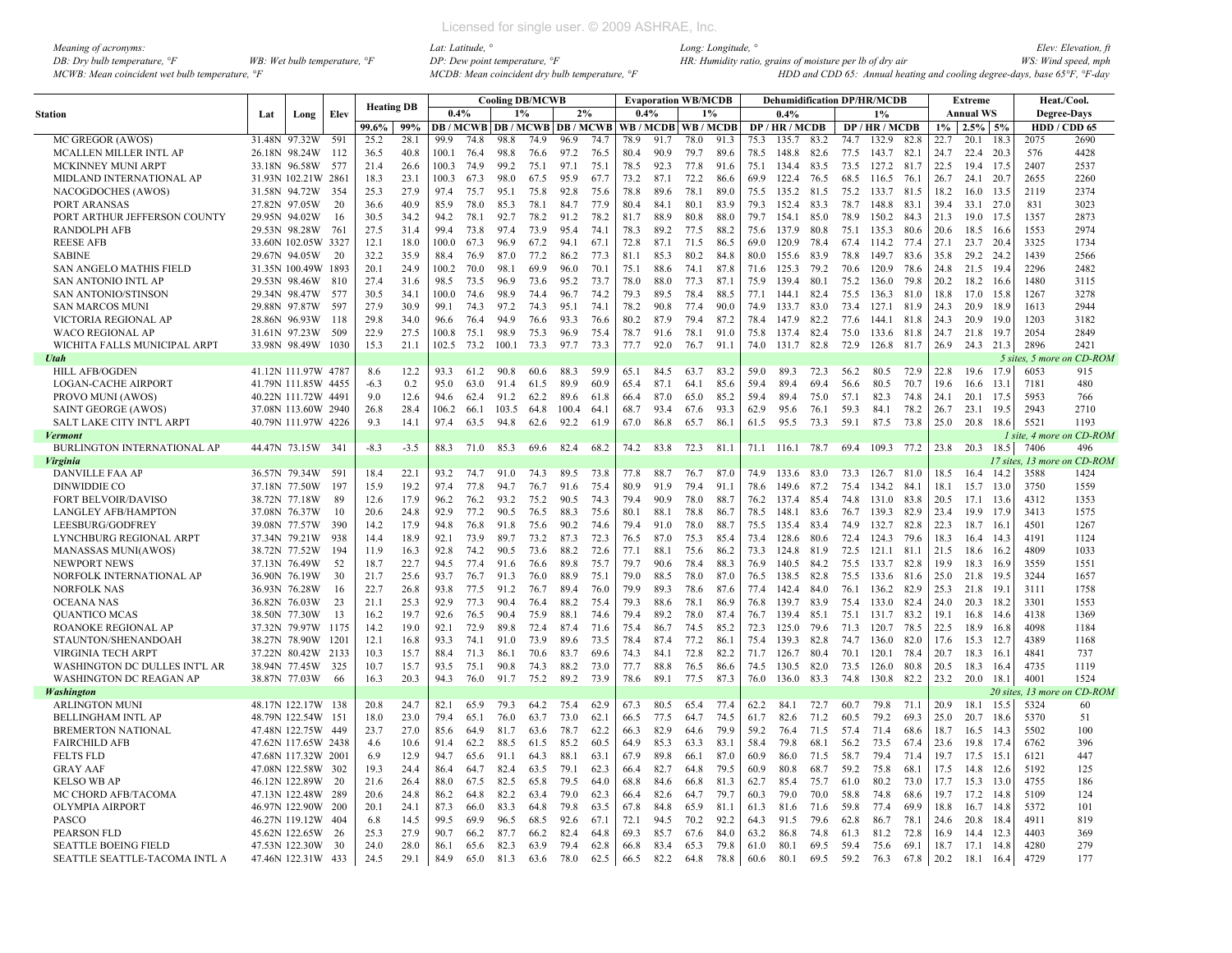Meaning of acronyms:
DB: Dry bulb temperature, °F    WB: Wet bulb temperature, °F
MCWB: Mean coincident wet bulb temperature, °F
Lat: Latitude, °
DP: Dew point temperature, °F
MCDB: Mean coincident dry bulb temperature, °F
Long: Longitude, °
HR: Humidity ratio, grains of moisture per lb of dry air
HDD and CDD 65: Annual heating and cooling degree-days, base 65°F, °F-day
Elev: Elevation, ft
WS: Wind speed, mph

| Station | Lat | Long | Elev | Heating DB | | Cooling DB/MCWB | | | | | | Evaporation WB/MCDB | | | | Dehumidification DP/HR/MCDB | | | | | | Extreme | | | Heat./Cool. | |
|---|---|---|---|---|---|---|---|---|---|---|---|---|---|---|---|---|---|---|---|---|---|---|---|---|---|---|
| | | | | | | 0.4% | | 1% | | 2% | | 0.4% | | 1% | | 0.4% | | | 1% | | | Annual WS | | | Degree-Days | |
| | | | | 99.6% | 99% | DB / MCWB | | DB / MCWB | | DB / MCWB | | WB / MCDB | | WB / MCDB | | DP / HR / MCDB | | | DP / HR / MCDB | | | 1% | 2.5% | 5% | HDD / CDD 65 | |
| MC GREGOR (AWOS) | 31.48N | 97.32W | 591 | 25.2 | 28.1 | 99.9 | 74.8 | 98.8 | 74.9 | 96.9 | 74.7 | 78.9 | 91.7 | 78.0 | 91.3 | 75.3 | 135.7 | 83.2 | 74.7 | 132.9 | 82.8 | 22.7 | 20.1 | 18.3 | 2075 | 2690 |
| MCALLEN MILLER INTL AP | 26.18N | 98.24W | 112 | 36.5 | 40.8 | 100.1 | 76.4 | 98.8 | 76.6 | 97.2 | 76.5 | 80.4 | 90.9 | 79.7 | 89.6 | 78.5 | 148.8 | 82.6 | 77.5 | 143.7 | 82.1 | 24.7 | 22.4 | 20.3 | 576 | 4428 |
| MCKINNEY MUNI ARPT | 33.18N | 96.58W | 577 | 21.4 | 26.6 | 100.3 | 74.9 | 99.2 | 75.1 | 97.1 | 75.1 | 78.5 | 92.3 | 77.8 | 91.6 | 75.1 | 134.4 | 83.5 | 73.5 | 127.2 | 81.7 | 22.5 | 19.4 | 17.5 | 2407 | 2537 |
| MIDLAND INTERNATIONAL AP | 31.93N | 102.21W | 2861 | 18.3 | 23.1 | 100.3 | 67.3 | 98.0 | 67.5 | 95.9 | 67.7 | 73.2 | 87.1 | 72.2 | 86.6 | 69.9 | 122.4 | 76.5 | 68.5 | 116.5 | 76.1 | 26.7 | 24.1 | 20.7 | 2655 | 2260 |
| NACOGDOCHES (AWOS) | 31.58N | 94.72W | 354 | 25.3 | 27.9 | 97.4 | 75.7 | 95.1 | 75.8 | 92.8 | 75.6 | 78.8 | 89.6 | 78.1 | 89.0 | 75.5 | 135.2 | 81.5 | 75.2 | 133.7 | 81.5 | 18.2 | 16.0 | 13.5 | 2119 | 2374 |
| PORT ARANSAS | 27.82N | 97.05W | 20 | 36.6 | 40.9 | 85.9 | 78.0 | 85.3 | 78.1 | 84.7 | 77.9 | 80.4 | 84.1 | 80.1 | 83.9 | 79.3 | 152.4 | 83.3 | 78.7 | 148.8 | 83.1 | 39.4 | 33.1 | 27.0 | 831 | 3023 |
| PORT ARTHUR JEFFERSON COUNTY | 29.95N | 94.02W | 16 | 30.5 | 34.2 | 94.2 | 78.1 | 92.7 | 78.2 | 91.2 | 78.2 | 81.7 | 88.9 | 80.8 | 88.0 | 79.7 | 154.1 | 85.0 | 78.9 | 150.2 | 84.3 | 21.3 | 19.0 | 17.5 | 1357 | 2873 |
| RANDOLPH AFB | 29.53N | 98.28W | 761 | 27.5 | 31.4 | 99.4 | 73.8 | 97.4 | 73.9 | 95.4 | 74.1 | 78.3 | 89.2 | 77.5 | 88.2 | 75.6 | 137.9 | 80.8 | 75.1 | 135.3 | 80.6 | 20.6 | 18.5 | 16.6 | 1553 | 2974 |
| REESE AFB | 33.60N | 102.05W | 3327 | 12.1 | 18.0 | 100.0 | 67.3 | 96.9 | 67.2 | 94.1 | 67.1 | 72.8 | 87.1 | 71.5 | 86.5 | 69.0 | 120.9 | 78.4 | 67.4 | 114.2 | 77.4 | 27.1 | 23.7 | 20.4 | 3325 | 1734 |
| SABINE | 29.67N | 94.05W | 20 | 32.2 | 35.9 | 88.4 | 76.9 | 87.0 | 77.2 | 86.2 | 77.3 | 81.1 | 85.3 | 80.2 | 84.8 | 80.0 | 155.6 | 83.9 | 78.8 | 149.7 | 83.6 | 35.8 | 29.2 | 24.2 | 1439 | 2566 |
| SAN ANGELO MATHIS FIELD | 31.35N | 100.49W | 1893 | 20.1 | 24.9 | 100.2 | 70.0 | 98.1 | 69.9 | 96.0 | 70.1 | 75.1 | 88.6 | 74.1 | 87.8 | 71.6 | 125.3 | 79.2 | 70.6 | 120.9 | 78.6 | 24.8 | 21.5 | 19.4 | 2296 | 2482 |
| SAN ANTONIO INTL AP | 29.53N | 98.46W | 810 | 27.4 | 31.6 | 98.5 | 73.5 | 96.9 | 73.6 | 95.2 | 73.7 | 78.0 | 88.0 | 77.3 | 87.1 | 75.9 | 139.4 | 80.1 | 75.2 | 136.0 | 79.8 | 20.2 | 18.2 | 16.6 | 1480 | 3115 |
| SAN ANTONIO/STINSON | 29.34N | 98.47W | 577 | 30.5 | 34.1 | 100.0 | 74.6 | 98.9 | 74.4 | 96.7 | 74.2 | 79.3 | 89.5 | 78.4 | 88.5 | 77.1 | 144.1 | 82.4 | 75.5 | 136.3 | 81.0 | 18.8 | 17.0 | 15.8 | 1267 | 3278 |
| SAN MARCOS MUNI | 29.88N | 97.87W | 597 | 27.9 | 30.9 | 99.1 | 74.3 | 97.2 | 74.3 | 95.1 | 74.1 | 78.2 | 90.8 | 77.4 | 90.0 | 74.9 | 133.7 | 83.0 | 73.4 | 127.1 | 81.9 | 24.3 | 20.9 | 18.9 | 1613 | 2944 |
| VICTORIA REGIONAL AP | 28.86N | 96.93W | 118 | 29.8 | 34.0 | 96.6 | 76.4 | 94.9 | 76.6 | 93.3 | 76.6 | 80.2 | 87.9 | 79.4 | 87.2 | 78.4 | 147.9 | 82.2 | 77.6 | 144.1 | 81.8 | 24.3 | 20.9 | 19.0 | 1203 | 3182 |
| WACO REGIONAL AP | 31.61N | 97.23W | 509 | 22.9 | 27.5 | 100.8 | 75.1 | 98.9 | 75.3 | 96.9 | 75.4 | 78.7 | 91.6 | 78.1 | 91.0 | 75.8 | 137.4 | 82.4 | 75.0 | 133.6 | 81.8 | 24.7 | 21.8 | 19.7 | 2054 | 2849 |
| WICHITA FALLS MUNICIPAL ARPT | 33.98N | 98.49W | 1030 | 15.3 | 21.1 | 102.5 | 73.2 | 100.1 | 73.3 | 97.7 | 73.3 | 77.7 | 92.0 | 76.7 | 91.1 | 74.0 | 131.7 | 82.8 | 72.9 | 126.8 | 81.7 | 26.9 | 24.3 | 21.3 | 2896 | 2421 |
| ***Utah*** | | | | | | | | | | | | | | | | | | | | | | | | | *5 sites, 5 more on CD-ROM* | |
| HILL AFB/OGDEN | 41.12N | 111.97W | 4787 | 8.6 | 12.2 | 93.3 | 61.2 | 90.8 | 60.6 | 88.3 | 59.9 | 65.1 | 84.5 | 63.7 | 83.2 | 59.0 | 89.3 | 72.3 | 56.2 | 80.5 | 72.9 | 22.8 | 19.6 | 17.9 | 6053 | 915 |
| LOGAN-CACHE AIRPORT | 41.79N | 111.85W | 4455 | -6.3 | 0.2 | 95.0 | 63.0 | 91.4 | 61.5 | 89.9 | 60.9 | 65.4 | 87.1 | 64.1 | 85.6 | 59.4 | 89.4 | 69.4 | 56.6 | 80.5 | 70.7 | 19.6 | 16.6 | 13.1 | 7181 | 480 |
| PROVO MUNI (AWOS) | 40.22N | 111.72W | 4491 | 9.0 | 12.6 | 94.6 | 62.4 | 91.2 | 62.2 | 89.6 | 61.8 | 66.4 | 87.0 | 65.0 | 85.2 | 59.4 | 89.4 | 75.0 | 57.1 | 82.3 | 74.8 | 24.1 | 20.1 | 17.5 | 5953 | 766 |
| SAINT GEORGE (AWOS) | 37.08N | 113.60W | 2940 | 26.8 | 28.4 | 106.2 | 66.1 | 103.5 | 64.8 | 100.4 | 64.1 | 68.7 | 93.4 | 67.6 | 93.3 | 62.9 | 95.6 | 76.1 | 59.3 | 84.1 | 78.2 | 26.7 | 23.1 | 19.5 | 2943 | 2710 |
| SALT LAKE CITY INT'L ARPT | 40.79N | 111.97W | 4226 | 9.3 | 14.1 | 97.4 | 63.5 | 94.8 | 62.6 | 92.2 | 61.9 | 67.0 | 86.8 | 65.7 | 86.1 | 61.5 | 95.5 | 73.3 | 59.1 | 87.5 | 73.8 | 25.0 | 20.8 | 18.6 | 5521 | 1193 |
| ***Vermont*** | | | | | | | | | | | | | | | | | | | | | | | | | *1 site, 4 more on CD-ROM* | |
| BURLINGTON INTERNATIONAL AP | 44.47N | 73.15W | 341 | -8.3 | -3.5 | 88.3 | 71.0 | 85.3 | 69.6 | 82.4 | 68.2 | 74.2 | 83.8 | 72.3 | 81.1 | 71.1 | 116.1 | 78.7 | 69.4 | 109.3 | 77.2 | 23.8 | 20.3 | 18.5 | 7406 | 496 |
| ***Virginia*** | | | | | | | | | | | | | | | | | | | | | | | | | *17 sites, 13 more on CD-ROM* | |
| DANVILLE FAA AP | 36.57N | 79.34W | 591 | 18.4 | 22.1 | 93.2 | 74.7 | 91.0 | 74.3 | 89.5 | 73.8 | 77.8 | 88.7 | 76.7 | 87.0 | 74.9 | 133.6 | 83.0 | 73.3 | 126.7 | 81.0 | 18.5 | 16.4 | 14.2 | 3588 | 1424 |
| DINWIDDIE CO | 37.18N | 77.50W | 197 | 15.9 | 19.2 | 97.4 | 77.8 | 94.7 | 76.7 | 91.6 | 75.4 | 80.9 | 91.9 | 79.4 | 91.1 | 78.6 | 149.6 | 87.2 | 75.4 | 134.2 | 84.1 | 18.1 | 15.7 | 13.0 | 3750 | 1559 |
| FORT BELVOIR/DAVISO | 38.72N | 77.18W | 89 | 12.6 | 17.9 | 96.2 | 76.2 | 93.2 | 75.2 | 90.5 | 74.3 | 79.4 | 90.9 | 78.0 | 88.7 | 76.2 | 137.4 | 85.4 | 74.8 | 131.0 | 83.8 | 20.5 | 17.1 | 13.6 | 4312 | 1353 |
| LANGLEY AFB/HAMPTON | 37.08N | 76.37W | 10 | 20.6 | 24.8 | 92.9 | 77.2 | 90.5 | 76.5 | 88.3 | 75.6 | 80.1 | 88.1 | 78.8 | 86.7 | 78.5 | 148.1 | 83.6 | 76.7 | 139.3 | 82.9 | 23.4 | 19.9 | 17.9 | 3413 | 1575 |
| LEESBURG/GODFREY | 39.08N | 77.57W | 390 | 14.2 | 17.9 | 94.8 | 76.8 | 91.8 | 75.6 | 90.2 | 74.6 | 79.4 | 91.0 | 78.0 | 88.7 | 75.5 | 135.4 | 83.4 | 74.9 | 132.7 | 82.8 | 22.3 | 18.7 | 16.1 | 4501 | 1267 |
| LYNCHBURG REGIONAL ARPT | 37.34N | 79.21W | 938 | 14.4 | 18.9 | 92.1 | 73.9 | 89.7 | 73.2 | 87.3 | 72.3 | 76.5 | 87.0 | 75.3 | 85.4 | 73.4 | 128.6 | 80.6 | 72.4 | 124.3 | 79.6 | 18.3 | 16.4 | 14.3 | 4191 | 1124 |
| MANASSAS MUNI(AWOS) | 38.72N | 77.52W | 194 | 11.9 | 16.3 | 92.8 | 74.2 | 90.5 | 73.6 | 88.2 | 72.6 | 77.1 | 88.1 | 75.6 | 86.2 | 73.3 | 124.8 | 81.9 | 72.5 | 121.1 | 81.1 | 21.5 | 18.6 | 16.2 | 4809 | 1033 |
| NEWPORT NEWS | 37.13N | 76.49W | 52 | 18.7 | 22.7 | 94.5 | 77.4 | 91.6 | 76.6 | 89.8 | 75.7 | 79.7 | 90.6 | 78.4 | 88.3 | 76.9 | 140.5 | 84.2 | 75.5 | 133.7 | 82.8 | 19.9 | 18.3 | 16.9 | 3559 | 1551 |
| NORFOLK INTERNATIONAL AP | 36.90N | 76.19W | 30 | 21.7 | 25.6 | 93.7 | 76.7 | 91.3 | 76.0 | 88.9 | 75.1 | 79.0 | 88.5 | 78.0 | 87.0 | 76.5 | 138.5 | 82.8 | 75.5 | 133.6 | 81.6 | 25.0 | 21.8 | 19.5 | 3244 | 1657 |
| NORFOLK NAS | 36.93N | 76.28W | 16 | 22.7 | 26.8 | 93.8 | 77.5 | 91.2 | 76.7 | 89.4 | 76.0 | 79.9 | 89.3 | 78.6 | 87.6 | 77.4 | 142.4 | 84.0 | 76.1 | 136.2 | 82.9 | 25.3 | 21.8 | 19.1 | 3111 | 1758 |
| OCEANA NAS | 36.82N | 76.03W | 23 | 21.1 | 25.3 | 92.9 | 77.3 | 90.4 | 76.4 | 88.2 | 75.4 | 79.3 | 88.6 | 78.1 | 86.9 | 76.8 | 139.7 | 83.9 | 75.4 | 133.0 | 82.4 | 24.0 | 20.3 | 18.2 | 3301 | 1553 |
| QUANTICO MCAS | 38.50N | 77.30W | 13 | 16.2 | 19.7 | 92.6 | 76.5 | 90.4 | 75.9 | 88.1 | 74.6 | 79.4 | 89.2 | 78.0 | 87.4 | 76.7 | 139.4 | 85.1 | 75.1 | 131.7 | 83.2 | 19.1 | 16.8 | 14.6 | 4138 | 1369 |
| ROANOKE REGIONAL AP | 37.32N | 79.97W | 1175 | 14.2 | 19.0 | 92.1 | 72.9 | 89.8 | 72.4 | 87.4 | 71.6 | 75.4 | 86.7 | 74.5 | 85.2 | 72.3 | 125.0 | 79.6 | 71.3 | 120.7 | 78.5 | 22.5 | 18.9 | 16.8 | 4098 | 1184 |
| STAUNTON/SHENANDOAH | 38.27N | 78.90W | 1201 | 12.1 | 16.8 | 93.3 | 74.1 | 91.0 | 73.9 | 89.6 | 73.5 | 78.4 | 87.4 | 77.2 | 86.1 | 75.4 | 139.3 | 82.8 | 74.7 | 136.0 | 82.0 | 17.6 | 15.3 | 12.7 | 4389 | 1168 |
| VIRGINIA TECH ARPT | 37.22N | 80.42W | 2133 | 10.3 | 15.7 | 88.4 | 71.3 | 86.1 | 70.6 | 83.7 | 69.6 | 74.3 | 84.1 | 72.8 | 82.2 | 71.7 | 126.7 | 80.4 | 70.1 | 120.1 | 78.4 | 20.7 | 18.3 | 16.1 | 4841 | 737 |
| WASHINGTON DC DULLES INT'L AR | 38.94N | 77.45W | 325 | 10.7 | 15.7 | 93.5 | 75.1 | 90.8 | 74.3 | 88.2 | 73.0 | 77.7 | 88.8 | 76.5 | 86.6 | 74.5 | 130.5 | 82.0 | 73.5 | 126.0 | 80.8 | 20.5 | 18.3 | 16.4 | 4735 | 1119 |
| WASHINGTON DC REAGAN AP | 38.87N | 77.03W | 66 | 16.3 | 20.3 | 94.3 | 76.0 | 91.7 | 75.2 | 89.2 | 73.9 | 78.6 | 89.1 | 77.5 | 87.3 | 76.0 | 136.0 | 83.3 | 74.8 | 130.8 | 82.2 | 23.2 | 20.0 | 18.1 | 4001 | 1524 |
| ***Washington*** | | | | | | | | | | | | | | | | | | | | | | | | | *20 sites, 13 more on CD-ROM* | |
| ARLINGTON MUNI | 48.17N | 122.17W | 138 | 20.8 | 24.7 | 82.1 | 65.9 | 79.3 | 64.2 | 75.4 | 62.9 | 67.3 | 80.5 | 65.4 | 77.4 | 62.2 | 84.1 | 72.7 | 60.7 | 79.8 | 71.1 | 20.9 | 18.1 | 15.5 | 5324 | 60 |
| BELLINGHAM INTL AP | 48.79N | 122.54W | 151 | 18.0 | 23.0 | 79.4 | 65.1 | 76.0 | 63.7 | 73.0 | 62.1 | 66.5 | 77.5 | 64.7 | 74.5 | 61.7 | 82.6 | 71.2 | 60.5 | 79.2 | 69.3 | 25.0 | 20.7 | 18.6 | 5370 | 51 |
| BREMERTON NATIONAL | 47.48N | 122.75W | 449 | 23.7 | 27.0 | 85.6 | 64.9 | 81.7 | 63.6 | 78.7 | 62.2 | 66.3 | 82.9 | 64.6 | 79.9 | 59.2 | 76.4 | 71.5 | 57.4 | 71.4 | 68.6 | 18.7 | 16.5 | 14.3 | 5502 | 100 |
| FAIRCHILD AFB | 47.62N | 117.65W | 2438 | 4.6 | 10.6 | 91.4 | 62.2 | 88.5 | 61.5 | 85.2 | 60.5 | 64.9 | 85.3 | 63.3 | 83.1 | 58.4 | 79.8 | 68.1 | 56.2 | 73.5 | 67.4 | 23.6 | 19.8 | 17.4 | 6762 | 396 |
| FELTS FLD | 47.68N | 117.32W | 2001 | 6.9 | 12.9 | 94.7 | 65.6 | 91.1 | 64.3 | 88.1 | 63.1 | 67.9 | 89.8 | 66.1 | 87.0 | 60.9 | 86.0 | 71.5 | 58.7 | 79.4 | 71.4 | 19.7 | 17.5 | 15.1 | 6121 | 447 |
| GRAY AAF | 47.08N | 122.58W | 302 | 19.3 | 24.4 | 86.4 | 64.7 | 82.4 | 63.5 | 79.1 | 62.3 | 66.4 | 82.7 | 64.8 | 79.5 | 60.9 | 80.8 | 68.7 | 59.2 | 75.8 | 68.1 | 17.5 | 14.8 | 12.6 | 5192 | 125 |
| KELSO WB AP | 46.12N | 122.89W | 20 | 21.6 | 26.4 | 88.0 | 67.5 | 82.5 | 65.8 | 79.5 | 64.0 | 68.8 | 84.6 | 66.8 | 81.3 | 62.7 | 85.4 | 75.7 | 61.0 | 80.2 | 73.0 | 17.7 | 15.3 | 13.0 | 4755 | 186 |
| MC CHORD AFB/TACOMA | 47.13N | 122.48W | 289 | 20.6 | 24.8 | 86.2 | 64.8 | 82.2 | 63.4 | 79.0 | 62.3 | 66.4 | 82.6 | 64.7 | 79.7 | 60.3 | 79.0 | 70.0 | 58.8 | 74.8 | 68.6 | 19.7 | 17.2 | 14.8 | 5109 | 124 |
| OLYMPIA AIRPORT | 46.97N | 122.90W | 200 | 20.1 | 24.1 | 87.3 | 66.0 | 83.3 | 64.8 | 79.8 | 63.5 | 67.8 | 84.8 | 65.9 | 81.1 | 61.3 | 81.6 | 71.6 | 59.8 | 77.4 | 69.9 | 18.8 | 16.7 | 14.8 | 5372 | 101 |
| PASCO | 46.27N | 119.12W | 404 | 6.8 | 14.5 | 99.5 | 69.9 | 96.5 | 68.5 | 92.6 | 67.1 | 72.1 | 94.5 | 70.2 | 92.2 | 64.3 | 91.5 | 79.6 | 62.8 | 86.7 | 78.1 | 24.6 | 20.8 | 18.4 | 4911 | 819 |
| PEARSON FLD | 45.62N | 122.65W | 26 | 25.3 | 27.9 | 90.7 | 66.2 | 87.7 | 66.2 | 82.4 | 64.8 | 69.3 | 85.7 | 67.6 | 84.0 | 63.2 | 86.8 | 74.8 | 61.3 | 81.2 | 72.8 | 16.9 | 14.4 | 12.3 | 4403 | 369 |
| SEATTLE BOEING FIELD | 47.53N | 122.30W | 30 | 24.0 | 28.0 | 86.1 | 65.6 | 82.3 | 63.9 | 79.4 | 62.8 | 66.8 | 83.4 | 65.3 | 79.8 | 61.0 | 80.1 | 69.5 | 59.4 | 75.6 | 69.1 | 18.7 | 17.1 | 14.8 | 4280 | 279 |
| SEATTLE SEATTLE-TACOMA INTL A | 47.46N | 122.31W | 433 | 24.5 | 29.1 | 84.9 | 65.0 | 81.3 | 63.6 | 78.0 | 62.5 | 66.5 | 82.2 | 64.8 | 78.8 | 60.6 | 80.1 | 69.5 | 59.2 | 76.3 | 67.8 | 20.2 | 18.1 | 16.4 | 4729 | 177 |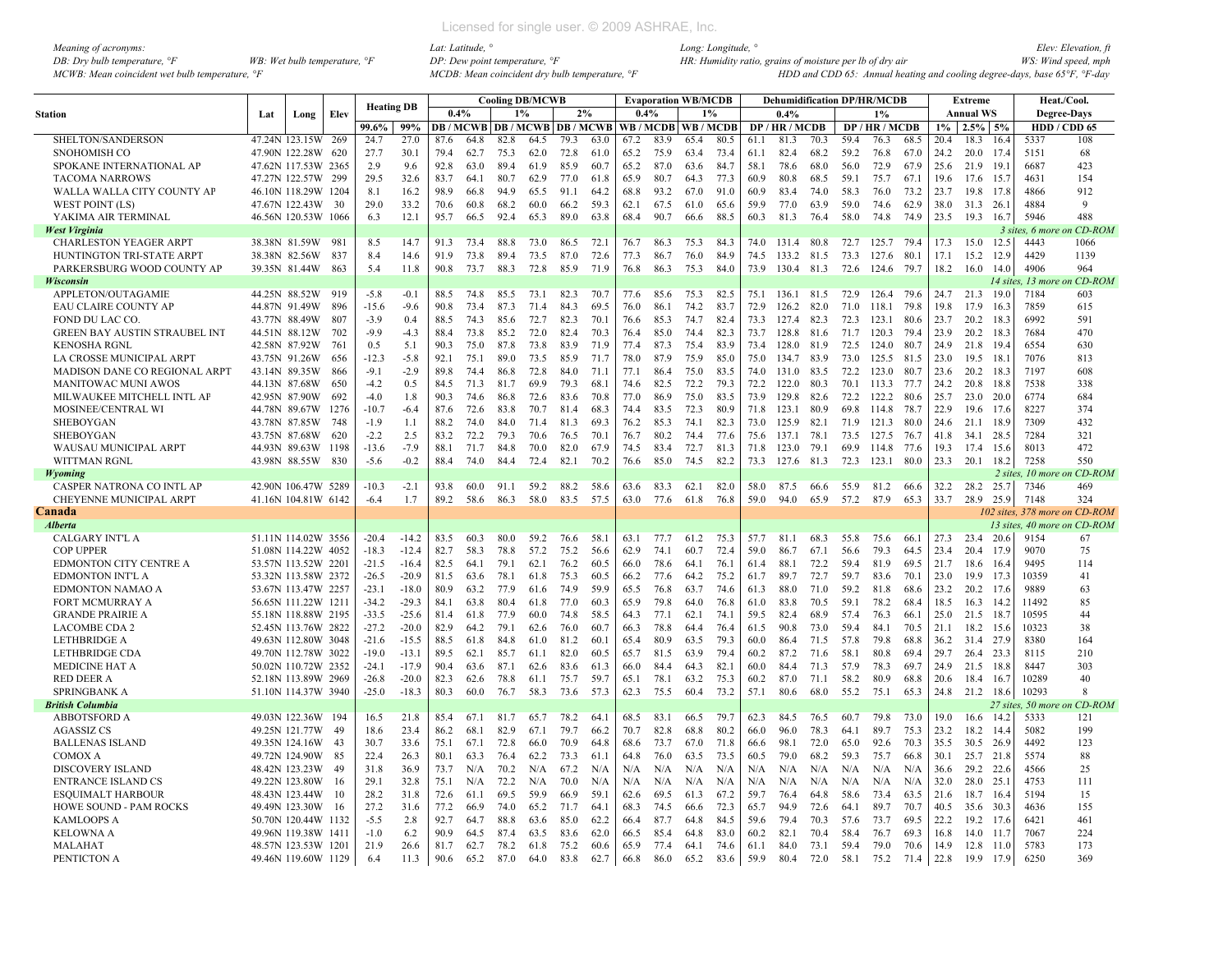Meaning of acronyms:
DB: Dry bulb temperature, °F  WB: Wet bulb temperature, °F
MCWB: Mean coincident wet bulb temperature, °F
Lat: Latitude, °
DP: Dew point temperature, °F
MCDB: Mean coincident dry bulb temperature, °F
Long: Longitude, °
HR: Humidity ratio, grains of moisture per lb of dry air
HDD and CDD 65: Annual heating and cooling degree-days, base 65°F, °F-day
Elev: Elevation, ft
WS: Wind speed, mph

| Station | Lat | Long | Elev | Heating DB | | Cooling DB/MCWB | | | | | | Evaporation WB/MCDB | | | | Dehumidification DP/HR/MCDB | | | | | | Extreme | | | Heat./Cool. | |
|---|---|---|---|---|---|---|---|---|---|---|---|---|---|---|---|---|---|---|---|---|---|---|---|---|---|---|
| | | | | | | 0.4% | | 1% | | 2% | | 0.4% | | 1% | | 0.4% | | | 1% | | | Annual WS | | | Degree-Days | |
| | | | | 99.6% | 99% | DB | MCWB | DB | MCWB | DB | MCWB | WB | MCDB | WB | MCDB | DP | HR | MCDB | DP | HR | MCDB | 1% | 2.5% | 5% | HDD | CDD 65 |
| SHELTON/SANDERSON | 47.24N | 123.15W | 269 | 24.7 | 27.0 | 87.6 | 64.8 | 82.8 | 64.5 | 79.3 | 63.0 | 67.2 | 83.9 | 65.4 | 80.5 | 61.1 | 81.3 | 70.3 | 59.4 | 76.3 | 68.5 | 20.4 | 18.3 | 16.4 | 5337 | 108 |
| SNOHOMISH CO | 47.90N | 122.28W | 620 | 27.7 | 30.1 | 79.4 | 62.7 | 75.3 | 62.0 | 72.8 | 61.0 | 65.2 | 75.9 | 63.4 | 73.4 | 61.1 | 82.4 | 68.2 | 59.2 | 76.8 | 67.0 | 24.2 | 20.0 | 17.4 | 5151 | 68 |
| SPOKANE INTERNATIONAL AP | 47.62N | 117.53W | 2365 | 2.9 | 9.6 | 92.8 | 63.0 | 89.4 | 61.9 | 85.9 | 60.7 | 65.2 | 87.0 | 63.6 | 84.2 | 58.1 | 78.6 | 68.0 | 56.0 | 72.9 | 67.9 | 25.6 | 21.9 | 19.1 | 6687 | 423 |
| TACOMA NARROWS | 47.27N | 122.57W | 299 | 29.5 | 32.6 | 83.7 | 64.1 | 80.7 | 62.9 | 77.0 | 61.8 | 65.9 | 80.7 | 64.3 | 77.3 | 60.9 | 80.8 | 68.5 | 59.1 | 75.7 | 67.1 | 19.6 | 17.6 | 15.7 | 4631 | 154 |
| WALLA WALLA CITY COUNTY AP | 46.10N | 118.29W | 1204 | 8.1 | 16.2 | 98.9 | 66.8 | 94.9 | 65.5 | 91.1 | 64.2 | 68.8 | 93.2 | 67.0 | 91.0 | 60.9 | 83.4 | 74.0 | 58.3 | 76.0 | 73.2 | 23.7 | 19.8 | 17.8 | 4866 | 912 |
| WEST POINT (LS) | 47.67N | 122.43W | 30 | 29.0 | 33.2 | 70.6 | 60.8 | 68.2 | 60.0 | 66.2 | 59.3 | 62.1 | 67.5 | 61.0 | 65.6 | 59.9 | 77.0 | 63.9 | 59.0 | 74.6 | 62.9 | 38.0 | 31.3 | 26.1 | 4884 | 9 |
| YAKIMA AIR TERMINAL | 46.56N | 120.53W | 1066 | 6.3 | 12.1 | 95.7 | 66.5 | 92.4 | 65.3 | 89.0 | 63.8 | 68.4 | 90.7 | 66.6 | 88.5 | 60.3 | 81.3 | 76.4 | 58.0 | 74.8 | 74.9 | 23.5 | 19.3 | 16.7 | 5946 | 488 |
| ***West Virginia*** | | | | | | | | | | | | | | | | | | | | | | | | | *3 sites, 6 more on CD-ROM* | |
| CHARLESTON YEAGER ARPT | 38.38N | 81.59W | 981 | 8.5 | 14.7 | 91.3 | 73.4 | 88.8 | 73.0 | 86.5 | 72.1 | 76.7 | 86.3 | 75.3 | 84.3 | 74.0 | 131.4 | 80.8 | 72.7 | 125.7 | 79.4 | 17.3 | 15.0 | 12.5 | 4443 | 1066 |
| HUNTINGTON TRI-STATE ARPT | 38.38N | 82.56W | 837 | 8.4 | 14.6 | 91.9 | 73.8 | 89.4 | 73.5 | 87.0 | 72.6 | 77.3 | 86.7 | 76.0 | 84.9 | 74.5 | 133.2 | 81.5 | 73.3 | 127.6 | 80.1 | 17.1 | 15.2 | 12.9 | 4429 | 1139 |
| PARKERSBURG WOOD COUNTY AP | 39.35N | 81.44W | 863 | 5.4 | 11.8 | 90.8 | 73.7 | 88.3 | 72.8 | 85.9 | 71.9 | 76.8 | 86.3 | 75.3 | 84.0 | 73.9 | 130.4 | 81.3 | 72.6 | 124.6 | 79.7 | 18.2 | 16.0 | 14.0 | 4906 | 964 |
| ***Wisconsin*** | | | | | | | | | | | | | | | | | | | | | | | | | *14 sites, 13 more on CD-ROM* | |
| APPLETON/OUTAGAMIE | 44.25N | 88.52W | 919 | -5.8 | -0.1 | 88.5 | 74.8 | 85.5 | 73.1 | 82.3 | 70.7 | 77.6 | 85.6 | 75.3 | 82.5 | 75.1 | 136.1 | 81.5 | 72.9 | 126.4 | 79.6 | 24.7 | 21.3 | 19.0 | 7184 | 603 |
| EAU CLAIRE COUNTY AP | 44.87N | 91.49W | 896 | -15.6 | -9.6 | 90.8 | 73.4 | 87.3 | 71.4 | 84.3 | 69.5 | 76.0 | 86.1 | 74.2 | 83.7 | 72.9 | 126.2 | 82.0 | 71.0 | 118.1 | 79.8 | 19.8 | 17.9 | 16.3 | 7859 | 615 |
| FOND DU LAC CO. | 43.77N | 88.49W | 807 | -3.9 | 0.4 | 88.5 | 74.3 | 85.6 | 72.7 | 82.3 | 70.1 | 76.6 | 85.3 | 74.7 | 82.4 | 73.3 | 127.4 | 82.3 | 72.3 | 123.1 | 80.6 | 23.7 | 20.2 | 18.3 | 6992 | 591 |
| GREEN BAY AUSTIN STRAUBEL INT | 44.51N | 88.12W | 702 | -9.9 | -4.3 | 88.4 | 73.8 | 85.2 | 72.0 | 82.4 | 70.3 | 76.4 | 85.0 | 74.4 | 82.3 | 73.7 | 128.8 | 81.6 | 71.7 | 120.3 | 79.4 | 23.9 | 20.2 | 18.3 | 7684 | 470 |
| KENOSHA RGNL | 42.58N | 87.92W | 761 | 0.5 | 5.1 | 90.3 | 75.0 | 87.8 | 73.8 | 83.9 | 71.9 | 77.4 | 87.3 | 75.4 | 83.9 | 73.4 | 128.0 | 81.9 | 72.5 | 124.0 | 80.7 | 24.9 | 21.8 | 19.4 | 6554 | 630 |
| LA CROSSE MUNICIPAL ARPT | 43.75N | 91.26W | 656 | -12.3 | -5.8 | 92.1 | 75.1 | 89.0 | 73.5 | 85.9 | 71.7 | 78.0 | 87.9 | 75.9 | 85.0 | 75.0 | 134.7 | 83.9 | 73.0 | 125.5 | 81.5 | 23.0 | 19.5 | 18.1 | 7076 | 813 |
| MADISON DANE CO REGIONAL ARPT | 43.14N | 89.35W | 866 | -9.1 | -2.9 | 89.9 | 74.4 | 86.8 | 72.6 | 84.0 | 71.1 | 77.1 | 86.4 | 75.0 | 83.5 | 74.0 | 131.0 | 83.5 | 72.2 | 123.0 | 80.7 | 23.6 | 20.2 | 18.3 | 7197 | 608 |
| MANITOWAC MUNI AWOS | 44.13N | 87.68W | 650 | -4.2 | 0.5 | 84.5 | 71.3 | 81.7 | 69.9 | 79.3 | 68.1 | 74.6 | 82.5 | 72.2 | 79.3 | 72.2 | 122.0 | 80.3 | 70.1 | 113.3 | 77.7 | 24.2 | 20.8 | 18.8 | 7538 | 338 |
| MILWAUKEE MITCHELL INTL AP | 42.95N | 87.90W | 692 | -4.0 | 1.8 | 90.3 | 74.6 | 86.8 | 72.6 | 83.6 | 70.8 | 77.0 | 86.9 | 75.0 | 83.5 | 73.9 | 129.8 | 82.6 | 72.2 | 122.2 | 80.6 | 25.7 | 23.0 | 20.0 | 6774 | 684 |
| MOSINEE/CENTRAL WI | 44.78N | 89.67W | 1276 | -10.7 | -6.4 | 87.6 | 72.6 | 83.8 | 70.7 | 81.4 | 68.3 | 74.4 | 83.5 | 72.3 | 80.9 | 71.8 | 123.1 | 80.9 | 69.8 | 114.8 | 78.7 | 22.9 | 19.6 | 17.6 | 8227 | 374 |
| SHEBOYGAN | 43.78N | 87.85W | 748 | -1.9 | 1.1 | 88.2 | 74.0 | 84.0 | 71.4 | 81.3 | 69.3 | 76.2 | 85.3 | 74.1 | 82.3 | 73.0 | 125.9 | 82.1 | 71.9 | 121.3 | 80.0 | 24.6 | 21.1 | 18.9 | 7309 | 432 |
| SHEBOYGAN | 43.75N | 87.68W | 620 | -2.2 | 2.5 | 83.2 | 72.2 | 79.3 | 70.6 | 76.5 | 70.1 | 76.7 | 80.2 | 74.4 | 77.6 | 75.6 | 137.1 | 78.1 | 73.5 | 127.5 | 76.7 | 41.8 | 34.1 | 28.5 | 7284 | 321 |
| WAUSAU MUNICIPAL ARPT | 44.93N | 89.63W | 1198 | -13.6 | -7.9 | 88.1 | 71.7 | 84.8 | 70.0 | 82.0 | 67.9 | 74.5 | 83.4 | 72.7 | 81.3 | 71.8 | 123.0 | 79.1 | 69.9 | 114.8 | 77.6 | 19.3 | 17.4 | 15.6 | 8013 | 472 |
| WITTMAN RGNL | 43.98N | 88.55W | 830 | -5.6 | -0.2 | 88.4 | 74.0 | 84.4 | 72.4 | 82.1 | 70.2 | 76.6 | 85.0 | 74.5 | 82.2 | 73.3 | 127.6 | 81.3 | 72.3 | 123.1 | 80.0 | 23.3 | 20.1 | 18.2 | 7258 | 550 |
| ***Wyoming*** | | | | | | | | | | | | | | | | | | | | | | | | | *2 sites, 10 more on CD-ROM* | |
| CASPER NATRONA CO INTL AP | 42.90N | 106.47W | 5289 | -10.3 | -2.1 | 93.8 | 60.0 | 91.1 | 59.2 | 88.2 | 58.6 | 63.6 | 83.3 | 62.1 | 82.0 | 58.0 | 87.5 | 66.6 | 55.9 | 81.2 | 66.6 | 32.2 | 28.2 | 25.7 | 7346 | 469 |
| CHEYENNE MUNICIPAL ARPT | 41.16N | 104.81W | 6142 | -6.4 | 1.7 | 89.2 | 58.6 | 86.3 | 58.0 | 83.5 | 57.5 | 63.0 | 77.6 | 61.8 | 76.8 | 59.0 | 94.0 | 65.9 | 57.2 | 87.9 | 65.3 | 33.7 | 28.9 | 25.9 | 7148 | 324 |
| **Canada** | | | | | | | | | | | | | | | | | | | | | | | | | *102 sites, 378 more on CD-ROM* | |
| ***Alberta*** | | | | | | | | | | | | | | | | | | | | | | | | | *13 sites, 40 more on CD-ROM* | |
| CALGARY INT'L A | 51.11N | 114.02W | 3556 | -20.4 | -14.2 | 83.5 | 60.3 | 80.0 | 59.2 | 76.6 | 58.1 | 63.1 | 77.7 | 61.2 | 75.3 | 57.7 | 81.1 | 68.3 | 55.8 | 75.6 | 66.1 | 27.3 | 23.4 | 20.6 | 9154 | 67 |
| COP UPPER | 51.08N | 114.22W | 4052 | -18.3 | -12.4 | 82.7 | 58.3 | 78.8 | 57.2 | 75.2 | 56.6 | 62.9 | 74.1 | 60.7 | 72.4 | 59.0 | 86.7 | 67.1 | 56.6 | 79.3 | 64.5 | 23.4 | 20.4 | 17.9 | 9070 | 75 |
| EDMONTON CITY CENTRE A | 53.57N | 113.52W | 2201 | -21.5 | -16.4 | 82.5 | 64.1 | 79.1 | 62.1 | 76.2 | 60.5 | 66.0 | 78.6 | 64.1 | 76.1 | 61.4 | 88.1 | 72.2 | 59.4 | 81.9 | 69.5 | 21.7 | 18.6 | 16.4 | 9495 | 114 |
| EDMONTON INT'L A | 53.32N | 113.58W | 2372 | -26.5 | -20.9 | 81.5 | 63.6 | 78.1 | 61.8 | 75.3 | 60.5 | 66.2 | 77.6 | 64.2 | 75.2 | 61.7 | 89.7 | 72.7 | 59.7 | 83.6 | 70.1 | 23.0 | 19.9 | 17.3 | 10359 | 41 |
| EDMONTON NAMAO A | 53.67N | 113.47W | 2257 | -23.1 | -18.0 | 80.9 | 63.2 | 77.9 | 61.6 | 74.9 | 59.9 | 65.5 | 76.8 | 63.7 | 74.6 | 61.3 | 88.0 | 71.0 | 59.2 | 81.8 | 68.6 | 23.2 | 20.2 | 17.6 | 9889 | 63 |
| FORT MCMURRAY A | 56.65N | 111.22W | 1211 | -34.2 | -29.3 | 84.1 | 63.8 | 80.4 | 61.8 | 77.0 | 60.3 | 65.9 | 79.8 | 64.0 | 76.8 | 61.0 | 83.8 | 70.5 | 59.1 | 78.2 | 68.4 | 18.5 | 16.3 | 14.2 | 11492 | 85 |
| GRANDE PRAIRIE A | 55.18N | 118.88W | 2195 | -33.5 | -25.6 | 81.4 | 61.8 | 77.9 | 60.0 | 74.8 | 58.5 | 64.3 | 77.1 | 62.1 | 74.1 | 59.5 | 82.4 | 68.9 | 57.4 | 76.3 | 66.1 | 25.0 | 21.5 | 18.7 | 10595 | 44 |
| LACOMBE CDA 2 | 52.45N | 113.76W | 2822 | -27.2 | -20.0 | 82.9 | 64.2 | 79.1 | 62.6 | 76.0 | 60.7 | 66.3 | 78.8 | 64.4 | 76.4 | 61.5 | 90.8 | 73.0 | 59.4 | 84.1 | 70.5 | 21.1 | 18.2 | 15.6 | 10323 | 38 |
| LETHBRIDGE A | 49.63N | 112.80W | 3048 | -21.6 | -15.5 | 88.5 | 61.8 | 84.8 | 61.0 | 81.2 | 60.1 | 65.4 | 80.9 | 63.5 | 79.3 | 60.0 | 86.4 | 71.5 | 57.8 | 79.8 | 68.8 | 36.2 | 31.4 | 27.9 | 8380 | 164 |
| LETHBRIDGE CDA | 49.70N | 112.78W | 3022 | -19.0 | -13.1 | 89.5 | 62.1 | 85.7 | 61.1 | 82.0 | 60.5 | 65.7 | 81.5 | 63.9 | 79.4 | 60.2 | 87.2 | 71.6 | 58.1 | 80.8 | 69.4 | 29.7 | 26.4 | 23.3 | 8115 | 210 |
| MEDICINE HAT A | 50.02N | 110.72W | 2352 | -24.1 | -17.9 | 90.4 | 63.6 | 87.1 | 62.6 | 83.6 | 61.3 | 66.0 | 84.4 | 64.3 | 82.1 | 60.0 | 84.4 | 71.3 | 57.9 | 78.3 | 69.7 | 24.9 | 21.5 | 18.8 | 8447 | 303 |
| RED DEER A | 52.18N | 113.89W | 2969 | -26.8 | -20.0 | 82.3 | 62.6 | 78.8 | 61.1 | 75.7 | 59.7 | 65.1 | 78.1 | 63.2 | 75.3 | 60.2 | 87.0 | 71.1 | 58.2 | 80.9 | 68.8 | 20.6 | 18.4 | 16.7 | 10289 | 40 |
| SPRINGBANK A | 51.10N | 114.37W | 3940 | -25.0 | -18.3 | 80.3 | 60.0 | 76.7 | 58.3 | 73.6 | 57.3 | 62.3 | 75.5 | 60.4 | 73.2 | 57.1 | 80.6 | 68.0 | 55.2 | 75.1 | 65.3 | 24.8 | 21.2 | 18.6 | 10293 | 8 |
| ***British Columbia*** | | | | | | | | | | | | | | | | | | | | | | | | | *27 sites, 50 more on CD-ROM* | |
| ABBOTSFORD A | 49.03N | 122.36W | 194 | 16.5 | 21.8 | 85.4 | 67.1 | 81.7 | 65.7 | 78.2 | 64.1 | 68.5 | 83.1 | 66.5 | 79.7 | 62.3 | 84.5 | 76.5 | 60.7 | 79.8 | 73.0 | 19.0 | 16.6 | 14.2 | 5333 | 121 |
| AGASSIZ CS | 49.25N | 121.77W | 49 | 18.6 | 23.4 | 86.2 | 68.1 | 82.9 | 67.1 | 79.7 | 66.2 | 70.7 | 82.8 | 68.8 | 80.2 | 66.0 | 96.0 | 78.3 | 64.1 | 89.7 | 75.3 | 23.2 | 18.2 | 14.4 | 5082 | 199 |
| BALLENAS ISLAND | 49.35N | 124.16W | 43 | 30.7 | 33.6 | 75.1 | 67.1 | 72.8 | 66.0 | 70.9 | 64.8 | 68.6 | 73.7 | 67.0 | 71.8 | 66.6 | 98.1 | 72.0 | 65.0 | 92.6 | 70.3 | 35.5 | 30.5 | 26.9 | 4492 | 123 |
| COMOX A | 49.72N | 124.90W | 85 | 22.4 | 26.3 | 80.1 | 63.3 | 76.4 | 62.2 | 73.3 | 61.1 | 64.8 | 76.0 | 63.5 | 73.5 | 60.5 | 79.0 | 68.2 | 59.3 | 75.7 | 66.8 | 30.1 | 25.7 | 21.8 | 5574 | 88 |
| DISCOVERY ISLAND | 48.42N | 123.23W | 49 | 31.8 | 36.9 | 73.7 | N/A | 70.2 | N/A | 67.2 | N/A | N/A | N/A | N/A | N/A | N/A | N/A | N/A | N/A | N/A | N/A | 36.6 | 29.2 | 22.6 | 4566 | 25 |
| ENTRANCE ISLAND CS | 49.22N | 123.80W | 16 | 29.1 | 32.8 | 75.1 | N/A | 72.2 | N/A | 70.0 | N/A | N/A | N/A | N/A | N/A | N/A | N/A | N/A | N/A | N/A | N/A | 32.0 | 28.0 | 25.1 | 4753 | 111 |
| ESQUIMALT HARBOUR | 48.43N | 123.44W | 10 | 28.2 | 31.8 | 72.6 | 61.1 | 69.5 | 59.9 | 66.9 | 59.1 | 62.6 | 69.5 | 61.3 | 67.2 | 59.7 | 76.4 | 64.8 | 58.6 | 73.4 | 63.5 | 21.6 | 18.7 | 16.4 | 5194 | 15 |
| HOWE SOUND - PAM ROCKS | 49.49N | 123.30W | 16 | 27.2 | 31.6 | 77.2 | 66.9 | 74.0 | 65.2 | 71.7 | 64.1 | 68.3 | 74.5 | 66.6 | 72.3 | 65.7 | 94.9 | 72.6 | 64.1 | 89.7 | 70.7 | 40.5 | 35.6 | 30.3 | 4636 | 155 |
| KAMLOOPS A | 50.70N | 120.44W | 1132 | -5.5 | 2.8 | 92.7 | 64.7 | 88.8 | 63.6 | 85.0 | 62.2 | 66.4 | 87.7 | 64.8 | 84.5 | 59.6 | 79.4 | 70.3 | 57.6 | 73.7 | 69.5 | 22.2 | 19.2 | 17.6 | 6421 | 461 |
| KELOWNA A | 49.96N | 119.38W | 1411 | -1.0 | 6.2 | 90.9 | 64.5 | 87.4 | 63.5 | 83.6 | 62.0 | 66.5 | 85.4 | 64.8 | 83.0 | 60.2 | 82.1 | 70.4 | 58.4 | 76.7 | 69.3 | 16.8 | 14.0 | 11.7 | 7067 | 224 |
| MALAHAT | 48.57N | 123.53W | 1201 | 21.9 | 26.6 | 81.7 | 62.7 | 78.2 | 61.8 | 75.2 | 60.6 | 65.9 | 77.4 | 64.1 | 74.6 | 61.1 | 84.0 | 73.1 | 59.4 | 79.0 | 70.6 | 14.9 | 12.8 | 11.0 | 5783 | 173 |
| PENTICTON A | 49.46N | 119.60W | 1129 | 6.4 | 11.3 | 90.6 | 65.2 | 87.0 | 64.0 | 83.8 | 62.7 | 66.8 | 86.0 | 65.2 | 83.6 | 59.9 | 80.4 | 72.0 | 58.1 | 75.2 | 71.4 | 22.8 | 19.9 | 17.9 | 6250 | 369 |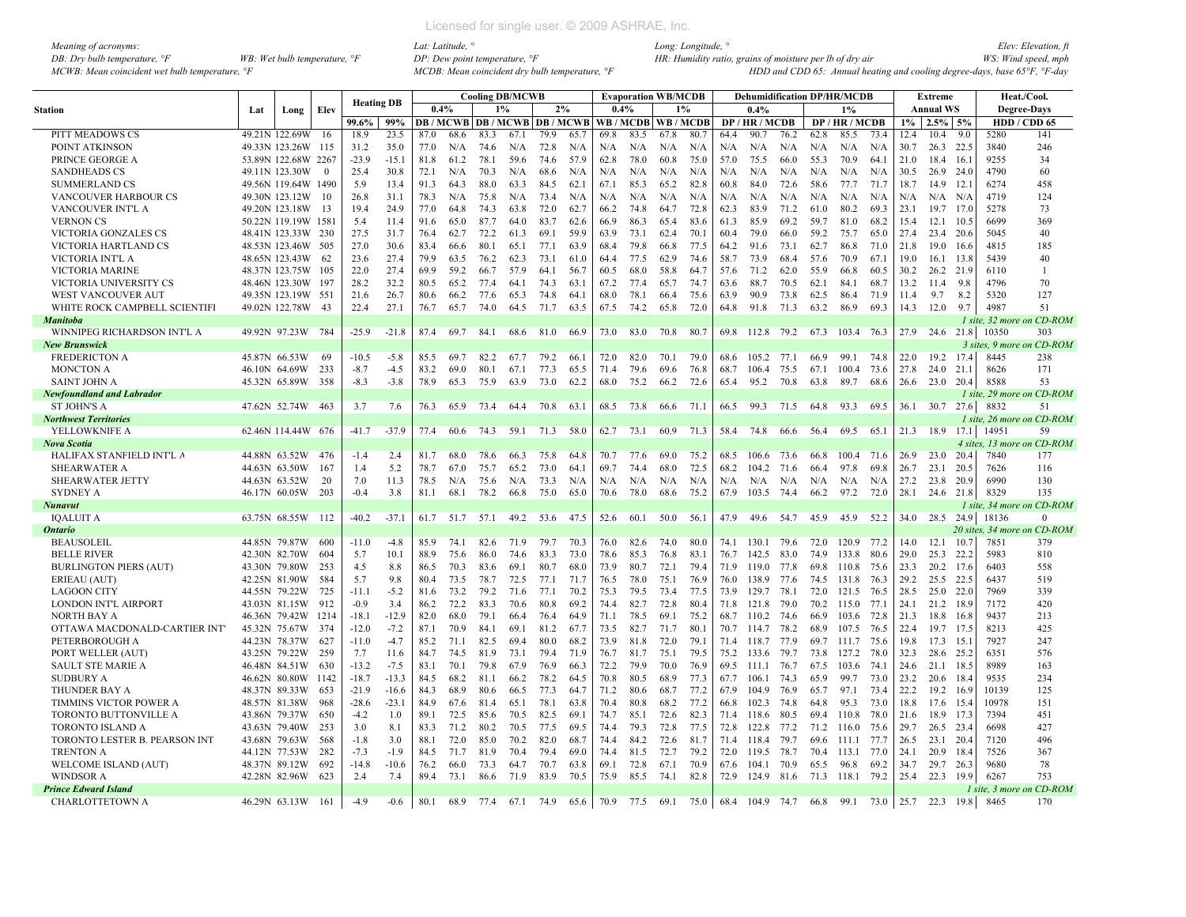*Meaning of acronyms:*
*DB: Dry bulb temperature, °F* *WB: Wet bulb temperature, °F*
*MCWB: Mean coincident wet bulb temperature, °F*
*Lat: Latitude, °* *Long: Longitude, °* *Elev: Elevation, ft*
*DP: Dew point temperature, °F* *HR: Humidity ratio, grains of moisture per lb of dry air* *WS: Wind speed, mph*
*MCDB: Mean coincident dry bulb temperature, °F* *HDD and CDD 65: Annual heating and cooling degree-days, base 65°F, °F-day*

| Station | Lat | Long | Elev | Heating DB | | Cooling DB/MCWB | | | | | | Evaporation WB/MCDB | | | | Dehumidification DP/HR/MCDB | | | | | | Extreme | | | Heat./Cool. | |
|---|---|---|---|---|---|---|---|---|---|---|---|---|---|---|---|---|---|---|---|---|---|---|---|---|---|---|
| | | | | | | 0.4% | | 1% | | 2% | | 0.4% | | 1% | | 0.4% | | | 1% | | | Annual WS | | | Degree-Days | |
| | | | | 99.6% | 99% | DB | MCWB | DB | MCWB | DB | MCWB | WB | MCDB | WB | MCDB | DP | HR | MCDB | DP | HR | MCDB | 1% | 2.5% | 5% | HDD | CDD 65 |
| PITT MEADOWS CS | 49.21N | 122.69W | 16 | 18.9 | 23.5 | 87.0 | 68.6 | 83.3 | 67.1 | 79.9 | 65.7 | 69.8 | 83.5 | 67.8 | 80.7 | 64.4 | 90.7 | 76.2 | 62.8 | 85.5 | 73.4 | 12.4 | 10.4 | 9.0 | 5280 | 141 |
| POINT ATKINSON | 49.33N | 123.26W | 115 | 31.2 | 35.0 | 77.0 | N/A | 74.6 | N/A | 72.8 | N/A | N/A | N/A | N/A | N/A | N/A | N/A | N/A | N/A | N/A | N/A | 30.7 | 26.3 | 22.5 | 3840 | 246 |
| PRINCE GEORGE A | 53.89N | 122.68W | 2267 | -23.9 | -15.1 | 81.8 | 61.2 | 78.1 | 59.6 | 74.6 | 57.9 | 62.8 | 78.0 | 60.8 | 75.0 | 57.0 | 75.5 | 66.0 | 55.3 | 70.9 | 64.1 | 21.0 | 18.4 | 16.1 | 9255 | 34 |
| SANDHEADS CS | 49.11N | 123.30W | 0 | 25.4 | 30.8 | 72.1 | N/A | 70.3 | N/A | 68.6 | N/A | N/A | N/A | N/A | N/A | N/A | N/A | N/A | N/A | N/A | N/A | 30.5 | 26.9 | 24.0 | 4790 | 60 |
| SUMMERLAND CS | 49.56N | 119.64W | 1490 | 5.9 | 13.4 | 91.3 | 64.3 | 88.0 | 63.3 | 84.5 | 62.1 | 67.1 | 85.3 | 65.2 | 82.8 | 60.8 | 84.0 | 72.6 | 58.6 | 77.7 | 71.7 | 18.7 | 14.9 | 12.1 | 6274 | 458 |
| VANCOUVER HARBOUR CS | 49.30N | 123.12W | 10 | 26.8 | 31.1 | 78.3 | N/A | 75.8 | N/A | 73.4 | N/A | N/A | N/A | N/A | N/A | N/A | N/A | N/A | N/A | N/A | N/A | N/A | N/A | N/A | 4719 | 124 |
| VANCOUVER INT'L A | 49.20N | 123.18W | 13 | 19.4 | 24.9 | 77.0 | 64.8 | 74.3 | 63.8 | 72.0 | 62.7 | 66.2 | 74.8 | 64.7 | 72.8 | 62.3 | 83.9 | 71.2 | 61.0 | 80.2 | 69.3 | 23.1 | 19.7 | 17.0 | 5278 | 73 |
| VERNON CS | 50.22N | 119.19W | 1581 | 5.4 | 11.4 | 91.6 | 65.0 | 87.7 | 64.0 | 83.7 | 62.6 | 66.9 | 86.3 | 65.4 | 83.6 | 61.3 | 85.9 | 69.2 | 59.7 | 81.0 | 68.2 | 15.4 | 12.1 | 10.5 | 6699 | 369 |
| VICTORIA GONZALES CS | 48.41N | 123.33W | 230 | 27.5 | 31.7 | 76.4 | 62.7 | 72.2 | 61.3 | 69.1 | 59.9 | 63.9 | 73.1 | 62.4 | 70.1 | 60.4 | 79.0 | 66.0 | 59.2 | 75.7 | 65.0 | 27.4 | 23.4 | 20.6 | 5045 | 40 |
| VICTORIA HARTLAND CS | 48.53N | 123.46W | 505 | 27.0 | 30.6 | 83.4 | 66.6 | 80.1 | 65.1 | 77.1 | 63.9 | 68.4 | 79.8 | 66.8 | 77.5 | 64.2 | 91.6 | 73.1 | 62.7 | 86.8 | 71.0 | 21.8 | 19.0 | 16.6 | 4815 | 185 |
| VICTORIA INT'L A | 48.65N | 123.43W | 62 | 23.6 | 27.4 | 79.9 | 63.5 | 76.2 | 62.3 | 73.1 | 61.0 | 64.4 | 77.5 | 62.9 | 74.6 | 58.7 | 73.9 | 68.4 | 57.6 | 70.9 | 67.1 | 19.0 | 16.1 | 13.8 | 5439 | 40 |
| VICTORIA MARINE | 48.37N | 123.75W | 105 | 22.0 | 27.4 | 69.9 | 59.2 | 66.7 | 57.9 | 64.1 | 56.7 | 60.5 | 68.0 | 58.8 | 64.7 | 57.6 | 71.2 | 62.0 | 55.9 | 66.8 | 60.5 | 30.2 | 26.2 | 21.9 | 6110 | 1 |
| VICTORIA UNIVERSITY CS | 48.46N | 123.30W | 197 | 28.2 | 32.2 | 80.5 | 65.2 | 77.4 | 64.1 | 74.3 | 63.1 | 67.2 | 77.4 | 65.7 | 74.7 | 63.6 | 88.7 | 70.5 | 62.1 | 84.1 | 68.7 | 13.2 | 11.4 | 9.8 | 4796 | 70 |
| WEST VANCOUVER AUT | 49.35N | 123.19W | 551 | 21.6 | 26.7 | 80.6 | 66.2 | 77.6 | 65.3 | 74.8 | 64.1 | 68.0 | 78.1 | 66.4 | 75.6 | 63.9 | 90.9 | 73.8 | 62.5 | 86.4 | 71.9 | 11.4 | 9.7 | 8.2 | 5320 | 127 |
| WHITE ROCK CAMPBELL SCIENTIFI | 49.02N | 122.78W | 43 | 22.4 | 27.1 | 76.7 | 65.7 | 74.0 | 64.5 | 71.7 | 63.5 | 67.5 | 74.2 | 65.8 | 72.0 | 64.8 | 91.8 | 71.3 | 63.2 | 86.9 | 69.3 | 14.3 | 12.0 | 9.7 | 4987 | 51 |
| ***Manitoba*** | | | | | | | | | | | | | | | | | | | | | | | | | *1 site, 32 more on CD-ROM* | |
| WINNIPEG RICHARDSON INT'L A | 49.92N | 97.23W | 784 | -25.9 | -21.8 | 87.4 | 69.7 | 84.1 | 68.6 | 81.0 | 66.9 | 73.0 | 83.0 | 70.8 | 80.7 | 69.8 | 112.8 | 79.2 | 67.3 | 103.4 | 76.3 | 27.9 | 24.6 | 21.8 | 10350 | 303 |
| ***New Brunswick*** | | | | | | | | | | | | | | | | | | | | | | | | | *3 sites, 9 more on CD-ROM* | |
| FREDERICTON A | 45.87N | 66.53W | 69 | -10.5 | -5.8 | 85.5 | 69.7 | 82.2 | 67.7 | 79.2 | 66.1 | 72.0 | 82.0 | 70.1 | 79.0 | 68.6 | 105.2 | 77.1 | 66.9 | 99.1 | 74.8 | 22.0 | 19.2 | 17.4 | 8445 | 238 |
| MONCTON A | 46.10N | 64.69W | 233 | -8.7 | -4.5 | 83.2 | 69.0 | 80.1 | 67.1 | 77.3 | 65.5 | 71.4 | 79.6 | 69.6 | 76.8 | 68.7 | 106.4 | 75.5 | 67.1 | 100.4 | 73.6 | 27.8 | 24.0 | 21.1 | 8626 | 171 |
| SAINT JOHN A | 45.32N | 65.89W | 358 | -8.3 | -3.8 | 78.9 | 65.3 | 75.9 | 63.9 | 73.0 | 62.2 | 68.0 | 75.2 | 66.2 | 72.6 | 65.4 | 95.2 | 70.8 | 63.8 | 89.7 | 68.6 | 26.6 | 23.0 | 20.4 | 8588 | 53 |
| ***Newfoundland and Labrador*** | | | | | | | | | | | | | | | | | | | | | | | | | *1 site, 29 more on CD-ROM* | |
| ST JOHN'S A | 47.62N | 52.74W | 463 | 3.7 | 7.6 | 76.3 | 65.9 | 73.4 | 64.4 | 70.8 | 63.1 | 68.5 | 73.8 | 66.6 | 71.1 | 66.5 | 99.3 | 71.5 | 64.8 | 93.3 | 69.5 | 36.1 | 30.7 | 27.6 | 8832 | 51 |
| ***Northwest Territories*** | | | | | | | | | | | | | | | | | | | | | | | | | *1 site, 26 more on CD-ROM* | |
| YELLOWKNIFE A | 62.46N | 114.44W | 676 | -41.7 | -37.9 | 77.4 | 60.6 | 74.3 | 59.1 | 71.3 | 58.0 | 62.7 | 73.1 | 60.9 | 71.3 | 58.4 | 74.8 | 66.6 | 56.4 | 69.5 | 65.1 | 21.3 | 18.9 | 17.1 | 14951 | 59 |
| ***Nova Scotia*** | | | | | | | | | | | | | | | | | | | | | | | | | *4 sites, 13 more on CD-ROM* | |
| HALIFAX STANFIELD INT'L A | 44.88N | 63.52W | 476 | -1.4 | 2.4 | 81.7 | 68.0 | 78.6 | 66.3 | 75.8 | 64.8 | 70.7 | 77.6 | 69.0 | 75.2 | 68.5 | 106.6 | 73.6 | 66.8 | 100.4 | 71.6 | 26.9 | 23.0 | 20.4 | 7840 | 177 |
| SHEARWATER A | 44.63N | 63.50W | 167 | 1.4 | 5.2 | 78.7 | 67.0 | 75.7 | 65.2 | 73.0 | 64.1 | 69.7 | 74.4 | 68.0 | 72.5 | 68.2 | 104.2 | 71.6 | 66.4 | 97.8 | 69.8 | 26.7 | 23.1 | 20.5 | 7626 | 116 |
| SHEARWATER JETTY | 44.63N | 63.52W | 20 | 7.0 | 11.3 | 78.5 | N/A | 75.6 | N/A | 73.3 | N/A | N/A | N/A | N/A | N/A | N/A | N/A | N/A | N/A | N/A | N/A | 27.2 | 23.8 | 20.9 | 6990 | 130 |
| SYDNEY A | 46.17N | 60.05W | 203 | -0.4 | 3.8 | 81.1 | 68.1 | 78.2 | 66.8 | 75.0 | 65.0 | 70.6 | 78.0 | 68.6 | 75.2 | 67.9 | 103.5 | 74.4 | 66.2 | 97.2 | 72.0 | 28.1 | 24.6 | 21.8 | 8329 | 135 |
| ***Nunavut*** | | | | | | | | | | | | | | | | | | | | | | | | | *1 site, 34 more on CD-ROM* | |
| IQALUIT A | 63.75N | 68.55W | 112 | -40.2 | -37.1 | 61.7 | 51.7 | 57.1 | 49.2 | 53.6 | 47.5 | 52.6 | 60.1 | 50.0 | 56.1 | 47.9 | 49.6 | 54.7 | 45.9 | 45.9 | 52.2 | 34.0 | 28.5 | 24.9 | 18136 | 0 |
| ***Ontario*** | | | | | | | | | | | | | | | | | | | | | | | | | *20 sites, 34 more on CD-ROM* | |
| BEAUSOLEIL | 44.85N | 79.87W | 600 | -11.0 | -4.8 | 85.9 | 74.1 | 82.6 | 71.9 | 79.7 | 70.3 | 76.0 | 82.6 | 74.0 | 80.0 | 74.1 | 130.1 | 79.6 | 72.0 | 120.9 | 77.2 | 14.0 | 12.1 | 10.7 | 7851 | 379 |
| BELLE RIVER | 42.30N | 82.70W | 604 | 5.7 | 10.1 | 88.9 | 75.6 | 86.0 | 74.6 | 83.3 | 73.0 | 78.6 | 85.3 | 76.8 | 83.1 | 76.7 | 142.5 | 83.0 | 74.9 | 133.8 | 80.6 | 29.0 | 25.3 | 22.2 | 5983 | 810 |
| BURLINGTON PIERS (AUT) | 43.30N | 79.80W | 253 | 4.5 | 8.8 | 86.5 | 70.3 | 83.6 | 69.1 | 80.7 | 68.0 | 73.9 | 80.7 | 72.1 | 79.4 | 71.9 | 119.0 | 77.8 | 69.8 | 110.8 | 75.6 | 23.3 | 20.2 | 17.6 | 6403 | 558 |
| ERIEAU (AUT) | 42.25N | 81.90W | 584 | 5.7 | 9.8 | 80.4 | 73.5 | 78.7 | 72.5 | 77.1 | 71.7 | 76.5 | 78.0 | 75.1 | 76.9 | 76.0 | 138.9 | 77.6 | 74.5 | 131.8 | 76.3 | 29.2 | 25.5 | 22.5 | 6437 | 519 |
| LAGOON CITY | 44.55N | 79.22W | 725 | -11.1 | -5.2 | 81.6 | 73.2 | 79.2 | 71.6 | 77.1 | 70.2 | 75.3 | 79.5 | 73.4 | 77.5 | 73.9 | 129.7 | 78.1 | 72.0 | 121.5 | 76.5 | 28.5 | 25.0 | 22.0 | 7969 | 339 |
| LONDON INT'L AIRPORT | 43.03N | 81.15W | 912 | -0.9 | 3.4 | 86.2 | 72.2 | 83.3 | 70.6 | 80.8 | 69.2 | 74.4 | 82.7 | 72.8 | 80.4 | 71.8 | 121.8 | 79.0 | 70.2 | 115.0 | 77.1 | 24.1 | 21.2 | 18.9 | 7172 | 420 |
| NORTH BAY A | 46.36N | 79.42W | 1214 | -18.1 | -12.9 | 82.0 | 68.0 | 79.1 | 66.4 | 76.4 | 64.9 | 71.1 | 78.5 | 69.1 | 75.2 | 68.7 | 110.2 | 74.6 | 66.9 | 103.6 | 72.8 | 21.3 | 18.8 | 16.8 | 9437 | 213 |
| OTTAWA MACDONALD-CARTIER INT' | 45.32N | 75.67W | 374 | -12.0 | -7.2 | 87.1 | 70.9 | 84.1 | 69.1 | 81.2 | 67.7 | 73.5 | 82.7 | 71.7 | 80.1 | 70.7 | 114.7 | 78.2 | 68.9 | 107.5 | 76.5 | 22.4 | 19.7 | 17.5 | 8213 | 425 |
| PETERBOROUGH A | 44.23N | 78.37W | 627 | -11.0 | -4.7 | 85.2 | 71.1 | 82.5 | 69.4 | 80.0 | 68.2 | 73.9 | 81.8 | 72.0 | 79.1 | 71.4 | 118.7 | 77.9 | 69.7 | 111.7 | 75.6 | 19.8 | 17.3 | 15.1 | 7927 | 247 |
| PORT WELLER (AUT) | 43.25N | 79.22W | 259 | 7.7 | 11.6 | 84.7 | 74.5 | 81.9 | 73.1 | 79.4 | 71.9 | 76.7 | 81.7 | 75.1 | 79.5 | 75.2 | 133.6 | 79.7 | 73.8 | 127.2 | 78.0 | 32.3 | 28.6 | 25.2 | 6351 | 576 |
| SAULT STE MARIE A | 46.48N | 84.51W | 630 | -13.2 | -7.5 | 83.1 | 70.1 | 79.8 | 67.9 | 76.9 | 66.3 | 72.2 | 79.9 | 70.0 | 76.9 | 69.5 | 111.1 | 76.7 | 67.5 | 103.6 | 74.1 | 24.6 | 21.1 | 18.5 | 8989 | 163 |
| SUDBURY A | 46.62N | 80.80W | 1142 | -18.7 | -13.3 | 84.5 | 68.2 | 81.1 | 66.2 | 78.2 | 64.5 | 70.8 | 80.5 | 68.9 | 77.3 | 67.7 | 106.1 | 74.3 | 65.9 | 99.7 | 73.0 | 23.2 | 20.6 | 18.4 | 9535 | 234 |
| THUNDER BAY A | 48.37N | 89.33W | 653 | -21.9 | -16.6 | 84.3 | 68.9 | 80.6 | 66.5 | 77.3 | 64.7 | 71.2 | 80.6 | 68.7 | 77.2 | 67.9 | 104.9 | 76.9 | 65.7 | 97.1 | 73.4 | 22.2 | 19.2 | 16.9 | 10139 | 125 |
| TIMMINS VICTOR POWER A | 48.57N | 81.38W | 968 | -28.6 | -23.1 | 84.9 | 67.6 | 81.4 | 65.1 | 78.1 | 63.8 | 70.4 | 80.8 | 68.2 | 77.2 | 66.8 | 102.3 | 74.8 | 64.8 | 95.3 | 73.0 | 18.8 | 17.6 | 15.4 | 10978 | 151 |
| TORONTO BUTTONVILLE A | 43.86N | 79.37W | 650 | -4.2 | 1.0 | 89.1 | 72.5 | 85.6 | 70.5 | 82.5 | 69.1 | 74.7 | 85.1 | 72.6 | 82.3 | 71.4 | 118.6 | 80.5 | 69.4 | 110.8 | 78.0 | 21.6 | 18.9 | 17.3 | 7394 | 451 |
| TORONTO ISLAND A | 43.63N | 79.40W | 253 | 3.0 | 8.1 | 83.3 | 71.2 | 80.2 | 70.5 | 77.5 | 69.5 | 74.4 | 79.3 | 72.8 | 77.5 | 72.8 | 122.8 | 77.2 | 71.2 | 116.0 | 75.6 | 29.7 | 26.5 | 23.4 | 6698 | 427 |
| TORONTO LESTER B. PEARSON INT | 43.68N | 79.63W | 568 | -1.8 | 3.0 | 88.1 | 72.0 | 85.0 | 70.2 | 82.0 | 68.7 | 74.4 | 84.2 | 72.6 | 81.7 | 71.4 | 118.4 | 79.7 | 69.6 | 111.1 | 77.7 | 26.5 | 23.1 | 20.4 | 7120 | 496 |
| TRENTON A | 44.12N | 77.53W | 282 | -7.3 | -1.9 | 84.5 | 71.7 | 81.9 | 70.4 | 79.4 | 69.0 | 74.4 | 81.5 | 72.7 | 79.2 | 72.0 | 119.5 | 78.7 | 70.4 | 113.1 | 77.0 | 24.1 | 20.9 | 18.4 | 7526 | 367 |
| WELCOME ISLAND (AUT) | 48.37N | 89.12W | 692 | -14.8 | -10.6 | 76.2 | 66.0 | 73.3 | 64.7 | 70.7 | 63.8 | 69.1 | 72.8 | 67.1 | 70.9 | 67.6 | 104.1 | 70.9 | 65.5 | 96.8 | 69.2 | 34.7 | 29.7 | 26.3 | 9680 | 78 |
| WINDSOR A | 42.28N | 82.96W | 623 | 2.4 | 7.4 | 89.4 | 73.1 | 86.6 | 71.9 | 83.9 | 70.5 | 75.9 | 85.5 | 74.1 | 82.8 | 72.9 | 124.9 | 81.6 | 71.3 | 118.1 | 79.2 | 25.4 | 22.3 | 19.9 | 6267 | 753 |
| ***Prince Edward Island*** | | | | | | | | | | | | | | | | | | | | | | | | | *1 site, 3 more on CD-ROM* | |
| CHARLOTTETOWN A | 46.29N | 63.13W | 161 | -4.9 | -0.6 | 80.1 | 68.9 | 77.4 | 67.1 | 74.9 | 65.6 | 70.9 | 77.5 | 69.1 | 75.0 | 68.4 | 104.9 | 74.7 | 66.8 | 99.1 | 73.0 | 25.7 | 22.3 | 19.8 | 8465 | 170 |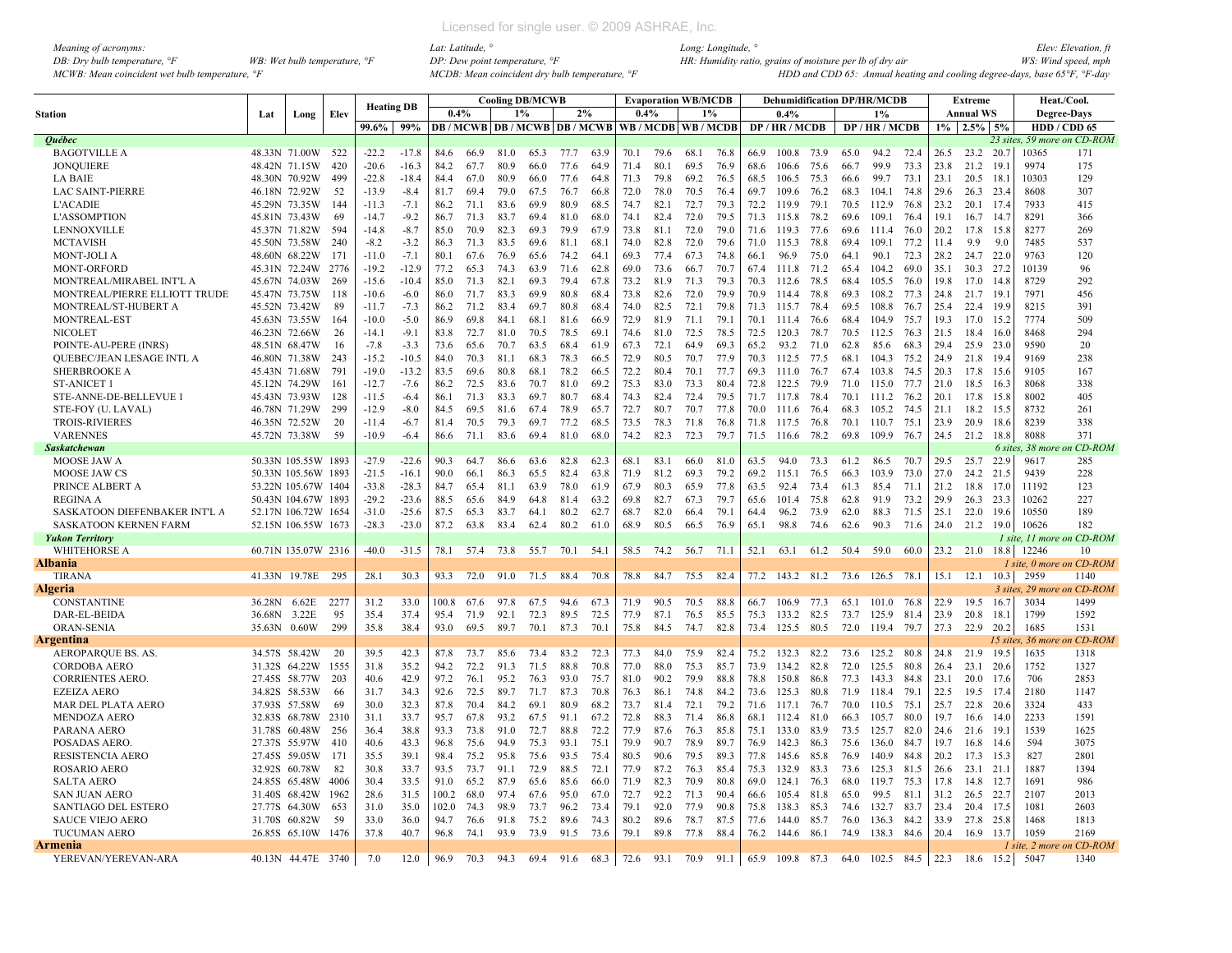Meaning of acronyms:
DB: Dry bulb temperature, °F    WB: Wet bulb temperature, °F
MCWB: Mean coincident wet bulb temperature, °F
Lat: Latitude, °
DP: Dew point temperature, °F
MCDB: Mean coincident dry bulb temperature, °F
Long: Longitude, °
HR: Humidity ratio, grains of moisture per lb of dry air
Elev: Elevation, ft
WS: Wind speed, mph
HDD and CDD 65: Annual heating and cooling degree-days, base 65°F, °F-day

| Station | Lat | Long | Elev | Heating DB | | Cooling DB/MCWB | | | | | | Evaporation WB/MCDB | | | | Dehumidification DP/HR/MCDB | | | | | | Extreme Annual WS | | | Heat./Cool. Degree-Days | |
|---|---|---|---|---|---|---|---|---|---|---|---|---|---|---|---|---|---|---|---|---|---|---|---|---|---|---|
| | | | | 99.6% | 99% | 0.4% DB | MCWB | 1% DB | MCWB | 2% DB | MCWB | 0.4% WB | MCDB | 1% WB | MCDB | 0.4% DP | HR | MCDB | 1% DP | HR | MCDB | 1% | 2.5% | 5% | HDD 65 | CDD 65 |
| ***Québec*** | | | | | | | | | | | | | | | | | | | | | | | | | *23 sites, 59 more on CD-ROM* | |
| BAGOTVILLE A | 48.33N | 71.00W | 522 | -22.2 | -17.8 | 84.6 | 66.9 | 81.0 | 65.3 | 77.7 | 63.9 | 70.1 | 79.6 | 68.1 | 76.8 | 66.9 | 100.8 | 73.9 | 65.0 | 94.2 | 72.4 | 26.5 | 23.2 | 20.7 | 10365 | 171 |
| JONQUIERE | 48.42N | 71.15W | 420 | -20.6 | -16.3 | 84.2 | 67.7 | 80.9 | 66.0 | 77.6 | 64.9 | 71.4 | 80.1 | 69.5 | 76.9 | 68.6 | 106.6 | 75.6 | 66.7 | 99.9 | 73.3 | 23.8 | 21.2 | 19.1 | 9974 | 175 |
| LA BAIE | 48.30N | 70.92W | 499 | -22.8 | -18.4 | 84.4 | 67.0 | 80.9 | 66.0 | 77.6 | 64.8 | 71.3 | 79.8 | 69.2 | 76.5 | 68.5 | 106.5 | 75.3 | 66.6 | 99.7 | 73.1 | 23.1 | 20.5 | 18.1 | 10303 | 129 |
| LAC SAINT-PIERRE | 46.18N | 72.92W | 52 | -13.9 | -8.4 | 81.7 | 69.4 | 79.0 | 67.5 | 76.7 | 66.8 | 72.0 | 78.0 | 70.5 | 76.4 | 69.7 | 109.6 | 76.2 | 68.3 | 104.1 | 74.8 | 29.6 | 26.3 | 23.4 | 8608 | 307 |
| L'ACADIE | 45.29N | 73.35W | 144 | -11.3 | -7.1 | 86.2 | 71.1 | 83.6 | 69.9 | 80.9 | 68.5 | 74.7 | 82.1 | 72.7 | 79.3 | 72.2 | 119.9 | 79.1 | 70.5 | 112.9 | 76.8 | 23.2 | 20.1 | 17.4 | 7933 | 415 |
| L'ASSOMPTION | 45.81N | 73.43W | 69 | -14.7 | -9.2 | 86.7 | 71.3 | 83.7 | 69.4 | 81.0 | 68.0 | 74.1 | 82.4 | 72.0 | 79.5 | 71.3 | 115.8 | 78.2 | 69.6 | 109.1 | 76.4 | 19.1 | 16.7 | 14.7 | 8291 | 366 |
| LENNOXVILLE | 45.37N | 71.82W | 594 | -14.8 | -8.7 | 85.0 | 70.9 | 82.3 | 69.3 | 79.9 | 67.9 | 73.8 | 81.1 | 72.0 | 79.0 | 71.6 | 119.3 | 77.6 | 69.6 | 111.4 | 76.0 | 20.2 | 17.8 | 15.8 | 8277 | 269 |
| MCTAVISH | 45.50N | 73.58W | 240 | -8.2 | -3.2 | 86.3 | 71.3 | 83.5 | 69.6 | 81.1 | 68.1 | 74.0 | 82.8 | 72.0 | 79.6 | 71.0 | 115.3 | 78.8 | 69.4 | 109.1 | 77.2 | 11.4 | 9.9 | 9.0 | 7485 | 537 |
| MONT-JOLI A | 48.60N | 68.22W | 171 | -11.0 | -7.1 | 80.1 | 67.6 | 76.9 | 65.6 | 74.2 | 64.1 | 69.3 | 77.4 | 67.3 | 74.8 | 66.1 | 96.9 | 75.0 | 64.1 | 90.1 | 72.3 | 28.2 | 24.7 | 22.0 | 9763 | 120 |
| MONT-ORFORD | 45.31N | 72.24W | 2776 | -19.2 | -12.9 | 77.2 | 65.3 | 74.3 | 63.9 | 71.6 | 62.8 | 69.0 | 73.6 | 66.7 | 70.7 | 67.4 | 111.8 | 71.2 | 65.4 | 104.2 | 69.0 | 35.1 | 30.3 | 27.2 | 10139 | 96 |
| MONTREAL/MIRABEL INT'L A | 45.67N | 74.03W | 269 | -15.6 | -10.4 | 85.0 | 71.3 | 82.1 | 69.3 | 79.4 | 67.8 | 73.2 | 81.9 | 71.3 | 79.3 | 70.3 | 112.6 | 78.5 | 68.4 | 105.5 | 76.0 | 19.8 | 17.0 | 14.8 | 8729 | 292 |
| MONTREAL/PIERRE ELLIOTT TRUDE | 45.47N | 73.75W | 118 | -10.6 | -6.0 | 86.0 | 71.7 | 83.3 | 69.9 | 80.8 | 68.4 | 73.8 | 82.6 | 72.0 | 79.9 | 70.9 | 114.4 | 78.8 | 69.3 | 108.2 | 77.3 | 24.8 | 21.7 | 19.1 | 7971 | 456 |
| MONTREAL/ST-HUBERT A | 45.52N | 73.42W | 89 | -11.7 | -7.3 | 86.2 | 71.2 | 83.4 | 69.7 | 80.8 | 68.4 | 74.0 | 82.5 | 72.1 | 79.8 | 71.3 | 115.7 | 78.4 | 69.5 | 108.8 | 76.7 | 25.4 | 22.4 | 19.9 | 8215 | 391 |
| MONTREAL-EST | 45.63N | 73.55W | 164 | -10.0 | -5.0 | 86.9 | 69.8 | 84.1 | 68.1 | 81.6 | 66.9 | 72.9 | 81.9 | 71.1 | 79.1 | 70.1 | 111.4 | 76.6 | 68.4 | 104.9 | 75.7 | 19.3 | 17.0 | 15.2 | 7774 | 509 |
| NICOLET | 46.23N | 72.66W | 26 | -14.1 | -9.1 | 83.8 | 72.7 | 81.0 | 70.5 | 78.5 | 69.1 | 74.6 | 81.0 | 72.5 | 78.5 | 72.5 | 120.3 | 78.7 | 70.5 | 112.5 | 76.3 | 21.5 | 18.4 | 16.0 | 8468 | 294 |
| POINTE-AU-PERE (INRS) | 48.51N | 68.47W | 16 | -7.8 | -3.3 | 73.6 | 65.6 | 70.7 | 63.5 | 68.4 | 61.9 | 67.3 | 72.1 | 64.9 | 69.3 | 65.2 | 93.2 | 71.0 | 62.8 | 85.6 | 68.3 | 29.4 | 25.9 | 23.0 | 9590 | 20 |
| QUEBEC/JEAN LESAGE INTL A | 46.80N | 71.38W | 243 | -15.2 | -10.5 | 84.0 | 70.3 | 81.1 | 68.3 | 78.3 | 66.5 | 72.9 | 80.5 | 70.7 | 77.9 | 70.3 | 112.5 | 77.5 | 68.1 | 104.3 | 75.2 | 24.9 | 21.8 | 19.4 | 9169 | 238 |
| SHERBROOKE A | 45.43N | 71.68W | 791 | -19.0 | -13.2 | 83.5 | 69.6 | 80.8 | 68.1 | 78.2 | 66.5 | 72.2 | 80.4 | 70.1 | 77.7 | 69.3 | 111.0 | 76.7 | 67.4 | 103.8 | 74.5 | 20.3 | 17.8 | 15.6 | 9105 | 167 |
| ST-ANICET 1 | 45.12N | 74.29W | 161 | -12.7 | -7.6 | 86.2 | 72.5 | 83.6 | 70.7 | 81.0 | 69.2 | 75.3 | 83.0 | 73.3 | 80.4 | 72.8 | 122.5 | 79.9 | 71.0 | 115.0 | 77.7 | 21.0 | 18.5 | 16.3 | 8068 | 338 |
| STE-ANNE-DE-BELLEVUE 1 | 45.43N | 73.93W | 128 | -11.5 | -6.4 | 86.1 | 71.3 | 83.3 | 69.7 | 80.7 | 68.4 | 74.3 | 82.4 | 72.4 | 79.5 | 71.7 | 117.8 | 78.4 | 70.1 | 111.2 | 76.2 | 20.1 | 17.8 | 15.8 | 8002 | 405 |
| STE-FOY (U. LAVAL) | 46.78N | 71.29W | 299 | -12.9 | -8.0 | 84.5 | 69.5 | 81.6 | 67.4 | 78.9 | 65.7 | 72.7 | 80.7 | 70.7 | 77.8 | 70.0 | 111.6 | 76.4 | 68.3 | 105.2 | 74.5 | 21.1 | 18.2 | 15.5 | 8732 | 261 |
| TROIS-RIVIERES | 46.35N | 72.52W | 20 | -11.4 | -6.7 | 81.4 | 70.5 | 79.3 | 69.7 | 77.2 | 68.5 | 73.5 | 78.3 | 71.8 | 76.8 | 71.8 | 117.5 | 76.8 | 70.1 | 110.7 | 75.1 | 23.9 | 20.9 | 18.6 | 8239 | 338 |
| VARENNES | 45.72N | 73.38W | 59 | -10.9 | -6.4 | 86.6 | 71.1 | 83.6 | 69.4 | 81.0 | 68.0 | 74.2 | 82.3 | 72.3 | 79.7 | 71.5 | 116.6 | 78.2 | 69.8 | 109.9 | 76.7 | 24.5 | 21.2 | 18.8 | 8088 | 371 |
| ***Saskatchewan*** | | | | | | | | | | | | | | | | | | | | | | | | | *6 sites, 38 more on CD-ROM* | |
| MOOSE JAW A | 50.33N | 105.55W | 1893 | -27.9 | -22.6 | 90.3 | 64.7 | 86.6 | 63.6 | 82.8 | 62.3 | 68.1 | 83.1 | 66.0 | 81.0 | 63.5 | 94.0 | 73.3 | 61.2 | 86.5 | 70.7 | 29.5 | 25.7 | 22.9 | 9617 | 285 |
| MOOSE JAW CS | 50.33N | 105.56W | 1893 | -21.5 | -16.1 | 90.0 | 66.1 | 86.3 | 65.5 | 82.4 | 63.8 | 71.9 | 81.2 | 69.3 | 79.2 | 69.2 | 115.1 | 76.5 | 66.3 | 103.9 | 73.0 | 27.0 | 24.2 | 21.5 | 9439 | 228 |
| PRINCE ALBERT A | 53.22N | 105.67W | 1404 | -33.8 | -28.3 | 84.7 | 65.4 | 81.1 | 63.9 | 78.0 | 61.9 | 67.9 | 80.3 | 65.9 | 77.8 | 63.5 | 92.4 | 73.4 | 61.3 | 85.4 | 71.1 | 21.2 | 18.8 | 17.0 | 11192 | 123 |
| REGINA A | 50.43N | 104.67W | 1893 | -29.2 | -23.6 | 88.5 | 65.6 | 84.9 | 64.8 | 81.4 | 63.2 | 69.8 | 82.7 | 67.3 | 79.7 | 65.6 | 101.4 | 75.8 | 62.8 | 91.9 | 73.2 | 29.9 | 26.3 | 23.3 | 10262 | 227 |
| SASKATOON DIEFENBAKER INT'L A | 52.17N | 106.72W | 1654 | -31.0 | -25.6 | 87.5 | 65.3 | 83.7 | 64.1 | 80.2 | 62.7 | 68.7 | 82.0 | 66.4 | 79.1 | 64.4 | 96.2 | 73.9 | 62.0 | 88.3 | 71.5 | 25.1 | 22.0 | 19.6 | 10550 | 189 |
| SASKATOON KERNEN FARM | 52.15N | 106.55W | 1673 | -28.3 | -23.0 | 87.2 | 63.8 | 83.4 | 62.4 | 80.2 | 61.0 | 68.9 | 80.5 | 66.5 | 76.9 | 65.1 | 98.8 | 74.6 | 62.6 | 90.3 | 71.6 | 24.0 | 21.2 | 19.0 | 10626 | 182 |
| ***Yukon Territory*** | | | | | | | | | | | | | | | | | | | | | | | | | *1 site, 11 more on CD-ROM* | |
| WHITEHORSE A | 60.71N | 135.07W | 2316 | -40.0 | -31.5 | 78.1 | 57.4 | 73.8 | 55.7 | 70.1 | 54.1 | 58.5 | 74.2 | 56.7 | 71.1 | 52.1 | 63.1 | 61.2 | 50.4 | 59.0 | 60.0 | 23.2 | 21.0 | 18.8 | 12246 | 10 |
| **Albania** | | | | | | | | | | | | | | | | | | | | | | | | | *1 site, 0 more on CD-ROM* | |
| TIRANA | 41.33N | 19.78E | 295 | 28.1 | 30.3 | 93.3 | 72.0 | 91.0 | 71.5 | 88.4 | 70.8 | 78.8 | 84.7 | 75.5 | 82.4 | 77.2 | 143.2 | 81.2 | 73.6 | 126.5 | 78.1 | 15.1 | 12.1 | 10.3 | 2959 | 1140 |
| **Algeria** | | | | | | | | | | | | | | | | | | | | | | | | | *3 sites, 29 more on CD-ROM* | |
| CONSTANTINE | 36.28N | 6.62E | 2277 | 31.2 | 33.0 | 100.8 | 67.6 | 97.8 | 67.5 | 94.6 | 67.3 | 71.9 | 90.5 | 70.5 | 88.8 | 66.7 | 106.9 | 77.3 | 65.1 | 101.0 | 76.8 | 22.9 | 19.5 | 16.7 | 3034 | 1499 |
| DAR-EL-BEIDA | 36.68N | 3.22E | 95 | 35.4 | 37.4 | 95.4 | 71.9 | 92.1 | 72.3 | 89.5 | 72.5 | 77.9 | 87.1 | 76.5 | 85.5 | 75.3 | 133.2 | 82.5 | 73.7 | 125.9 | 81.4 | 23.9 | 20.8 | 18.1 | 1799 | 1592 |
| ORAN-SENIA | 35.63N | 0.60W | 299 | 35.8 | 38.4 | 93.0 | 69.5 | 89.7 | 70.1 | 87.3 | 70.1 | 75.8 | 84.5 | 74.7 | 82.8 | 73.4 | 125.5 | 80.5 | 72.0 | 119.4 | 79.7 | 27.3 | 22.9 | 20.2 | 1685 | 1531 |
| **Argentina** | | | | | | | | | | | | | | | | | | | | | | | | | *15 sites, 36 more on CD-ROM* | |
| AEROPARQUE BS. AS. | 34.57S | 58.42W | 20 | 39.5 | 42.3 | 87.8 | 73.7 | 85.6 | 73.4 | 83.2 | 72.3 | 77.3 | 84.0 | 75.9 | 82.4 | 75.2 | 132.3 | 82.2 | 73.6 | 125.2 | 80.8 | 24.8 | 21.9 | 19.5 | 1635 | 1318 |
| CORDOBA AERO | 31.32S | 64.22W | 1555 | 31.8 | 35.2 | 94.2 | 72.2 | 91.3 | 71.5 | 88.8 | 70.8 | 77.0 | 88.0 | 75.3 | 85.7 | 73.9 | 134.2 | 82.8 | 72.0 | 125.5 | 80.8 | 26.4 | 23.1 | 20.6 | 1752 | 1327 |
| CORRIENTES AERO. | 27.45S | 58.77W | 203 | 40.6 | 42.9 | 97.2 | 76.1 | 95.2 | 76.3 | 93.0 | 75.7 | 81.0 | 90.2 | 79.9 | 88.8 | 78.8 | 150.8 | 86.8 | 77.3 | 143.3 | 84.8 | 23.1 | 20.0 | 17.6 | 706 | 2853 |
| EZEIZA AERO | 34.82S | 58.53W | 66 | 31.7 | 34.3 | 92.6 | 72.5 | 89.7 | 71.7 | 87.3 | 70.8 | 76.3 | 86.1 | 74.8 | 84.2 | 73.6 | 125.3 | 80.8 | 71.9 | 118.4 | 79.1 | 22.5 | 19.5 | 17.4 | 2180 | 1147 |
| MAR DEL PLATA AERO | 37.93S | 57.58W | 69 | 30.0 | 32.3 | 87.8 | 70.4 | 84.2 | 69.1 | 80.9 | 68.2 | 73.7 | 81.4 | 72.1 | 79.2 | 71.6 | 117.1 | 76.7 | 70.0 | 110.5 | 75.1 | 25.7 | 22.8 | 20.6 | 3324 | 433 |
| MENDOZA AERO | 32.83S | 68.78W | 2310 | 31.1 | 33.7 | 95.7 | 67.8 | 93.2 | 67.5 | 91.1 | 67.2 | 72.8 | 88.3 | 71.4 | 86.8 | 68.1 | 112.4 | 81.0 | 66.3 | 105.7 | 80.0 | 19.7 | 16.6 | 14.0 | 2233 | 1591 |
| PARANA AERO | 31.78S | 60.48W | 256 | 36.4 | 38.8 | 93.3 | 73.8 | 91.0 | 72.7 | 88.8 | 72.2 | 77.9 | 87.6 | 76.3 | 85.8 | 75.1 | 133.0 | 83.9 | 73.5 | 125.7 | 82.0 | 24.6 | 21.6 | 19.1 | 1539 | 1625 |
| POSADAS AERO. | 27.37S | 55.97W | 410 | 40.6 | 43.3 | 96.8 | 75.6 | 94.9 | 75.3 | 93.1 | 75.1 | 79.9 | 90.7 | 78.9 | 89.7 | 76.9 | 142.3 | 86.3 | 75.6 | 136.0 | 84.7 | 19.7 | 16.8 | 14.6 | 594 | 3075 |
| RESISTENCIA AERO | 27.45S | 59.05W | 171 | 35.5 | 39.1 | 98.4 | 75.2 | 95.8 | 75.6 | 93.5 | 75.4 | 80.5 | 90.6 | 79.5 | 89.3 | 77.8 | 145.6 | 85.8 | 76.9 | 140.9 | 84.8 | 20.2 | 17.3 | 15.3 | 827 | 2801 |
| ROSARIO AERO | 32.92S | 60.78W | 82 | 30.8 | 33.7 | 93.5 | 73.7 | 91.1 | 72.9 | 88.5 | 72.1 | 77.9 | 87.2 | 76.3 | 85.4 | 75.3 | 132.9 | 83.3 | 73.6 | 125.3 | 81.5 | 26.6 | 23.1 | 21.1 | 1887 | 1394 |
| SALTA AERO | 24.85S | 65.48W | 4006 | 30.4 | 33.5 | 91.0 | 65.2 | 87.9 | 65.6 | 85.6 | 66.0 | 71.9 | 82.3 | 70.9 | 80.8 | 69.0 | 124.1 | 76.3 | 68.0 | 119.7 | 75.3 | 17.8 | 14.8 | 12.7 | 1691 | 986 |
| SAN JUAN AERO | 31.40S | 68.42W | 1962 | 28.6 | 31.5 | 100.2 | 68.0 | 97.4 | 67.6 | 95.0 | 67.0 | 72.7 | 92.2 | 71.3 | 90.4 | 66.6 | 105.4 | 81.8 | 65.0 | 99.5 | 81.1 | 31.2 | 26.5 | 22.7 | 2107 | 2013 |
| SANTIAGO DEL ESTERO | 27.77S | 64.30W | 653 | 31.0 | 35.0 | 102.0 | 74.3 | 98.9 | 73.7 | 96.2 | 73.4 | 79.1 | 92.0 | 77.9 | 90.8 | 75.8 | 138.3 | 85.3 | 74.6 | 132.7 | 83.7 | 23.4 | 20.4 | 17.5 | 1081 | 2603 |
| SAUCE VIEJO AERO | 31.70S | 60.82W | 59 | 33.0 | 36.0 | 94.7 | 76.6 | 91.8 | 75.2 | 89.6 | 74.3 | 80.2 | 89.6 | 78.7 | 87.5 | 77.6 | 144.0 | 85.7 | 76.0 | 136.3 | 84.2 | 33.9 | 27.8 | 25.8 | 1468 | 1813 |
| TUCUMAN AERO | 26.85S | 65.10W | 1476 | 37.8 | 40.7 | 96.8 | 74.1 | 93.9 | 73.9 | 91.5 | 73.6 | 79.1 | 89.8 | 77.8 | 88.4 | 76.2 | 144.6 | 86.1 | 74.9 | 138.3 | 84.6 | 20.4 | 16.9 | 13.7 | 1059 | 2169 |
| **Armenia** | | | | | | | | | | | | | | | | | | | | | | | | | *1 site, 2 more on CD-ROM* | |
| YEREVAN/YEREVAN-ARA | 40.13N | 44.47E | 3740 | 7.0 | 12.0 | 96.9 | 70.3 | 94.3 | 69.4 | 91.6 | 68.3 | 72.6 | 93.1 | 70.9 | 91.1 | 65.9 | 109.8 | 87.3 | 64.0 | 102.5 | 84.5 | 22.3 | 18.6 | 15.2 | 5047 | 1340 |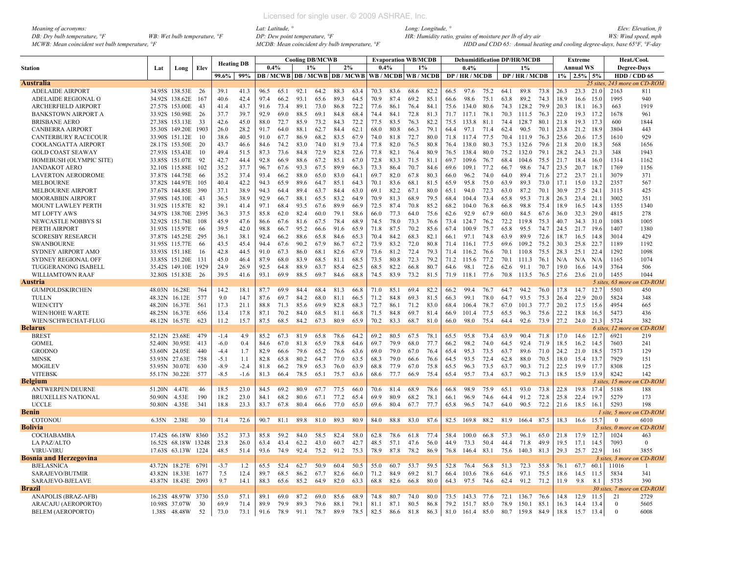*Meaning of acronyms:*
*DB: Dry bulb temperature, °F* *WB: Wet bulb temperature, °F*
*MCWB: Mean coincident wet bulb temperature, °F*
*Lat: Latitude, °* *Long: Longitude, °* *Elev: Elevation, ft*
*DP: Dew point temperature, °F* *HR: Humidity ratio, grains of moisture per lb of dry air* *WS: Wind speed, mph*
*MCDB: Mean coincident dry bulb temperature, °F* *HDD and CDD 65: Annual heating and cooling degree-days, base 65°F, °F-day*

| Station | Lat | Long | Elev | Heating DB | | Cooling DB/MCWB | | | | | | Evaporation WB/MCDB | | | | Dehumidification DP/HR/MCDB | | | | | | Extreme | | | Heat./Cool. | |
|---|---|---|---|---|---|---|---|---|---|---|---|---|---|---|---|---|---|---|---|---|---|---|---|---|---|---|
| | | | | | | 0.4% | | 1% | | 2% | | 0.4% | | 1% | | 0.4% | | | 1% | | | Annual WS | | | Degree-Days | |
| | | | | 99.6% | 99% | DB / MCWB | | DB / MCWB | | DB / MCWB | | WB / MCDB | | WB / MCDB | | DP / HR / MCDB | | | DP / HR / MCDB | | | 1% | 2.5% | 5% | HDD / CDD 65 | |
| **Australia** | | | | | | | | | | | | | | | | | | | | | | | | | *25 sites, 243 more on CD-ROM* | |
| ADELAIDE AIRPORT | 34.95S | 138.53E | 26 | 39.1 | 41.3 | 96.5 | 65.1 | 92.1 | 64.2 | 88.3 | 63.4 | 70.3 | 83.6 | 68.6 | 82.2 | 66.5 | 97.6 | 75.2 | 64.1 | 89.8 | 73.8 | 26.3 | 23.3 | 21.0 | 2163 | 811 |
| ADELAIDE REGIONAL O | 34.92S | 138.62E | 167 | 40.6 | 42.4 | 97.4 | 66.2 | 93.1 | 65.6 | 89.3 | 64.5 | 70.9 | 87.4 | 69.2 | 85.1 | 66.6 | 98.6 | 75.1 | 63.8 | 89.2 | 74.3 | 18.9 | 16.6 | 15.0 | 1995 | 940 |
| ARCHERFIELD AIRPORT | 27.57S | 153.00E | 43 | 41.4 | 43.7 | 91.6 | 73.4 | 89.1 | 73.0 | 86.8 | 72.2 | 77.6 | 86.1 | 76.4 | 84.1 | 75.6 | 134.0 | 80.6 | 74.3 | 128.2 | 79.9 | 20.3 | 18.1 | 16.3 | 663 | 1919 |
| BANKSTOWN AIRPORT A | 33.92S | 150.98E | 26 | 37.7 | 39.7 | 92.9 | 69.0 | 88.5 | 69.1 | 84.8 | 68.4 | 74.4 | 84.1 | 72.8 | 81.3 | 71.7 | 117.1 | 78.1 | 70.3 | 111.5 | 76.3 | 22.0 | 19.3 | 17.2 | 1678 | 961 |
| BRISBANE AERO | 27.38S | 153.13E | 33 | 42.6 | 45.0 | 88.0 | 72.7 | 85.9 | 73.2 | 84.3 | 72.2 | 77.5 | 83.5 | 76.3 | 82.2 | 75.5 | 133.8 | 81.1 | 74.4 | 128.7 | 80.1 | 21.8 | 19.3 | 17.3 | 600 | 1844 |
| CANBERRA AIRPORT | 35.30S | 149.20E | 1903 | 26.0 | 28.2 | 91.7 | 64.0 | 88.1 | 62.7 | 84.4 | 62.1 | 68.0 | 80.8 | 66.3 | 79.1 | 64.4 | 97.1 | 71.4 | 62.4 | 90.5 | 70.1 | 23.8 | 21.2 | 18.9 | 3804 | 443 |
| CANTERBURY RACECOUR | 33.90S | 151.12E | 10 | 38.6 | 40.5 | 91.0 | 67.7 | 86.9 | 68.2 | 83.5 | 67.9 | 74.0 | 81.8 | 72.7 | 80.0 | 71.8 | 117.4 | 77.5 | 70.4 | 111.9 | 76.3 | 25.6 | 20.6 | 17.5 | 1610 | 929 |
| COOLANGATTA AIRPORT | 28.17S | 153.50E | 20 | 43.7 | 46.6 | 84.6 | 74.2 | 83.0 | 74.0 | 81.9 | 73.4 | 77.8 | 82.0 | 76.5 | 80.8 | 76.4 | 138.0 | 80.3 | 75.3 | 132.6 | 79.6 | 21.8 | 20.0 | 18.3 | 568 | 1656 |
| GOLD COAST SEAWAY | 27.93S | 153.43E | 10 | 49.4 | 51.5 | 87.3 | 73.6 | 84.8 | 72.9 | 82.8 | 72.6 | 77.8 | 82.1 | 76.4 | 80.9 | 76.5 | 138.4 | 80.0 | 75.2 | 132.0 | 79.1 | 28.2 | 24.3 | 21.3 | 348 | 1943 |
| HOMEBUSH (OLYMPIC SITE) | 33.85S | 151.07E | 92 | 42.7 | 44.4 | 92.8 | 66.9 | 88.6 | 67.2 | 85.1 | 67.0 | 72.8 | 83.3 | 71.5 | 81.1 | 69.7 | 109.6 | 76.7 | 68.4 | 104.6 | 75.5 | 21.7 | 18.4 | 16.0 | 1314 | 1162 |
| JANDAKOT AERO | 32.10S | 115.88E | 102 | 35.2 | 37.7 | 96.7 | 67.6 | 93.3 | 67.5 | 89.9 | 66.3 | 73.3 | 86.4 | 70.7 | 84.6 | 69.6 | 109.1 | 77.2 | 66.7 | 98.6 | 74.7 | 23.5 | 20.7 | 18.7 | 1769 | 1156 |
| LAVERTON AERODROME | 37.87S | 144.75E | 66 | 35.2 | 37.4 | 93.4 | 66.2 | 88.0 | 65.0 | 83.0 | 64.1 | 69.7 | 82.0 | 67.8 | 80.3 | 66.0 | 96.2 | 74.0 | 64.0 | 89.4 | 71.6 | 27.2 | 23.7 | 21.1 | 3079 | 371 |
| MELBOURNE | 37.82S | 144.97E | 105 | 40.4 | 42.2 | 94.3 | 65.9 | 89.6 | 64.7 | 85.1 | 64.3 | 70.1 | 83.6 | 68.1 | 81.5 | 65.9 | 95.8 | 75.0 | 63.9 | 89.3 | 73.0 | 17.1 | 15.0 | 13.2 | 2357 | 567 |
| MELBOURNE AIRPORT | 37.67S | 144.85E | 390 | 37.1 | 38.9 | 94.3 | 64.4 | 89.4 | 63.7 | 84.4 | 63.0 | 69.1 | 82.2 | 67.1 | 80.0 | 65.1 | 94.0 | 72.3 | 63.0 | 87.2 | 70.1 | 30.9 | 27.5 | 24.1 | 3115 | 425 |
| MOORABBIN AIRPORT | 37.98S | 145.10E | 43 | 36.5 | 38.9 | 92.9 | 66.7 | 88.1 | 65.5 | 83.2 | 64.9 | 70.9 | 81.3 | 68.9 | 79.5 | 68.4 | 104.4 | 73.4 | 65.8 | 95.3 | 71.8 | 26.3 | 23.4 | 21.1 | 3002 | 351 |
| MOUNT LAWLEY PERTH | 31.92S | 115.87E | 82 | 39.1 | 41.4 | 97.1 | 68.4 | 93.5 | 67.6 | 89.9 | 66.9 | 72.5 | 87.4 | 70.8 | 85.2 | 68.2 | 104.0 | 76.8 | 66.8 | 98.8 | 75.4 | 18.9 | 16.5 | 14.8 | 1355 | 1340 |
| MT LOFTY AWS | 34.97S | 138.70E | 2395 | 36.3 | 37.5 | 85.8 | 62.0 | 82.4 | 60.0 | 79.1 | 58.6 | 66.0 | 77.3 | 64.0 | 75.6 | 62.6 | 92.9 | 67.9 | 60.0 | 84.5 | 67.6 | 36.0 | 32.3 | 29.0 | 4815 | 278 |
| NEWCASTLE NOBBYS SI | 32.92S | 151.78E | 108 | 45.9 | 47.6 | 86.6 | 67.6 | 81.6 | 67.5 | 78.4 | 68.9 | 74.5 | 78.0 | 73.3 | 76.6 | 73.4 | 124.7 | 76.2 | 72.2 | 119.8 | 75.3 | 40.7 | 34.3 | 31.0 | 1083 | 1005 |
| PERTH AIRPORT | 31.93S | 115.97E | 66 | 39.5 | 42.0 | 98.8 | 66.7 | 95.2 | 66.6 | 91.6 | 65.9 | 71.8 | 87.5 | 70.2 | 85.6 | 67.4 | 100.9 | 75.7 | 65.8 | 95.5 | 74.7 | 24.5 | 21.7 | 19.6 | 1407 | 1380 |
| SCORESBY RESEARCH | 37.87S | 145.25E | 295 | 36.1 | 38.1 | 92.4 | 66.2 | 88.6 | 65.8 | 84.6 | 65.3 | 70.4 | 84.2 | 68.3 | 82.1 | 66.1 | 97.1 | 74.8 | 63.9 | 89.9 | 72.6 | 18.7 | 16.5 | 14.8 | 3014 | 429 |
| SWANBOURNE | 31.95S | 115.77E | 66 | 43.5 | 45.4 | 94.4 | 67.6 | 90.2 | 67.9 | 86.7 | 67.2 | 73.9 | 83.2 | 72.0 | 80.8 | 71.4 | 116.1 | 77.5 | 69.6 | 109.2 | 75.2 | 30.3 | 25.8 | 22.7 | 1189 | 1192 |
| SYDNEY AIRPORT AMO | 33.93S | 151.18E | 16 | 42.8 | 44.5 | 91.0 | 67.3 | 86.0 | 68.1 | 82.6 | 67.9 | 73.6 | 81.2 | 72.4 | 79.3 | 71.4 | 116.2 | 76.6 | 70.1 | 110.8 | 75.5 | 28.3 | 25.1 | 22.4 | 1292 | 1098 |
| SYDNEY REGIONAL OFF | 33.85S | 151.20E | 131 | 45.0 | 46.4 | 87.9 | 68.0 | 83.9 | 68.5 | 81.1 | 68.5 | 73.5 | 80.8 | 72.3 | 79.2 | 71.2 | 115.6 | 77.2 | 70.1 | 111.3 | 76.1 | N/A | N/A | N/A | 1165 | 1074 |
| TUGGERANONG ISABELL | 35.42S | 149.10E | 1929 | 24.9 | 26.9 | 92.5 | 64.8 | 88.9 | 63.7 | 85.4 | 62.5 | 68.5 | 82.2 | 66.8 | 80.7 | 64.6 | 98.1 | 72.6 | 62.6 | 91.1 | 70.7 | 19.0 | 16.6 | 14.9 | 3764 | 506 |
| WILLIAMTOWN RAAF | 32.80S | 151.83E | 26 | 39.5 | 41.6 | 93.1 | 69.9 | 88.5 | 69.7 | 84.6 | 68.8 | 74.5 | 83.9 | 73.2 | 81.5 | 71.9 | 118.1 | 77.6 | 70.8 | 113.5 | 76.5 | 27.6 | 23.6 | 21.0 | 1455 | 1044 |
| **Austria** | | | | | | | | | | | | | | | | | | | | | | | | | *5 sites, 63 more on CD-ROM* | |
| GUMPOLDSKIRCHEN | 48.03N | 16.28E | 764 | 14.2 | 18.1 | 87.7 | 69.9 | 84.4 | 68.4 | 81.3 | 66.8 | 71.0 | 85.1 | 69.4 | 82.2 | 66.2 | 99.4 | 76.7 | 64.7 | 94.2 | 76.0 | 17.8 | 14.7 | 12.7 | 5503 | 450 |
| TULLN | 48.32N | 16.12E | 577 | 9.0 | 14.7 | 87.6 | 69.7 | 84.2 | 68.0 | 81.1 | 66.5 | 71.2 | 84.8 | 69.3 | 81.5 | 66.3 | 99.1 | 78.0 | 64.7 | 93.5 | 75.3 | 26.4 | 22.9 | 20.0 | 5824 | 348 |
| WIEN/CITY | 48.20N | 16.37E | 561 | 17.3 | 21.1 | 88.8 | 71.3 | 85.6 | 69.9 | 82.8 | 68.3 | 72.7 | 86.1 | 71.2 | 83.0 | 68.4 | 106.4 | 78.7 | 67.0 | 101.3 | 77.7 | 20.2 | 17.5 | 15.6 | 4954 | 665 |
| WIEN/HOHE WARTE | 48.25N | 16.37E | 656 | 13.4 | 17.8 | 87.1 | 70.2 | 84.0 | 68.5 | 81.1 | 66.8 | 71.5 | 84.8 | 69.7 | 81.4 | 66.9 | 101.4 | 77.5 | 65.5 | 96.3 | 75.6 | 22.2 | 18.8 | 16.5 | 5473 | 436 |
| WIEN/SCHWECHAT-FLUG | 48.12N | 16.57E | 623 | 11.2 | 15.7 | 87.5 | 68.5 | 84.2 | 67.3 | 80.9 | 65.9 | 70.2 | 83.3 | 68.7 | 81.0 | 66.0 | 98.0 | 75.4 | 64.4 | 92.6 | 73.9 | 27.2 | 24.0 | 21.3 | 5724 | 382 |
| **Belarus** | | | | | | | | | | | | | | | | | | | | | | | | | *6 sites, 12 more on CD-ROM* | |
| BREST | 52.12N | 23.68E | 479 | -1.4 | 4.9 | 85.2 | 67.3 | 81.9 | 65.8 | 78.6 | 64.2 | 69.2 | 80.5 | 67.5 | 78.1 | 65.5 | 95.8 | 73.4 | 63.9 | 90.4 | 71.8 | 17.0 | 14.6 | 12.7 | 6921 | 219 |
| GOMEL | 52.40N | 30.95E | 413 | -6.0 | 0.4 | 84.6 | 67.0 | 81.8 | 65.9 | 78.8 | 64.6 | 69.7 | 79.9 | 68.0 | 77.7 | 66.2 | 98.2 | 74.0 | 64.5 | 92.4 | 71.9 | 18.5 | 16.2 | 14.5 | 7603 | 241 |
| GRODNO | 53.60N | 24.05E | 440 | -4.4 | 1.7 | 82.9 | 66.6 | 79.6 | 65.2 | 76.6 | 63.6 | 69.0 | 79.0 | 67.0 | 76.4 | 65.4 | 95.3 | 73.5 | 63.7 | 89.6 | 71.0 | 24.2 | 21.0 | 18.5 | 7573 | 129 |
| MINSK | 53.93N | 27.63E | 758 | -5.1 | 1.1 | 82.8 | 65.8 | 80.2 | 64.7 | 77.0 | 63.5 | 68.3 | 79.0 | 66.6 | 76.6 | 64.5 | 93.5 | 72.4 | 62.8 | 88.0 | 70.5 | 18.0 | 15.4 | 13.7 | 7929 | 151 |
| MOGILEV | 53.95N | 30.07E | 630 | -8.9 | -2.4 | 81.8 | 66.2 | 78.9 | 65.3 | 76.0 | 63.9 | 68.8 | 77.9 | 67.0 | 75.8 | 65.5 | 96.3 | 73.5 | 63.7 | 90.3 | 71.2 | 22.5 | 19.9 | 17.7 | 8308 | 125 |
| VITEBSK | 55.17N | 30.22E | 577 | -8.5 | -1.6 | 81.3 | 66.4 | 78.5 | 65.1 | 75.7 | 63.6 | 68.6 | 77.7 | 66.9 | 75.4 | 65.4 | 95.7 | 73.4 | 63.7 | 90.2 | 71.3 | 18.5 | 15.9 | 13.9 | 8242 | 142 |
| **Belgium** | | | | | | | | | | | | | | | | | | | | | | | | | *3 sites, 15 more on CD-ROM* | |
| ANTWERPEN/DEURNE | 51.20N | 4.47E | 46 | 18.5 | 23.0 | 84.5 | 69.2 | 80.9 | 67.7 | 77.5 | 66.0 | 70.6 | 81.4 | 68.9 | 78.6 | 66.8 | 98.9 | 75.9 | 65.1 | 93.0 | 73.8 | 22.8 | 19.8 | 17.4 | 5188 | 188 |
| BRUXELLES NATIONAL | 50.90N | 4.53E | 190 | 18.2 | 23.0 | 84.1 | 68.2 | 80.6 | 67.1 | 77.2 | 65.4 | 69.9 | 80.9 | 68.2 | 78.1 | 66.1 | 96.9 | 74.6 | 64.4 | 91.2 | 72.8 | 25.8 | 22.4 | 19.7 | 5279 | 173 |
| UCCLE | 50.80N | 4.35E | 341 | 18.8 | 23.3 | 83.7 | 67.8 | 80.4 | 66.6 | 77.0 | 65.0 | 69.6 | 80.4 | 67.7 | 77.7 | 65.8 | 96.5 | 74.7 | 64.0 | 90.5 | 72.2 | 21.6 | 18.5 | 16.1 | 5293 | 198 |
| **Benin** | | | | | | | | | | | | | | | | | | | | | | | | | *1 site, 5 more on CD-ROM* | |
| COTONOU | 6.35N | 2.38E | 30 | 71.4 | 72.6 | 90.7 | 81.1 | 89.8 | 81.0 | 89.3 | 80.9 | 84.0 | 88.8 | 83.0 | 87.6 | 82.5 | 169.8 | 88.2 | 81.9 | 166.4 | 87.5 | 18.3 | 16.6 | 15.7 | 0 | 6010 |
| **Bolivia** | | | | | | | | | | | | | | | | | | | | | | | | | *3 sites, 0 more on CD-ROM* | |
| COCHABAMBA | 17.42S | 66.18W | 8360 | 35.2 | 37.3 | 85.8 | 59.2 | 84.0 | 58.5 | 82.4 | 58.0 | 62.8 | 78.6 | 61.8 | 77.4 | 58.4 | 100.0 | 66.8 | 57.3 | 96.1 | 65.0 | 21.8 | 17.9 | 12.7 | 1024 | 463 |
| LA PAZ/ALTO | 16.52S | 68.18W | 13248 | 23.8 | 26.0 | 63.4 | 43.4 | 62.2 | 43.0 | 60.7 | 42.7 | 48.5 | 57.1 | 47.6 | 56.0 | 44.9 | 73.3 | 50.4 | 44.4 | 71.8 | 49.9 | 19.5 | 17.1 | 14.5 | 7093 | 0 |
| VIRU-VIRU | 17.63S | 63.13W | 1224 | 48.5 | 51.4 | 93.6 | 74.9 | 92.4 | 75.2 | 91.2 | 75.3 | 78.9 | 87.8 | 78.2 | 86.9 | 76.8 | 146.4 | 83.1 | 75.6 | 140.3 | 81.3 | 29.3 | 25.7 | 22.9 | 161 | 3855 |
| **Bosnia and Herzegovina** | | | | | | | | | | | | | | | | | | | | | | | | | *3 sites, 3 more on CD-ROM* | |
| BJELASNICA | 43.72N | 18.27E | 6791 | -3.7 | 1.2 | 65.5 | 52.4 | 62.7 | 50.9 | 60.4 | 50.5 | 55.0 | 60.7 | 53.7 | 59.5 | 52.8 | 76.4 | 56.8 | 51.3 | 72.3 | 55.8 | 76.1 | 67.7 | 60.1 | 11016 | 1 |
| SARAJEVO/BUTMIR | 43.82N | 18.33E | 1677 | 7.5 | 12.4 | 89.7 | 68.5 | 86.2 | 67.7 | 82.6 | 66.0 | 71.2 | 84.9 | 69.2 | 81.7 | 66.4 | 103.6 | 78.6 | 64.6 | 97.1 | 75.5 | 18.6 | 14.5 | 11.5 | 5834 | 341 |
| SARAJEVO-BJELAVE | 43.87N | 18.43E | 2093 | 9.7 | 14.1 | 88.3 | 65.6 | 85.2 | 64.9 | 82.0 | 63.3 | 68.8 | 82.6 | 66.8 | 80.0 | 64.3 | 97.5 | 74.6 | 62.4 | 91.2 | 71.2 | 11.9 | 9.8 | 8.1 | 5735 | 390 |
| **Brazil** | | | | | | | | | | | | | | | | | | | | | | | | | *30 sites, 7 more on CD-ROM* | |
| ANAPOLIS (BRAZ-AFB) | 16.23S | 48.97W | 3730 | 55.0 | 57.1 | 89.1 | 69.0 | 87.2 | 69.0 | 85.6 | 68.9 | 74.8 | 80.7 | 74.0 | 80.0 | 73.5 | 143.3 | 77.6 | 72.1 | 136.7 | 76.6 | 14.8 | 12.9 | 11.5 | 21 | 2729 |
| ARACAJU (AEROPORTO) | 10.98S | 37.07W | 30 | 69.9 | 71.4 | 89.9 | 79.9 | 89.3 | 79.6 | 88.1 | 79.1 | 81.1 | 87.1 | 80.5 | 86.8 | 79.2 | 151.7 | 85.0 | 78.9 | 150.1 | 85.1 | 16.3 | 14.4 | 13.4 | 0 | 5605 |
| BELEM (AEROPORTO) | 1.38S | 48.48W | 52 | 73.0 | 73.1 | 91.6 | 78.9 | 91.1 | 78.7 | 89.9 | 78.5 | 82.5 | 86.6 | 81.8 | 86.3 | 81.0 | 161.4 | 85.0 | 80.7 | 159.8 | 84.9 | 18.8 | 15.7 | 13.4 | 0 | 6008 |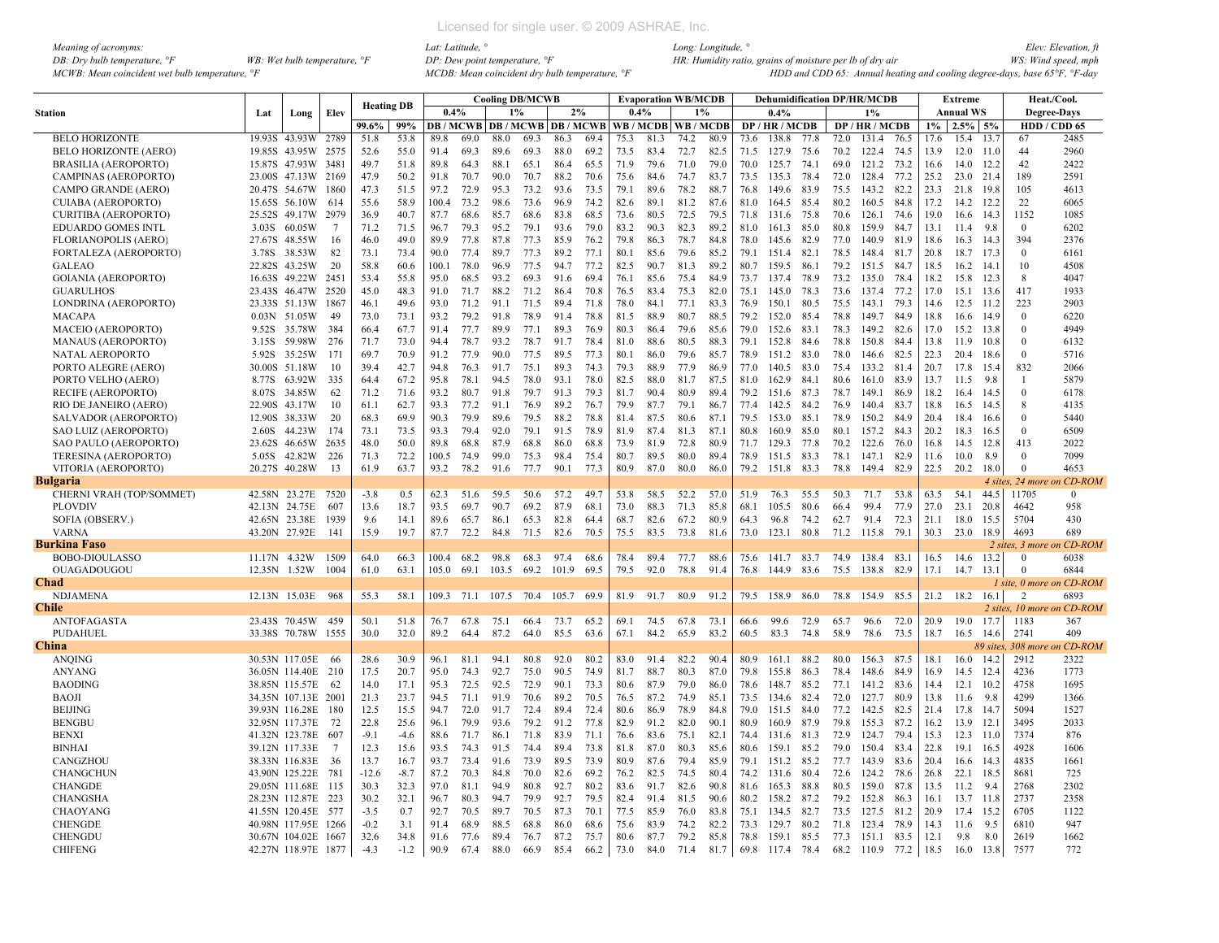Meaning of acronyms:
DB: Dry bulb temperature, °F  WB: Wet bulb temperature, °F
MCWB: Mean coincident wet bulb temperature, °F
Lat: Latitude, °  Long: Longitude, °  Elev: Elevation, ft
DP: Dew point temperature, °F  HR: Humidity ratio, grains of moisture per lb of dry air  WS: Wind speed, mph
MCDB: Mean coincident dry bulb temperature, °F  HDD and CDD 65: Annual heating and cooling degree-days, base 65°F, °F-day

| Station | Lat | Long | Elev | Heating DB | | Cooling DB/MCWB | | | | | | Evaporation WB/MCDB | | | | Dehumidification DP/HR/MCDB | | | | | | Extreme | | | Heat./Cool. | |
|---|---|---|---|---|---|---|---|---|---|---|---|---|---|---|---|---|---|---|---|---|---|---|---|---|---|---|
| | | | | | | 0.4% | | 1% | | 2% | | 0.4% | | 1% | | 0.4% | | | 1% | | | Annual WS | | | Degree-Days | |
| | | | | 99.6% | 99% | DB | MCWB | DB | MCWB | DB | MCWB | WB | MCDB | WB | MCDB | DP | HR | MCDB | DP | HR | MCDB | 1% | 2.5% | 5% | HDD | CDD 65 |
| BELO HORIZONTE | 19.93S | 43.93W | 2789 | 51.8 | 53.8 | 89.8 | 69.3 | 88.0 | 69.3 | 86.3 | 69.4 | 75.3 | 81.3 | 74.2 | 80.9 | 73.6 | 138.8 | 77.8 | 72.0 | 131.4 | 76.5 | 17.6 | 15.4 | 13.7 | 67 | 2485 |
| BELO HORIZONTE (AERO) | 19.85S | 43.95W | 2575 | 52.6 | 55.0 | 91.4 | 69.3 | 89.6 | 69.3 | 88.0 | 69.2 | 73.5 | 83.4 | 72.7 | 82.5 | 71.5 | 127.9 | 75.6 | 70.2 | 122.4 | 74.5 | 13.9 | 12.0 | 11.0 | 44 | 2960 |
| BRASILIA (AEROPORTO) | 15.87S | 47.93W | 3481 | 49.7 | 51.8 | 89.8 | 64.3 | 88.1 | 65.1 | 86.4 | 65.5 | 71.9 | 79.6 | 71.0 | 79.0 | 70.0 | 125.7 | 74.1 | 69.0 | 121.2 | 73.2 | 16.6 | 14.0 | 12.2 | 42 | 2422 |
| CAMPINAS (AEROPORTO) | 23.00S | 47.13W | 2169 | 47.9 | 50.2 | 91.8 | 70.7 | 90.0 | 70.7 | 88.2 | 70.6 | 75.6 | 84.6 | 74.7 | 83.7 | 73.5 | 135.3 | 78.4 | 72.0 | 128.4 | 77.2 | 25.2 | 23.0 | 21.4 | 189 | 2591 |
| CAMPO GRANDE (AERO) | 20.47S | 54.67W | 1860 | 47.3 | 51.5 | 97.2 | 72.9 | 95.3 | 73.2 | 93.6 | 73.5 | 79.1 | 89.6 | 78.2 | 88.7 | 76.8 | 149.6 | 83.9 | 75.5 | 143.2 | 82.2 | 23.3 | 21.8 | 19.8 | 105 | 4613 |
| CUIABA (AEROPORTO) | 15.65S | 56.10W | 614 | 55.6 | 58.9 | 100.4 | 73.2 | 98.6 | 73.6 | 96.9 | 74.2 | 82.6 | 89.1 | 81.2 | 87.6 | 81.0 | 164.5 | 85.4 | 80.2 | 160.5 | 84.8 | 17.2 | 14.2 | 12.2 | 22 | 6065 |
| CURITIBA (AEROPORTO) | 25.52S | 49.17W | 2979 | 36.9 | 40.7 | 87.7 | 68.6 | 85.7 | 68.6 | 83.8 | 68.5 | 73.6 | 80.5 | 72.5 | 79.5 | 71.8 | 131.6 | 75.8 | 70.6 | 126.1 | 74.6 | 19.0 | 16.6 | 14.3 | 1152 | 1085 |
| EDUARDO GOMES INTL | 3.03S | 60.05W | 7 | 71.2 | 71.5 | 96.7 | 79.3 | 95.2 | 79.1 | 93.6 | 79.0 | 83.2 | 90.3 | 82.3 | 89.2 | 81.0 | 161.3 | 85.0 | 80.8 | 159.9 | 84.7 | 13.1 | 11.4 | 9.8 | 0 | 6202 |
| FLORIANOPOLIS (AERO) | 27.67S | 48.55W | 16 | 46.0 | 49.0 | 89.9 | 77.8 | 87.8 | 77.3 | 85.9 | 76.2 | 79.8 | 86.3 | 78.7 | 84.8 | 78.0 | 145.6 | 82.9 | 77.0 | 140.9 | 81.9 | 18.6 | 16.3 | 14.3 | 394 | 2376 |
| FORTALEZA (AEROPORTO) | 3.78S | 38.53W | 82 | 73.1 | 73.4 | 90.0 | 77.4 | 89.7 | 77.3 | 89.2 | 77.1 | 80.1 | 85.6 | 79.6 | 85.2 | 79.1 | 151.4 | 82.1 | 78.5 | 148.4 | 81.7 | 20.8 | 18.7 | 17.3 | 0 | 6161 |
| GALEAO | 22.82S | 43.25W | 20 | 58.8 | 60.6 | 100.1 | 78.0 | 96.9 | 77.5 | 94.7 | 77.2 | 82.5 | 90.7 | 81.3 | 89.2 | 80.7 | 159.5 | 86.1 | 79.2 | 151.5 | 84.7 | 18.5 | 16.2 | 14.1 | 10 | 4508 |
| GOIANIA (AEROPORTO) | 16.63S | 49.22W | 2451 | 53.4 | 55.8 | 95.0 | 68.5 | 93.2 | 69.3 | 91.6 | 69.4 | 76.1 | 85.6 | 75.4 | 84.9 | 73.7 | 137.4 | 78.9 | 73.2 | 135.0 | 78.4 | 18.2 | 15.8 | 12.3 | 8 | 4047 |
| GUARULHOS | 23.43S | 46.47W | 2520 | 45.0 | 48.3 | 91.0 | 71.7 | 88.2 | 71.2 | 86.4 | 70.8 | 76.5 | 83.4 | 75.3 | 82.0 | 75.1 | 145.0 | 78.3 | 73.6 | 137.4 | 77.2 | 17.0 | 15.1 | 13.6 | 417 | 1933 |
| LONDRINA (AEROPORTO) | 23.33S | 51.13W | 1867 | 46.1 | 49.6 | 93.0 | 71.2 | 91.1 | 71.5 | 89.4 | 71.8 | 78.0 | 84.1 | 77.1 | 83.3 | 76.9 | 150.1 | 80.5 | 75.5 | 143.1 | 79.3 | 14.6 | 12.5 | 11.2 | 223 | 2903 |
| MACAPA | 0.03N | 51.05W | 49 | 73.0 | 73.1 | 93.2 | 79.2 | 91.8 | 78.9 | 91.4 | 78.8 | 81.5 | 88.9 | 80.7 | 88.5 | 79.2 | 152.0 | 85.4 | 78.8 | 149.7 | 84.9 | 18.8 | 16.6 | 14.9 | 0 | 6220 |
| MACEIO (AEROPORTO) | 9.52S | 35.78W | 384 | 66.4 | 67.7 | 91.4 | 77.7 | 89.9 | 77.1 | 89.3 | 76.9 | 80.3 | 86.4 | 79.6 | 85.6 | 79.0 | 152.6 | 83.1 | 78.3 | 149.2 | 82.6 | 17.0 | 15.2 | 13.8 | 0 | 4949 |
| MANAUS (AEROPORTO) | 3.15S | 59.98W | 276 | 71.7 | 73.0 | 94.4 | 78.7 | 93.2 | 78.7 | 91.7 | 78.4 | 81.0 | 88.6 | 80.5 | 88.3 | 79.1 | 152.8 | 84.6 | 78.8 | 150.8 | 84.4 | 13.8 | 11.9 | 10.8 | 0 | 6132 |
| NATAL AEROPORTO | 5.92S | 35.25W | 171 | 69.7 | 70.9 | 91.2 | 77.9 | 90.0 | 77.5 | 89.5 | 77.3 | 80.1 | 86.0 | 79.6 | 85.7 | 78.9 | 151.2 | 83.0 | 78.0 | 146.6 | 82.5 | 22.3 | 20.4 | 18.6 | 0 | 5716 |
| PORTO ALEGRE (AERO) | 30.00S | 51.18W | 10 | 39.4 | 42.7 | 94.8 | 76.3 | 91.7 | 75.1 | 89.3 | 74.3 | 79.3 | 88.9 | 77.9 | 86.9 | 77.0 | 140.5 | 83.0 | 75.4 | 133.2 | 81.4 | 20.7 | 17.8 | 15.4 | 832 | 2066 |
| PORTO VELHO (AERO) | 8.77S | 63.92W | 335 | 64.4 | 67.2 | 95.8 | 78.1 | 94.5 | 78.0 | 93.1 | 78.0 | 82.5 | 88.0 | 81.7 | 87.5 | 81.0 | 162.9 | 84.1 | 80.6 | 161.0 | 83.9 | 13.7 | 11.5 | 9.8 | 1 | 5879 |
| RECIFE (AEROPORTO) | 8.07S | 34.85W | 62 | 71.2 | 71.6 | 93.2 | 80.7 | 91.8 | 79.7 | 91.3 | 79.3 | 81.7 | 90.4 | 80.9 | 89.4 | 79.2 | 151.6 | 87.3 | 78.7 | 149.1 | 86.9 | 18.2 | 16.4 | 14.5 | 0 | 6178 |
| RIO DE JANEIRO (AERO) | 22.90S | 43.17W | 10 | 61.1 | 62.7 | 93.3 | 77.2 | 91.1 | 76.9 | 89.2 | 76.7 | 79.9 | 87.7 | 79.1 | 86.7 | 77.4 | 142.5 | 84.2 | 76.9 | 140.4 | 83.7 | 18.8 | 16.5 | 14.5 | 8 | 4135 |
| SALVADOR (AEROPORTO) | 12.90S | 38.33W | 20 | 68.3 | 69.9 | 90.3 | 79.9 | 89.6 | 79.5 | 88.2 | 78.8 | 81.4 | 87.5 | 80.6 | 87.1 | 79.5 | 153.0 | 85.1 | 78.9 | 150.2 | 84.9 | 20.4 | 18.4 | 16.6 | 0 | 5440 |
| SAO LUIZ (AEROPORTO) | 2.60S | 44.23W | 174 | 73.1 | 73.5 | 93.3 | 79.4 | 92.0 | 79.1 | 91.5 | 78.9 | 81.9 | 87.4 | 81.3 | 87.1 | 80.8 | 160.9 | 85.0 | 80.1 | 157.2 | 84.3 | 20.2 | 18.3 | 16.5 | 0 | 6509 |
| SAO PAULO (AEROPORTO) | 23.62S | 46.65W | 2635 | 48.0 | 50.0 | 89.8 | 68.8 | 87.9 | 68.8 | 86.0 | 68.8 | 73.9 | 81.9 | 72.8 | 80.9 | 71.7 | 129.3 | 77.8 | 70.2 | 122.6 | 76.0 | 16.8 | 14.5 | 12.8 | 413 | 2022 |
| TERESINA (AEROPORTO) | 5.05S | 42.82W | 226 | 71.3 | 72.2 | 100.5 | 74.9 | 99.0 | 75.3 | 98.4 | 75.4 | 80.7 | 89.5 | 80.0 | 89.4 | 78.9 | 151.5 | 83.3 | 78.1 | 147.1 | 82.9 | 11.6 | 10.0 | 8.9 | 0 | 7099 |
| VITORIA (AEROPORTO) | 20.27S | 40.28W | 13 | 61.9 | 63.7 | 93.2 | 78.2 | 91.6 | 77.7 | 90.1 | 77.3 | 80.9 | 87.0 | 80.0 | 86.0 | 79.2 | 151.8 | 83.3 | 78.8 | 149.4 | 82.9 | 22.5 | 20.2 | 18.0 | 0 | 4653 |
| **Bulgaria** | | | | | | | | | | | | | | | | | | | | | | | | | *4 sites, 24 more on CD-ROM* | |
| CHERNI VRAH (TOP/SOMMET) | 42.58N | 23.27E | 7520 | -3.8 | 0.5 | 62.3 | 51.6 | 59.5 | 50.6 | 57.2 | 49.7 | 53.8 | 58.5 | 52.2 | 57.0 | 51.9 | 76.3 | 55.5 | 50.3 | 71.7 | 53.8 | 63.5 | 54.1 | 44.5 | 11705 | 0 |
| PLOVDIV | 42.13N | 24.75E | 607 | 13.6 | 18.7 | 93.5 | 69.7 | 90.7 | 69.2 | 87.9 | 68.1 | 73.0 | 88.3 | 71.3 | 85.8 | 68.1 | 105.5 | 80.6 | 66.4 | 99.4 | 77.9 | 27.0 | 23.1 | 20.8 | 4642 | 958 |
| SOFIA (OBSERV.) | 42.65N | 23.38E | 1939 | 9.6 | 14.1 | 89.6 | 65.7 | 86.1 | 65.3 | 82.8 | 64.4 | 68.7 | 82.6 | 67.2 | 80.9 | 64.3 | 96.8 | 74.2 | 62.7 | 91.4 | 72.3 | 21.1 | 18.0 | 15.5 | 5704 | 430 |
| VARNA | 43.20N | 27.92E | 141 | 15.9 | 19.7 | 87.7 | 72.2 | 84.8 | 71.5 | 82.6 | 70.5 | 75.5 | 83.5 | 73.8 | 81.6 | 73.0 | 123.1 | 80.8 | 71.2 | 115.8 | 79.1 | 30.3 | 23.0 | 18.9 | 4693 | 689 |
| **Burkina Faso** | | | | | | | | | | | | | | | | | | | | | | | | | *2 sites, 3 more on CD-ROM* | |
| BOBO-DIOULASSO | 11.17N | 4.32W | 1509 | 64.0 | 66.3 | 100.4 | 68.2 | 98.8 | 68.3 | 97.4 | 68.6 | 78.4 | 89.4 | 77.7 | 88.6 | 75.6 | 141.7 | 83.7 | 74.9 | 138.4 | 83.1 | 16.5 | 14.6 | 13.2 | 0 | 6038 |
| OUAGADOUGOU | 12.35N | 1.52W | 1004 | 61.0 | 63.1 | 105.0 | 69.1 | 103.5 | 69.2 | 101.9 | 69.5 | 79.5 | 92.0 | 78.8 | 91.4 | 76.8 | 144.9 | 83.6 | 75.5 | 138.8 | 82.9 | 17.1 | 14.7 | 13.1 | 0 | 6844 |
| **Chad** | | | | | | | | | | | | | | | | | | | | | | | | | *1 site, 0 more on CD-ROM* | |
| NDJAMENA | 12.13N | 15.03E | 968 | 55.3 | 58.1 | 109.3 | 71.1 | 107.5 | 70.4 | 105.7 | 69.9 | 81.9 | 91.7 | 80.9 | 91.2 | 79.5 | 158.9 | 86.0 | 78.8 | 154.9 | 85.5 | 21.2 | 18.2 | 16.1 | 2 | 6893 |
| **Chile** | | | | | | | | | | | | | | | | | | | | | | | | | *2 sites, 10 more on CD-ROM* | |
| ANTOFAGASTA | 23.43S | 70.45W | 459 | 50.1 | 51.8 | 76.7 | 67.8 | 75.1 | 66.4 | 73.7 | 65.2 | 69.1 | 74.5 | 67.8 | 73.1 | 66.6 | 99.6 | 72.9 | 65.7 | 96.6 | 72.0 | 20.9 | 19.0 | 17.7 | 1183 | 367 |
| PUDAHUEL | 33.38S | 70.78W | 1555 | 30.0 | 32.0 | 89.2 | 64.4 | 87.2 | 64.0 | 85.5 | 63.6 | 67.1 | 84.2 | 65.9 | 83.2 | 60.5 | 83.3 | 74.8 | 58.9 | 78.6 | 73.5 | 18.7 | 16.5 | 14.6 | 2741 | 409 |
| **China** | | | | | | | | | | | | | | | | | | | | | | | | | *89 sites, 308 more on CD-ROM* | |
| ANQING | 30.53N | 117.05E | 66 | 28.6 | 30.9 | 96.1 | 81.1 | 94.1 | 80.8 | 92.0 | 80.2 | 83.0 | 91.4 | 82.2 | 90.4 | 80.9 | 161.1 | 88.2 | 80.0 | 156.3 | 87.5 | 18.1 | 16.0 | 14.2 | 2912 | 2322 |
| ANYANG | 36.05N | 114.40E | 210 | 17.5 | 20.7 | 95.0 | 74.3 | 92.7 | 75.0 | 90.5 | 74.9 | 81.7 | 88.7 | 80.3 | 87.0 | 79.8 | 155.8 | 86.3 | 78.4 | 148.6 | 84.9 | 16.9 | 14.5 | 12.4 | 4236 | 1773 |
| BAODING | 38.85N | 115.57E | 62 | 14.0 | 17.1 | 95.3 | 72.5 | 92.5 | 72.9 | 90.1 | 73.3 | 80.6 | 87.9 | 79.0 | 86.0 | 78.6 | 148.7 | 85.2 | 77.1 | 141.2 | 83.6 | 14.4 | 12.1 | 10.2 | 4758 | 1695 |
| BAOJI | 34.35N | 107.13E | 2001 | 21.3 | 23.7 | 94.5 | 71.1 | 91.9 | 70.6 | 89.2 | 70.5 | 76.5 | 87.2 | 74.9 | 85.1 | 73.5 | 134.6 | 82.4 | 72.0 | 127.7 | 80.9 | 13.8 | 11.6 | 9.8 | 4299 | 1366 |
| BEIJING | 39.93N | 116.28E | 180 | 12.5 | 15.5 | 94.7 | 72.0 | 91.7 | 72.4 | 89.4 | 72.4 | 80.6 | 86.9 | 78.9 | 84.8 | 79.0 | 151.5 | 84.0 | 77.2 | 142.5 | 82.5 | 21.4 | 17.8 | 14.7 | 5094 | 1527 |
| BENGBU | 32.95N | 117.37E | 72 | 22.8 | 25.6 | 96.1 | 79.9 | 93.6 | 79.2 | 91.2 | 77.8 | 82.9 | 91.2 | 82.0 | 90.1 | 80.9 | 160.9 | 87.9 | 79.8 | 155.3 | 87.2 | 16.2 | 13.9 | 12.1 | 3495 | 2033 |
| BENXI | 41.32N | 123.78E | 607 | -9.1 | -4.6 | 88.6 | 71.7 | 86.1 | 71.8 | 83.9 | 71.1 | 76.6 | 83.6 | 75.1 | 82.1 | 74.4 | 131.6 | 81.3 | 72.9 | 124.7 | 79.4 | 15.3 | 12.3 | 11.0 | 7374 | 876 |
| BINHAI | 39.12N | 117.33E | 7 | 12.3 | 15.6 | 93.5 | 74.3 | 91.5 | 74.4 | 89.4 | 73.8 | 81.8 | 87.0 | 80.3 | 85.6 | 80.6 | 159.1 | 85.2 | 79.0 | 150.4 | 83.4 | 22.8 | 19.1 | 16.5 | 4928 | 1606 |
| CANGZHOU | 38.33N | 116.83E | 36 | 13.7 | 16.7 | 93.7 | 73.4 | 91.6 | 73.9 | 89.5 | 73.9 | 80.9 | 87.6 | 79.4 | 85.9 | 79.1 | 151.2 | 85.2 | 77.7 | 143.9 | 83.6 | 20.4 | 16.6 | 14.3 | 4835 | 1661 |
| CHANGCHUN | 43.90N | 125.22E | 781 | -12.6 | -8.7 | 87.2 | 70.3 | 84.8 | 70.0 | 82.6 | 69.2 | 76.2 | 82.5 | 74.5 | 80.4 | 74.2 | 131.6 | 80.4 | 72.6 | 124.2 | 78.6 | 26.8 | 22.1 | 18.5 | 8681 | 725 |
| CHANGDE | 29.05N | 111.68E | 115 | 30.3 | 32.3 | 97.0 | 81.1 | 94.9 | 80.8 | 92.7 | 80.2 | 83.6 | 91.7 | 82.6 | 90.8 | 81.6 | 165.3 | 88.8 | 80.5 | 159.0 | 87.8 | 13.5 | 11.2 | 9.4 | 2768 | 2302 |
| CHANGSHA | 28.23N | 112.87E | 223 | 30.2 | 32.1 | 96.7 | 80.3 | 94.7 | 79.9 | 92.7 | 79.5 | 82.4 | 91.4 | 81.5 | 90.6 | 80.2 | 158.2 | 87.2 | 79.2 | 152.8 | 86.3 | 16.1 | 13.7 | 11.8 | 2737 | 2358 |
| CHAOYANG | 41.55N | 120.45E | 577 | -3.5 | 0.7 | 92.7 | 70.5 | 89.7 | 70.5 | 87.3 | 70.1 | 77.5 | 85.9 | 76.0 | 83.8 | 75.1 | 134.5 | 82.7 | 73.5 | 127.5 | 81.2 | 20.9 | 17.4 | 15.2 | 6705 | 1122 |
| CHENGDE | 40.98N | 117.95E | 1266 | -0.2 | 3.1 | 91.4 | 68.9 | 88.5 | 68.8 | 86.0 | 68.6 | 75.6 | 83.9 | 74.2 | 82.2 | 73.3 | 129.7 | 80.2 | 71.8 | 123.4 | 78.9 | 14.3 | 11.6 | 9.5 | 6810 | 947 |
| CHENGDU | 30.67N | 104.02E | 1667 | 32.6 | 34.8 | 91.6 | 77.6 | 89.4 | 76.7 | 87.2 | 75.7 | 80.6 | 87.7 | 79.2 | 85.8 | 78.8 | 159.1 | 85.5 | 77.3 | 151.1 | 83.5 | 12.1 | 9.8 | 8.0 | 2619 | 1662 |
| CHIFENG | 42.27N | 118.97E | 1877 | -4.3 | -1.2 | 90.9 | 67.4 | 88.0 | 66.9 | 85.4 | 66.2 | 73.0 | 84.0 | 71.4 | 81.7 | 69.8 | 117.4 | 78.4 | 68.2 | 110.9 | 77.2 | 18.5 | 16.0 | 13.8 | 7577 | 772 |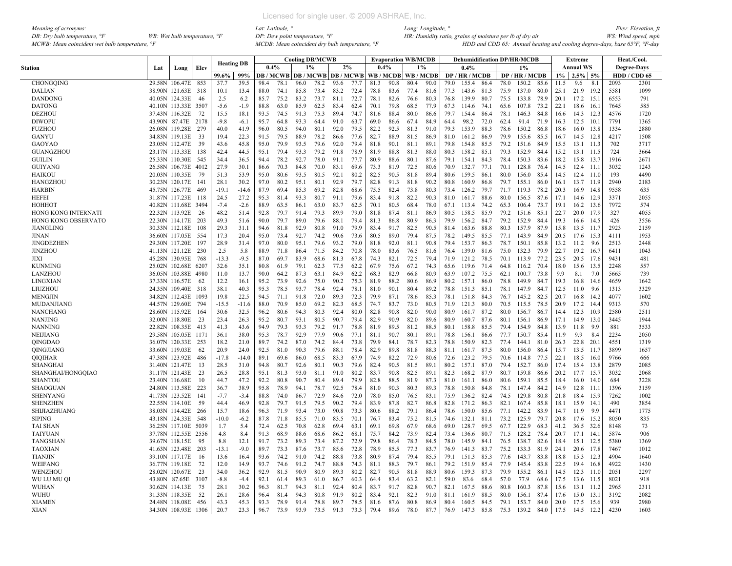Meaning of acronyms:
DB: Dry bulb temperature, °F  WB: Wet bulb temperature, °F
MCWB: Mean coincident wet bulb temperature, °F
Lat: Latitude, °  Long: Longitude, °  Elev: Elevation, ft
DP: Dew point temperature, °F  HR: Humidity ratio, grains of moisture per lb of dry air  WS: Wind speed, mph
MCDB: Mean coincident dry bulb temperature, °F  HDD and CDD 65: Annual heating and cooling degree-days, base 65°F, °F-day

| Station | Lat | Long | Elev | Heating DB | | Cooling DB/MCWB | | | | | | Evaporation WB/MCDB | | | | Dehumidification DP/HR/MCDB | | | | | | Extreme | | | Heat./Cool. | |
|---|---|---|---|---|---|---|---|---|---|---|---|---|---|---|---|---|---|---|---|---|---|---|---|---|---|---|
| | | | | | | 0.4% | | 1% | | 2% | | 0.4% | | 1% | | 0.4% | | | 1% | | | Annual WS | | | Degree-Days | |
| | | | | 99.6% | 99% | DB | MCWB | DB | MCWB | DB | MCWB | WB | MCDB | WB | MCDB | DP | HR | MCDB | DP | HR | MCDB | 1% | 2.5% | 5% | HDD | CDD 65 |
| CHONGQING | 29.58N | 106.47E | 853 | 37.7 | 39.5 | 98.4 | 78.1 | 96.0 | 78.2 | 93.6 | 77.7 | 81.3 | 90.8 | 80.4 | 90.0 | 79.0 | 155.4 | 86.4 | 78.0 | 150.2 | 85.6 | 11.5 | 9.6 | 8.1 | 2093 | 2301 |
| DALIAN | 38.90N | 121.63E | 318 | 10.1 | 13.4 | 88.0 | 74.1 | 85.8 | 73.4 | 83.2 | 72.4 | 78.8 | 83.6 | 77.4 | 81.6 | 77.3 | 143.6 | 81.3 | 75.9 | 137.0 | 80.0 | 25.1 | 21.9 | 19.2 | 5581 | 1099 |
| DANDONG | 40.05N | 124.33E | 46 | 2.5 | 6.2 | 85.7 | 75.2 | 83.2 | 73.7 | 81.1 | 72.7 | 78.1 | 82.6 | 76.6 | 80.3 | 76.8 | 139.9 | 80.7 | 75.5 | 133.8 | 78.9 | 20.1 | 17.2 | 15.1 | 6553 | 791 |
| DATONG | 40.10N | 113.33E | 3507 | -5.6 | -1.9 | 88.8 | 63.0 | 85.9 | 62.5 | 83.4 | 62.4 | 70.1 | 79.8 | 68.5 | 77.9 | 67.3 | 114.6 | 74.1 | 65.6 | 107.8 | 73.2 | 22.1 | 18.6 | 16.1 | 7645 | 585 |
| DEZHOU | 37.43N | 116.32E | 72 | 15.5 | 18.1 | 93.5 | 74.5 | 91.3 | 75.3 | 89.4 | 74.7 | 81.6 | 88.4 | 80.0 | 86.6 | 79.7 | 154.4 | 86.3 | 78.1 | 146.3 | 84.8 | 16.6 | 14.3 | 12.3 | 4576 | 1720 |
| DIWOPU | 43.90N | 87.47E | 2178 | -9.8 | -6.1 | 95.7 | 64.8 | 93.3 | 64.4 | 91.0 | 63.7 | 69.0 | 86.6 | 67.4 | 84.9 | 64.4 | 98.2 | 72.0 | 62.4 | 91.4 | 71.9 | 16.3 | 12.5 | 10.1 | 7791 | 1365 |
| FUZHOU | 26.08N | 119.28E | 279 | 40.0 | 41.9 | 96.0 | 80.5 | 94.0 | 80.1 | 92.0 | 79.5 | 82.2 | 92.5 | 81.3 | 91.0 | 79.3 | 153.9 | 88.3 | 78.6 | 150.2 | 86.8 | 18.6 | 16.0 | 13.8 | 1334 | 2880 |
| GANYU | 34.83N | 119.13E | 33 | 19.4 | 22.3 | 91.5 | 79.5 | 88.9 | 78.2 | 86.6 | 77.6 | 82.7 | 88.9 | 81.5 | 86.9 | 81.0 | 161.2 | 86.9 | 79.9 | 155.6 | 85.5 | 16.7 | 14.5 | 12.8 | 4217 | 1508 |
| GAOYAO | 23.05N | 112.47E | 39 | 43.6 | 45.8 | 95.0 | 79.9 | 93.5 | 79.6 | 92.0 | 79.4 | 81.8 | 90.1 | 81.1 | 89.1 | 79.8 | 154.8 | 85.5 | 79.2 | 151.6 | 84.9 | 15.5 | 13.1 | 11.3 | 702 | 3717 |
| GUANGZHOU | 23.17N | 113.33E | 138 | 42.4 | 44.5 | 95.1 | 79.4 | 93.3 | 79.2 | 91.8 | 78.9 | 81.9 | 88.8 | 81.3 | 88.0 | 80.3 | 158.2 | 85.1 | 79.3 | 152.9 | 84.4 | 15.2 | 13.1 | 11.5 | 724 | 3664 |
| GUILIN | 25.33N | 110.30E | 545 | 34.4 | 36.5 | 94.4 | 78.2 | 92.7 | 78.0 | 91.1 | 77.7 | 80.9 | 88.6 | 80.1 | 87.6 | 79.1 | 154.1 | 84.3 | 78.4 | 150.3 | 83.6 | 18.2 | 15.8 | 13.7 | 1916 | 2671 |
| GUIYANG | 26.58N | 106.73E | 4012 | 27.9 | 30.1 | 86.6 | 70.3 | 84.8 | 70.0 | 83.1 | 69.6 | 73.3 | 81.9 | 72.5 | 80.6 | 70.9 | 132.7 | 77.1 | 70.1 | 128.8 | 76.4 | 14.5 | 12.4 | 11.1 | 3032 | 1243 |
| HAIKOU | 20.03N | 110.35E | 79 | 51.3 | 53.9 | 95.0 | 80.6 | 93.5 | 80.5 | 92.1 | 80.2 | 82.5 | 90.5 | 81.8 | 89.4 | 80.6 | 159.5 | 86.1 | 80.0 | 156.0 | 85.4 | 14.5 | 12.4 | 11.0 | 193 | 4490 |
| HANGZHOU | 30.23N | 120.17E | 141 | 28.1 | 30.2 | 97.0 | 80.2 | 95.1 | 80.1 | 92.9 | 79.7 | 82.8 | 91.3 | 81.8 | 90.2 | 80.8 | 160.9 | 86.8 | 79.7 | 155.1 | 86.0 | 16.1 | 13.7 | 11.9 | 2940 | 2183 |
| HARBIN | 45.75N | 126.77E | 469 | -19.1 | -14.6 | 87.9 | 69.4 | 85.3 | 69.2 | 82.8 | 68.6 | 75.5 | 82.4 | 73.8 | 80.3 | 73.4 | 126.2 | 79.7 | 71.7 | 119.3 | 78.2 | 20.3 | 16.9 | 14.8 | 9558 | 635 |
| HEFEI | 31.87N | 117.23E | 118 | 24.5 | 27.2 | 95.3 | 81.4 | 93.3 | 80.7 | 91.1 | 79.6 | 83.4 | 91.8 | 82.2 | 90.3 | 81.0 | 161.7 | 88.6 | 80.0 | 156.5 | 87.6 | 17.1 | 14.6 | 12.9 | 3371 | 2055 |
| HOHHOT | 40.82N | 111.68E | 3494 | -7.4 | -2.6 | 88.9 | 63.5 | 86.1 | 63.0 | 83.7 | 62.5 | 70.1 | 80.5 | 68.4 | 78.0 | 67.1 | 113.4 | 74.2 | 65.3 | 106.4 | 73.7 | 19.1 | 16.2 | 13.6 | 7972 | 574 |
| HONG KONG INTERNATI | 22.32N | 113.92E | 26 | 48.2 | 51.4 | 92.8 | 79.7 | 91.4 | 79.3 | 89.9 | 79.0 | 81.8 | 87.4 | 81.1 | 86.9 | 80.5 | 158.5 | 85.9 | 79.2 | 151.6 | 85.1 | 22.7 | 20.0 | 17.9 | 327 | 4055 |
| HONG KONG OBSERVATO | 22.30N | 114.17E | 203 | 49.3 | 51.6 | 90.0 | 79.7 | 89.0 | 79.6 | 88.1 | 79.4 | 81.3 | 86.8 | 80.9 | 86.3 | 79.9 | 156.2 | 84.7 | 79.2 | 152.9 | 84.4 | 19.3 | 16.6 | 14.5 | 426 | 3556 |
| JIANGLING | 30.33N | 112.18E | 108 | 29.3 | 31.1 | 94.6 | 81.8 | 92.9 | 80.8 | 91.0 | 79.9 | 83.4 | 91.7 | 82.5 | 90.5 | 81.4 | 163.6 | 88.8 | 80.3 | 157.9 | 87.9 | 15.8 | 13.5 | 11.7 | 2923 | 2159 |
| JINAN | 36.60N | 117.05E | 554 | 17.3 | 20.4 | 95.0 | 73.4 | 92.7 | 74.2 | 90.6 | 73.6 | 80.5 | 89.0 | 79.4 | 87.5 | 78.2 | 149.5 | 85.5 | 77.1 | 143.9 | 84.9 | 20.5 | 17.6 | 15.3 | 4111 | 1953 |
| JINGDEZHEN | 29.30N | 117.20E | 197 | 28.9 | 31.4 | 97.0 | 80.0 | 95.1 | 79.6 | 93.2 | 79.0 | 81.8 | 92.0 | 81.1 | 90.8 | 79.4 | 153.7 | 86.3 | 78.7 | 150.1 | 85.8 | 13.2 | 11.2 | 9.6 | 2513 | 2448 |
| JINZHOU | 41.13N | 121.12E | 230 | 2.5 | 5.8 | 88.9 | 71.8 | 86.4 | 71.5 | 84.2 | 70.8 | 78.0 | 83.6 | 76.5 | 81.6 | 76.4 | 139.0 | 81.6 | 75.0 | 132.3 | 79.9 | 22.7 | 19.2 | 16.7 | 6411 | 1043 |
| JIXI | 45.28N | 130.95E | 768 | -13.3 | -9.5 | 87.0 | 69.7 | 83.9 | 68.6 | 81.3 | 67.8 | 74.3 | 82.1 | 72.5 | 79.4 | 71.9 | 121.2 | 78.5 | 70.1 | 113.9 | 77.2 | 23.5 | 20.5 | 17.6 | 9431 | 481 |
| KUNMING | 25.02N | 102.68E | 6207 | 32.6 | 35.1 | 80.8 | 61.9 | 79.1 | 62.3 | 77.5 | 62.2 | 67.9 | 75.6 | 67.2 | 74.3 | 65.6 | 119.6 | 71.4 | 64.8 | 116.2 | 70.4 | 18.0 | 15.6 | 13.5 | 2248 | 557 |
| LANZHOU | 36.05N | 103.88E | 4980 | 11.0 | 13.7 | 90.0 | 64.2 | 87.3 | 63.1 | 84.9 | 62.2 | 68.3 | 82.9 | 66.8 | 80.9 | 63.9 | 107.2 | 75.5 | 62.1 | 100.7 | 73.8 | 9.9 | 8.1 | 7.0 | 5665 | 739 |
| LINGXIAN | 37.33N | 116.57E | 62 | 12.2 | 16.1 | 95.2 | 73.9 | 92.6 | 75.0 | 90.2 | 75.3 | 81.9 | 88.2 | 80.6 | 86.9 | 80.2 | 157.1 | 86.0 | 78.8 | 149.9 | 84.7 | 19.3 | 16.8 | 14.6 | 4659 | 1642 |
| LIUZHOU | 24.35N | 109.40E | 318 | 38.1 | 40.3 | 95.3 | 78.5 | 93.7 | 78.4 | 92.4 | 78.1 | 81.0 | 90.1 | 80.4 | 89.2 | 78.8 | 151.3 | 85.1 | 78.1 | 147.9 | 84.7 | 12.5 | 11.0 | 9.6 | 1313 | 3329 |
| MENGJIN | 34.82N | 112.43E | 1093 | 19.8 | 22.5 | 94.5 | 71.1 | 91.8 | 72.0 | 89.3 | 72.3 | 79.9 | 87.1 | 78.6 | 85.3 | 78.1 | 151.8 | 84.3 | 76.7 | 145.2 | 82.5 | 20.7 | 16.8 | 14.2 | 4077 | 1602 |
| MUDANJIANG | 44.57N | 129.60E | 794 | -15.5 | -11.6 | 88.0 | 70.9 | 85.0 | 69.2 | 82.3 | 68.5 | 74.7 | 83.7 | 73.0 | 80.5 | 71.9 | 121.3 | 80.0 | 70.5 | 115.5 | 78.5 | 20.9 | 17.2 | 14.4 | 9313 | 570 |
| NANCHANG | 28.60N | 115.92E | 164 | 30.6 | 32.5 | 96.2 | 80.6 | 94.3 | 80.3 | 92.4 | 80.0 | 82.8 | 90.8 | 82.0 | 90.0 | 80.9 | 161.7 | 87.2 | 80.0 | 156.7 | 86.7 | 14.4 | 12.3 | 10.9 | 2580 | 2511 |
| NANJING | 32.00N | 118.80E | 23 | 23.4 | 26.3 | 95.2 | 80.7 | 93.1 | 80.5 | 90.7 | 79.4 | 82.9 | 90.9 | 82.0 | 89.6 | 80.9 | 160.7 | 87.6 | 80.1 | 156.1 | 86.9 | 17.1 | 14.9 | 13.0 | 3445 | 1944 |
| NANNING | 22.82N | 108.35E | 413 | 41.3 | 43.6 | 94.9 | 79.3 | 93.3 | 79.2 | 91.7 | 78.8 | 81.9 | 89.5 | 81.2 | 88.5 | 80.1 | 158.8 | 85.5 | 79.4 | 154.9 | 84.8 | 13.9 | 11.8 | 9.9 | 881 | 3533 |
| NEIJIANG | 29.58N | 105.05E | 1171 | 36.1 | 38.0 | 95.3 | 78.7 | 92.9 | 77.9 | 90.6 | 77.1 | 81.1 | 90.7 | 80.1 | 89.1 | 78.8 | 156.1 | 86.6 | 77.7 | 150.7 | 85.4 | 11.9 | 9.9 | 8.4 | 2234 | 2050 |
| QINGDAO | 36.07N | 120.33E | 253 | 18.2 | 21.0 | 89.7 | 74.2 | 87.0 | 74.2 | 84.4 | 73.8 | 79.9 | 84.1 | 78.7 | 82.3 | 78.8 | 150.9 | 82.3 | 77.4 | 144.1 | 81.0 | 26.3 | 22.8 | 20.1 | 4551 | 1319 |
| QINGJIANG | 33.60N | 119.03E | 62 | 20.9 | 24.0 | 92.5 | 81.0 | 90.3 | 79.6 | 88.1 | 78.4 | 82.9 | 89.8 | 81.8 | 88.3 | 81.1 | 161.7 | 87.5 | 80.0 | 156.0 | 86.4 | 15.7 | 13.5 | 11.7 | 3899 | 1657 |
| QIQIHAR | 47.38N | 123.92E | 486 | -17.8 | -14.0 | 89.1 | 69.6 | 86.0 | 68.5 | 83.3 | 67.9 | 74.9 | 82.2 | 72.9 | 80.6 | 72.6 | 123.2 | 79.5 | 70.6 | 114.8 | 77.5 | 22.1 | 18.5 | 16.0 | 9766 | 666 |
| SHANGHAI | 31.40N | 121.47E | 13 | 28.5 | 31.0 | 94.8 | 80.7 | 92.6 | 80.1 | 90.3 | 79.6 | 82.4 | 90.5 | 81.5 | 89.1 | 80.2 | 157.1 | 87.0 | 79.4 | 152.7 | 86.0 | 17.4 | 15.4 | 13.8 | 2879 | 2085 |
| SHANGHAI/HONGQIAO | 31.17N | 121.43E | 23 | 26.5 | 28.8 | 95.1 | 81.3 | 93.0 | 81.1 | 91.0 | 80.2 | 83.7 | 90.8 | 82.5 | 89.1 | 82.3 | 168.2 | 87.9 | 80.7 | 159.8 | 86.6 | 20.2 | 17.7 | 15.7 | 3032 | 2068 |
| SHANTOU | 23.40N | 116.68E | 10 | 44.7 | 47.2 | 92.2 | 80.8 | 90.7 | 80.4 | 89.4 | 79.9 | 82.8 | 88.5 | 81.9 | 87.3 | 81.0 | 161.1 | 86.0 | 80.6 | 159.1 | 85.5 | 18.4 | 16.0 | 14.0 | 684 | 3228 |
| SHAOGUAN | 24.80N | 113.58E | 223 | 36.7 | 38.9 | 95.8 | 78.9 | 94.1 | 78.7 | 92.5 | 78.4 | 81.0 | 90.3 | 80.3 | 89.3 | 78.8 | 150.8 | 84.8 | 78.1 | 147.4 | 84.2 | 14.9 | 12.8 | 11.1 | 1396 | 3159 |
| SHENYANG | 41.73N | 123.52E | 141 | -7.7 | -3.4 | 88.8 | 74.0 | 86.7 | 72.9 | 84.6 | 72.0 | 78.0 | 85.0 | 76.5 | 83.1 | 75.9 | 136.2 | 82.4 | 74.5 | 129.8 | 80.8 | 21.8 | 18.4 | 15.9 | 7262 | 1002 |
| SHENZHEN | 22.55N | 114.10E | 59 | 44.4 | 46.9 | 92.8 | 79.7 | 91.5 | 79.5 | 90.2 | 79.4 | 83.9 | 87.8 | 82.7 | 86.8 | 82.8 | 171.2 | 86.3 | 82.1 | 167.4 | 85.8 | 18.1 | 15.9 | 14.1 | 490 | 3854 |
| SHIJIAZHUANG | 38.03N | 114.42E | 266 | 15.7 | 18.6 | 96.3 | 71.9 | 93.4 | 73.0 | 90.8 | 73.3 | 80.6 | 88.2 | 79.1 | 86.4 | 78.6 | 150.0 | 85.6 | 77.1 | 142.2 | 83.9 | 14.7 | 11.9 | 9.9 | 4471 | 1775 |
| SIPING | 43.18N | 124.33E | 548 | -10.0 | -6.2 | 87.8 | 71.8 | 85.5 | 71.0 | 83.5 | 70.1 | 76.7 | 83.4 | 75.2 | 81.5 | 74.6 | 132.1 | 81.1 | 73.2 | 125.9 | 79.7 | 20.8 | 17.6 | 15.2 | 8050 | 835 |
| TAI SHAN | 36.25N | 117.10E | 5039 | 1.7 | 5.4 | 72.4 | 62.5 | 70.8 | 62.8 | 69.4 | 63.1 | 69.1 | 69.8 | 67.9 | 68.6 | 69.0 | 128.7 | 69.5 | 67.7 | 122.9 | 68.3 | 41.2 | 36.5 | 32.6 | 8148 | 73 |
| TAIYUAN | 37.78N | 112.55E | 2556 | 4.8 | 8.4 | 91.3 | 68.9 | 88.6 | 68.6 | 86.2 | 68.1 | 75.7 | 84.2 | 73.9 | 82.4 | 73.4 | 136.6 | 80.7 | 71.5 | 128.2 | 78.4 | 20.7 | 17.1 | 14.1 | 5874 | 906 |
| TANGSHAN | 39.67N | 118.15E | 95 | 8.8 | 12.1 | 91.7 | 73.2 | 89.3 | 73.4 | 87.2 | 72.9 | 79.8 | 86.4 | 78.3 | 84.5 | 78.0 | 145.9 | 84.1 | 76.5 | 138.7 | 82.6 | 18.4 | 15.1 | 12.5 | 5380 | 1369 |
| TAOXIAN | 41.63N | 123.48E | 203 | -13.1 | -9.0 | 89.7 | 73.3 | 87.6 | 73.7 | 85.6 | 72.8 | 78.9 | 85.5 | 77.3 | 83.7 | 76.9 | 141.3 | 83.7 | 75.2 | 133.3 | 81.9 | 24.1 | 20.6 | 17.8 | 7467 | 1012 |
| TIANJIN | 39.10N | 117.17E | 16 | 13.6 | 16.4 | 93.6 | 74.2 | 91.0 | 74.2 | 88.8 | 73.8 | 80.9 | 87.4 | 79.4 | 85.5 | 79.1 | 151.3 | 85.3 | 77.6 | 143.7 | 83.8 | 18.8 | 15.3 | 12.3 | 4904 | 1640 |
| WEIFANG | 36.77N | 119.18E | 72 | 12.0 | 14.9 | 93.7 | 74.6 | 91.2 | 74.7 | 88.8 | 74.3 | 81.1 | 88.3 | 79.7 | 86.1 | 79.2 | 151.9 | 85.4 | 77.9 | 145.4 | 83.8 | 22.5 | 19.4 | 16.8 | 4922 | 1430 |
| WENZHOU | 28.02N | 120.67E | 23 | 34.0 | 36.2 | 92.9 | 81.5 | 90.9 | 80.9 | 89.3 | 80.2 | 82.7 | 90.5 | 81.8 | 88.9 | 80.6 | 159.3 | 87.3 | 79.9 | 155.2 | 86.1 | 14.5 | 12.3 | 11.0 | 2051 | 2297 |
| WU LU MU QI | 43.80N | 87.65E | 3107 | -8.8 | -4.4 | 92.1 | 61.4 | 89.3 | 61.0 | 86.7 | 60.3 | 64.4 | 83.4 | 63.2 | 82.1 | 59.0 | 83.6 | 68.4 | 57.0 | 77.9 | 68.6 | 17.5 | 13.6 | 11.5 | 8021 | 918 |
| WUHAN | 30.62N | 114.13E | 75 | 28.1 | 30.2 | 96.3 | 81.7 | 94.3 | 81.1 | 92.4 | 80.4 | 83.7 | 91.7 | 82.8 | 90.7 | 82.1 | 167.5 | 88.6 | 80.8 | 160.3 | 87.8 | 15.6 | 13.1 | 11.2 | 2965 | 2311 |
| WUHU | 31.33N | 118.35E | 52 | 26.1 | 28.6 | 96.4 | 81.4 | 94.3 | 80.8 | 91.9 | 80.2 | 83.4 | 92.1 | 82.3 | 91.0 | 81.1 | 161.9 | 88.5 | 80.0 | 156.1 | 87.4 | 17.6 | 15.0 | 13.1 | 3192 | 2082 |
| XIAMEN | 24.48N | 118.08E | 456 | 43.3 | 45.3 | 93.3 | 78.9 | 91.4 | 78.8 | 89.7 | 78.5 | 81.6 | 87.6 | 80.8 | 86.9 | 80.4 | 160.5 | 84.5 | 79.1 | 153.7 | 84.0 | 20.0 | 17.5 | 15.6 | 939 | 2980 |
| XIAN | 34.30N | 108.93E | 1306 | 20.7 | 23.3 | 96.7 | 73.9 | 93.9 | 73.5 | 91.3 | 73.3 | 79.4 | 89.6 | 78.0 | 87.7 | 76.9 | 147.3 | 85.8 | 75.3 | 139.2 | 84.0 | 17.5 | 14.5 | 12.2 | 4230 | 1603 |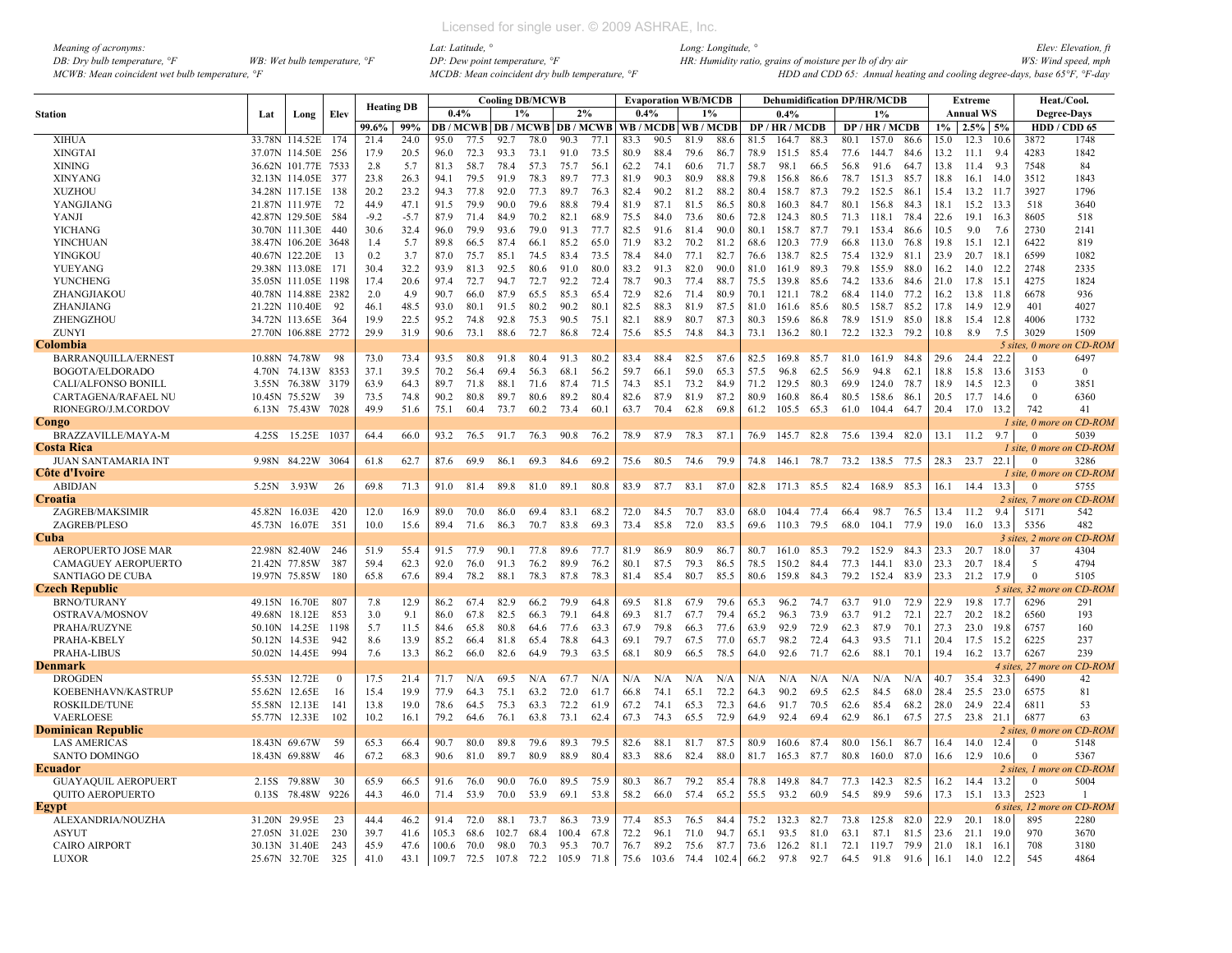*Meaning of acronyms:*
*DB: Dry bulb temperature, °F* *WB: Wet bulb temperature, °F*
*MCWB: Mean coincident wet bulb temperature, °F*
*Lat: Latitude, °* *Long: Longitude, °* *Elev: Elevation, ft*
*DP: Dew point temperature, °F* *HR: Humidity ratio, grains of moisture per lb of dry air* *WS: Wind speed, mph*
*MCDB: Mean coincident dry bulb temperature, °F* *HDD and CDD 65: Annual heating and cooling degree-days, base 65°F, °F-day*

| Station | Lat | Long | Elev | Heating DB | | Cooling DB/MCWB | | | | | | Evaporation WB/MCDB | | | | Dehumidification DP/HR/MCDB | | | | | | Extreme | | | Heat./Cool. | |
|---|---|---|---|---|---|---|---|---|---|---|---|---|---|---|---|---|---|---|---|---|---|---|---|---|---|---|
| | | | | | | 0.4% | | 1% | | 2% | | 0.4% | | 1% | | 0.4% | | | 1% | | | Annual WS | | | Degree-Days | |
| | | | | 99.6% | 99% | DB / MCWB | | DB / MCWB | | DB / MCWB | | WB / MCDB | | WB / MCDB | | DP / HR / MCDB | | | DP / HR / MCDB | | | 1% | 2.5% | 5% | HDD / CDD 65 | |
| XIHUA | 33.78N | 114.52E | 174 | 21.4 | 24.0 | 95.0 | 77.5 | 92.7 | 78.0 | 90.3 | 77.1 | 83.3 | 90.5 | 81.9 | 88.6 | 81.5 | 164.7 | 88.3 | 80.1 | 157.0 | 86.6 | 15.0 | 12.3 | 10.6 | 3872 | 1748 |
| XINGTAI | 37.07N | 114.50E | 256 | 17.9 | 20.5 | 96.0 | 72.3 | 93.3 | 73.1 | 91.0 | 73.5 | 80.9 | 88.4 | 79.6 | 86.7 | 78.9 | 151.5 | 85.4 | 77.6 | 144.7 | 84.6 | 13.2 | 11.1 | 9.4 | 4283 | 1842 |
| XINING | 36.62N | 101.77E | 7533 | 2.8 | 5.7 | 81.3 | 58.7 | 78.4 | 57.3 | 75.7 | 56.1 | 62.2 | 74.1 | 60.6 | 71.7 | 58.7 | 98.1 | 66.5 | 56.8 | 91.6 | 64.7 | 13.8 | 11.4 | 9.3 | 7548 | 84 |
| XINYANG | 32.13N | 114.05E | 377 | 23.8 | 26.3 | 94.1 | 79.5 | 91.9 | 78.3 | 89.7 | 77.3 | 81.9 | 90.3 | 80.9 | 88.8 | 79.8 | 156.8 | 86.6 | 78.7 | 151.3 | 85.7 | 18.8 | 16.1 | 14.0 | 3512 | 1843 |
| XUZHOU | 34.28N | 117.15E | 138 | 20.2 | 23.2 | 94.3 | 77.8 | 92.0 | 77.3 | 89.7 | 76.3 | 82.4 | 90.2 | 81.2 | 88.2 | 80.4 | 158.7 | 87.3 | 79.2 | 152.5 | 86.1 | 15.4 | 13.2 | 11.7 | 3927 | 1796 |
| YANGJIANG | 21.87N | 111.97E | 72 | 44.9 | 47.1 | 91.5 | 79.9 | 90.0 | 79.6 | 88.8 | 79.4 | 81.9 | 87.1 | 81.5 | 86.5 | 80.8 | 160.3 | 84.7 | 80.1 | 156.8 | 84.3 | 18.1 | 15.2 | 13.3 | 518 | 3640 |
| YANJI | 42.87N | 129.50E | 584 | -9.2 | -5.7 | 87.9 | 71.4 | 84.9 | 70.2 | 82.1 | 68.9 | 75.5 | 84.0 | 73.6 | 80.6 | 72.8 | 124.3 | 80.5 | 71.3 | 118.1 | 78.4 | 22.6 | 19.1 | 16.3 | 8605 | 518 |
| YICHANG | 30.70N | 111.30E | 440 | 30.6 | 32.4 | 96.0 | 79.9 | 93.6 | 79.0 | 91.3 | 77.7 | 82.5 | 91.6 | 81.4 | 90.0 | 80.1 | 158.7 | 87.7 | 79.1 | 153.4 | 86.6 | 10.5 | 9.0 | 7.6 | 2730 | 2141 |
| YINCHUAN | 38.47N | 106.20E | 3648 | 1.4 | 5.7 | 89.8 | 66.5 | 87.4 | 66.1 | 85.2 | 65.0 | 71.9 | 83.2 | 70.2 | 81.2 | 68.6 | 120.3 | 77.9 | 66.8 | 113.0 | 76.8 | 19.8 | 15.1 | 12.1 | 6422 | 819 |
| YINGKOU | 40.67N | 122.20E | 13 | 0.2 | 3.7 | 87.0 | 75.7 | 85.1 | 74.5 | 83.4 | 73.5 | 78.4 | 84.0 | 77.1 | 82.7 | 76.6 | 138.7 | 82.5 | 75.4 | 132.9 | 81.1 | 23.9 | 20.7 | 18.1 | 6599 | 1082 |
| YUEYANG | 29.38N | 113.08E | 171 | 30.4 | 32.2 | 93.9 | 81.3 | 92.5 | 80.6 | 91.0 | 80.0 | 83.2 | 91.3 | 82.0 | 90.0 | 81.0 | 161.9 | 89.3 | 79.8 | 155.9 | 88.0 | 16.2 | 14.0 | 12.2 | 2748 | 2335 |
| YUNCHENG | 35.05N | 111.05E | 1198 | 17.4 | 20.6 | 97.4 | 72.7 | 94.7 | 72.7 | 92.2 | 72.4 | 78.7 | 90.3 | 77.4 | 88.4 | 75.5 | 139.8 | 85.6 | 74.2 | 133.6 | 84.6 | 21.0 | 17.8 | 15.1 | 4275 | 1824 |
| ZHANGJIAKOU | 40.78N | 114.88E | 2382 | 2.0 | 4.9 | 90.7 | 66.0 | 87.9 | 65.5 | 85.3 | 65.4 | 72.9 | 82.6 | 71.4 | 80.9 | 70.1 | 121.1 | 78.2 | 68.4 | 114.0 | 77.2 | 16.2 | 13.8 | 11.8 | 6678 | 936 |
| ZHANJIANG | 21.22N | 110.40E | 92 | 46.1 | 48.5 | 93.0 | 80.1 | 91.5 | 80.2 | 90.2 | 80.1 | 82.5 | 88.3 | 81.9 | 87.5 | 81.0 | 161.6 | 85.6 | 80.5 | 158.7 | 85.2 | 17.8 | 14.9 | 12.9 | 401 | 4027 |
| ZHENGZHOU | 34.72N | 113.65E | 364 | 19.9 | 22.5 | 95.2 | 74.8 | 92.8 | 75.3 | 90.5 | 75.1 | 82.1 | 88.9 | 80.7 | 87.3 | 80.3 | 159.6 | 86.8 | 78.9 | 151.9 | 85.0 | 18.8 | 15.4 | 12.8 | 4006 | 1732 |
| ZUNYI | 27.70N | 106.88E | 2772 | 29.9 | 31.9 | 90.6 | 73.1 | 88.6 | 72.7 | 86.8 | 72.4 | 75.6 | 85.5 | 74.8 | 84.3 | 73.1 | 136.2 | 80.1 | 72.2 | 132.3 | 79.2 | 10.8 | 8.9 | 7.5 | 3029 | 1509 |
| **Colombia** | | | | | | | | | | | | | | | | | | | | | | | | | *5 sites, 0 more on CD-ROM* | |
| BARRANQUILLA/ERNEST | 10.88N | 74.78W | 98 | 73.0 | 73.4 | 93.5 | 80.8 | 91.8 | 80.4 | 91.3 | 80.2 | 83.4 | 88.4 | 82.5 | 87.6 | 82.5 | 169.8 | 85.7 | 81.0 | 161.9 | 84.8 | 29.6 | 24.4 | 22.2 | 0 | 6497 |
| BOGOTA/ELDORADO | 4.70N | 74.13W | 8353 | 37.1 | 39.5 | 70.2 | 56.4 | 69.4 | 56.3 | 68.1 | 56.2 | 59.7 | 66.1 | 59.0 | 65.3 | 57.5 | 96.8 | 62.5 | 56.9 | 94.8 | 62.1 | 18.8 | 15.8 | 13.6 | 3153 | 0 |
| CALI/ALFONSO BONILL | 3.55N | 76.38W | 3179 | 63.9 | 64.3 | 89.7 | 71.8 | 88.1 | 71.6 | 87.4 | 71.5 | 74.3 | 85.1 | 73.2 | 84.9 | 71.2 | 129.5 | 80.3 | 69.9 | 124.0 | 78.7 | 18.9 | 14.5 | 12.3 | 0 | 3851 |
| CARTAGENA/RAFAEL NU | 10.45N | 75.52W | 39 | 73.5 | 74.8 | 90.2 | 80.8 | 89.7 | 80.6 | 89.2 | 80.4 | 82.6 | 87.9 | 81.9 | 87.2 | 80.9 | 160.8 | 86.4 | 80.5 | 158.6 | 86.1 | 20.5 | 17.7 | 14.6 | 0 | 6360 |
| RIONEGRO/J.M.CORDOV | 6.13N | 75.43W | 7028 | 49.9 | 51.6 | 75.1 | 60.4 | 73.7 | 60.2 | 73.4 | 60.1 | 63.7 | 70.4 | 62.8 | 69.8 | 61.2 | 105.5 | 65.3 | 61.0 | 104.4 | 64.7 | 20.4 | 17.0 | 13.2 | 742 | 41 |
| **Congo** | | | | | | | | | | | | | | | | | | | | | | | | | *1 site, 0 more on CD-ROM* | |
| BRAZZAVILLE/MAYA-M | 4.25S | 15.25E | 1037 | 64.4 | 66.0 | 93.2 | 76.5 | 91.7 | 76.3 | 90.8 | 76.2 | 78.9 | 87.9 | 78.3 | 87.1 | 76.9 | 145.7 | 82.8 | 75.6 | 139.4 | 82.0 | 13.1 | 11.2 | 9.7 | 0 | 5039 |
| **Costa Rica** | | | | | | | | | | | | | | | | | | | | | | | | | *1 site, 0 more on CD-ROM* | |
| JUAN SANTAMARIA INT | 9.98N | 84.22W | 3064 | 61.8 | 62.7 | 87.6 | 69.9 | 86.1 | 69.3 | 84.6 | 69.2 | 75.6 | 80.5 | 74.6 | 79.9 | 74.8 | 146.1 | 78.7 | 73.2 | 138.5 | 77.5 | 28.3 | 23.7 | 22.1 | 0 | 3286 |
| **Côte d'Ivoire** | | | | | | | | | | | | | | | | | | | | | | | | | *1 site, 0 more on CD-ROM* | |
| ABIDJAN | 5.25N | 3.93W | 26 | 69.8 | 71.3 | 91.0 | 81.4 | 89.8 | 81.0 | 89.1 | 80.8 | 83.9 | 87.7 | 83.1 | 87.0 | 82.8 | 171.3 | 85.5 | 82.4 | 168.9 | 85.3 | 16.1 | 14.4 | 13.3 | 0 | 5755 |
| **Croatia** | | | | | | | | | | | | | | | | | | | | | | | | | *2 sites, 7 more on CD-ROM* | |
| ZAGREB/MAKSIMIR | 45.82N | 16.03E | 420 | 12.0 | 16.9 | 89.0 | 70.0 | 86.0 | 69.4 | 83.1 | 68.2 | 72.0 | 84.5 | 70.7 | 83.0 | 68.0 | 104.4 | 77.4 | 66.4 | 98.7 | 76.5 | 13.4 | 11.2 | 9.4 | 5171 | 542 |
| ZAGREB/PLESO | 45.73N | 16.07E | 351 | 10.0 | 15.6 | 89.4 | 71.6 | 86.3 | 70.7 | 83.8 | 69.3 | 73.4 | 85.8 | 72.0 | 83.5 | 69.6 | 110.3 | 79.5 | 68.0 | 104.1 | 77.9 | 19.0 | 16.0 | 13.3 | 5356 | 482 |
| **Cuba** | | | | | | | | | | | | | | | | | | | | | | | | | *3 sites, 2 more on CD-ROM* | |
| AEROPUERTO JOSE MAR | 22.98N | 82.40W | 246 | 51.9 | 55.4 | 91.5 | 77.9 | 90.1 | 77.8 | 89.6 | 77.7 | 81.9 | 86.9 | 80.9 | 86.7 | 80.7 | 161.0 | 85.3 | 79.2 | 152.9 | 84.3 | 23.3 | 20.7 | 18.0 | 37 | 4304 |
| CAMAGUEY AEROPUERTO | 21.42N | 77.85W | 387 | 59.4 | 62.3 | 92.0 | 76.0 | 91.3 | 76.2 | 89.9 | 76.2 | 80.1 | 87.5 | 79.3 | 86.5 | 78.5 | 150.2 | 84.4 | 77.3 | 144.1 | 83.0 | 23.3 | 20.7 | 18.4 | 5 | 4794 |
| SANTIAGO DE CUBA | 19.97N | 75.85W | 180 | 65.8 | 67.6 | 89.4 | 78.2 | 88.1 | 78.3 | 87.8 | 78.3 | 81.4 | 85.4 | 80.7 | 85.5 | 80.6 | 159.8 | 84.3 | 79.2 | 152.4 | 83.9 | 23.3 | 21.2 | 17.9 | 0 | 5105 |
| **Czech Republic** | | | | | | | | | | | | | | | | | | | | | | | | | *5 sites, 32 more on CD-ROM* | |
| BRNO/TURANY | 49.15N | 16.70E | 807 | 7.8 | 12.9 | 86.2 | 67.4 | 82.9 | 66.2 | 79.9 | 64.8 | 69.5 | 81.8 | 67.9 | 79.6 | 65.3 | 96.2 | 74.7 | 63.7 | 91.0 | 72.9 | 22.9 | 19.8 | 17.7 | 6296 | 291 |
| OSTRAVA/MOSNOV | 49.68N | 18.12E | 853 | 3.0 | 9.1 | 86.0 | 67.8 | 82.5 | 66.3 | 79.1 | 64.8 | 69.3 | 81.7 | 67.7 | 79.4 | 65.2 | 96.3 | 73.9 | 63.7 | 91.2 | 72.1 | 22.7 | 20.2 | 18.2 | 6560 | 193 |
| PRAHA/RUZYNE | 50.10N | 14.25E | 1198 | 5.7 | 11.5 | 84.6 | 65.8 | 80.8 | 64.6 | 77.6 | 63.3 | 67.9 | 79.8 | 66.3 | 77.6 | 63.9 | 92.9 | 72.9 | 62.3 | 87.9 | 70.1 | 27.3 | 23.0 | 19.8 | 6757 | 160 |
| PRAHA-KBELY | 50.12N | 14.53E | 942 | 8.6 | 13.9 | 85.2 | 66.4 | 81.8 | 65.4 | 78.8 | 64.3 | 69.1 | 79.7 | 67.5 | 77.0 | 65.7 | 98.2 | 72.4 | 64.3 | 93.5 | 71.1 | 20.4 | 17.5 | 15.2 | 6225 | 237 |
| PRAHA-LIBUS | 50.02N | 14.45E | 994 | 7.6 | 13.3 | 86.2 | 66.0 | 82.6 | 64.9 | 79.3 | 63.5 | 68.1 | 80.9 | 66.5 | 78.5 | 64.0 | 92.6 | 71.7 | 62.6 | 88.1 | 70.1 | 19.4 | 16.2 | 13.7 | 6267 | 239 |
| **Denmark** | | | | | | | | | | | | | | | | | | | | | | | | | *4 sites, 27 more on CD-ROM* | |
| DROGDEN | 55.53N | 12.72E | 0 | 17.5 | 21.4 | 71.7 | N/A | 69.5 | N/A | 67.7 | N/A | N/A | N/A | N/A | N/A | N/A | N/A | N/A | N/A | N/A | N/A | 40.7 | 35.4 | 32.3 | 6490 | 42 |
| KOEBENHAVN/KASTRUP | 55.62N | 12.65E | 16 | 15.4 | 19.9 | 77.9 | 64.3 | 75.1 | 63.2 | 72.0 | 61.7 | 66.8 | 74.1 | 65.1 | 72.2 | 64.3 | 90.2 | 69.5 | 62.5 | 84.5 | 68.0 | 28.4 | 25.5 | 23.0 | 6575 | 81 |
| ROSKILDE/TUNE | 55.58N | 12.13E | 141 | 13.8 | 19.0 | 78.6 | 64.5 | 75.3 | 63.3 | 72.2 | 61.9 | 67.2 | 74.1 | 65.3 | 72.3 | 64.6 | 91.7 | 70.5 | 62.6 | 85.4 | 68.2 | 28.0 | 24.9 | 22.4 | 6811 | 53 |
| VAERLOESE | 55.77N | 12.33E | 102 | 10.2 | 16.1 | 79.2 | 64.6 | 76.1 | 63.8 | 73.1 | 62.4 | 67.3 | 74.3 | 65.5 | 72.9 | 64.9 | 92.4 | 69.4 | 62.9 | 86.1 | 67.5 | 27.5 | 23.8 | 21.1 | 6877 | 63 |
| **Dominican Republic** | | | | | | | | | | | | | | | | | | | | | | | | | *2 sites, 0 more on CD-ROM* | |
| LAS AMERICAS | 18.43N | 69.67W | 59 | 65.3 | 66.4 | 90.7 | 80.0 | 89.8 | 79.6 | 89.3 | 79.5 | 82.6 | 88.1 | 81.7 | 87.5 | 80.9 | 160.6 | 87.4 | 80.0 | 156.1 | 86.7 | 16.4 | 14.0 | 12.4 | 0 | 5148 |
| SANTO DOMINGO | 18.43N | 69.88W | 46 | 67.2 | 68.3 | 90.6 | 81.0 | 89.7 | 80.9 | 88.9 | 80.4 | 83.3 | 88.6 | 82.4 | 88.0 | 81.7 | 165.3 | 87.7 | 80.8 | 160.0 | 87.0 | 16.6 | 12.9 | 10.6 | 0 | 5367 |
| **Ecuador** | | | | | | | | | | | | | | | | | | | | | | | | | *2 sites, 1 more on CD-ROM* | |
| GUAYAQUIL AEROPUERT | 2.15S | 79.88W | 30 | 65.9 | 66.5 | 91.6 | 76.0 | 90.0 | 76.0 | 89.5 | 75.9 | 80.3 | 86.7 | 79.2 | 85.4 | 78.8 | 149.8 | 84.7 | 77.3 | 142.3 | 82.5 | 16.2 | 14.4 | 13.2 | 0 | 5004 |
| QUITO AEROPUERTO | 0.13S | 78.48W | 9226 | 44.3 | 46.0 | 71.4 | 53.9 | 70.0 | 53.9 | 69.1 | 53.8 | 58.2 | 66.0 | 57.4 | 65.2 | 55.5 | 93.2 | 60.9 | 54.5 | 89.9 | 59.6 | 17.3 | 15.1 | 13.3 | 2523 | 1 |
| **Egypt** | | | | | | | | | | | | | | | | | | | | | | | | | *6 sites, 12 more on CD-ROM* | |
| ALEXANDRIA/NOUZHA | 31.20N | 29.95E | 23 | 44.4 | 46.2 | 91.4 | 72.0 | 88.1 | 73.7 | 86.3 | 73.9 | 77.4 | 85.3 | 76.5 | 84.4 | 75.2 | 132.3 | 82.7 | 73.8 | 125.8 | 82.0 | 22.9 | 20.1 | 18.0 | 895 | 2280 |
| ASYUT | 27.05N | 31.02E | 230 | 39.7 | 41.6 | 105.3 | 68.6 | 102.7 | 68.4 | 100.4 | 67.8 | 72.2 | 96.1 | 71.0 | 94.7 | 65.1 | 93.5 | 81.0 | 63.1 | 87.1 | 81.5 | 23.6 | 21.1 | 19.0 | 970 | 3670 |
| CAIRO AIRPORT | 30.13N | 31.40E | 243 | 45.9 | 47.6 | 100.6 | 70.0 | 98.0 | 70.3 | 95.3 | 70.7 | 76.7 | 89.2 | 75.6 | 87.7 | 73.6 | 126.2 | 81.1 | 72.1 | 119.7 | 79.9 | 21.0 | 18.1 | 16.1 | 708 | 3180 |
| LUXOR | 25.67N | 32.70E | 325 | 41.0 | 43.1 | 109.7 | 72.5 | 107.8 | 72.2 | 105.9 | 71.8 | 75.6 | 103.6 | 74.4 | 102.4 | 66.2 | 97.8 | 92.7 | 64.5 | 91.8 | 91.6 | 16.1 | 14.0 | 12.2 | 545 | 4864 |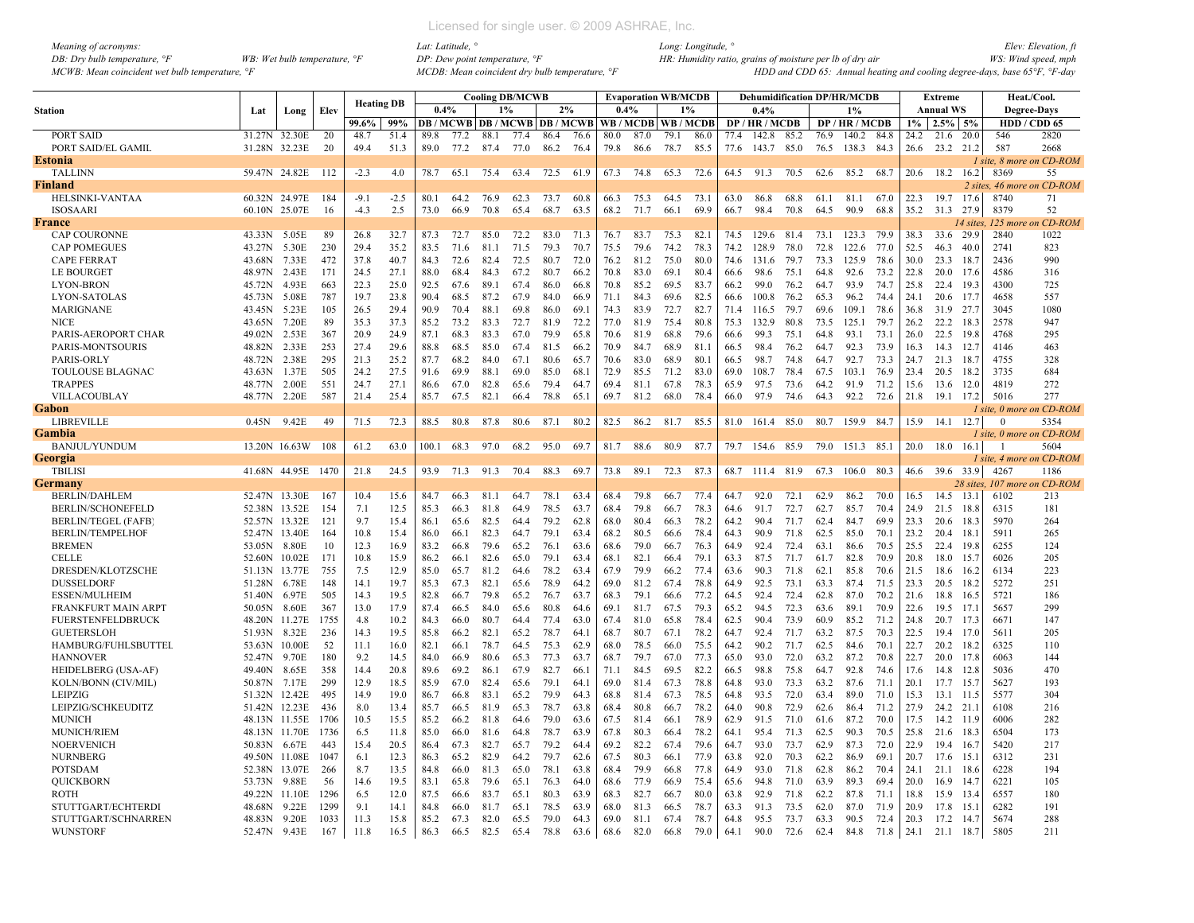*Meaning of acronyms:*
*DB: Dry bulb temperature, °F* *WB: Wet bulb temperature, °F*
*MCWB: Mean coincident wet bulb temperature, °F*
*Lat: Latitude, °* *Long: Longitude, °* *Elev: Elevation, ft*
*DP: Dew point temperature, °F* *HR: Humidity ratio, grains of moisture per lb of dry air* *WS: Wind speed, mph*
*MCDB: Mean coincident dry bulb temperature, °F* *HDD and CDD 65: Annual heating and cooling degree-days, base 65°F, °F-day*

| Station | Lat | Long | Elev | Heating DB | | Cooling DB/MCWB | | | | | | Evaporation WB/MCDB | | | | Dehumidification DP/HR/MCDB | | | | | | Extreme | | | Heat./Cool. | |
|---|---|---|---|---|---|---|---|---|---|---|---|---|---|---|---|---|---|---|---|---|---|---|---|---|---|---|
| | | | | | | 0.4% | | 1% | | 2% | | 0.4% | | 1% | | 0.4% | | | 1% | | | Annual WS | | | Degree-Days | |
| | | | | 99.6% | 99% | DB / MCWB | | DB / MCWB | | DB / MCWB | | WB / MCDB | | WB / MCDB | | DP / HR / MCDB | | | DP / HR / MCDB | | | 1% | 2.5% | 5% | HDD / CDD 65 | |
| PORT SAID | 31.27N | 32.30E | 20 | 48.7 | 51.4 | 89.8 | 77.2 | 88.1 | 77.4 | 86.4 | 76.6 | 80.0 | 87.0 | 79.1 | 86.0 | 77.4 | 142.8 | 85.2 | 76.9 | 140.2 | 84.8 | 24.2 | 21.6 | 20.0 | 546 | 2820 |
| PORT SAID/EL GAMIL | 31.28N | 32.23E | 20 | 49.4 | 51.3 | 89.0 | 77.2 | 87.4 | 77.0 | 86.2 | 76.4 | 79.8 | 86.6 | 78.7 | 85.5 | 77.6 | 143.7 | 85.0 | 76.5 | 138.3 | 84.3 | 26.6 | 23.2 | 21.2 | 587 | 2668 |
| **Estonia** | | | | | | | | | | | | | | | | | | | | | | | | | *1 site, 8 more on CD-ROM* | |
| TALLINN | 59.47N | 24.82E | 112 | -2.3 | 4.0 | 78.7 | 65.1 | 75.4 | 63.4 | 72.5 | 61.9 | 67.3 | 74.8 | 65.3 | 72.6 | 64.5 | 91.3 | 70.5 | 62.6 | 85.2 | 68.7 | 20.6 | 18.2 | 16.2 | 8369 | 55 |
| **Finland** | | | | | | | | | | | | | | | | | | | | | | | | | *2 sites, 46 more on CD-ROM* | |
| HELSINKI-VANTAA | 60.32N | 24.97E | 184 | -9.1 | -2.5 | 80.1 | 64.2 | 76.9 | 62.3 | 73.7 | 60.8 | 66.3 | 75.3 | 64.5 | 73.1 | 63.0 | 86.8 | 68.8 | 61.1 | 81.1 | 67.0 | 22.3 | 19.7 | 17.6 | 8740 | 71 |
| ISOSAARI | 60.10N | 25.07E | 16 | -4.3 | 2.5 | 73.0 | 66.9 | 70.8 | 65.4 | 68.7 | 63.5 | 68.2 | 71.7 | 66.1 | 69.9 | 66.7 | 98.4 | 70.8 | 64.5 | 90.9 | 68.8 | 35.2 | 31.3 | 27.9 | 8379 | 52 |
| **France** | | | | | | | | | | | | | | | | | | | | | | | | | *14 sites, 125 more on CD-ROM* | |
| CAP COURONNE | 43.33N | 5.05E | 89 | 26.8 | 32.7 | 87.3 | 72.7 | 85.0 | 72.2 | 83.0 | 71.3 | 76.7 | 83.7 | 75.3 | 82.1 | 74.5 | 129.6 | 81.4 | 73.1 | 123.3 | 79.9 | 38.3 | 33.6 | 29.9 | 2840 | 1022 |
| CAP POMEGUES | 43.27N | 5.30E | 230 | 29.4 | 35.2 | 83.5 | 71.6 | 81.1 | 71.5 | 79.3 | 70.7 | 75.5 | 79.6 | 74.2 | 78.3 | 74.2 | 128.9 | 78.0 | 72.8 | 122.6 | 77.0 | 52.5 | 46.3 | 40.0 | 2741 | 823 |
| CAPE FERRAT | 43.68N | 7.33E | 472 | 37.8 | 40.7 | 84.3 | 72.6 | 82.4 | 72.5 | 80.7 | 72.0 | 76.2 | 81.2 | 75.0 | 80.0 | 74.6 | 131.6 | 79.7 | 73.3 | 125.9 | 78.6 | 30.0 | 23.3 | 18.7 | 2436 | 990 |
| LE BOURGET | 48.97N | 2.43E | 171 | 24.5 | 27.1 | 88.0 | 68.4 | 84.3 | 67.2 | 80.7 | 66.2 | 70.8 | 83.0 | 69.1 | 80.4 | 66.6 | 98.6 | 75.1 | 64.8 | 92.6 | 73.2 | 22.8 | 20.0 | 17.6 | 4586 | 316 |
| LYON-BRON | 45.72N | 4.93E | 663 | 22.3 | 25.0 | 92.5 | 67.6 | 89.1 | 67.4 | 86.0 | 66.8 | 70.8 | 85.2 | 69.5 | 83.7 | 66.2 | 99.0 | 76.2 | 64.7 | 93.9 | 74.7 | 25.8 | 22.4 | 19.3 | 4300 | 725 |
| LYON-SATOLAS | 45.73N | 5.08E | 787 | 19.7 | 23.8 | 90.4 | 68.5 | 87.2 | 67.9 | 84.0 | 66.9 | 71.1 | 84.3 | 69.6 | 82.5 | 66.6 | 100.8 | 76.2 | 65.3 | 96.2 | 74.4 | 24.1 | 20.6 | 17.7 | 4658 | 557 |
| MARIGNANE | 43.45N | 5.23E | 105 | 26.5 | 29.4 | 90.9 | 70.4 | 88.1 | 69.8 | 86.0 | 69.1 | 74.3 | 83.9 | 72.7 | 82.7 | 71.4 | 116.5 | 79.7 | 69.6 | 109.1 | 78.6 | 36.8 | 31.9 | 27.7 | 3045 | 1080 |
| NICE | 43.65N | 7.20E | 89 | 35.3 | 37.3 | 85.2 | 73.2 | 83.3 | 72.7 | 81.9 | 72.2 | 77.0 | 81.9 | 75.4 | 80.8 | 75.3 | 132.9 | 80.8 | 73.5 | 125.1 | 79.7 | 26.2 | 22.2 | 18.3 | 2578 | 947 |
| PARIS-AEROPORT CHAR | 49.02N | 2.53E | 367 | 20.9 | 24.9 | 87.1 | 68.3 | 83.3 | 67.0 | 79.9 | 65.8 | 70.6 | 81.9 | 68.8 | 79.6 | 66.6 | 99.3 | 75.1 | 64.8 | 93.1 | 73.1 | 26.0 | 22.5 | 19.8 | 4768 | 295 |
| PARIS-MONTSOURIS | 48.82N | 2.33E | 253 | 27.4 | 29.6 | 88.8 | 68.5 | 85.0 | 67.4 | 81.5 | 66.2 | 70.9 | 84.7 | 68.9 | 81.1 | 66.5 | 98.4 | 76.2 | 64.7 | 92.3 | 73.9 | 16.3 | 14.3 | 12.7 | 4146 | 463 |
| PARIS-ORLY | 48.72N | 2.38E | 295 | 21.3 | 25.2 | 87.7 | 68.2 | 84.0 | 67.1 | 80.6 | 65.7 | 70.6 | 83.0 | 68.9 | 80.1 | 66.5 | 98.7 | 74.8 | 64.7 | 92.7 | 73.3 | 24.7 | 21.3 | 18.7 | 4755 | 328 |
| TOULOUSE BLAGNAC | 43.63N | 1.37E | 505 | 24.2 | 27.5 | 91.6 | 69.9 | 88.1 | 69.0 | 85.0 | 68.1 | 72.9 | 85.5 | 71.2 | 83.0 | 69.0 | 108.7 | 78.4 | 67.5 | 103.1 | 76.9 | 23.4 | 20.5 | 18.2 | 3735 | 684 |
| TRAPPES | 48.77N | 2.00E | 551 | 24.7 | 27.1 | 86.6 | 67.0 | 82.8 | 65.6 | 79.4 | 64.7 | 69.4 | 81.1 | 67.8 | 78.3 | 65.9 | 97.5 | 73.6 | 64.2 | 91.9 | 71.2 | 15.6 | 13.6 | 12.0 | 4819 | 272 |
| VILLACOUBLAY | 48.77N | 2.20E | 587 | 21.4 | 25.4 | 85.7 | 67.5 | 82.1 | 66.4 | 78.8 | 65.1 | 69.7 | 81.2 | 68.0 | 78.4 | 66.0 | 97.9 | 74.6 | 64.3 | 92.2 | 72.6 | 21.8 | 19.1 | 17.2 | 5016 | 277 |
| **Gabon** | | | | | | | | | | | | | | | | | | | | | | | | | *1 site, 0 more on CD-ROM* | |
| LIBREVILLE | 0.45N | 9.42E | 49 | 71.5 | 72.3 | 88.5 | 80.8 | 87.8 | 80.6 | 87.1 | 80.2 | 82.5 | 86.2 | 81.7 | 85.5 | 81.0 | 161.4 | 85.0 | 80.7 | 159.9 | 84.7 | 15.9 | 14.1 | 12.7 | 0 | 5354 |
| **Gambia** | | | | | | | | | | | | | | | | | | | | | | | | | *1 site, 0 more on CD-ROM* | |
| BANJUL/YUNDUM | 13.20N | 16.63W | 108 | 61.2 | 63.0 | 100.1 | 68.3 | 97.0 | 68.2 | 95.0 | 69.7 | 81.7 | 88.6 | 80.9 | 87.7 | 79.7 | 154.6 | 85.9 | 79.0 | 151.3 | 85.1 | 20.0 | 18.0 | 16.1 | 1 | 5604 |
| **Georgia** | | | | | | | | | | | | | | | | | | | | | | | | | *1 site, 4 more on CD-ROM* | |
| TBILISI | 41.68N | 44.95E | 1470 | 21.8 | 24.5 | 93.9 | 71.3 | 91.3 | 70.4 | 88.3 | 69.7 | 73.8 | 89.1 | 72.3 | 87.3 | 68.7 | 111.4 | 81.9 | 67.3 | 106.0 | 80.3 | 46.6 | 39.6 | 33.9 | 4267 | 1186 |
| **Germany** | | | | | | | | | | | | | | | | | | | | | | | | | *28 sites, 107 more on CD-ROM* | |
| BERLIN/DAHLEM | 52.47N | 13.30E | 167 | 10.4 | 15.6 | 84.7 | 66.3 | 81.1 | 64.7 | 78.1 | 63.4 | 68.4 | 79.8 | 66.7 | 77.4 | 64.7 | 92.0 | 72.1 | 62.9 | 86.2 | 70.0 | 16.5 | 14.5 | 13.1 | 6102 | 213 |
| BERLIN/SCHONEFELD | 52.38N | 13.52E | 154 | 7.1 | 12.5 | 85.3 | 66.3 | 81.8 | 64.9 | 78.5 | 63.7 | 68.4 | 79.8 | 66.7 | 78.3 | 64.6 | 91.7 | 72.7 | 62.7 | 85.7 | 70.4 | 24.9 | 21.5 | 18.8 | 6315 | 181 |
| BERLIN/TEGEL (FAFB) | 52.57N | 13.32E | 121 | 9.7 | 15.4 | 86.1 | 65.6 | 82.5 | 64.4 | 79.2 | 62.8 | 68.0 | 80.4 | 66.3 | 78.2 | 64.2 | 90.4 | 71.7 | 62.4 | 84.7 | 69.9 | 23.3 | 20.6 | 18.3 | 5970 | 264 |
| BERLIN/TEMPELHOF | 52.47N | 13.40E | 164 | 10.8 | 15.4 | 86.0 | 66.1 | 82.3 | 64.7 | 79.1 | 63.4 | 68.2 | 80.5 | 66.6 | 78.4 | 64.3 | 90.9 | 71.8 | 62.5 | 85.0 | 70.1 | 23.2 | 20.4 | 18.1 | 5911 | 265 |
| BREMEN | 53.05N | 8.80E | 10 | 12.3 | 16.9 | 83.2 | 66.8 | 79.6 | 65.2 | 76.1 | 63.6 | 68.6 | 79.0 | 66.7 | 76.3 | 64.9 | 92.4 | 72.4 | 63.1 | 86.6 | 70.5 | 25.5 | 22.4 | 19.8 | 6255 | 124 |
| CELLE | 52.60N | 10.02E | 171 | 10.8 | 15.9 | 86.2 | 66.1 | 82.6 | 65.0 | 79.1 | 63.4 | 68.1 | 82.1 | 66.4 | 79.1 | 63.3 | 87.5 | 71.7 | 61.7 | 82.8 | 70.9 | 20.8 | 18.0 | 15.7 | 6026 | 205 |
| DRESDEN/KLOTZSCHE | 51.13N | 13.77E | 755 | 7.5 | 12.9 | 85.0 | 65.7 | 81.2 | 64.6 | 78.2 | 63.4 | 67.9 | 79.9 | 66.2 | 77.4 | 63.6 | 90.3 | 71.8 | 62.1 | 85.8 | 70.6 | 21.5 | 18.6 | 16.2 | 6134 | 223 |
| DUSSELDORF | 51.28N | 6.78E | 148 | 14.1 | 19.7 | 85.3 | 67.3 | 82.1 | 65.6 | 78.9 | 64.2 | 69.0 | 81.2 | 67.4 | 78.8 | 64.9 | 92.5 | 73.1 | 63.3 | 87.4 | 71.5 | 23.3 | 20.5 | 18.2 | 5272 | 251 |
| ESSEN/MULHEIM | 51.40N | 6.97E | 505 | 14.3 | 19.5 | 82.8 | 66.7 | 79.8 | 65.2 | 76.7 | 63.7 | 68.3 | 79.1 | 66.6 | 77.2 | 64.5 | 92.4 | 72.4 | 62.8 | 87.0 | 70.2 | 21.6 | 18.8 | 16.5 | 5721 | 186 |
| FRANKFURT MAIN ARPT | 50.05N | 8.60E | 367 | 13.0 | 17.9 | 87.4 | 66.5 | 84.0 | 65.6 | 80.8 | 64.6 | 69.1 | 81.7 | 67.5 | 79.3 | 65.2 | 94.5 | 72.3 | 63.6 | 89.1 | 70.9 | 22.6 | 19.5 | 17.1 | 5657 | 299 |
| FUERSTENFELDBRUCK | 48.20N | 11.27E | 1755 | 4.8 | 10.2 | 84.3 | 66.0 | 80.7 | 64.4 | 77.4 | 63.0 | 67.4 | 81.0 | 65.8 | 78.4 | 62.5 | 90.4 | 73.9 | 60.9 | 85.2 | 71.2 | 24.8 | 20.7 | 17.3 | 6671 | 147 |
| GUETERSLOH | 51.93N | 8.32E | 236 | 14.3 | 19.5 | 85.8 | 66.2 | 82.1 | 65.2 | 78.7 | 64.1 | 68.7 | 80.7 | 67.1 | 78.2 | 64.7 | 92.4 | 71.7 | 63.2 | 87.5 | 70.3 | 22.5 | 19.4 | 17.0 | 5611 | 205 |
| HAMBURG/FUHLSBUTTEL | 53.63N | 10.00E | 52 | 11.1 | 16.0 | 82.1 | 66.1 | 78.7 | 64.5 | 75.3 | 62.9 | 68.0 | 78.5 | 66.0 | 75.5 | 64.2 | 90.2 | 71.7 | 62.5 | 84.6 | 70.1 | 22.7 | 20.2 | 18.2 | 6325 | 110 |
| HANNOVER | 52.47N | 9.70E | 180 | 9.2 | 14.5 | 84.0 | 66.9 | 80.6 | 65.3 | 77.3 | 63.7 | 68.7 | 79.7 | 67.0 | 77.3 | 65.0 | 93.0 | 72.0 | 63.2 | 87.2 | 70.8 | 22.7 | 20.0 | 17.8 | 6063 | 144 |
| HEIDELBERG (USA-AF) | 49.40N | 8.65E | 358 | 14.4 | 20.8 | 89.6 | 69.2 | 86.1 | 67.9 | 82.7 | 66.1 | 71.1 | 84.5 | 69.5 | 82.2 | 66.5 | 98.8 | 75.8 | 64.7 | 92.8 | 74.6 | 17.6 | 14.8 | 12.8 | 5036 | 470 |
| KOLN/BONN (CIV/MIL) | 50.87N | 7.17E | 299 | 12.9 | 18.5 | 85.9 | 67.0 | 82.4 | 65.6 | 79.1 | 64.1 | 69.0 | 81.4 | 67.3 | 78.8 | 64.8 | 93.0 | 73.3 | 63.2 | 87.6 | 71.1 | 20.1 | 17.7 | 15.7 | 5627 | 193 |
| LEIPZIG | 51.32N | 12.42E | 495 | 14.9 | 19.0 | 86.7 | 66.8 | 83.1 | 65.2 | 79.9 | 64.3 | 68.8 | 81.4 | 67.3 | 78.5 | 64.8 | 93.5 | 72.0 | 63.4 | 89.0 | 71.0 | 15.3 | 13.1 | 11.5 | 5577 | 304 |
| LEIPZIG/SCHKEUDITZ | 51.42N | 12.23E | 436 | 8.0 | 13.4 | 85.7 | 66.5 | 81.9 | 65.3 | 78.7 | 63.8 | 68.4 | 80.8 | 66.7 | 78.2 | 64.0 | 90.8 | 72.9 | 62.6 | 86.4 | 71.2 | 27.9 | 24.2 | 21.1 | 6108 | 216 |
| MUNICH | 48.13N | 11.55E | 1706 | 10.5 | 15.5 | 85.2 | 66.2 | 81.8 | 64.6 | 79.0 | 63.6 | 67.5 | 81.4 | 66.1 | 78.9 | 62.9 | 91.5 | 71.0 | 61.6 | 87.2 | 70.0 | 17.5 | 14.2 | 11.9 | 6006 | 282 |
| MUNICH/RIEM | 48.13N | 11.70E | 1736 | 6.5 | 11.8 | 85.0 | 66.0 | 81.6 | 64.8 | 78.7 | 63.9 | 67.8 | 80.3 | 66.4 | 78.2 | 64.1 | 95.4 | 71.3 | 62.5 | 90.3 | 70.5 | 25.8 | 21.6 | 18.3 | 6504 | 173 |
| NOERVENICH | 50.83N | 6.67E | 443 | 15.4 | 20.5 | 86.4 | 67.3 | 82.7 | 65.7 | 79.2 | 64.4 | 69.2 | 82.2 | 67.4 | 79.6 | 64.7 | 93.0 | 73.7 | 62.9 | 87.3 | 72.0 | 22.9 | 19.4 | 16.7 | 5420 | 217 |
| NURNBERG | 49.50N | 11.08E | 1047 | 6.1 | 12.3 | 86.3 | 65.2 | 82.9 | 64.2 | 79.7 | 62.6 | 67.5 | 80.3 | 66.1 | 77.9 | 63.8 | 92.0 | 70.3 | 62.2 | 86.9 | 69.1 | 20.7 | 17.6 | 15.1 | 6312 | 231 |
| POTSDAM | 52.38N | 13.07E | 266 | 8.7 | 13.5 | 84.8 | 66.0 | 81.3 | 65.0 | 78.1 | 63.8 | 68.4 | 79.9 | 66.8 | 77.8 | 64.9 | 93.0 | 71.8 | 62.8 | 86.2 | 70.4 | 24.1 | 21.1 | 18.6 | 6228 | 194 |
| QUICKBORN | 53.73N | 9.88E | 56 | 14.6 | 19.5 | 83.1 | 65.8 | 79.6 | 65.1 | 76.3 | 64.0 | 68.6 | 77.9 | 66.9 | 75.4 | 65.6 | 94.8 | 71.0 | 63.9 | 89.3 | 69.4 | 20.0 | 16.9 | 14.7 | 6221 | 105 |
| ROTH | 49.22N | 11.10E | 1296 | 6.5 | 12.0 | 87.5 | 66.6 | 83.7 | 65.1 | 80.3 | 63.9 | 68.3 | 82.7 | 66.7 | 80.0 | 63.8 | 92.9 | 71.8 | 62.2 | 87.8 | 71.1 | 18.8 | 15.9 | 13.4 | 6557 | 180 |
| STUTTGART/ECHTERDI | 48.68N | 9.22E | 1299 | 9.1 | 14.1 | 84.8 | 66.0 | 81.7 | 65.1 | 78.5 | 63.9 | 68.0 | 81.3 | 66.5 | 78.7 | 63.3 | 91.3 | 73.5 | 62.0 | 87.0 | 71.9 | 20.9 | 17.8 | 15.1 | 6282 | 191 |
| STUTTGART/SCHNARREN | 48.83N | 9.20E | 1033 | 11.3 | 15.8 | 85.2 | 67.3 | 82.0 | 65.5 | 79.0 | 64.3 | 69.0 | 81.1 | 67.4 | 78.7 | 64.8 | 95.5 | 73.7 | 63.3 | 90.5 | 72.4 | 20.3 | 17.2 | 14.7 | 5674 | 288 |
| WUNSTORF | 52.47N | 9.43E | 167 | 11.8 | 16.5 | 86.3 | 66.5 | 82.5 | 65.4 | 78.8 | 63.6 | 68.6 | 82.0 | 66.8 | 79.0 | 64.1 | 90.0 | 72.6 | 62.4 | 84.8 | 71.8 | 24.1 | 21.1 | 18.7 | 5805 | 211 |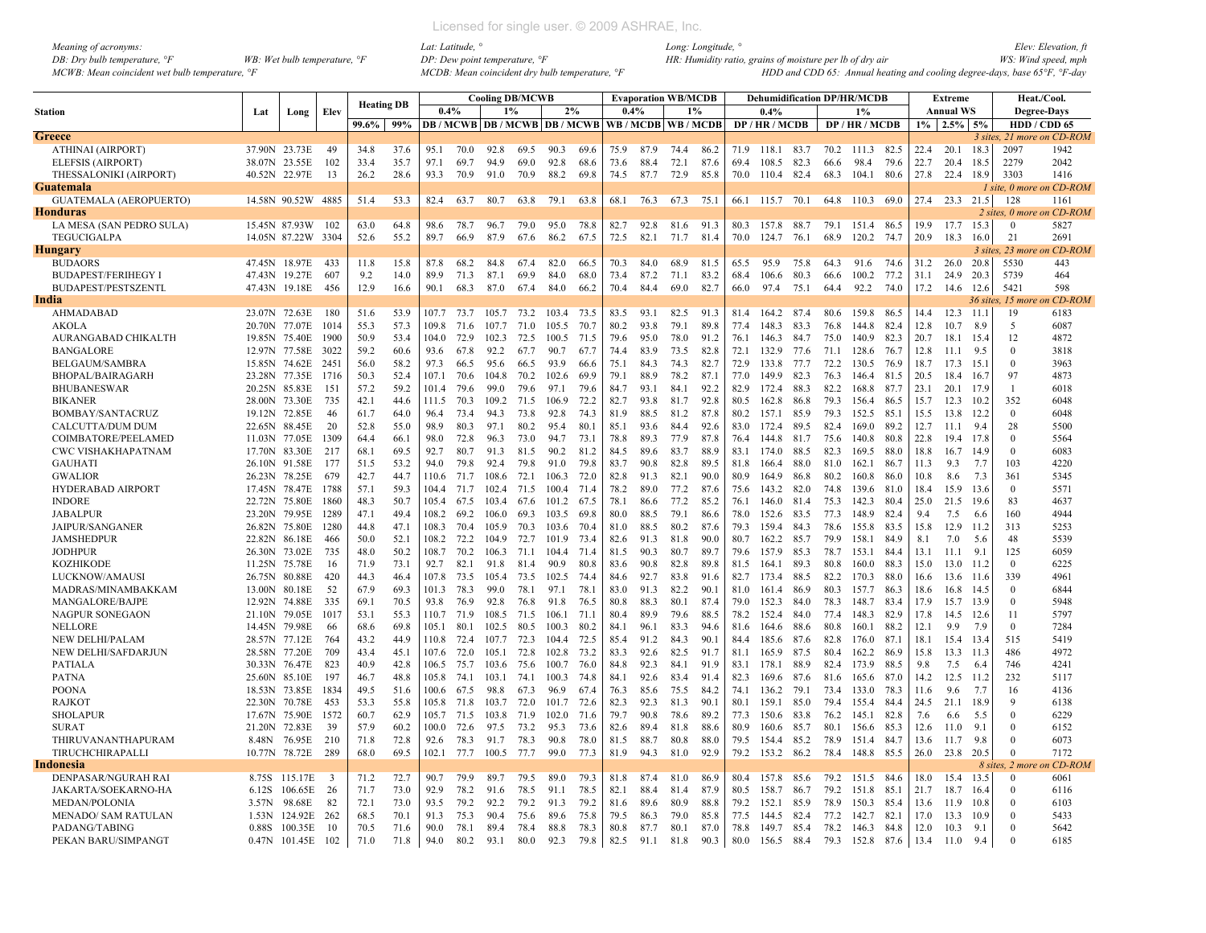*Meaning of acronyms:*
*DB: Dry bulb temperature, °F* *WB: Wet bulb temperature, °F*
*MCWB: Mean coincident wet bulb temperature, °F*
*Lat: Latitude, °* *Long: Longitude, °* *Elev: Elevation, ft*
*DP: Dew point temperature, °F* *HR: Humidity ratio, grains of moisture per lb of dry air* *WS: Wind speed, mph*
*MCDB: Mean coincident dry bulb temperature, °F* *HDD and CDD 65: Annual heating and cooling degree-days, base 65°F, °F-day*

| Station | Lat | Long | Elev | Heating DB | | Cooling DB/MCWB | | | | | | Evaporation WB/MCDB | | | | Dehumidification DP/HR/MCDB | | | | | | Extreme | | | Heat./Cool. | |
|---|---|---|---|---|---|---|---|---|---|---|---|---|---|---|---|---|---|---|---|---|---|---|---|---|---|---|
| | | | | | | 0.4% | | 1% | | 2% | | 0.4% | | 1% | | 0.4% | | | 1% | | | Annual WS | | | Degree-Days | |
| | | | | 99.6% | 99% | DB | MCWB | DB | MCWB | DB | MCWB | WB | MCDB | WB | MCDB | DP | HR | MCDB | DP | HR | MCDB | 1% | 2.5% | 5% | HDD | CDD 65 |
| **Greece** | | | | | | | | | | | | | | | | | | | | | | | | | *3 sites, 21 more on CD-ROM* | |
| ATHINAI (AIRPORT) | 37.90N | 23.73E | 49 | 34.8 | 37.6 | 95.1 | 70.0 | 92.8 | 69.5 | 90.3 | 69.6 | 75.9 | 87.9 | 74.4 | 86.2 | 71.9 | 118.1 | 83.7 | 70.2 | 111.3 | 82.5 | 22.4 | 20.1 | 18.3 | 2097 | 1942 |
| ELEFSIS (AIRPORT) | 38.07N | 23.55E | 102 | 33.4 | 35.7 | 97.1 | 69.7 | 94.9 | 69.0 | 92.8 | 68.6 | 73.6 | 88.4 | 72.1 | 87.6 | 69.4 | 108.5 | 82.3 | 66.6 | 98.4 | 79.6 | 22.7 | 20.4 | 18.5 | 2279 | 2042 |
| THESSALONIKI (AIRPORT) | 40.52N | 22.97E | 13 | 26.2 | 28.6 | 93.3 | 70.9 | 91.0 | 70.9 | 88.2 | 69.8 | 74.5 | 87.7 | 72.9 | 85.8 | 70.0 | 110.4 | 82.4 | 68.3 | 104.1 | 80.6 | 27.8 | 22.4 | 18.9 | 3303 | 1416 |
| **Guatemala** | | | | | | | | | | | | | | | | | | | | | | | | | *1 site, 0 more on CD-ROM* | |
| GUATEMALA (AEROPUERTO) | 14.58N | 90.52W | 4885 | 51.4 | 53.3 | 82.4 | 63.7 | 80.7 | 63.8 | 79.1 | 63.8 | 68.1 | 76.3 | 67.3 | 75.1 | 66.1 | 115.7 | 70.1 | 64.8 | 110.3 | 69.0 | 27.4 | 23.3 | 21.5 | 128 | 1161 |
| **Honduras** | | | | | | | | | | | | | | | | | | | | | | | | | *2 sites, 0 more on CD-ROM* | |
| LA MESA (SAN PEDRO SULA) | 15.45N | 87.93W | 102 | 63.0 | 64.8 | 98.6 | 78.7 | 96.7 | 79.0 | 95.0 | 78.8 | 82.7 | 92.8 | 81.6 | 91.3 | 80.3 | 157.8 | 88.7 | 79.1 | 151.4 | 86.5 | 19.9 | 17.7 | 15.3 | 0 | 5827 |
| TEGUCIGALPA | 14.05N | 87.22W | 3304 | 52.6 | 55.2 | 89.7 | 66.9 | 87.9 | 67.6 | 86.2 | 67.5 | 72.5 | 82.1 | 71.7 | 81.4 | 70.0 | 124.7 | 76.1 | 68.9 | 120.2 | 74.7 | 20.9 | 18.3 | 16.0 | 21 | 2691 |
| **Hungary** | | | | | | | | | | | | | | | | | | | | | | | | | *3 sites, 23 more on CD-ROM* | |
| BUDAORS | 47.45N | 18.97E | 433 | 11.8 | 15.8 | 87.8 | 68.2 | 84.8 | 67.4 | 82.0 | 66.5 | 70.3 | 84.0 | 68.9 | 81.5 | 65.5 | 95.9 | 75.8 | 64.3 | 91.6 | 74.6 | 31.2 | 26.0 | 20.8 | 5530 | 443 |
| BUDAPEST/FERIHEGY I | 47.43N | 19.27E | 607 | 9.2 | 14.0 | 89.9 | 71.3 | 87.1 | 69.9 | 84.0 | 68.0 | 73.4 | 87.2 | 71.1 | 83.2 | 68.4 | 106.6 | 80.3 | 66.6 | 100.2 | 77.2 | 31.1 | 24.9 | 20.3 | 5739 | 464 |
| BUDAPEST/PESTSZENTL | 47.43N | 19.18E | 456 | 12.9 | 16.6 | 90.1 | 68.3 | 87.0 | 67.4 | 84.0 | 66.2 | 70.4 | 84.4 | 69.0 | 82.7 | 66.0 | 97.4 | 75.1 | 64.4 | 92.2 | 74.0 | 17.2 | 14.6 | 12.6 | 5421 | 598 |
| **India** | | | | | | | | | | | | | | | | | | | | | | | | | *36 sites, 15 more on CD-ROM* | |
| AHMADABAD | 23.07N | 72.63E | 180 | 51.6 | 53.9 | 107.7 | 73.7 | 105.7 | 73.2 | 103.4 | 73.5 | 83.5 | 93.1 | 82.5 | 91.3 | 81.4 | 164.2 | 87.4 | 80.6 | 159.8 | 86.5 | 14.4 | 12.3 | 11.1 | 19 | 6183 |
| AKOLA | 20.70N | 77.07E | 1014 | 55.3 | 57.3 | 109.8 | 71.6 | 107.7 | 71.0 | 105.5 | 70.7 | 80.2 | 93.8 | 79.1 | 89.8 | 77.4 | 148.3 | 83.3 | 76.8 | 144.8 | 82.4 | 12.8 | 10.7 | 8.9 | 5 | 6087 |
| AURANGABAD CHIKALTH | 19.85N | 75.40E | 1900 | 50.9 | 53.4 | 104.0 | 72.9 | 102.3 | 72.5 | 100.5 | 71.5 | 79.6 | 95.0 | 78.0 | 91.2 | 76.1 | 146.3 | 84.7 | 75.0 | 140.9 | 82.3 | 20.7 | 18.1 | 15.4 | 12 | 4872 |
| BANGALORE | 12.97N | 77.58E | 3022 | 59.2 | 60.6 | 93.6 | 67.8 | 92.2 | 67.7 | 90.7 | 67.7 | 74.4 | 83.9 | 73.5 | 82.8 | 72.1 | 132.9 | 77.6 | 71.1 | 128.6 | 76.7 | 12.8 | 11.1 | 9.5 | 0 | 3818 |
| BELGAUM/SAMBRA | 15.85N | 74.62E | 2451 | 56.0 | 58.2 | 97.3 | 66.5 | 95.6 | 66.5 | 93.9 | 66.6 | 75.1 | 84.3 | 74.3 | 82.7 | 72.9 | 133.8 | 77.7 | 72.2 | 130.5 | 76.9 | 18.7 | 17.3 | 15.1 | 0 | 3963 |
| BHOPAL/BAIRAGARH | 23.28N | 77.35E | 1716 | 50.3 | 52.4 | 107.1 | 70.6 | 104.8 | 70.2 | 102.6 | 69.9 | 79.1 | 88.9 | 78.2 | 87.1 | 77.0 | 149.9 | 82.3 | 76.3 | 146.4 | 81.5 | 20.5 | 18.4 | 16.7 | 97 | 4873 |
| BHUBANESWAR | 20.25N | 85.83E | 151 | 57.2 | 59.2 | 101.4 | 79.6 | 99.0 | 79.6 | 97.1 | 79.6 | 84.7 | 93.1 | 84.1 | 92.2 | 82.9 | 172.4 | 88.3 | 82.2 | 168.8 | 87.7 | 23.1 | 20.1 | 17.9 | 1 | 6018 |
| BIKANER | 28.00N | 73.30E | 735 | 42.1 | 44.6 | 111.5 | 70.3 | 109.2 | 71.5 | 106.9 | 72.2 | 82.7 | 93.8 | 81.7 | 92.8 | 80.5 | 162.8 | 86.8 | 79.3 | 156.4 | 86.5 | 15.7 | 12.3 | 10.2 | 352 | 6048 |
| BOMBAY/SANTACRUZ | 19.12N | 72.85E | 46 | 61.7 | 64.0 | 96.4 | 73.4 | 94.3 | 73.8 | 92.8 | 74.3 | 81.9 | 88.5 | 81.2 | 87.8 | 80.2 | 157.1 | 85.9 | 79.3 | 152.5 | 85.1 | 15.5 | 13.8 | 12.2 | 0 | 6048 |
| CALCUTTA/DUM DUM | 22.65N | 88.45E | 20 | 52.8 | 55.0 | 98.9 | 80.3 | 97.1 | 80.2 | 95.4 | 80.1 | 85.1 | 93.6 | 84.4 | 92.6 | 83.0 | 172.4 | 89.5 | 82.4 | 169.0 | 89.2 | 12.7 | 11.1 | 9.4 | 28 | 5500 |
| COIMBATORE/PEELAMED | 11.03N | 77.05E | 1309 | 64.4 | 66.1 | 98.0 | 72.8 | 96.3 | 73.0 | 94.7 | 73.1 | 78.8 | 89.3 | 77.9 | 87.8 | 76.4 | 144.8 | 81.7 | 75.6 | 140.8 | 80.8 | 22.8 | 19.4 | 17.8 | 0 | 5564 |
| CWC VISHAKHAPATNAM | 17.70N | 83.30E | 217 | 68.1 | 69.5 | 92.7 | 80.7 | 91.3 | 81.5 | 90.2 | 81.2 | 84.5 | 89.6 | 83.7 | 88.9 | 83.1 | 174.0 | 88.5 | 82.3 | 169.5 | 88.0 | 18.8 | 16.7 | 14.9 | 0 | 6083 |
| GAUHATI | 26.10N | 91.58E | 177 | 51.5 | 53.2 | 94.0 | 79.8 | 92.4 | 79.8 | 91.0 | 79.8 | 83.7 | 90.8 | 82.8 | 89.5 | 81.8 | 166.4 | 88.0 | 81.0 | 162.1 | 86.7 | 11.3 | 9.3 | 7.7 | 103 | 4220 |
| GWALIOR | 26.23N | 78.25E | 679 | 42.7 | 44.7 | 110.6 | 71.7 | 108.6 | 72.1 | 106.3 | 72.0 | 82.8 | 91.3 | 82.1 | 90.0 | 80.9 | 164.9 | 86.8 | 80.2 | 160.8 | 86.0 | 10.8 | 8.6 | 7.3 | 361 | 5345 |
| HYDERABAD AIRPORT | 17.45N | 78.47E | 1788 | 57.1 | 59.3 | 104.4 | 71.7 | 102.4 | 71.5 | 100.4 | 71.4 | 78.2 | 89.0 | 77.2 | 87.6 | 75.6 | 143.2 | 82.0 | 74.8 | 139.6 | 81.0 | 18.4 | 15.9 | 13.6 | 0 | 5571 |
| INDORE | 22.72N | 75.80E | 1860 | 48.3 | 50.7 | 105.4 | 67.5 | 103.4 | 67.6 | 101.2 | 67.5 | 78.1 | 86.6 | 77.2 | 85.2 | 76.1 | 146.0 | 81.4 | 75.3 | 142.3 | 80.4 | 25.0 | 21.5 | 19.6 | 83 | 4637 |
| JABALPUR | 23.20N | 79.95E | 1289 | 47.1 | 49.4 | 108.2 | 69.2 | 106.0 | 69.3 | 103.5 | 69.8 | 80.0 | 88.5 | 79.1 | 86.6 | 78.0 | 152.6 | 83.5 | 77.3 | 148.9 | 82.4 | 9.4 | 7.5 | 6.6 | 160 | 4944 |
| JAIPUR/SANGANER | 26.82N | 75.80E | 1280 | 44.8 | 47.1 | 108.3 | 70.4 | 105.9 | 70.3 | 103.6 | 70.4 | 81.0 | 88.5 | 80.2 | 87.6 | 79.3 | 159.4 | 84.3 | 78.6 | 155.8 | 83.5 | 15.8 | 12.9 | 11.2 | 313 | 5253 |
| JAMSHEDPUR | 22.82N | 86.18E | 466 | 50.0 | 52.1 | 108.2 | 72.2 | 104.9 | 72.7 | 101.9 | 73.4 | 82.6 | 91.3 | 81.8 | 90.0 | 80.7 | 162.2 | 85.7 | 79.9 | 158.1 | 84.9 | 8.1 | 7.0 | 5.6 | 48 | 5539 |
| JODHPUR | 26.30N | 73.02E | 735 | 48.0 | 50.2 | 108.7 | 70.2 | 106.3 | 71.1 | 104.4 | 71.4 | 81.5 | 90.3 | 80.7 | 89.7 | 79.6 | 157.9 | 85.3 | 78.7 | 153.1 | 84.4 | 13.1 | 11.1 | 9.1 | 125 | 6059 |
| KOZHIKODE | 11.25N | 75.78E | 16 | 71.9 | 73.1 | 92.7 | 82.1 | 91.8 | 81.4 | 90.9 | 80.8 | 83.6 | 90.8 | 82.8 | 89.8 | 81.5 | 164.1 | 89.3 | 80.8 | 160.0 | 88.3 | 15.0 | 13.0 | 11.2 | 0 | 6225 |
| LUCKNOW/AMAUSI | 26.75N | 80.88E | 420 | 44.3 | 46.4 | 107.8 | 73.5 | 105.4 | 73.5 | 102.5 | 74.4 | 84.6 | 92.7 | 83.8 | 91.6 | 82.7 | 173.4 | 88.5 | 82.2 | 170.3 | 88.0 | 16.6 | 13.6 | 11.6 | 339 | 4961 |
| MADRAS/MINAMBAKKAM | 13.00N | 80.18E | 52 | 67.9 | 69.3 | 101.3 | 78.3 | 99.0 | 78.1 | 97.1 | 78.1 | 83.0 | 91.3 | 82.2 | 90.1 | 81.0 | 161.4 | 86.9 | 80.3 | 157.7 | 86.3 | 18.6 | 16.8 | 14.5 | 0 | 6844 |
| MANGALORE/BAJPE | 12.92N | 74.88E | 335 | 69.1 | 70.5 | 93.8 | 76.9 | 92.8 | 76.8 | 91.8 | 76.5 | 80.8 | 88.3 | 80.1 | 87.4 | 79.0 | 152.3 | 84.0 | 78.3 | 148.7 | 83.4 | 17.9 | 15.7 | 13.9 | 0 | 5948 |
| NAGPUR SONEGAON | 21.10N | 79.05E | 1017 | 53.1 | 55.3 | 110.7 | 71.9 | 108.5 | 71.5 | 106.1 | 71.1 | 80.4 | 89.9 | 79.6 | 88.5 | 78.2 | 152.4 | 84.0 | 77.4 | 148.3 | 82.9 | 17.8 | 14.5 | 12.6 | 11 | 5797 |
| NELLORE | 14.45N | 79.98E | 66 | 68.6 | 69.8 | 105.1 | 80.1 | 102.5 | 80.5 | 100.3 | 80.2 | 84.1 | 96.1 | 83.3 | 94.6 | 81.6 | 164.6 | 88.6 | 80.8 | 160.1 | 88.2 | 12.1 | 9.9 | 7.9 | 0 | 7284 |
| NEW DELHI/PALAM | 28.57N | 77.12E | 764 | 43.2 | 44.9 | 110.8 | 72.4 | 107.7 | 72.3 | 104.4 | 72.5 | 85.4 | 91.2 | 84.3 | 90.1 | 84.4 | 185.6 | 87.6 | 82.8 | 176.0 | 87.1 | 18.1 | 15.4 | 13.4 | 515 | 5419 |
| NEW DELHI/SAFDARJUN | 28.58N | 77.20E | 709 | 43.4 | 45.1 | 107.6 | 72.0 | 105.1 | 72.8 | 102.8 | 73.2 | 83.3 | 92.6 | 82.5 | 91.7 | 81.1 | 165.9 | 87.5 | 80.4 | 162.2 | 86.9 | 15.8 | 13.3 | 11.3 | 486 | 4972 |
| PATIALA | 30.33N | 76.47E | 823 | 40.9 | 42.8 | 106.5 | 75.7 | 103.6 | 75.6 | 100.7 | 76.0 | 84.8 | 92.3 | 84.1 | 91.9 | 83.1 | 178.1 | 88.9 | 82.4 | 173.9 | 88.5 | 9.8 | 7.5 | 6.4 | 746 | 4241 |
| PATNA | 25.60N | 85.10E | 197 | 46.7 | 48.8 | 105.8 | 74.1 | 103.1 | 74.1 | 100.3 | 74.8 | 84.1 | 92.6 | 83.4 | 91.4 | 82.3 | 169.6 | 87.6 | 81.6 | 165.6 | 87.0 | 14.2 | 12.5 | 11.2 | 232 | 5117 |
| POONA | 18.53N | 73.85E | 1834 | 49.5 | 51.6 | 100.6 | 67.5 | 98.8 | 67.3 | 96.9 | 67.4 | 76.3 | 85.6 | 75.5 | 84.2 | 74.1 | 136.2 | 79.1 | 73.4 | 133.0 | 78.3 | 11.6 | 9.6 | 7.7 | 16 | 4136 |
| RAJKOT | 22.30N | 70.78E | 453 | 53.3 | 55.8 | 105.8 | 71.8 | 103.7 | 72.0 | 101.7 | 72.6 | 82.3 | 92.3 | 81.3 | 90.1 | 80.1 | 159.1 | 85.0 | 79.4 | 155.4 | 84.4 | 24.5 | 21.1 | 18.9 | 9 | 6138 |
| SHOLAPUR | 17.67N | 75.90E | 1572 | 60.7 | 62.9 | 105.7 | 71.5 | 103.8 | 71.9 | 102.0 | 71.6 | 79.7 | 90.8 | 78.6 | 89.2 | 77.3 | 150.6 | 83.8 | 76.2 | 145.1 | 82.8 | 7.6 | 6.6 | 5.5 | 0 | 6229 |
| SURAT | 21.20N | 72.83E | 39 | 57.9 | 60.2 | 100.0 | 72.6 | 97.5 | 73.2 | 95.3 | 73.6 | 82.6 | 89.4 | 81.8 | 88.6 | 80.9 | 160.6 | 85.7 | 80.1 | 156.6 | 85.3 | 12.6 | 11.0 | 9.1 | 0 | 6152 |
| THIRUVANANTHAPURAM | 8.48N | 76.95E | 210 | 71.8 | 72.8 | 92.6 | 78.3 | 91.7 | 78.3 | 90.8 | 78.0 | 81.5 | 88.7 | 80.8 | 88.0 | 79.5 | 154.4 | 85.2 | 78.9 | 151.4 | 84.7 | 13.6 | 11.7 | 9.8 | 0 | 6073 |
| TIRUCHCHIRAPALLI | 10.77N | 78.72E | 289 | 68.0 | 69.5 | 102.1 | 77.7 | 100.5 | 77.7 | 99.0 | 77.3 | 81.9 | 94.3 | 81.0 | 92.9 | 79.2 | 153.2 | 86.2 | 78.4 | 148.8 | 85.5 | 26.0 | 23.8 | 20.5 | 0 | 7172 |
| **Indonesia** | | | | | | | | | | | | | | | | | | | | | | | | | *8 sites, 2 more on CD-ROM* | |
| DENPASAR/NGURAH RAI | 8.75S | 115.17E | 3 | 71.2 | 72.7 | 90.7 | 79.9 | 89.7 | 79.5 | 89.0 | 79.3 | 81.8 | 87.4 | 81.0 | 86.9 | 80.4 | 157.8 | 85.6 | 79.2 | 151.5 | 84.6 | 18.0 | 15.4 | 13.5 | 0 | 6061 |
| JAKARTA/SOEKARNO-HA | 6.12S | 106.65E | 26 | 71.7 | 73.0 | 92.9 | 78.2 | 91.6 | 78.5 | 91.1 | 78.5 | 82.1 | 88.4 | 81.4 | 87.9 | 80.5 | 158.7 | 86.7 | 79.2 | 151.8 | 85.1 | 21.7 | 18.7 | 16.4 | 0 | 6116 |
| MEDAN/POLONIA | 3.57N | 98.68E | 82 | 72.1 | 73.0 | 93.5 | 79.2 | 92.2 | 79.2 | 91.3 | 79.2 | 81.6 | 89.6 | 80.9 | 88.8 | 79.2 | 152.1 | 85.9 | 78.9 | 150.3 | 85.4 | 13.6 | 11.9 | 10.8 | 0 | 6103 |
| MENADO/ SAM RATULAN | 1.53N | 124.92E | 262 | 68.5 | 70.1 | 91.3 | 75.3 | 90.4 | 75.6 | 89.6 | 75.8 | 79.5 | 86.3 | 79.0 | 85.8 | 77.5 | 144.5 | 82.4 | 77.2 | 142.7 | 82.1 | 17.0 | 13.3 | 10.9 | 0 | 5433 |
| PADANG/TABING | 0.88S | 100.35E | 10 | 70.5 | 71.6 | 90.0 | 78.1 | 89.4 | 78.4 | 88.8 | 78.3 | 80.8 | 87.7 | 80.1 | 87.0 | 78.8 | 149.7 | 85.4 | 78.2 | 146.3 | 84.8 | 12.0 | 10.3 | 9.1 | 0 | 5642 |
| PEKAN BARU/SIMPANGT | 0.47N | 101.45E | 102 | 71.0 | 71.8 | 94.0 | 80.2 | 93.1 | 80.0 | 92.3 | 79.8 | 82.5 | 91.1 | 81.8 | 90.3 | 80.0 | 156.5 | 88.4 | 79.3 | 152.8 | 87.6 | 13.4 | 11.0 | 9.4 | 0 | 6185 |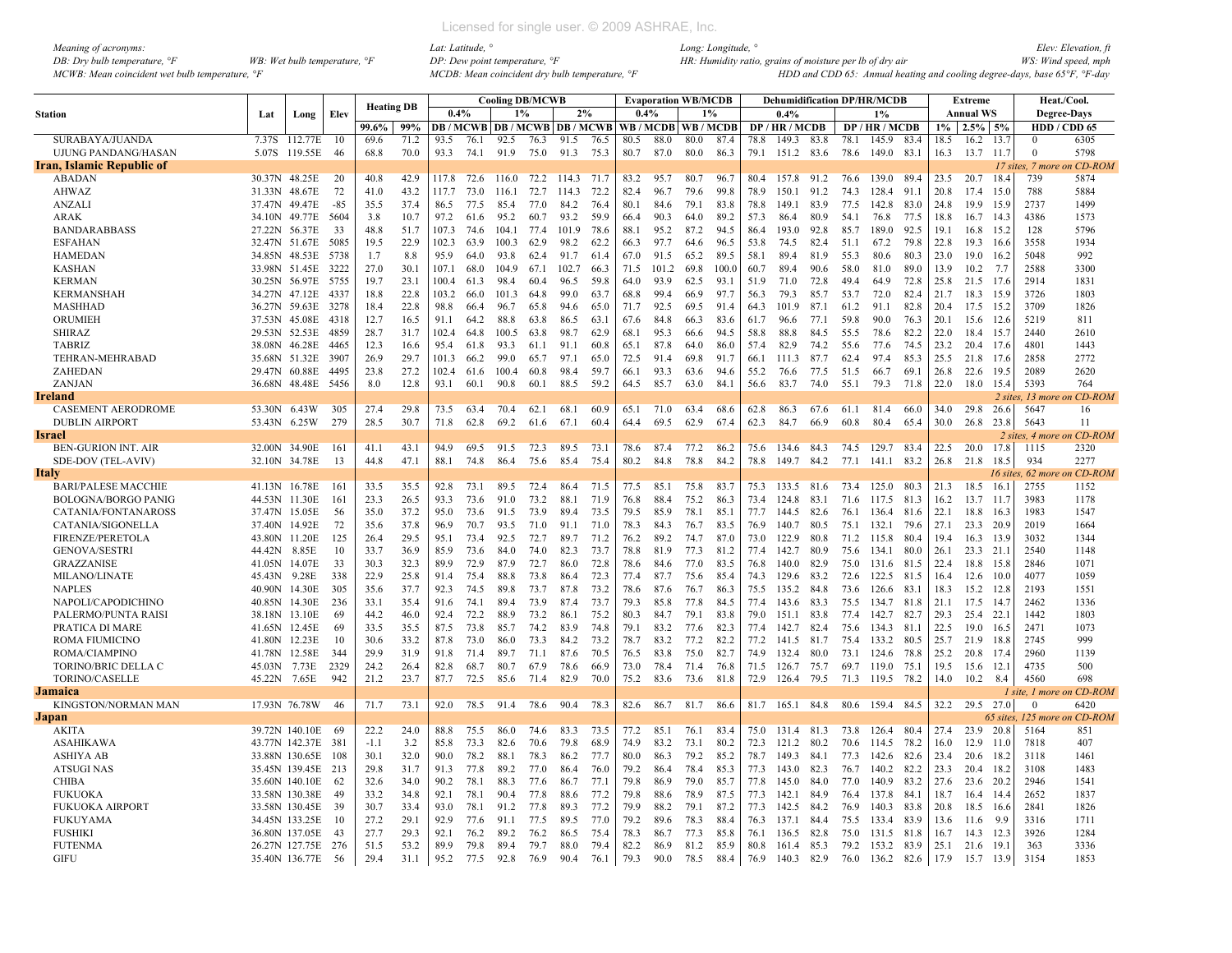*Meaning of acronyms:*
*DB: Dry bulb temperature, °F* *WB: Wet bulb temperature, °F*
*MCWB: Mean coincident wet bulb temperature, °F*
*Lat: Latitude, °*
*DP: Dew point temperature, °F*
*MCDB: Mean coincident dry bulb temperature, °F*
*Long: Longitude, °*
*HR: Humidity ratio, grains of moisture per lb of dry air*
*Elev: Elevation, ft*
*WS: Wind speed, mph*
*HDD and CDD 65: Annual heating and cooling degree-days, base 65°F, °F-day*

| Station | Lat | Long | Elev | Heating DB | | Cooling DB/MCWB | | | | | | Evaporation WB/MCDB | | | | Dehumidification DP/HR/MCDB | | | | | | Extreme | | | Heat./Cool. | |
|---|---|---|---|---|---|---|---|---|---|---|---|---|---|---|---|---|---|---|---|---|---|---|---|---|---|---|
| | | | | | | 0.4% | | 1% | | 2% | | 0.4% | | 1% | | 0.4% | | | 1% | | | Annual WS | | | Degree-Days | |
| | | | | 99.6% | 99% | DB / MCWB | | DB / MCWB | | DB / MCWB | | WB / MCDB | | WB / MCDB | | DP / HR / MCDB | | | DP / HR / MCDB | | | 1% | 2.5% | 5% | HDD / CDD 65 | |
| SURABAYA/JUANDA | 7.37S | 112.77E | 10 | 69.6 | 71.2 | 93.5 | 76.1 | 92.5 | 76.3 | 91.5 | 76.5 | 80.5 | 88.0 | 80.0 | 87.4 | 78.8 | 149.3 | 83.8 | 78.1 | 145.9 | 83.4 | 18.5 | 16.2 | 13.7 | 0 | 6305 |
| UJUNG PANDANG/HASAN | 5.07S | 119.55E | 46 | 68.8 | 70.0 | 93.3 | 74.1 | 91.9 | 75.0 | 91.3 | 75.3 | 80.7 | 87.0 | 80.0 | 86.3 | 79.1 | 151.2 | 83.6 | 78.6 | 149.0 | 83.1 | 16.3 | 13.7 | 11.7 | 0 | 5798 |
| **Iran, Islamic Republic of** | | | | | | | | | | | | | | | | | | | | | | | | | *17 sites, 7 more on CD-ROM* | |
| ABADAN | 30.37N | 48.25E | 20 | 40.8 | 42.9 | 117.8 | 72.6 | 116.0 | 72.2 | 114.3 | 71.7 | 83.2 | 95.7 | 80.7 | 96.7 | 80.4 | 157.8 | 91.2 | 76.6 | 139.0 | 89.4 | 23.5 | 20.7 | 18.4 | 739 | 5874 |
| AHWAZ | 31.33N | 48.67E | 72 | 41.0 | 43.2 | 117.7 | 73.0 | 116.1 | 72.7 | 114.3 | 72.2 | 82.4 | 96.7 | 79.6 | 99.8 | 78.9 | 150.1 | 91.2 | 74.3 | 128.4 | 91.1 | 20.8 | 17.4 | 15.0 | 788 | 5884 |
| ANZALI | 37.47N | 49.47E | -85 | 35.5 | 37.4 | 86.5 | 77.5 | 85.4 | 77.0 | 84.2 | 76.4 | 80.1 | 84.6 | 79.1 | 83.8 | 78.8 | 149.1 | 83.9 | 77.5 | 142.8 | 83.0 | 24.8 | 19.9 | 15.9 | 2737 | 1499 |
| ARAK | 34.10N | 49.77E | 5604 | 3.8 | 10.7 | 97.2 | 61.6 | 95.2 | 60.7 | 93.2 | 59.9 | 66.4 | 90.3 | 64.0 | 89.2 | 57.3 | 86.4 | 80.9 | 54.1 | 76.8 | 77.5 | 18.8 | 16.7 | 14.3 | 4386 | 1573 |
| BANDARABBASS | 27.22N | 56.37E | 33 | 48.8 | 51.7 | 107.3 | 74.6 | 104.1 | 77.4 | 101.9 | 78.6 | 88.1 | 95.2 | 87.2 | 94.5 | 86.4 | 193.0 | 92.8 | 85.7 | 189.0 | 92.5 | 19.1 | 16.8 | 15.2 | 128 | 5796 |
| ESFAHAN | 32.47N | 51.67E | 5085 | 19.5 | 22.9 | 102.3 | 63.9 | 100.3 | 62.9 | 98.2 | 62.2 | 66.3 | 97.7 | 64.6 | 96.5 | 53.8 | 74.5 | 82.4 | 51.1 | 67.2 | 79.8 | 22.8 | 19.3 | 16.6 | 3558 | 1934 |
| HAMEDAN | 34.85N | 48.53E | 5738 | 1.7 | 8.8 | 95.9 | 64.0 | 93.8 | 62.4 | 91.7 | 61.4 | 67.0 | 91.5 | 65.2 | 89.5 | 58.1 | 89.4 | 81.9 | 55.3 | 80.6 | 80.3 | 23.0 | 19.0 | 16.2 | 5048 | 992 |
| KASHAN | 33.98N | 51.45E | 3222 | 27.0 | 30.1 | 107.1 | 68.0 | 104.9 | 67.1 | 102.7 | 66.3 | 71.5 | 101.2 | 69.8 | 100.0 | 60.7 | 89.4 | 90.6 | 58.0 | 81.0 | 89.0 | 13.9 | 10.2 | 7.7 | 2588 | 3300 |
| KERMAN | 30.25N | 56.97E | 5755 | 19.7 | 23.1 | 100.4 | 61.3 | 98.4 | 60.4 | 96.5 | 59.8 | 64.0 | 93.9 | 62.5 | 93.1 | 51.9 | 71.0 | 72.8 | 49.4 | 64.9 | 72.8 | 25.8 | 21.5 | 17.6 | 2914 | 1831 |
| KERMANSHAH | 34.27N | 47.12E | 4337 | 18.8 | 22.8 | 103.2 | 66.0 | 101.3 | 64.8 | 99.0 | 63.7 | 68.8 | 99.4 | 66.9 | 97.7 | 56.3 | 79.3 | 85.7 | 53.7 | 72.0 | 82.4 | 21.7 | 18.3 | 15.9 | 3726 | 1803 |
| MASHHAD | 36.27N | 59.63E | 3278 | 18.4 | 22.8 | 98.8 | 66.4 | 96.7 | 65.8 | 94.6 | 65.0 | 71.7 | 92.5 | 69.5 | 91.4 | 64.3 | 101.9 | 87.1 | 61.2 | 91.1 | 82.8 | 20.4 | 17.5 | 15.2 | 3709 | 1826 |
| ORUMIEH | 37.53N | 45.08E | 4318 | 12.7 | 16.5 | 91.1 | 64.2 | 88.8 | 63.8 | 86.5 | 63.1 | 67.6 | 84.8 | 66.3 | 83.6 | 61.7 | 96.6 | 77.1 | 59.8 | 90.0 | 76.3 | 20.1 | 15.6 | 12.6 | 5219 | 811 |
| SHIRAZ | 29.53N | 52.53E | 4859 | 28.7 | 31.7 | 102.4 | 64.8 | 100.5 | 63.8 | 98.7 | 62.9 | 68.1 | 95.3 | 66.6 | 94.5 | 58.8 | 88.8 | 84.5 | 55.5 | 78.6 | 82.2 | 22.0 | 18.4 | 15.7 | 2440 | 2610 |
| TABRIZ | 38.08N | 46.28E | 4465 | 12.3 | 16.6 | 95.4 | 61.8 | 93.3 | 61.1 | 91.1 | 60.8 | 65.1 | 87.8 | 64.0 | 86.0 | 57.4 | 82.9 | 74.2 | 55.6 | 77.6 | 74.5 | 23.2 | 20.4 | 17.6 | 4801 | 1443 |
| TEHRAN-MEHRABAD | 35.68N | 51.32E | 3907 | 26.9 | 29.7 | 101.3 | 66.2 | 99.0 | 65.7 | 97.1 | 65.0 | 72.5 | 91.4 | 69.8 | 91.7 | 66.1 | 111.3 | 87.7 | 62.4 | 97.4 | 85.3 | 25.5 | 21.8 | 17.6 | 2858 | 2772 |
| ZAHEDAN | 29.47N | 60.88E | 4495 | 23.8 | 27.2 | 102.4 | 61.6 | 100.4 | 60.8 | 98.4 | 59.7 | 66.1 | 93.3 | 63.6 | 94.6 | 55.2 | 76.6 | 77.5 | 51.5 | 66.7 | 69.1 | 26.8 | 22.6 | 19.5 | 2089 | 2620 |
| ZANJAN | 36.68N | 48.48E | 5456 | 8.0 | 12.8 | 93.1 | 60.1 | 90.8 | 60.1 | 88.5 | 59.2 | 64.5 | 85.7 | 63.0 | 84.1 | 56.6 | 83.7 | 74.0 | 55.1 | 79.3 | 71.8 | 22.0 | 18.0 | 15.4 | 5393 | 764 |
| **Ireland** | | | | | | | | | | | | | | | | | | | | | | | | | *2 sites, 13 more on CD-ROM* | |
| CASEMENT AERODROME | 53.30N | 6.43W | 305 | 27.4 | 29.8 | 73.5 | 63.4 | 70.4 | 62.1 | 68.1 | 60.9 | 65.1 | 71.0 | 63.4 | 68.6 | 62.8 | 86.3 | 67.6 | 61.1 | 81.4 | 66.0 | 34.0 | 29.8 | 26.6 | 5647 | 16 |
| DUBLIN AIRPORT | 53.43N | 6.25W | 279 | 28.5 | 30.7 | 71.8 | 62.8 | 69.2 | 61.6 | 67.1 | 60.4 | 64.4 | 69.5 | 62.9 | 67.4 | 62.3 | 84.7 | 66.9 | 60.8 | 80.4 | 65.4 | 30.0 | 26.8 | 23.8 | 5643 | 11 |
| **Israel** | | | | | | | | | | | | | | | | | | | | | | | | | *2 sites, 4 more on CD-ROM* | |
| BEN-GURION INT. AIR | 32.00N | 34.90E | 161 | 41.1 | 43.1 | 94.9 | 69.5 | 91.5 | 72.3 | 89.5 | 73.1 | 78.6 | 87.4 | 77.2 | 86.2 | 75.6 | 134.6 | 84.3 | 74.5 | 129.7 | 83.4 | 22.5 | 20.0 | 17.8 | 1115 | 2320 |
| SDE-DOV (TEL-AVIV) | 32.10N | 34.78E | 13 | 44.8 | 47.1 | 88.1 | 74.8 | 86.4 | 75.6 | 85.4 | 75.4 | 80.2 | 84.8 | 78.8 | 84.2 | 78.8 | 149.7 | 84.2 | 77.1 | 141.1 | 83.2 | 26.8 | 21.8 | 18.5 | 934 | 2277 |
| **Italy** | | | | | | | | | | | | | | | | | | | | | | | | | *16 sites, 62 more on CD-ROM* | |
| BARI/PALESE MACCHIE | 41.13N | 16.78E | 161 | 33.5 | 35.5 | 92.8 | 73.1 | 89.5 | 72.4 | 86.4 | 71.5 | 77.5 | 85.1 | 75.8 | 83.7 | 75.3 | 133.5 | 81.6 | 73.4 | 125.0 | 80.3 | 21.3 | 18.5 | 16.1 | 2755 | 1152 |
| BOLOGNA/BORGO PANIG | 44.53N | 11.30E | 161 | 23.3 | 26.5 | 93.3 | 73.6 | 91.0 | 73.2 | 88.1 | 71.9 | 76.8 | 88.4 | 75.2 | 86.3 | 73.4 | 124.8 | 83.1 | 71.6 | 117.5 | 81.3 | 16.2 | 13.7 | 11.7 | 3983 | 1178 |
| CATANIA/FONTANAROSS | 37.47N | 15.05E | 56 | 35.0 | 37.8 | 95.0 | 73.6 | 91.5 | 73.9 | 89.4 | 73.5 | 79.5 | 85.9 | 78.1 | 85.1 | 77.7 | 144.5 | 82.6 | 76.1 | 136.4 | 81.6 | 22.1 | 18.8 | 16.3 | 1983 | 1547 |
| CATANIA/SIGONELLA | 37.40N | 14.92E | 72 | 35.6 | 37.8 | 96.9 | 70.7 | 93.5 | 71.0 | 91.1 | 71.0 | 78.3 | 84.3 | 76.7 | 83.5 | 76.9 | 140.7 | 80.5 | 75.1 | 132.1 | 79.6 | 27.1 | 23.3 | 20.9 | 2019 | 1664 |
| FIRENZE/PERETOLA | 43.80N | 11.20E | 125 | 26.4 | 29.5 | 95.1 | 73.4 | 92.5 | 72.7 | 89.7 | 71.2 | 76.2 | 89.2 | 74.7 | 87.0 | 73.0 | 122.9 | 80.8 | 71.2 | 115.8 | 80.4 | 19.4 | 16.3 | 13.9 | 3032 | 1344 |
| GENOVA/SESTRI | 44.42N | 8.85E | 10 | 33.7 | 36.9 | 85.9 | 73.6 | 84.0 | 74.0 | 82.3 | 73.7 | 78.8 | 81.9 | 77.3 | 81.2 | 77.4 | 142.7 | 80.9 | 75.6 | 134.1 | 80.0 | 26.1 | 23.3 | 21.1 | 2540 | 1148 |
| GRAZZANISE | 41.05N | 14.07E | 33 | 30.3 | 32.3 | 89.9 | 72.9 | 87.9 | 72.7 | 86.0 | 72.8 | 78.6 | 84.6 | 77.0 | 83.5 | 76.8 | 140.0 | 82.9 | 75.0 | 131.6 | 81.5 | 22.4 | 18.8 | 15.8 | 2846 | 1071 |
| MILANO/LINATE | 45.43N | 9.28E | 338 | 22.9 | 25.8 | 91.4 | 75.4 | 88.8 | 73.8 | 86.4 | 72.3 | 77.4 | 87.7 | 75.6 | 85.4 | 74.3 | 129.6 | 83.2 | 72.6 | 122.5 | 81.5 | 16.4 | 12.6 | 10.0 | 4077 | 1059 |
| NAPLES | 40.90N | 14.30E | 305 | 35.6 | 37.7 | 92.3 | 74.5 | 89.8 | 73.7 | 87.8 | 73.2 | 78.6 | 87.6 | 76.7 | 86.3 | 75.5 | 135.2 | 84.8 | 73.6 | 126.6 | 83.1 | 18.3 | 15.2 | 12.8 | 2193 | 1551 |
| NAPOLI/CAPODICHINO | 40.85N | 14.30E | 236 | 33.1 | 35.4 | 91.6 | 74.1 | 89.4 | 73.9 | 87.4 | 73.7 | 79.3 | 85.8 | 77.8 | 84.5 | 77.4 | 143.6 | 83.3 | 75.5 | 134.7 | 81.8 | 21.1 | 17.5 | 14.7 | 2462 | 1336 |
| PALERMO/PUNTA RAISI | 38.18N | 13.10E | 69 | 44.2 | 46.0 | 92.4 | 72.2 | 88.9 | 73.2 | 86.1 | 75.2 | 80.3 | 84.7 | 79.1 | 83.8 | 79.0 | 151.1 | 83.8 | 77.4 | 142.7 | 82.7 | 29.3 | 25.4 | 22.1 | 1442 | 1803 |
| PRATICA DI MARE | 41.65N | 12.45E | 69 | 33.5 | 35.5 | 87.5 | 73.8 | 85.7 | 74.2 | 83.9 | 74.8 | 79.1 | 83.2 | 77.6 | 82.3 | 77.4 | 142.7 | 82.4 | 75.6 | 134.3 | 81.1 | 22.5 | 19.0 | 16.5 | 2471 | 1073 |
| ROMA FIUMICINO | 41.80N | 12.23E | 10 | 30.6 | 33.2 | 87.8 | 73.0 | 86.0 | 73.3 | 84.2 | 73.2 | 78.7 | 83.2 | 77.2 | 82.2 | 77.2 | 141.5 | 81.7 | 75.4 | 133.2 | 80.5 | 25.7 | 21.9 | 18.8 | 2745 | 999 |
| ROMA/CIAMPINO | 41.78N | 12.58E | 344 | 29.9 | 31.9 | 91.8 | 71.4 | 89.7 | 71.1 | 87.6 | 70.5 | 76.5 | 83.8 | 75.0 | 82.7 | 74.9 | 132.4 | 80.0 | 73.1 | 124.6 | 78.8 | 25.2 | 20.8 | 17.4 | 2960 | 1139 |
| TORINO/BRIC DELLA C | 45.03N | 7.73E | 2329 | 24.2 | 26.4 | 82.8 | 68.7 | 80.7 | 67.9 | 78.6 | 66.9 | 73.0 | 78.4 | 71.4 | 76.8 | 71.5 | 126.7 | 75.7 | 69.7 | 119.0 | 75.1 | 19.5 | 15.6 | 12.1 | 4735 | 500 |
| TORINO/CASELLE | 45.22N | 7.65E | 942 | 21.2 | 23.7 | 87.7 | 72.5 | 85.6 | 71.4 | 82.9 | 70.0 | 75.2 | 83.6 | 73.6 | 81.8 | 72.9 | 126.4 | 79.5 | 71.3 | 119.5 | 78.2 | 14.0 | 10.2 | 8.4 | 4560 | 698 |
| **Jamaica** | | | | | | | | | | | | | | | | | | | | | | | | | *1 site, 1 more on CD-ROM* | |
| KINGSTON/NORMAN MAN | 17.93N | 76.78W | 46 | 71.7 | 73.1 | 92.0 | 78.5 | 91.4 | 78.6 | 90.4 | 78.3 | 82.6 | 86.7 | 81.7 | 86.6 | 81.7 | 165.1 | 84.8 | 80.6 | 159.4 | 84.5 | 32.2 | 29.5 | 27.0 | 0 | 6420 |
| **Japan** | | | | | | | | | | | | | | | | | | | | | | | | | *65 sites, 125 more on CD-ROM* | |
| AKITA | 39.72N | 140.10E | 69 | 22.2 | 24.0 | 88.8 | 75.5 | 86.0 | 74.6 | 83.3 | 73.5 | 77.2 | 85.1 | 76.1 | 83.4 | 75.0 | 131.4 | 81.3 | 73.8 | 126.4 | 80.4 | 27.4 | 23.9 | 20.8 | 5164 | 851 |
| ASAHIKAWA | 43.77N | 142.37E | 381 | -1.1 | 3.2 | 85.8 | 73.3 | 82.6 | 70.6 | 79.8 | 68.9 | 74.9 | 83.2 | 73.1 | 80.2 | 72.3 | 121.2 | 80.2 | 70.6 | 114.5 | 78.2 | 16.0 | 12.9 | 11.0 | 7818 | 407 |
| ASHIYA AB | 33.88N | 130.65E | 108 | 30.1 | 32.0 | 90.0 | 78.2 | 88.1 | 78.3 | 86.2 | 77.7 | 80.0 | 86.3 | 79.2 | 85.2 | 78.7 | 149.3 | 84.1 | 77.3 | 142.6 | 82.6 | 23.4 | 20.6 | 18.2 | 3118 | 1461 |
| ATSUGI NAS | 35.45N | 139.45E | 213 | 29.8 | 31.7 | 91.3 | 77.8 | 89.2 | 77.0 | 86.4 | 76.0 | 79.2 | 86.4 | 78.4 | 85.3 | 77.3 | 143.0 | 82.3 | 76.7 | 140.2 | 82.2 | 23.3 | 20.4 | 18.2 | 3108 | 1483 |
| CHIBA | 35.60N | 140.10E | 62 | 32.6 | 34.0 | 90.2 | 78.1 | 88.3 | 77.6 | 86.7 | 77.1 | 79.8 | 86.9 | 79.0 | 85.7 | 77.8 | 145.0 | 84.0 | 77.0 | 140.9 | 83.2 | 27.6 | 23.6 | 20.2 | 2946 | 1541 |
| FUKUOKA | 33.58N | 130.38E | 49 | 33.2 | 34.8 | 92.1 | 78.1 | 90.4 | 77.8 | 88.6 | 77.2 | 79.8 | 88.6 | 78.9 | 87.5 | 77.3 | 142.1 | 84.9 | 76.4 | 137.8 | 84.1 | 18.7 | 16.4 | 14.4 | 2652 | 1837 |
| FUKUOKA AIRPORT | 33.58N | 130.45E | 39 | 30.7 | 33.4 | 93.0 | 78.1 | 91.2 | 77.8 | 89.3 | 77.2 | 79.9 | 88.2 | 79.1 | 87.2 | 77.3 | 142.5 | 84.2 | 76.9 | 140.3 | 83.8 | 20.8 | 18.5 | 16.6 | 2841 | 1826 |
| FUKUYAMA | 34.45N | 133.25E | 10 | 27.2 | 29.1 | 92.9 | 77.6 | 91.1 | 77.5 | 89.5 | 77.0 | 79.2 | 89.6 | 78.3 | 88.4 | 76.3 | 137.1 | 84.4 | 75.5 | 133.4 | 83.9 | 13.6 | 11.6 | 9.9 | 3316 | 1711 |
| FUSHIKI | 36.80N | 137.05E | 43 | 27.7 | 29.3 | 92.1 | 76.2 | 89.2 | 76.2 | 86.5 | 75.4 | 78.3 | 86.7 | 77.3 | 85.8 | 76.1 | 136.5 | 82.8 | 75.0 | 131.5 | 81.8 | 16.7 | 14.3 | 12.3 | 3926 | 1284 |
| FUTENMA | 26.27N | 127.75E | 276 | 51.5 | 53.2 | 89.9 | 79.8 | 89.4 | 79.7 | 88.0 | 79.4 | 82.2 | 86.9 | 81.2 | 85.9 | 80.8 | 161.4 | 85.3 | 79.2 | 153.2 | 83.9 | 25.1 | 21.6 | 19.1 | 363 | 3336 |
| GIFU | 35.40N | 136.77E | 56 | 29.4 | 31.1 | 95.2 | 77.5 | 92.8 | 76.9 | 90.4 | 76.1 | 79.3 | 90.0 | 78.5 | 88.4 | 76.9 | 140.3 | 82.9 | 76.0 | 136.2 | 82.6 | 17.9 | 15.7 | 13.9 | 3154 | 1853 |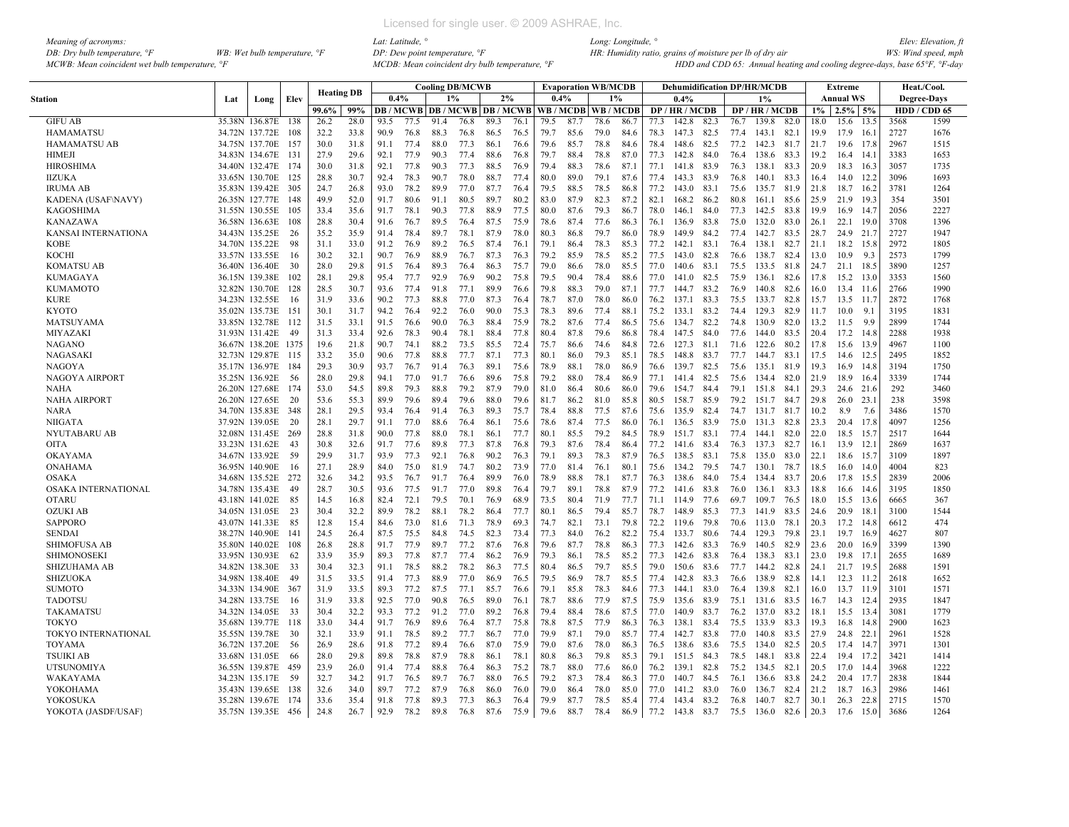*Meaning of acronyms:*
*DB: Dry bulb temperature, °F* *WB: Wet bulb temperature, °F*
*MCWB: Mean coincident wet bulb temperature, °F*
*Lat: Latitude, °*
*DP: Dew point temperature, °F*
*MCDB: Mean coincident dry bulb temperature, °F*
*Long: Longitude, °*
*HR: Humidity ratio, grains of moisture per lb of dry air*
*HDD and CDD 65: Annual heating and cooling degree-days, base 65°F, °F-day*
*Elev: Elevation, ft*
*WS: Wind speed, mph*

| Station | Lat | Long | Elev | Heating DB | | Cooling DB/MCWB | | | | | | Evaporation WB/MCDB | | | | Dehumidification DP/HR/MCDB | | | | | | Extreme | | | Heat./Cool. | |
|---|---|---|---|---|---|---|---|---|---|---|---|---|---|---|---|---|---|---|---|---|---|---|---|---|---|---|
| | | | | | | 0.4% | | 1% | | 2% | | 0.4% | | 1% | | 0.4% | | | 1% | | | Annual WS | | | Degree-Days | |
| | | | | 99.6% | 99% | DB / MCWB | | DB / MCWB | | DB / MCWB | | WB / MCDB | | WB / MCDB | | DP / HR / MCDB | | | DP / HR / MCDB | | | 1% | 2.5% | 5% | HDD / CDD 65 | |
| GIFU AB | 35.38N | 136.87E | 138 | 26.2 | 28.0 | 93.5 | 77.5 | 91.4 | 76.8 | 89.3 | 76.1 | 79.5 | 87.7 | 78.6 | 86.7 | 77.3 | 142.8 | 82.3 | 76.7 | 139.8 | 82.0 | 18.0 | 15.6 | 13.5 | 3568 | 1599 |
| HAMAMATSU | 34.72N | 137.72E | 108 | 32.2 | 33.8 | 90.9 | 76.8 | 88.3 | 76.8 | 86.5 | 76.5 | 79.7 | 85.6 | 79.0 | 84.6 | 78.3 | 147.3 | 82.5 | 77.4 | 143.1 | 82.1 | 19.9 | 17.9 | 16.1 | 2727 | 1676 |
| HAMAMATSU AB | 34.75N | 137.70E | 157 | 30.0 | 31.8 | 91.1 | 77.4 | 88.0 | 77.3 | 86.1 | 76.6 | 79.6 | 85.7 | 78.8 | 84.6 | 78.4 | 148.6 | 82.5 | 77.2 | 142.3 | 81.7 | 21.7 | 19.6 | 17.8 | 2967 | 1515 |
| HIMEJI | 34.83N | 134.67E | 131 | 27.9 | 29.6 | 92.1 | 77.9 | 90.3 | 77.4 | 88.6 | 76.8 | 79.7 | 88.4 | 78.8 | 87.0 | 77.3 | 142.8 | 84.0 | 76.4 | 138.6 | 83.3 | 19.2 | 16.4 | 14.1 | 3383 | 1653 |
| HIROSHIMA | 34.40N | 132.47E | 174 | 30.0 | 31.8 | 92.1 | 77.8 | 90.3 | 77.3 | 88.5 | 76.9 | 79.4 | 88.3 | 78.6 | 87.1 | 77.1 | 141.8 | 83.9 | 76.3 | 138.1 | 83.3 | 20.9 | 18.3 | 16.3 | 3057 | 1735 |
| IIZUKA | 33.65N | 130.70E | 125 | 28.8 | 30.7 | 92.4 | 78.3 | 90.7 | 78.0 | 88.7 | 77.4 | 80.0 | 89.0 | 79.1 | 87.6 | 77.4 | 143.3 | 83.9 | 76.8 | 140.1 | 83.3 | 16.4 | 14.0 | 12.2 | 3096 | 1693 |
| IRUMA AB | 35.83N | 139.42E | 305 | 24.7 | 26.8 | 93.0 | 78.2 | 89.9 | 77.0 | 87.7 | 76.4 | 79.5 | 88.5 | 78.5 | 86.8 | 77.2 | 143.0 | 83.1 | 75.6 | 135.7 | 81.9 | 21.8 | 18.7 | 16.2 | 3781 | 1264 |
| KADENA (USAF\NAVY) | 26.35N | 127.77E | 148 | 49.9 | 52.0 | 91.7 | 80.6 | 91.1 | 80.5 | 89.7 | 80.2 | 83.0 | 87.9 | 82.3 | 87.2 | 82.1 | 168.2 | 86.2 | 80.8 | 161.1 | 85.6 | 25.9 | 21.9 | 19.3 | 354 | 3501 |
| KAGOSHIMA | 31.55N | 130.55E | 105 | 33.4 | 35.6 | 91.7 | 78.1 | 90.3 | 77.8 | 88.9 | 77.5 | 80.0 | 87.6 | 79.3 | 86.7 | 78.0 | 146.1 | 84.0 | 77.3 | 142.5 | 83.8 | 19.9 | 16.9 | 14.7 | 2056 | 2227 |
| KANAZAWA | 36.58N | 136.63E | 108 | 28.8 | 30.4 | 91.6 | 76.7 | 89.5 | 76.4 | 87.5 | 75.9 | 78.6 | 87.4 | 77.6 | 86.3 | 76.1 | 136.9 | 83.8 | 75.0 | 132.0 | 83.0 | 26.1 | 22.1 | 19.0 | 3708 | 1396 |
| KANSAI INTERNATIONA | 34.43N | 135.25E | 26 | 35.2 | 35.9 | 91.4 | 78.4 | 89.7 | 78.1 | 87.9 | 78.0 | 80.3 | 86.8 | 79.7 | 86.0 | 78.9 | 149.9 | 84.2 | 77.4 | 142.7 | 83.5 | 28.7 | 24.9 | 21.7 | 2727 | 1947 |
| KOBE | 34.70N | 135.22E | 98 | 31.1 | 33.0 | 91.2 | 76.9 | 89.2 | 76.5 | 87.4 | 76.1 | 79.1 | 86.4 | 78.3 | 85.3 | 77.2 | 142.1 | 83.1 | 76.4 | 138.1 | 82.7 | 21.1 | 18.2 | 15.8 | 2972 | 1805 |
| KOCHI | 33.57N | 133.55E | 16 | 30.2 | 32.1 | 90.7 | 76.9 | 88.9 | 76.7 | 87.3 | 76.3 | 79.2 | 85.9 | 78.5 | 85.2 | 77.5 | 143.0 | 82.8 | 76.6 | 138.7 | 82.4 | 13.0 | 10.9 | 9.3 | 2573 | 1799 |
| KOMATSU AB | 36.40N | 136.40E | 30 | 28.0 | 29.8 | 91.5 | 76.4 | 89.3 | 76.4 | 86.3 | 75.7 | 79.0 | 86.6 | 78.0 | 85.5 | 77.0 | 140.6 | 83.1 | 75.5 | 133.5 | 81.8 | 24.7 | 21.1 | 18.5 | 3890 | 1257 |
| KUMAGAYA | 36.15N | 139.38E | 102 | 28.1 | 29.8 | 95.4 | 77.7 | 92.9 | 76.9 | 90.2 | 75.8 | 79.5 | 90.4 | 78.4 | 88.6 | 77.0 | 141.0 | 82.5 | 75.9 | 136.1 | 82.6 | 17.8 | 15.2 | 13.0 | 3353 | 1560 |
| KUMAMOTO | 32.82N | 130.70E | 128 | 28.5 | 30.7 | 93.6 | 77.4 | 91.8 | 77.1 | 89.9 | 76.6 | 79.8 | 88.3 | 79.0 | 87.1 | 77.7 | 144.7 | 83.2 | 76.9 | 140.8 | 82.6 | 16.0 | 13.4 | 11.6 | 2766 | 1990 |
| KURE | 34.23N | 132.55E | 16 | 31.9 | 33.6 | 90.2 | 77.3 | 88.8 | 77.0 | 87.3 | 76.4 | 78.7 | 87.0 | 78.0 | 86.0 | 76.2 | 137.1 | 83.3 | 75.5 | 133.7 | 82.8 | 15.7 | 13.5 | 11.7 | 2872 | 1768 |
| KYOTO | 35.02N | 135.73E | 151 | 30.1 | 31.7 | 94.2 | 76.4 | 92.2 | 76.0 | 90.0 | 75.3 | 78.3 | 89.6 | 77.4 | 88.1 | 75.2 | 133.1 | 83.2 | 74.4 | 129.3 | 82.9 | 11.7 | 10.0 | 9.1 | 3195 | 1831 |
| MATSUYAMA | 33.85N | 132.78E | 112 | 31.5 | 33.1 | 91.5 | 76.6 | 90.0 | 76.3 | 88.4 | 75.9 | 78.2 | 87.6 | 77.4 | 86.5 | 75.6 | 134.7 | 82.2 | 74.8 | 130.9 | 82.0 | 13.2 | 11.5 | 9.9 | 2899 | 1744 |
| MIYAZAKI | 31.93N | 131.42E | 49 | 31.3 | 33.4 | 92.6 | 78.3 | 90.4 | 78.1 | 88.4 | 77.8 | 80.4 | 87.8 | 79.6 | 86.8 | 78.4 | 147.5 | 84.0 | 77.6 | 144.0 | 83.5 | 20.4 | 17.2 | 14.8 | 2288 | 1938 |
| NAGANO | 36.67N | 138.20E | 1375 | 19.6 | 21.8 | 90.7 | 74.1 | 88.2 | 73.5 | 85.5 | 72.4 | 75.7 | 86.6 | 74.6 | 84.8 | 72.6 | 127.3 | 81.1 | 71.6 | 122.6 | 80.2 | 17.8 | 15.6 | 13.9 | 4967 | 1100 |
| NAGASAKI | 32.73N | 129.87E | 115 | 33.2 | 35.0 | 90.6 | 77.8 | 88.8 | 77.7 | 87.1 | 77.3 | 80.1 | 86.0 | 79.3 | 85.1 | 78.5 | 148.8 | 83.7 | 77.7 | 144.7 | 83.1 | 17.5 | 14.6 | 12.5 | 2495 | 1852 |
| NAGOYA | 35.17N | 136.97E | 184 | 29.3 | 30.9 | 93.7 | 76.7 | 91.4 | 76.3 | 89.1 | 75.6 | 78.9 | 88.1 | 78.0 | 86.9 | 76.6 | 139.7 | 82.5 | 75.6 | 135.1 | 81.9 | 19.3 | 16.9 | 14.8 | 3194 | 1750 |
| NAGOYA AIRPORT | 35.25N | 136.92E | 56 | 28.0 | 29.8 | 94.1 | 77.0 | 91.7 | 76.6 | 89.6 | 75.8 | 79.2 | 88.0 | 78.4 | 86.9 | 77.1 | 141.4 | 82.5 | 75.6 | 134.4 | 82.0 | 21.9 | 18.9 | 16.4 | 3339 | 1744 |
| NAHA | 26.20N | 127.68E | 174 | 53.0 | 54.5 | 89.8 | 79.3 | 88.8 | 79.2 | 87.9 | 79.0 | 81.0 | 86.4 | 80.6 | 86.0 | 79.6 | 154.7 | 84.4 | 79.1 | 151.8 | 84.1 | 29.3 | 24.6 | 21.6 | 292 | 3460 |
| NAHA AIRPORT | 26.20N | 127.65E | 20 | 53.6 | 55.3 | 89.9 | 79.6 | 89.4 | 79.6 | 88.0 | 79.6 | 81.7 | 86.2 | 81.0 | 85.8 | 80.5 | 158.7 | 85.9 | 79.2 | 151.7 | 84.7 | 29.8 | 26.0 | 23.1 | 238 | 3598 |
| NARA | 34.70N | 135.83E | 348 | 28.1 | 29.5 | 93.4 | 76.4 | 91.4 | 76.3 | 89.3 | 75.7 | 78.4 | 88.8 | 77.5 | 87.6 | 75.6 | 135.9 | 82.4 | 74.7 | 131.7 | 81.7 | 10.2 | 8.9 | 7.6 | 3486 | 1570 |
| NIIGATA | 37.92N | 139.05E | 20 | 28.1 | 29.7 | 91.1 | 77.0 | 88.6 | 76.4 | 86.1 | 75.6 | 78.6 | 87.4 | 77.5 | 86.0 | 76.1 | 136.5 | 83.9 | 75.0 | 131.3 | 82.8 | 23.3 | 20.4 | 17.8 | 4097 | 1256 |
| NYUTABARU AB | 32.08N | 131.45E | 269 | 28.8 | 31.8 | 90.0 | 77.8 | 88.0 | 78.1 | 86.1 | 77.7 | 80.1 | 85.5 | 79.2 | 84.5 | 78.9 | 151.7 | 83.1 | 77.4 | 144.1 | 82.0 | 22.0 | 18.5 | 15.7 | 2517 | 1644 |
| OITA | 33.23N | 131.62E | 43 | 30.8 | 32.6 | 91.7 | 77.6 | 89.8 | 77.3 | 87.8 | 76.8 | 79.3 | 87.6 | 78.4 | 86.4 | 77.2 | 141.6 | 83.4 | 76.3 | 137.3 | 82.7 | 16.1 | 13.9 | 12.1 | 2869 | 1637 |
| OKAYAMA | 34.67N | 133.92E | 59 | 29.9 | 31.7 | 93.9 | 77.3 | 92.1 | 76.8 | 90.2 | 76.3 | 79.1 | 89.3 | 78.3 | 87.9 | 76.5 | 138.5 | 83.1 | 75.8 | 135.0 | 83.0 | 22.1 | 18.6 | 15.7 | 3109 | 1897 |
| ONAHAMA | 36.95N | 140.90E | 16 | 27.1 | 28.9 | 84.0 | 75.0 | 81.9 | 74.7 | 80.2 | 73.9 | 77.0 | 81.4 | 76.1 | 80.1 | 75.6 | 134.2 | 79.5 | 74.7 | 130.1 | 78.7 | 18.5 | 16.0 | 14.0 | 4004 | 823 |
| OSAKA | 34.68N | 135.52E | 272 | 32.6 | 34.2 | 93.5 | 76.7 | 91.7 | 76.4 | 89.9 | 76.0 | 78.9 | 88.8 | 78.1 | 87.7 | 76.3 | 138.6 | 84.0 | 75.4 | 134.4 | 83.7 | 20.6 | 17.8 | 15.5 | 2839 | 2006 |
| OSAKA INTERNATIONAL | 34.78N | 135.43E | 49 | 28.7 | 30.5 | 93.6 | 77.5 | 91.7 | 77.0 | 89.8 | 76.4 | 79.7 | 89.1 | 78.8 | 87.9 | 77.2 | 141.6 | 83.8 | 76.0 | 136.1 | 83.3 | 18.8 | 16.6 | 14.6 | 3195 | 1850 |
| OTARU | 43.18N | 141.02E | 85 | 14.5 | 16.8 | 82.4 | 72.1 | 79.5 | 70.1 | 76.9 | 68.9 | 73.5 | 80.4 | 71.9 | 77.7 | 71.1 | 114.9 | 77.6 | 69.7 | 109.7 | 76.5 | 18.0 | 15.5 | 13.6 | 6665 | 367 |
| OZUKI AB | 34.05N | 131.05E | 23 | 30.4 | 32.2 | 89.9 | 78.2 | 88.1 | 78.2 | 86.4 | 77.7 | 80.1 | 86.5 | 79.4 | 85.7 | 78.7 | 148.9 | 85.3 | 77.3 | 141.9 | 83.5 | 24.6 | 20.9 | 18.1 | 3100 | 1544 |
| SAPPORO | 43.07N | 141.33E | 85 | 12.8 | 15.4 | 84.6 | 73.0 | 81.6 | 71.3 | 78.9 | 69.3 | 74.7 | 82.1 | 73.1 | 79.8 | 72.2 | 119.6 | 79.8 | 70.6 | 113.0 | 78.1 | 20.3 | 17.2 | 14.8 | 6612 | 474 |
| SENDAI | 38.27N | 140.90E | 141 | 24.5 | 26.4 | 87.5 | 75.5 | 84.8 | 74.5 | 82.3 | 73.4 | 77.3 | 84.0 | 76.2 | 82.2 | 75.4 | 133.7 | 80.6 | 74.4 | 129.3 | 79.8 | 23.1 | 19.7 | 16.9 | 4627 | 807 |
| SHIMOFUSA AB | 35.80N | 140.02E | 108 | 26.8 | 28.8 | 91.7 | 77.9 | 89.7 | 77.2 | 87.6 | 76.8 | 79.6 | 87.7 | 78.8 | 86.3 | 77.3 | 142.6 | 83.3 | 76.9 | 140.5 | 82.9 | 23.6 | 20.0 | 16.9 | 3399 | 1390 |
| SHIMONOSEKI | 33.95N | 130.93E | 62 | 33.9 | 35.9 | 89.3 | 77.8 | 87.7 | 77.4 | 86.2 | 76.9 | 79.3 | 86.1 | 78.5 | 85.2 | 77.3 | 142.6 | 83.8 | 76.4 | 138.3 | 83.1 | 23.0 | 19.8 | 17.1 | 2655 | 1689 |
| SHIZUHAMA AB | 34.82N | 138.30E | 33 | 30.4 | 32.3 | 91.1 | 78.5 | 88.2 | 78.2 | 86.3 | 77.5 | 80.4 | 86.5 | 79.7 | 85.5 | 79.0 | 150.6 | 83.6 | 77.7 | 144.2 | 82.8 | 24.1 | 21.7 | 19.5 | 2688 | 1591 |
| SHIZUOKA | 34.98N | 138.40E | 49 | 31.5 | 33.5 | 91.4 | 77.3 | 88.9 | 77.0 | 86.9 | 76.5 | 79.5 | 86.9 | 78.7 | 85.5 | 77.4 | 142.8 | 83.3 | 76.6 | 138.9 | 82.8 | 14.1 | 12.3 | 11.2 | 2618 | 1652 |
| SUMOTO | 34.33N | 134.90E | 367 | 31.9 | 33.5 | 89.3 | 77.2 | 87.5 | 77.1 | 85.7 | 76.6 | 79.1 | 85.8 | 78.3 | 84.6 | 77.3 | 144.1 | 83.0 | 76.4 | 139.8 | 82.1 | 16.0 | 13.7 | 11.9 | 3101 | 1571 |
| TADOTSU | 34.28N | 133.75E | 16 | 31.9 | 33.8 | 92.5 | 77.0 | 90.8 | 76.5 | 89.0 | 76.1 | 78.7 | 88.6 | 77.9 | 87.5 | 75.9 | 135.6 | 83.9 | 75.1 | 131.6 | 83.5 | 16.7 | 14.3 | 12.4 | 2935 | 1847 |
| TAKAMATSU | 34.32N | 134.05E | 33 | 30.4 | 32.2 | 93.3 | 77.2 | 91.2 | 77.0 | 89.2 | 76.8 | 79.4 | 88.4 | 78.6 | 87.5 | 77.0 | 140.9 | 83.7 | 76.2 | 137.0 | 83.2 | 18.1 | 15.5 | 13.4 | 3081 | 1779 |
| TOKYO | 35.68N | 139.77E | 118 | 33.0 | 34.4 | 91.7 | 76.9 | 89.6 | 76.4 | 87.7 | 75.8 | 78.8 | 87.5 | 77.9 | 86.3 | 76.3 | 138.1 | 83.4 | 75.5 | 133.9 | 83.3 | 19.3 | 16.8 | 14.8 | 2900 | 1623 |
| TOKYO INTERNATIONAL | 35.55N | 139.78E | 30 | 32.1 | 33.9 | 91.1 | 78.5 | 89.2 | 77.7 | 86.7 | 77.0 | 79.9 | 87.1 | 79.0 | 85.7 | 77.4 | 142.7 | 83.8 | 77.0 | 140.8 | 83.5 | 27.9 | 24.8 | 22.1 | 2961 | 1528 |
| TOYAMA | 36.72N | 137.20E | 56 | 26.9 | 28.6 | 91.8 | 77.2 | 89.4 | 76.6 | 87.0 | 75.9 | 79.0 | 87.6 | 78.0 | 86.3 | 76.5 | 138.6 | 83.6 | 75.5 | 134.0 | 82.5 | 20.5 | 17.4 | 14.7 | 3971 | 1301 |
| TSUIKI AB | 33.68N | 131.05E | 66 | 28.0 | 29.8 | 89.8 | 78.8 | 87.9 | 78.8 | 86.1 | 78.1 | 80.8 | 86.3 | 79.8 | 85.3 | 79.1 | 151.5 | 84.3 | 78.5 | 148.1 | 83.8 | 22.4 | 19.4 | 17.2 | 3421 | 1414 |
| UTSUNOMIYA | 36.55N | 139.87E | 459 | 23.9 | 26.0 | 91.4 | 77.4 | 88.8 | 76.4 | 86.3 | 75.2 | 78.7 | 88.0 | 77.6 | 86.0 | 76.2 | 139.1 | 82.8 | 75.2 | 134.5 | 82.1 | 20.5 | 17.0 | 14.4 | 3968 | 1222 |
| WAKAYAMA | 34.23N | 135.17E | 59 | 32.7 | 34.2 | 91.7 | 76.5 | 89.7 | 76.7 | 88.0 | 76.5 | 79.2 | 87.3 | 78.4 | 86.3 | 77.0 | 140.7 | 84.5 | 76.1 | 136.6 | 83.8 | 24.2 | 20.4 | 17.7 | 2838 | 1844 |
| YOKOHAMA | 35.43N | 139.65E | 138 | 32.6 | 34.0 | 89.7 | 77.2 | 87.9 | 76.8 | 86.0 | 76.0 | 79.0 | 86.4 | 78.0 | 85.0 | 77.0 | 141.2 | 83.0 | 76.0 | 136.7 | 82.4 | 21.2 | 18.7 | 16.3 | 2986 | 1461 |
| YOKOSUKA | 35.28N | 139.67E | 174 | 33.6 | 35.4 | 91.8 | 77.8 | 89.3 | 77.3 | 86.3 | 76.4 | 79.9 | 87.7 | 78.5 | 85.4 | 77.4 | 143.4 | 83.2 | 76.8 | 140.7 | 82.7 | 30.1 | 26.3 | 22.8 | 2715 | 1570 |
| YOKOTA (JASDF/USAF) | 35.75N | 139.35E | 456 | 24.8 | 26.7 | 92.9 | 78.2 | 89.8 | 76.8 | 87.6 | 75.9 | 79.6 | 88.7 | 78.4 | 86.9 | 77.2 | 143.8 | 83.7 | 75.5 | 136.0 | 82.6 | 20.3 | 17.6 | 15.0 | 3686 | 1264 |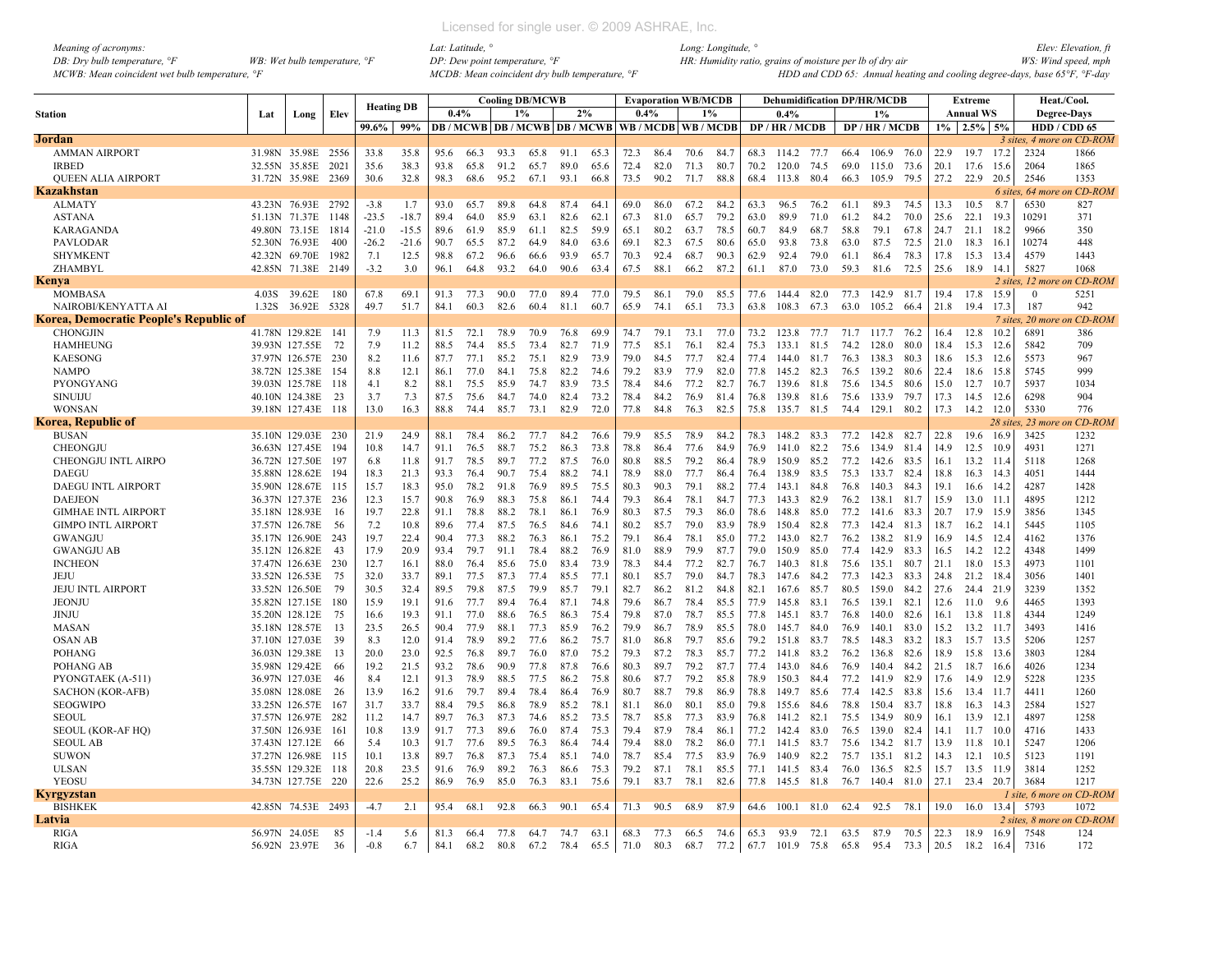Meaning of acronyms:
DB: Dry bulb temperature, °F
WB: Wet bulb temperature, °F
MCWB: Mean coincident wet bulb temperature, °F
Lat: Latitude, °
DP: Dew point temperature, °F
MCDB: Mean coincident dry bulb temperature, °F
Long: Longitude, °
HR: Humidity ratio, grains of moisture per lb of dry air
HDD and CDD 65: Annual heating and cooling degree-days, base 65°F, °F-day
Elev: Elevation, ft
WS: Wind speed, mph

| Station | Lat | Long | Elev | Heating DB | | Cooling DB/MCWB | | | | | | Evaporation WB/MCDB | | | | Dehumidification DP/HR/MCDB | | | | | | Extreme Annual WS | | | Heat./Cool. Degree-Days | |
|---|---|---|---|---|---|---|---|---|---|---|---|---|---|---|---|---|---|---|---|---|---|---|---|---|---|---|
| | | | | | | 0.4% | | 1% | | 2% | | 0.4% | | 1% | | 0.4% | | | 1% | | | | | | | |
| | | | | 99.6% | 99% | DB | MCWB | DB | MCWB | DB | MCWB | WB | MCDB | WB | MCDB | DP | HR | MCDB | DP | HR | MCDB | 1% | 2.5% | 5% | HDD | CDD 65 |
| **Jordan** | | | | | | | | | | | | | | | | | | | | | | | | | *3 sites, 4 more on CD-ROM* | |
| AMMAN AIRPORT | 31.98N | 35.98E | 2556 | 33.8 | 35.8 | 95.6 | 66.3 | 93.3 | 65.8 | 91.1 | 65.3 | 72.3 | 86.4 | 70.6 | 84.7 | 68.3 | 114.2 | 77.7 | 66.4 | 106.9 | 76.0 | 22.9 | 19.7 | 17.2 | 2324 | 1866 |
| IRBED | 32.55N | 35.85E | 2021 | 35.6 | 38.3 | 93.8 | 65.8 | 91.2 | 65.7 | 89.0 | 65.6 | 72.4 | 82.0 | 71.3 | 80.7 | 70.2 | 120.0 | 74.5 | 69.0 | 115.0 | 73.6 | 20.1 | 17.6 | 15.6 | 2064 | 1865 |
| QUEEN ALIA AIRPORT | 31.72N | 35.98E | 2369 | 30.6 | 32.8 | 98.3 | 68.6 | 95.2 | 67.1 | 93.1 | 66.8 | 73.5 | 90.2 | 71.7 | 88.8 | 68.4 | 113.8 | 80.4 | 66.3 | 105.9 | 79.5 | 27.2 | 22.9 | 20.5 | 2546 | 1353 |
| **Kazakhstan** | | | | | | | | | | | | | | | | | | | | | | | | | *6 sites, 64 more on CD-ROM* | |
| ALMATY | 43.23N | 76.93E | 2792 | -3.8 | 1.7 | 93.0 | 65.7 | 89.8 | 64.8 | 87.4 | 64.1 | 69.0 | 86.0 | 67.2 | 84.2 | 63.3 | 96.5 | 76.2 | 61.1 | 89.3 | 74.5 | 13.3 | 10.5 | 8.7 | 6530 | 827 |
| ASTANA | 51.13N | 71.37E | 1148 | -23.5 | -18.7 | 89.4 | 64.0 | 85.9 | 63.1 | 82.6 | 62.1 | 67.3 | 81.0 | 65.7 | 79.2 | 63.0 | 89.9 | 71.0 | 61.2 | 84.2 | 70.0 | 25.6 | 22.1 | 19.3 | 10291 | 371 |
| KARAGANDA | 49.80N | 73.15E | 1814 | -21.0 | -15.5 | 89.6 | 61.9 | 85.9 | 61.1 | 82.5 | 59.9 | 65.1 | 80.2 | 63.7 | 78.5 | 60.7 | 84.9 | 68.7 | 58.8 | 79.1 | 67.8 | 24.7 | 21.1 | 18.2 | 9966 | 350 |
| PAVLODAR | 52.30N | 76.93E | 400 | -26.2 | -21.6 | 90.7 | 65.5 | 87.2 | 64.9 | 84.0 | 63.6 | 69.1 | 82.3 | 67.5 | 80.6 | 65.0 | 93.8 | 73.8 | 63.0 | 87.5 | 72.5 | 21.0 | 18.3 | 16.1 | 10274 | 448 |
| SHYMKENT | 42.32N | 69.70E | 1982 | 7.1 | 12.5 | 98.8 | 67.2 | 96.6 | 66.6 | 93.9 | 65.7 | 70.3 | 92.4 | 68.7 | 90.3 | 62.9 | 92.4 | 79.0 | 61.1 | 86.4 | 78.3 | 17.8 | 15.3 | 13.4 | 4579 | 1443 |
| ZHAMBYL | 42.85N | 71.38E | 2149 | -3.2 | 3.0 | 96.1 | 64.8 | 93.2 | 64.0 | 90.6 | 63.4 | 67.5 | 88.1 | 66.2 | 87.2 | 61.1 | 87.0 | 73.0 | 59.3 | 81.6 | 72.5 | 25.6 | 18.9 | 14.1 | 5827 | 1068 |
| **Kenya** | | | | | | | | | | | | | | | | | | | | | | | | | *2 sites, 12 more on CD-ROM* | |
| MOMBASA | 4.03S | 39.62E | 180 | 67.8 | 69.1 | 91.3 | 77.3 | 90.0 | 77.0 | 89.4 | 77.0 | 79.5 | 86.1 | 79.0 | 85.5 | 77.6 | 144.4 | 82.0 | 77.3 | 142.9 | 81.7 | 19.4 | 17.8 | 15.9 | 0 | 5251 |
| NAIROBI/KENYATTA AI | 1.32S | 36.92E | 5328 | 49.7 | 51.7 | 84.1 | 60.3 | 82.6 | 60.4 | 81.1 | 60.7 | 65.9 | 74.1 | 65.1 | 73.3 | 63.8 | 108.3 | 67.3 | 63.0 | 105.2 | 66.4 | 21.8 | 19.4 | 17.3 | 187 | 942 |
| **Korea, Democratic People's Republic of** | | | | | | | | | | | | | | | | | | | | | | | | | *7 sites, 20 more on CD-ROM* | |
| CHONGJIN | 41.78N | 129.82E | 141 | 7.9 | 11.3 | 81.5 | 72.1 | 78.9 | 70.9 | 76.8 | 69.9 | 74.7 | 79.1 | 73.1 | 77.0 | 73.2 | 123.8 | 77.7 | 71.7 | 117.7 | 76.2 | 16.4 | 12.8 | 10.2 | 6891 | 386 |
| HAMHEUNG | 39.93N | 127.55E | 72 | 7.9 | 11.2 | 88.5 | 74.4 | 85.5 | 73.4 | 82.7 | 71.9 | 77.5 | 85.1 | 76.1 | 82.4 | 75.3 | 133.1 | 81.5 | 74.2 | 128.0 | 80.0 | 18.4 | 15.3 | 12.6 | 5842 | 709 |
| KAESONG | 37.97N | 126.57E | 230 | 8.2 | 11.6 | 87.7 | 77.1 | 85.2 | 75.1 | 82.9 | 73.9 | 79.0 | 84.5 | 77.7 | 82.4 | 77.4 | 144.0 | 81.7 | 76.3 | 138.3 | 80.3 | 18.6 | 15.3 | 12.6 | 5573 | 967 |
| NAMPO | 38.72N | 125.38E | 154 | 8.8 | 12.1 | 86.1 | 77.0 | 84.1 | 75.8 | 82.2 | 74.6 | 79.2 | 83.9 | 77.9 | 82.0 | 77.8 | 145.2 | 82.3 | 76.5 | 139.2 | 80.6 | 22.4 | 18.6 | 15.8 | 5745 | 999 |
| PYONGYANG | 39.03N | 125.78E | 118 | 4.1 | 8.2 | 88.1 | 75.5 | 85.9 | 74.7 | 83.9 | 73.5 | 78.4 | 84.6 | 77.2 | 82.7 | 76.7 | 139.6 | 81.8 | 75.6 | 134.5 | 80.6 | 15.0 | 12.7 | 10.7 | 5937 | 1034 |
| SINUIJU | 40.10N | 124.38E | 23 | 3.7 | 7.3 | 87.5 | 75.6 | 84.7 | 74.0 | 82.4 | 73.2 | 78.4 | 84.2 | 76.9 | 81.4 | 76.8 | 139.8 | 81.6 | 75.6 | 133.9 | 79.7 | 17.3 | 14.5 | 12.6 | 6298 | 904 |
| WONSAN | 39.18N | 127.43E | 118 | 13.0 | 16.3 | 88.8 | 74.4 | 85.7 | 73.1 | 82.9 | 72.0 | 77.8 | 84.8 | 76.3 | 82.5 | 75.8 | 135.7 | 81.5 | 74.4 | 129.1 | 80.2 | 17.3 | 14.2 | 12.0 | 5330 | 776 |
| **Korea, Republic of** | | | | | | | | | | | | | | | | | | | | | | | | | *28 sites, 23 more on CD-ROM* | |
| BUSAN | 35.10N | 129.03E | 230 | 21.9 | 24.9 | 88.1 | 78.4 | 86.2 | 77.7 | 84.2 | 76.6 | 79.9 | 85.5 | 78.9 | 84.2 | 78.3 | 148.2 | 83.3 | 77.2 | 142.8 | 82.7 | 22.8 | 19.6 | 16.9 | 3425 | 1232 |
| CHEONGJU | 36.63N | 127.45E | 194 | 10.8 | 14.7 | 91.1 | 76.5 | 88.7 | 75.2 | 86.3 | 73.8 | 78.8 | 86.4 | 77.6 | 84.9 | 76.9 | 141.0 | 82.2 | 75.6 | 134.9 | 81.4 | 14.9 | 12.5 | 10.9 | 4931 | 1271 |
| CHEONGJU INTL AIRPO | 36.72N | 127.50E | 197 | 6.8 | 11.8 | 91.7 | 78.5 | 89.7 | 77.2 | 87.5 | 76.0 | 80.8 | 88.5 | 79.2 | 86.4 | 78.9 | 150.9 | 85.2 | 77.2 | 142.6 | 83.5 | 16.1 | 13.2 | 11.4 | 5118 | 1268 |
| DAEGU | 35.88N | 128.62E | 194 | 18.3 | 21.3 | 93.3 | 76.4 | 90.7 | 75.4 | 88.2 | 74.1 | 78.9 | 88.0 | 77.7 | 86.4 | 76.4 | 138.9 | 83.5 | 75.3 | 133.7 | 82.4 | 18.8 | 16.3 | 14.3 | 4051 | 1444 |
| DAEGU INTL AIRPORT | 35.90N | 128.67E | 115 | 15.7 | 18.3 | 95.0 | 78.2 | 91.8 | 76.9 | 89.5 | 75.5 | 80.3 | 90.3 | 79.1 | 88.2 | 77.4 | 143.1 | 84.8 | 76.8 | 140.3 | 84.3 | 19.1 | 16.6 | 14.2 | 4287 | 1428 |
| DAEJEON | 36.37N | 127.37E | 236 | 12.3 | 15.7 | 90.8 | 76.9 | 88.3 | 75.8 | 86.1 | 74.4 | 79.3 | 86.4 | 78.1 | 84.7 | 77.3 | 143.3 | 82.9 | 76.2 | 138.1 | 81.7 | 15.9 | 13.0 | 11.1 | 4895 | 1212 |
| GIMHAE INTL AIRPORT | 35.18N | 128.93E | 16 | 19.7 | 22.8 | 91.1 | 78.8 | 88.2 | 78.1 | 86.1 | 76.9 | 80.3 | 87.5 | 79.3 | 86.0 | 78.6 | 148.8 | 85.0 | 77.2 | 141.6 | 83.3 | 20.7 | 17.9 | 15.9 | 3856 | 1345 |
| GIMPO INTL AIRPORT | 37.57N | 126.78E | 56 | 7.2 | 10.8 | 89.6 | 77.4 | 87.5 | 76.5 | 84.6 | 74.1 | 80.2 | 85.7 | 79.0 | 83.9 | 78.9 | 150.4 | 82.8 | 77.3 | 142.4 | 81.3 | 18.7 | 16.2 | 14.1 | 5445 | 1105 |
| GWANGJU | 35.17N | 126.90E | 243 | 19.7 | 22.4 | 90.4 | 77.3 | 88.2 | 76.3 | 86.1 | 75.2 | 79.1 | 86.4 | 78.1 | 85.0 | 77.2 | 143.0 | 82.7 | 76.2 | 138.2 | 81.9 | 16.9 | 14.5 | 12.4 | 4162 | 1376 |
| GWANGJU AB | 35.12N | 126.82E | 43 | 17.9 | 20.9 | 93.4 | 79.7 | 91.1 | 78.4 | 88.2 | 76.9 | 81.0 | 88.9 | 79.9 | 87.7 | 79.0 | 150.9 | 85.0 | 77.4 | 142.9 | 83.3 | 16.5 | 14.2 | 12.2 | 4348 | 1499 |
| INCHEON | 37.47N | 126.63E | 230 | 12.7 | 16.1 | 88.0 | 76.4 | 85.6 | 75.0 | 83.4 | 73.9 | 78.3 | 84.4 | 77.2 | 82.7 | 76.7 | 140.3 | 81.8 | 75.6 | 135.1 | 80.7 | 21.1 | 18.0 | 15.3 | 4973 | 1101 |
| JEJU | 33.52N | 126.53E | 75 | 32.0 | 33.7 | 89.1 | 77.5 | 87.3 | 77.4 | 85.5 | 77.1 | 80.1 | 85.7 | 79.0 | 84.7 | 78.3 | 147.6 | 84.2 | 77.3 | 142.3 | 83.3 | 24.8 | 21.2 | 18.4 | 3056 | 1401 |
| JEJU INTL AIRPORT | 33.52N | 126.50E | 79 | 30.5 | 32.4 | 89.5 | 79.8 | 87.5 | 79.9 | 85.7 | 79.1 | 82.7 | 86.2 | 81.2 | 84.8 | 82.1 | 167.6 | 85.7 | 80.5 | 159.0 | 84.2 | 27.6 | 24.4 | 21.9 | 3239 | 1352 |
| JEONJU | 35.82N | 127.15E | 180 | 15.9 | 19.1 | 91.6 | 77.7 | 89.4 | 76.4 | 87.1 | 74.8 | 79.6 | 86.7 | 78.4 | 85.5 | 77.9 | 145.8 | 83.1 | 76.5 | 139.1 | 82.1 | 12.6 | 11.0 | 9.6 | 4465 | 1393 |
| JINJU | 35.20N | 128.12E | 75 | 16.6 | 19.3 | 91.1 | 77.0 | 88.6 | 76.5 | 86.3 | 75.4 | 79.8 | 87.0 | 78.7 | 85.5 | 77.8 | 145.1 | 83.7 | 76.8 | 140.0 | 82.6 | 16.1 | 13.8 | 11.8 | 4344 | 1249 |
| MASAN | 35.18N | 128.57E | 13 | 23.5 | 26.5 | 90.4 | 77.9 | 88.1 | 77.3 | 85.9 | 76.2 | 79.9 | 86.7 | 78.9 | 85.5 | 78.0 | 145.7 | 84.0 | 76.9 | 140.1 | 83.0 | 15.2 | 13.2 | 11.7 | 3493 | 1416 |
| OSAN AB | 37.10N | 127.03E | 39 | 8.3 | 12.0 | 91.4 | 78.9 | 89.2 | 77.6 | 86.2 | 75.7 | 81.0 | 86.8 | 79.7 | 85.6 | 79.2 | 151.8 | 83.7 | 78.5 | 148.3 | 83.2 | 18.3 | 15.7 | 13.5 | 5206 | 1257 |
| POHANG | 36.03N | 129.38E | 13 | 20.0 | 23.0 | 92.5 | 76.8 | 89.7 | 76.0 | 87.0 | 75.2 | 79.3 | 87.2 | 78.3 | 85.7 | 77.2 | 141.8 | 83.2 | 76.2 | 136.8 | 82.6 | 18.9 | 15.8 | 13.6 | 3803 | 1284 |
| POHANG AB | 35.98N | 129.42E | 66 | 19.2 | 21.5 | 93.2 | 78.6 | 90.9 | 77.8 | 87.8 | 76.6 | 80.3 | 89.7 | 79.2 | 87.7 | 77.4 | 143.0 | 84.6 | 76.9 | 140.4 | 84.2 | 21.5 | 18.7 | 16.6 | 4026 | 1234 |
| PYONGTAEK (A-511) | 36.97N | 127.03E | 46 | 8.4 | 12.1 | 91.3 | 78.9 | 88.5 | 77.5 | 86.2 | 75.8 | 80.6 | 87.7 | 79.2 | 85.8 | 78.9 | 150.3 | 84.4 | 77.2 | 141.9 | 82.9 | 17.6 | 14.9 | 12.9 | 5228 | 1235 |
| SACHON (KOR-AFB) | 35.08N | 128.08E | 26 | 13.9 | 16.2 | 91.6 | 79.7 | 89.4 | 78.4 | 86.4 | 76.9 | 80.7 | 88.7 | 79.8 | 86.9 | 78.8 | 149.7 | 85.6 | 77.4 | 142.5 | 83.8 | 15.6 | 13.4 | 11.7 | 4411 | 1260 |
| SEOGWIPO | 33.25N | 126.57E | 167 | 31.7 | 33.7 | 88.4 | 79.5 | 86.8 | 78.9 | 85.2 | 78.1 | 81.1 | 86.0 | 80.1 | 85.0 | 79.8 | 155.6 | 84.6 | 78.8 | 150.4 | 83.7 | 18.8 | 16.3 | 14.3 | 2584 | 1527 |
| SEOUL | 37.57N | 126.97E | 282 | 11.2 | 14.7 | 89.7 | 76.3 | 87.3 | 74.6 | 85.2 | 73.5 | 78.7 | 85.8 | 77.3 | 83.9 | 76.8 | 141.2 | 82.1 | 75.5 | 134.9 | 80.9 | 16.1 | 13.9 | 12.1 | 4897 | 1258 |
| SEOUL (KOR-AF HQ) | 37.50N | 126.93E | 161 | 10.8 | 13.9 | 91.7 | 77.3 | 89.6 | 76.0 | 87.4 | 75.3 | 79.4 | 87.9 | 78.4 | 86.1 | 77.2 | 142.4 | 83.0 | 76.5 | 139.0 | 82.4 | 14.1 | 11.7 | 10.0 | 4716 | 1433 |
| SEOUL AB | 37.43N | 127.12E | 66 | 5.4 | 10.3 | 91.7 | 77.6 | 89.5 | 76.3 | 86.4 | 74.4 | 79.4 | 88.0 | 78.2 | 86.0 | 77.1 | 141.5 | 83.7 | 75.6 | 134.2 | 81.7 | 13.9 | 11.8 | 10.1 | 5247 | 1206 |
| SUWON | 37.27N | 126.98E | 115 | 10.1 | 13.8 | 89.7 | 76.8 | 87.3 | 75.4 | 85.1 | 74.0 | 78.7 | 85.4 | 77.5 | 83.9 | 76.9 | 140.9 | 82.2 | 75.7 | 135.1 | 81.2 | 14.3 | 12.1 | 10.5 | 5123 | 1191 |
| ULSAN | 35.55N | 129.32E | 118 | 20.8 | 23.5 | 91.6 | 76.9 | 89.2 | 76.3 | 86.6 | 75.3 | 79.2 | 87.1 | 78.1 | 85.5 | 77.1 | 141.5 | 83.4 | 76.0 | 136.5 | 82.5 | 15.7 | 13.5 | 11.9 | 3814 | 1252 |
| YEOSU | 34.73N | 127.75E | 220 | 22.6 | 25.2 | 86.9 | 76.9 | 85.0 | 76.3 | 83.1 | 75.6 | 79.1 | 83.7 | 78.1 | 82.6 | 77.8 | 145.5 | 81.8 | 76.7 | 140.4 | 81.0 | 27.1 | 23.4 | 20.7 | 3684 | 1217 |
| **Kyrgyzstan** | | | | | | | | | | | | | | | | | | | | | | | | | *1 site, 6 more on CD-ROM* | |
| BISHKEK | 42.85N | 74.53E | 2493 | -4.7 | 2.1 | 95.4 | 68.1 | 92.8 | 66.3 | 90.1 | 65.4 | 71.3 | 90.5 | 68.9 | 87.9 | 64.6 | 100.1 | 81.0 | 62.4 | 92.5 | 78.1 | 19.0 | 16.0 | 13.4 | 5793 | 1072 |
| **Latvia** | | | | | | | | | | | | | | | | | | | | | | | | | *2 sites, 8 more on CD-ROM* | |
| RIGA | 56.97N | 24.05E | 85 | -1.4 | 5.6 | 81.3 | 66.4 | 77.8 | 64.7 | 74.7 | 63.1 | 68.3 | 77.3 | 66.5 | 74.6 | 65.3 | 93.9 | 72.1 | 63.5 | 87.9 | 70.5 | 22.3 | 18.9 | 16.9 | 7548 | 124 |
| RIGA | 56.92N | 23.97E | 36 | -0.8 | 6.7 | 84.1 | 68.2 | 80.8 | 67.2 | 78.4 | 65.5 | 71.0 | 80.3 | 68.7 | 77.2 | 67.7 | 101.9 | 75.8 | 65.8 | 95.4 | 73.3 | 20.5 | 18.2 | 16.4 | 7316 | 172 |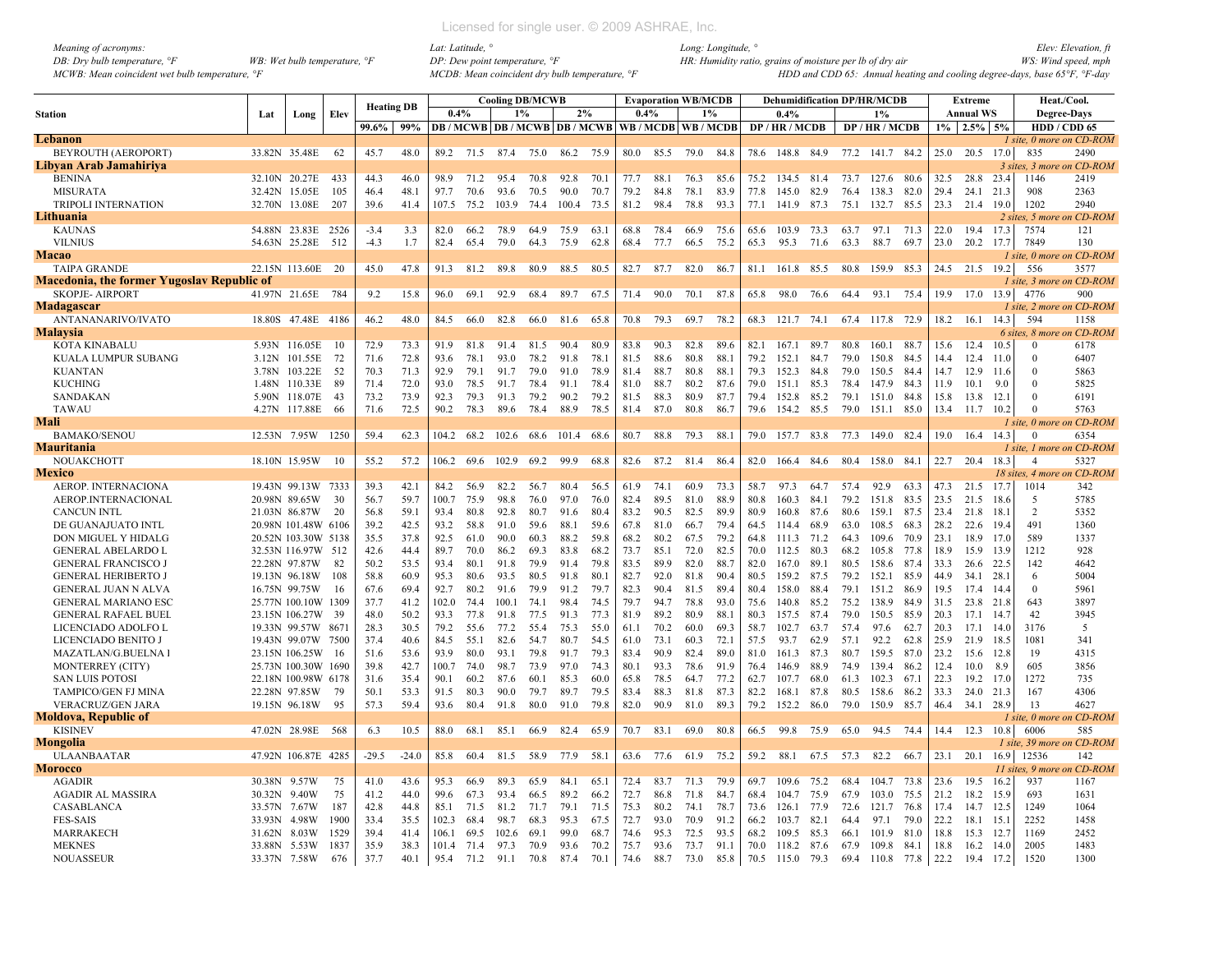*Meaning of acronyms:*
*DB: Dry bulb temperature, °F* *WB: Wet bulb temperature, °F*
*MCWB: Mean coincident wet bulb temperature, °F*
*Lat: Latitude, °* *Long: Longitude, °* *Elev: Elevation, ft*
*DP: Dew point temperature, °F* *HR: Humidity ratio, grains of moisture per lb of dry air* *WS: Wind speed, mph*
*MCDB: Mean coincident dry bulb temperature, °F* *HDD and CDD 65: Annual heating and cooling degree-days, base 65°F, °F-day*

| Station | Lat | Long | Elev | Heating DB | | Cooling DB/MCWB | | | | | | Evaporation WB/MCDB | | | | Dehumidification DP/HR/MCDB | | | | | | Extreme | | | Heat./Cool. | |
|---|---|---|---|---|---|---|---|---|---|---|---|---|---|---|---|---|---|---|---|---|---|---|---|---|---|---|
| | | | | | | 0.4% | | 1% | | 2% | | 0.4% | | 1% | | 0.4% | | | 1% | | | Annual WS | | | Degree-Days | |
| | | | | 99.6% | 99% | DB | MCWB | DB | MCWB | DB | MCWB | WB | MCDB | WB | MCDB | DP | HR | MCDB | DP | HR | MCDB | 1% | 2.5% | 5% | HDD | CDD 65 |
| **Lebanon** | | | | | | | | | | | | | | | | | | | | | | | | | *1 site, 0 more on CD-ROM* | |
| BEYROUTH (AEROPORT) | 33.82N | 35.48E | 62 | 45.7 | 48.0 | 89.2 | 71.5 | 87.4 | 75.0 | 86.2 | 75.9 | 80.0 | 85.5 | 79.0 | 84.8 | 78.6 | 148.8 | 84.9 | 77.2 | 141.7 | 84.2 | 25.0 | 20.5 | 17.0 | 835 | 2490 |
| **Libyan Arab Jamahiriya** | | | | | | | | | | | | | | | | | | | | | | | | | *3 sites, 3 more on CD-ROM* | |
| BENINA | 32.10N | 20.27E | 433 | 44.3 | 46.0 | 98.9 | 71.2 | 95.4 | 70.8 | 92.8 | 70.1 | 77.7 | 88.1 | 76.3 | 85.6 | 75.2 | 134.5 | 81.4 | 73.7 | 127.6 | 80.6 | 32.5 | 28.8 | 23.4 | 1146 | 2419 |
| MISURATA | 32.42N | 15.05E | 105 | 46.4 | 48.1 | 97.7 | 70.6 | 93.6 | 70.5 | 90.0 | 70.7 | 79.2 | 84.8 | 78.1 | 83.9 | 77.8 | 145.0 | 82.9 | 76.4 | 138.3 | 82.0 | 29.4 | 24.1 | 21.3 | 908 | 2363 |
| TRIPOLI INTERNATION | 32.70N | 13.08E | 207 | 39.6 | 41.4 | 107.5 | 75.2 | 103.9 | 74.4 | 100.4 | 73.5 | 81.2 | 98.4 | 78.8 | 93.3 | 77.1 | 141.9 | 87.3 | 75.1 | 132.7 | 85.5 | 23.3 | 21.4 | 19.0 | 1202 | 2940 |
| **Lithuania** | | | | | | | | | | | | | | | | | | | | | | | | | *2 sites, 5 more on CD-ROM* | |
| KAUNAS | 54.88N | 23.83E | 2526 | -3.4 | 3.3 | 82.0 | 66.2 | 78.9 | 64.9 | 75.9 | 63.1 | 68.8 | 78.4 | 66.9 | 75.6 | 65.6 | 103.9 | 73.3 | 63.7 | 97.1 | 71.3 | 22.0 | 19.4 | 17.3 | 7574 | 121 |
| VILNIUS | 54.63N | 25.28E | 512 | -4.3 | 1.7 | 82.4 | 65.4 | 79.0 | 64.3 | 75.9 | 62.8 | 68.4 | 77.7 | 66.5 | 75.2 | 65.3 | 95.3 | 71.6 | 63.3 | 88.7 | 69.7 | 23.0 | 20.2 | 17.7 | 7849 | 130 |
| **Macao** | | | | | | | | | | | | | | | | | | | | | | | | | *1 site, 0 more on CD-ROM* | |
| TAIPA GRANDE | 22.15N | 113.60E | 20 | 45.0 | 47.8 | 91.3 | 81.2 | 89.8 | 80.9 | 88.5 | 80.5 | 82.7 | 87.7 | 82.0 | 86.7 | 81.1 | 161.8 | 85.5 | 80.8 | 159.9 | 85.3 | 24.5 | 21.5 | 19.2 | 556 | 3577 |
| **Macedonia, the former Yugoslav Republic of** | | | | | | | | | | | | | | | | | | | | | | | | | *1 site, 3 more on CD-ROM* | |
| SKOPJE- AIRPORT | 41.97N | 21.65E | 784 | 9.2 | 15.8 | 96.0 | 69.1 | 92.9 | 68.4 | 89.7 | 67.5 | 71.4 | 90.0 | 70.1 | 87.8 | 65.8 | 98.0 | 76.6 | 64.4 | 93.1 | 75.4 | 19.9 | 17.0 | 13.9 | 4776 | 900 |
| **Madagascar** | | | | | | | | | | | | | | | | | | | | | | | | | *1 site, 2 more on CD-ROM* | |
| ANTANANARIVO/IVATO | 18.80S | 47.48E | 4186 | 46.2 | 48.0 | 84.5 | 66.0 | 82.8 | 66.0 | 81.6 | 65.8 | 70.8 | 79.3 | 69.7 | 78.2 | 68.3 | 121.7 | 74.1 | 67.4 | 117.8 | 72.9 | 18.2 | 16.1 | 14.3 | 594 | 1158 |
| **Malaysia** | | | | | | | | | | | | | | | | | | | | | | | | | *6 sites, 8 more on CD-ROM* | |
| KOTA KINABALU | 5.93N | 116.05E | 10 | 72.9 | 73.3 | 91.9 | 81.8 | 91.4 | 81.5 | 90.4 | 80.9 | 83.8 | 90.3 | 82.8 | 89.6 | 82.1 | 167.1 | 89.7 | 80.8 | 160.1 | 88.7 | 15.6 | 12.4 | 10.5 | 0 | 6178 |
| KUALA LUMPUR SUBANG | 3.12N | 101.55E | 72 | 71.6 | 72.8 | 93.6 | 78.1 | 93.0 | 78.2 | 91.8 | 78.1 | 81.5 | 88.6 | 80.8 | 88.1 | 79.2 | 152.1 | 84.7 | 79.0 | 150.8 | 84.5 | 14.4 | 12.4 | 11.0 | 0 | 6407 |
| KUANTAN | 3.78N | 103.22E | 52 | 70.3 | 71.3 | 92.9 | 79.1 | 91.7 | 79.0 | 91.0 | 78.9 | 81.4 | 88.7 | 80.8 | 88.1 | 79.3 | 152.3 | 84.8 | 79.0 | 150.5 | 84.4 | 14.7 | 12.9 | 11.6 | 0 | 5863 |
| KUCHING | 1.48N | 110.33E | 89 | 71.4 | 72.0 | 93.0 | 78.5 | 91.7 | 78.4 | 91.1 | 78.4 | 81.0 | 88.7 | 80.2 | 87.6 | 79.0 | 151.1 | 85.3 | 78.4 | 147.9 | 84.3 | 11.9 | 10.1 | 9.0 | 0 | 5825 |
| SANDAKAN | 5.90N | 118.07E | 43 | 73.2 | 73.9 | 92.3 | 79.3 | 91.3 | 79.2 | 90.2 | 79.2 | 81.5 | 88.3 | 80.9 | 87.7 | 79.4 | 152.8 | 85.3 | 79.1 | 151.0 | 84.8 | 15.8 | 13.8 | 12.1 | 0 | 6191 |
| TAWAU | 4.27N | 117.88E | 66 | 71.6 | 72.5 | 90.2 | 78.3 | 89.6 | 78.4 | 88.9 | 78.5 | 81.4 | 87.0 | 80.8 | 86.7 | 79.6 | 154.2 | 85.5 | 79.0 | 151.1 | 85.0 | 13.4 | 11.7 | 10.2 | 0 | 5763 |
| **Mali** | | | | | | | | | | | | | | | | | | | | | | | | | *1 site, 0 more on CD-ROM* | |
| BAMAKO/SENOU | 12.53N | 7.95W | 1250 | 59.4 | 62.3 | 104.2 | 68.2 | 102.6 | 68.6 | 101.4 | 68.6 | 80.7 | 88.8 | 79.3 | 88.1 | 79.0 | 157.7 | 83.8 | 77.3 | 149.0 | 82.4 | 19.0 | 16.4 | 14.3 | 0 | 6354 |
| **Mauritania** | | | | | | | | | | | | | | | | | | | | | | | | | *1 site, 1 more on CD-ROM* | |
| NOUAKCHOTT | 18.10N | 15.95W | 10 | 55.2 | 57.2 | 106.2 | 69.6 | 102.9 | 69.2 | 99.9 | 68.8 | 82.6 | 87.2 | 81.4 | 86.4 | 82.0 | 166.4 | 84.6 | 80.4 | 158.0 | 84.1 | 22.7 | 20.4 | 18.3 | 4 | 5327 |
| **Mexico** | | | | | | | | | | | | | | | | | | | | | | | | | *18 sites, 4 more on CD-ROM* | |
| AEROP. INTERNACIONA | 19.43N | 99.13W | 7333 | 39.3 | 42.1 | 84.2 | 56.9 | 82.2 | 56.7 | 80.4 | 56.5 | 61.9 | 74.1 | 60.9 | 73.3 | 58.7 | 97.3 | 64.7 | 57.4 | 92.9 | 63.3 | 47.3 | 21.5 | 17.7 | 1014 | 342 |
| AEROP.INTERNACIONAL | 20.98N | 89.65W | 30 | 56.7 | 59.7 | 100.7 | 75.9 | 98.8 | 76.0 | 97.0 | 76.0 | 82.4 | 89.5 | 81.0 | 88.9 | 80.8 | 160.3 | 84.1 | 79.2 | 151.8 | 83.5 | 23.5 | 21.5 | 18.6 | 5 | 5785 |
| CANCUN INTL | 21.03N | 86.87W | 20 | 56.8 | 59.1 | 93.4 | 80.8 | 92.8 | 80.7 | 91.6 | 80.4 | 83.2 | 90.5 | 82.5 | 89.9 | 80.9 | 160.8 | 87.6 | 80.6 | 159.1 | 87.5 | 23.4 | 21.8 | 18.1 | 2 | 5352 |
| DE GUANAJUATO INTL | 20.98N | 101.48W | 6106 | 39.2 | 42.5 | 93.2 | 58.8 | 91.0 | 59.6 | 88.1 | 59.6 | 67.8 | 81.0 | 66.7 | 79.4 | 64.5 | 114.4 | 68.9 | 63.0 | 108.5 | 68.3 | 28.2 | 22.6 | 19.4 | 491 | 1360 |
| DON MIGUEL Y HIDALG | 20.52N | 103.30W | 5138 | 35.5 | 37.8 | 92.5 | 61.0 | 90.0 | 60.3 | 88.2 | 59.8 | 68.2 | 80.2 | 67.5 | 79.2 | 64.8 | 111.3 | 71.2 | 64.3 | 109.6 | 70.9 | 23.1 | 18.9 | 17.0 | 589 | 1337 |
| GENERAL ABELARDO L | 32.53N | 116.97W | 512 | 42.6 | 44.4 | 89.7 | 70.0 | 86.2 | 69.3 | 83.8 | 68.2 | 73.7 | 85.1 | 72.0 | 82.5 | 70.0 | 112.5 | 80.3 | 68.2 | 105.8 | 77.8 | 18.9 | 15.9 | 13.9 | 1212 | 928 |
| GENERAL FRANCISCO J | 22.28N | 97.87W | 82 | 50.2 | 53.5 | 93.4 | 80.1 | 91.8 | 79.9 | 91.4 | 79.8 | 83.5 | 89.9 | 82.0 | 88.7 | 82.0 | 167.0 | 89.1 | 80.5 | 158.6 | 87.4 | 33.3 | 26.6 | 22.5 | 142 | 4642 |
| GENERAL HERIBERTO J | 19.13N | 96.18W | 108 | 58.8 | 60.9 | 95.3 | 80.6 | 93.5 | 80.5 | 91.8 | 80.1 | 82.7 | 92.0 | 81.8 | 90.4 | 80.5 | 159.2 | 87.5 | 79.2 | 152.1 | 85.9 | 44.9 | 34.1 | 28.1 | 6 | 5004 |
| GENERAL JUAN N ALVA | 16.75N | 99.75W | 16 | 67.6 | 69.4 | 92.7 | 80.2 | 91.6 | 79.9 | 91.2 | 79.7 | 82.3 | 90.4 | 81.5 | 89.4 | 80.4 | 158.0 | 88.4 | 79.1 | 151.2 | 86.9 | 19.5 | 17.4 | 14.4 | 0 | 5961 |
| GENERAL MARIANO ESC | 25.77N | 100.10W | 1309 | 37.7 | 41.2 | 102.0 | 74.4 | 100.1 | 74.1 | 98.4 | 74.5 | 79.7 | 94.7 | 78.8 | 93.0 | 75.6 | 140.8 | 85.2 | 75.2 | 138.9 | 84.9 | 31.5 | 23.8 | 21.8 | 643 | 3897 |
| GENERAL RAFAEL BUEL | 23.15N | 106.27W | 39 | 48.0 | 50.2 | 93.3 | 77.8 | 91.8 | 77.5 | 91.3 | 77.3 | 81.9 | 89.2 | 80.9 | 88.1 | 80.3 | 157.5 | 87.4 | 79.0 | 150.5 | 85.9 | 20.3 | 17.1 | 14.7 | 42 | 3945 |
| LICENCIADO ADOLFO L | 19.33N | 99.57W | 8671 | 28.3 | 30.5 | 79.2 | 55.6 | 77.2 | 55.4 | 75.3 | 55.0 | 61.1 | 70.2 | 60.0 | 69.3 | 58.7 | 102.7 | 63.7 | 57.4 | 97.6 | 62.7 | 20.3 | 17.1 | 14.0 | 3176 | 5 |
| LICENCIADO BENITO J | 19.43N | 99.07W | 7500 | 37.4 | 40.6 | 84.5 | 55.1 | 82.6 | 54.7 | 80.7 | 54.5 | 61.0 | 73.1 | 60.3 | 72.1 | 57.5 | 93.7 | 62.9 | 57.1 | 92.2 | 62.8 | 25.9 | 21.9 | 18.5 | 1081 | 341 |
| MAZATLAN/G.BUELNA I | 23.15N | 106.25W | 16 | 51.6 | 53.6 | 93.9 | 80.0 | 93.1 | 79.8 | 91.7 | 79.3 | 83.4 | 90.9 | 82.4 | 89.0 | 81.0 | 161.3 | 87.3 | 80.7 | 159.5 | 87.0 | 23.2 | 15.6 | 12.8 | 19 | 4315 |
| MONTERREY (CITY) | 25.73N | 100.30W | 1690 | 39.8 | 42.7 | 100.7 | 74.0 | 98.7 | 73.9 | 97.0 | 74.3 | 80.1 | 93.3 | 78.6 | 91.9 | 76.4 | 146.9 | 88.9 | 74.9 | 139.4 | 86.2 | 12.4 | 10.0 | 8.9 | 605 | 3856 |
| SAN LUIS POTOSI | 22.18N | 100.98W | 6178 | 31.6 | 35.4 | 90.1 | 60.2 | 87.6 | 60.1 | 85.3 | 60.0 | 65.8 | 78.5 | 64.7 | 77.2 | 62.7 | 107.7 | 68.0 | 61.3 | 102.3 | 67.1 | 22.3 | 19.2 | 17.0 | 1272 | 735 |
| TAMPICO/GEN FJ MINA | 22.28N | 97.85W | 79 | 50.1 | 53.3 | 91.5 | 80.3 | 90.0 | 79.7 | 89.7 | 79.5 | 83.4 | 88.3 | 81.8 | 87.3 | 82.2 | 168.1 | 87.8 | 80.5 | 158.6 | 86.2 | 33.3 | 24.0 | 21.3 | 167 | 4306 |
| VERACRUZ/GEN JARA | 19.15N | 96.18W | 95 | 57.3 | 59.4 | 93.6 | 80.4 | 91.8 | 80.0 | 91.0 | 79.8 | 82.0 | 90.9 | 81.0 | 89.3 | 79.2 | 152.2 | 86.0 | 79.0 | 150.9 | 85.7 | 46.4 | 34.1 | 28.9 | 13 | 4627 |
| **Moldova, Republic of** | | | | | | | | | | | | | | | | | | | | | | | | | *1 site, 0 more on CD-ROM* | |
| KISINEV | 47.02N | 28.98E | 568 | 6.3 | 10.5 | 88.0 | 68.1 | 85.1 | 66.9 | 82.4 | 65.9 | 70.7 | 83.1 | 69.0 | 80.8 | 66.5 | 99.8 | 75.9 | 65.0 | 94.5 | 74.4 | 14.4 | 12.3 | 10.8 | 6006 | 585 |
| **Mongolia** | | | | | | | | | | | | | | | | | | | | | | | | | *1 site, 39 more on CD-ROM* | |
| ULAANBAATAR | 47.92N | 106.87E | 4285 | -29.5 | -24.0 | 85.8 | 60.4 | 81.5 | 58.9 | 77.9 | 58.1 | 63.6 | 77.6 | 61.9 | 75.2 | 59.2 | 88.1 | 67.5 | 57.3 | 82.2 | 66.7 | 23.1 | 20.1 | 16.9 | 12536 | 142 |
| **Morocco** | | | | | | | | | | | | | | | | | | | | | | | | | *11 sites, 9 more on CD-ROM* | |
| AGADIR | 30.38N | 9.57W | 75 | 41.0 | 43.6 | 95.3 | 66.9 | 89.3 | 65.9 | 84.1 | 65.1 | 72.4 | 83.7 | 71.3 | 79.9 | 69.7 | 109.6 | 75.2 | 68.4 | 104.7 | 73.8 | 23.6 | 19.5 | 16.2 | 937 | 1167 |
| AGADIR AL MASSIRA | 30.32N | 9.40W | 75 | 41.2 | 44.0 | 99.6 | 67.3 | 93.4 | 66.5 | 89.2 | 66.2 | 72.7 | 86.8 | 71.8 | 84.7 | 68.4 | 104.7 | 75.9 | 67.9 | 103.0 | 75.5 | 21.2 | 18.2 | 15.9 | 693 | 1631 |
| CASABLANCA | 33.57N | 7.67W | 187 | 42.8 | 44.8 | 85.1 | 71.5 | 81.2 | 71.7 | 79.1 | 71.5 | 75.3 | 80.2 | 74.1 | 78.7 | 73.6 | 126.1 | 77.9 | 72.6 | 121.7 | 76.8 | 17.4 | 14.7 | 12.5 | 1249 | 1064 |
| FES-SAIS | 33.93N | 4.98W | 1900 | 33.4 | 35.5 | 102.3 | 68.4 | 98.7 | 68.3 | 95.3 | 67.5 | 72.7 | 93.0 | 70.9 | 91.2 | 66.2 | 103.7 | 82.1 | 64.4 | 97.1 | 79.0 | 22.2 | 18.1 | 15.1 | 2252 | 1458 |
| MARRAKECH | 31.62N | 8.03W | 1529 | 39.4 | 41.4 | 106.1 | 69.5 | 102.6 | 69.1 | 99.0 | 68.7 | 74.6 | 95.3 | 72.5 | 93.5 | 68.2 | 109.5 | 85.3 | 66.1 | 101.9 | 81.0 | 18.8 | 15.3 | 12.7 | 1169 | 2452 |
| MEKNES | 33.88N | 5.53W | 1837 | 35.9 | 38.3 | 101.4 | 71.4 | 97.3 | 70.9 | 93.6 | 70.2 | 75.7 | 93.6 | 73.7 | 91.1 | 70.0 | 118.2 | 87.6 | 67.9 | 109.8 | 84.1 | 18.8 | 16.2 | 14.0 | 2005 | 1483 |
| NOUASSEUR | 33.37N | 7.58W | 676 | 37.7 | 40.1 | 95.4 | 71.2 | 91.1 | 70.8 | 87.4 | 70.1 | 74.6 | 88.7 | 73.0 | 85.8 | 70.5 | 115.0 | 79.3 | 69.4 | 110.8 | 77.8 | 22.2 | 19.4 | 17.2 | 1520 | 1300 |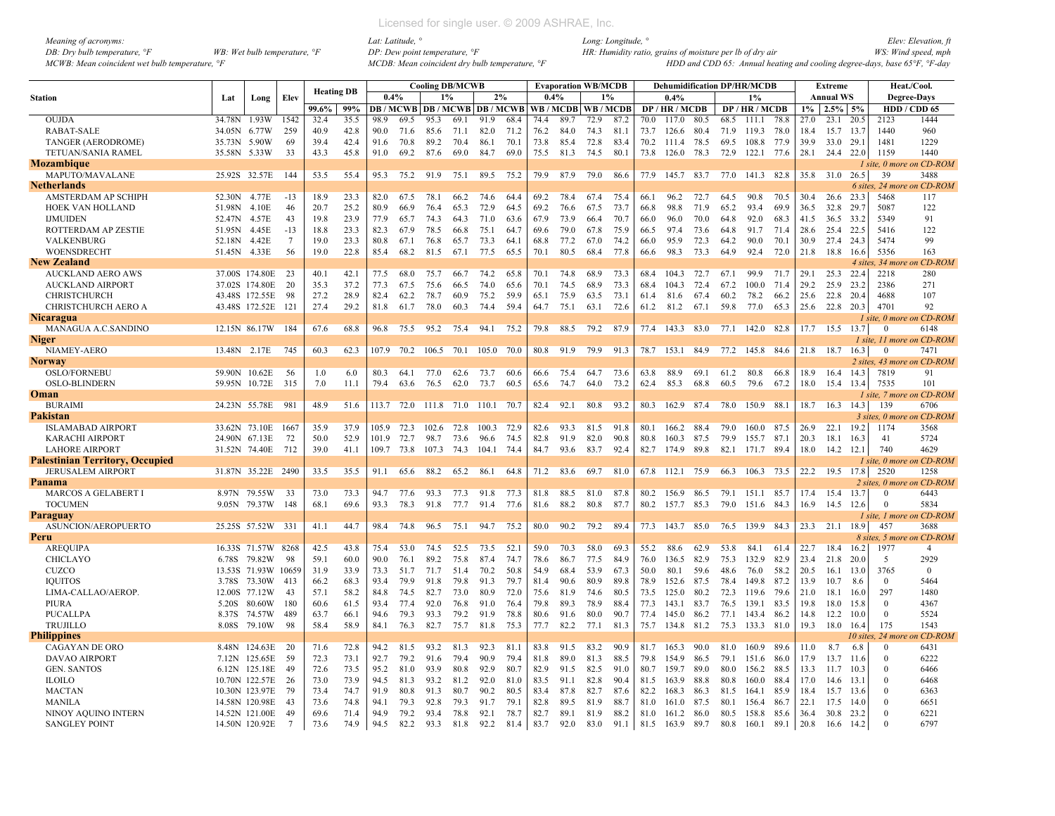Meaning of acronyms:
DB: Dry bulb temperature, °F  WB: Wet bulb temperature, °F
MCWB: Mean coincident wet bulb temperature, °F

Lat: Latitude, °
DP: Dew point temperature, °F
MCDB: Mean coincident dry bulb temperature, °F

Long: Longitude, °
HR: Humidity ratio, grains of moisture per lb of dry air
HDD and CDD 65: Annual heating and cooling degree-days, base 65°F, °F-day

Elev: Elevation, ft
WS: Wind speed, mph

| Station | Lat | Long | Elev | Heating DB | | Cooling DB/MCWB | | | | | | Evaporation WB/MCDB | | | | Dehumidification DP/HR/MCDB | | | | | | Extreme | | | Heat./Cool. | |
|---|---|---|---|---|---|---|---|---|---|---|---|---|---|---|---|---|---|---|---|---|---|---|---|---|---|---|
| | | | | | | 0.4% | | 1% | | 2% | | 0.4% | | 1% | | 0.4% | | | 1% | | | Annual WS | | | Degree-Days | |
| | | | | 99.6% | 99% | DB | MCWB | DB | MCWB | DB | MCWB | WB | MCDB | WB | MCDB | DP | HR | MCDB | DP | HR | MCDB | 1% | 2.5% | 5% | HDD 65 | CDD 65 |
| OUJDA | 34.78N | 1.93W | 1542 | 32.4 | 35.5 | 98.9 | 69.5 | 95.3 | 69.1 | 91.9 | 68.4 | 74.4 | 89.7 | 72.9 | 87.2 | 70.0 | 117.0 | 80.5 | 68.5 | 111.1 | 78.8 | 27.0 | 23.1 | 20.5 | 2123 | 1444 |
| RABAT-SALE | 34.05N | 6.77W | 259 | 40.9 | 42.8 | 90.0 | 71.6 | 85.6 | 71.1 | 82.0 | 71.2 | 76.2 | 84.0 | 74.3 | 81.1 | 73.7 | 126.6 | 80.4 | 71.9 | 119.3 | 78.0 | 18.4 | 15.7 | 13.7 | 1440 | 960 |
| TANGER (AERODROME) | 35.73N | 5.90W | 69 | 39.4 | 42.4 | 91.6 | 70.8 | 89.2 | 70.4 | 86.1 | 70.1 | 73.8 | 85.4 | 72.8 | 83.4 | 70.2 | 111.4 | 78.5 | 69.5 | 108.8 | 77.9 | 39.9 | 33.0 | 29.1 | 1481 | 1229 |
| TETUAN/SANIA RAMEL | 35.58N | 5.33W | 33 | 43.3 | 45.8 | 91.0 | 69.2 | 87.6 | 69.0 | 84.7 | 69.0 | 75.5 | 81.3 | 74.5 | 80.1 | 73.8 | 126.0 | 78.3 | 72.9 | 122.1 | 77.6 | 28.1 | 24.4 | 22.0 | 1159 | 1440 |
| **Mozambique** | | | | | | | | | | | | | | | | | | | | | | | | | *1 site, 0 more on CD-ROM* | |
| MAPUTO/MAVALANE | 25.92S | 32.57E | 144 | 53.5 | 55.4 | 95.3 | 75.2 | 91.9 | 75.1 | 89.5 | 75.2 | 79.9 | 87.9 | 79.0 | 86.6 | 77.9 | 145.7 | 83.7 | 77.0 | 141.3 | 82.8 | 35.8 | 31.0 | 26.5 | 39 | 3488 |
| **Netherlands** | | | | | | | | | | | | | | | | | | | | | | | | | *6 sites, 24 more on CD-ROM* | |
| AMSTERDAM AP SCHIPH | 52.30N | 4.77E | -13 | 18.9 | 23.3 | 82.0 | 67.5 | 78.1 | 66.2 | 74.6 | 64.4 | 69.2 | 78.4 | 67.4 | 75.4 | 66.1 | 96.2 | 72.7 | 64.5 | 90.8 | 70.5 | 30.4 | 26.6 | 23.3 | 5468 | 117 |
| HOEK VAN HOLLAND | 51.98N | 4.10E | 46 | 20.7 | 25.2 | 80.9 | 66.9 | 76.4 | 65.3 | 72.9 | 64.5 | 69.2 | 76.6 | 67.5 | 73.7 | 66.8 | 98.8 | 71.9 | 65.2 | 93.4 | 69.9 | 36.5 | 32.8 | 29.7 | 5087 | 122 |
| IJMUIDEN | 52.47N | 4.57E | 43 | 19.8 | 23.9 | 77.9 | 65.7 | 74.3 | 64.3 | 71.0 | 63.6 | 67.9 | 73.9 | 66.4 | 70.7 | 66.0 | 96.0 | 70.0 | 64.8 | 92.0 | 68.3 | 41.5 | 36.5 | 33.2 | 5349 | 91 |
| ROTTERDAM AP ZESTIE | 51.95N | 4.45E | -13 | 18.8 | 23.3 | 82.3 | 67.9 | 78.5 | 66.8 | 75.1 | 64.7 | 69.6 | 79.0 | 67.8 | 75.9 | 66.5 | 97.4 | 73.6 | 64.8 | 91.7 | 71.4 | 28.6 | 25.4 | 22.5 | 5416 | 122 |
| VALKENBURG | 52.18N | 4.42E | 7 | 19.0 | 23.3 | 80.8 | 67.1 | 76.8 | 65.7 | 73.3 | 64.1 | 68.8 | 77.2 | 67.0 | 74.2 | 66.0 | 95.9 | 72.3 | 64.2 | 90.0 | 70.1 | 30.9 | 27.4 | 24.3 | 5474 | 99 |
| WOENSDRECHT | 51.45N | 4.33E | 56 | 19.0 | 22.8 | 85.4 | 68.2 | 81.5 | 67.1 | 77.5 | 65.5 | 70.1 | 80.5 | 68.4 | 77.8 | 66.6 | 98.3 | 73.3 | 64.9 | 92.4 | 72.0 | 21.8 | 18.8 | 16.6 | 5356 | 163 |
| **New Zealand** | | | | | | | | | | | | | | | | | | | | | | | | | *4 sites, 34 more on CD-ROM* | |
| AUCKLAND AERO AWS | 37.00S | 174.80E | 23 | 40.1 | 42.1 | 77.5 | 68.0 | 75.7 | 66.7 | 74.2 | 65.8 | 70.1 | 74.8 | 68.9 | 73.3 | 68.4 | 104.3 | 72.7 | 67.1 | 99.9 | 71.7 | 29.1 | 25.3 | 22.4 | 2218 | 280 |
| AUCKLAND AIRPORT | 37.02S | 174.80E | 20 | 35.3 | 37.2 | 77.3 | 67.5 | 75.6 | 66.5 | 74.0 | 65.6 | 70.1 | 74.5 | 68.9 | 73.3 | 68.4 | 104.3 | 72.4 | 67.2 | 100.0 | 71.4 | 29.2 | 25.9 | 23.2 | 2386 | 271 |
| CHRISTCHURCH | 43.48S | 172.55E | 98 | 27.2 | 28.9 | 82.4 | 62.2 | 78.7 | 60.9 | 75.2 | 59.9 | 65.1 | 75.9 | 63.5 | 73.1 | 61.4 | 81.6 | 67.4 | 60.2 | 78.2 | 66.2 | 25.6 | 22.8 | 20.4 | 4688 | 107 |
| CHRISTCHURCH AERO A | 43.48S | 172.52E | 121 | 27.4 | 29.2 | 81.8 | 61.7 | 78.0 | 60.3 | 74.4 | 59.4 | 64.7 | 75.1 | 63.1 | 72.6 | 61.2 | 81.2 | 67.1 | 59.8 | 77.0 | 65.3 | 25.6 | 22.8 | 20.3 | 4701 | 92 |
| **Nicaragua** | | | | | | | | | | | | | | | | | | | | | | | | | *1 site, 0 more on CD-ROM* | |
| MANAGUA A.C.SANDINO | 12.15N | 86.17W | 184 | 67.6 | 68.8 | 96.8 | 75.5 | 95.2 | 75.4 | 94.1 | 75.2 | 79.8 | 88.5 | 79.2 | 87.9 | 77.4 | 143.3 | 83.0 | 77.1 | 142.0 | 82.8 | 17.7 | 15.5 | 13.7 | 0 | 6148 |
| **Niger** | | | | | | | | | | | | | | | | | | | | | | | | | *1 site, 11 more on CD-ROM* | |
| NIAMEY-AERO | 13.48N | 2.17E | 745 | 60.3 | 62.3 | 107.9 | 70.2 | 106.5 | 70.1 | 105.0 | 70.0 | 80.8 | 91.9 | 79.9 | 91.3 | 78.7 | 153.1 | 84.9 | 77.2 | 145.8 | 84.6 | 21.8 | 18.7 | 16.3 | 0 | 7471 |
| **Norway** | | | | | | | | | | | | | | | | | | | | | | | | | *2 sites, 43 more on CD-ROM* | |
| OSLO/FORNEBU | 59.90N | 10.62E | 56 | 1.0 | 6.0 | 80.3 | 64.1 | 77.0 | 62.6 | 73.7 | 60.6 | 66.6 | 75.4 | 64.7 | 73.6 | 63.8 | 88.9 | 69.1 | 61.2 | 80.8 | 66.8 | 18.9 | 16.4 | 14.3 | 7819 | 91 |
| OSLO-BLINDERN | 59.95N | 10.72E | 315 | 7.0 | 11.1 | 79.4 | 63.6 | 76.5 | 62.0 | 73.7 | 60.5 | 65.6 | 74.7 | 64.0 | 73.2 | 62.4 | 85.3 | 68.8 | 60.5 | 79.6 | 67.2 | 18.0 | 15.4 | 13.4 | 7535 | 101 |
| **Oman** | | | | | | | | | | | | | | | | | | | | | | | | | *1 site, 7 more on CD-ROM* | |
| BURAIMI | 24.23N | 55.78E | 981 | 48.9 | 51.6 | 113.7 | 72.0 | 111.8 | 71.0 | 110.1 | 70.7 | 82.4 | 92.1 | 80.8 | 93.2 | 80.3 | 162.9 | 87.4 | 78.0 | 150.9 | 88.1 | 18.7 | 16.3 | 14.3 | 139 | 6706 |
| **Pakistan** | | | | | | | | | | | | | | | | | | | | | | | | | *3 sites, 0 more on CD-ROM* | |
| ISLAMABAD AIRPORT | 33.62N | 73.10E | 1667 | 35.9 | 37.9 | 105.9 | 72.3 | 102.6 | 72.8 | 100.3 | 72.9 | 82.6 | 93.3 | 81.5 | 91.8 | 80.1 | 166.2 | 88.4 | 79.0 | 160.0 | 87.5 | 26.9 | 22.1 | 19.2 | 1174 | 3568 |
| KARACHI AIRPORT | 24.90N | 67.13E | 72 | 50.0 | 52.9 | 101.9 | 72.7 | 98.7 | 73.6 | 96.6 | 74.5 | 82.8 | 91.9 | 82.0 | 90.8 | 80.8 | 160.3 | 87.5 | 79.9 | 155.7 | 87.1 | 20.3 | 18.1 | 16.3 | 41 | 5724 |
| LAHORE AIRPORT | 31.52N | 74.40E | 712 | 39.0 | 41.1 | 109.7 | 73.8 | 107.3 | 74.3 | 104.1 | 74.4 | 84.7 | 93.6 | 83.7 | 92.4 | 82.7 | 174.9 | 89.8 | 82.1 | 171.7 | 89.4 | 18.0 | 14.2 | 12.1 | 740 | 4629 |
| **Palestinian Territory, Occupied** | | | | | | | | | | | | | | | | | | | | | | | | | *1 site, 0 more on CD-ROM* | |
| JERUSALEM AIRPORT | 31.87N | 35.22E | 2490 | 33.5 | 35.5 | 91.1 | 65.6 | 88.2 | 65.2 | 86.1 | 64.8 | 71.2 | 83.6 | 69.7 | 81.0 | 67.8 | 112.1 | 75.9 | 66.3 | 106.3 | 73.5 | 22.2 | 19.5 | 17.8 | 2520 | 1258 |
| **Panama** | | | | | | | | | | | | | | | | | | | | | | | | | *2 sites, 0 more on CD-ROM* | |
| MARCOS A GELABERT I | 8.97N | 79.55W | 33 | 73.0 | 73.3 | 94.7 | 77.6 | 93.3 | 77.3 | 91.8 | 77.3 | 81.8 | 88.5 | 81.0 | 87.8 | 80.2 | 156.9 | 86.5 | 79.1 | 151.1 | 85.7 | 17.4 | 15.4 | 13.7 | 0 | 6443 |
| TOCUMEN | 9.05N | 79.37W | 148 | 68.1 | 69.6 | 93.3 | 78.3 | 91.8 | 77.7 | 91.4 | 77.6 | 81.6 | 88.2 | 80.8 | 87.7 | 80.2 | 157.7 | 85.3 | 79.0 | 151.6 | 84.3 | 16.9 | 14.5 | 12.6 | 0 | 5834 |
| **Paraguay** | | | | | | | | | | | | | | | | | | | | | | | | | *1 site, 1 more on CD-ROM* | |
| ASUNCION/AEROPUERTO | 25.25S | 57.52W | 331 | 41.1 | 44.7 | 98.4 | 74.8 | 96.5 | 75.1 | 94.7 | 75.2 | 80.0 | 90.2 | 79.2 | 89.4 | 77.3 | 143.7 | 85.0 | 76.5 | 139.9 | 84.3 | 23.3 | 21.1 | 18.9 | 457 | 3688 |
| **Peru** | | | | | | | | | | | | | | | | | | | | | | | | | *8 sites, 5 more on CD-ROM* | |
| AREQUIPA | 16.33S | 71.57W | 8268 | 42.5 | 43.8 | 75.4 | 53.0 | 74.5 | 52.5 | 73.5 | 52.1 | 59.0 | 70.3 | 58.0 | 69.3 | 55.2 | 88.6 | 62.9 | 53.8 | 84.1 | 61.4 | 22.7 | 18.4 | 16.2 | 1977 | 4 |
| CHICLAYO | 6.78S | 79.82W | 98 | 59.1 | 60.0 | 90.0 | 76.1 | 89.2 | 75.8 | 87.4 | 74.7 | 78.6 | 86.7 | 77.5 | 84.9 | 76.0 | 136.5 | 82.9 | 75.3 | 132.9 | 82.9 | 23.4 | 21.8 | 20.0 | 5 | 2929 |
| CUZCO | 13.53S | 71.93W | 10659 | 31.9 | 33.9 | 73.3 | 51.7 | 71.7 | 51.4 | 70.2 | 50.8 | 54.9 | 68.4 | 53.9 | 67.3 | 50.0 | 80.1 | 59.6 | 48.6 | 76.0 | 58.2 | 20.5 | 16.1 | 13.0 | 3765 | 0 |
| IQUITOS | 3.78S | 73.30W | 413 | 66.2 | 68.3 | 93.4 | 79.9 | 91.8 | 79.8 | 91.3 | 79.7 | 81.4 | 90.6 | 80.9 | 89.8 | 78.9 | 152.6 | 87.5 | 78.4 | 149.8 | 87.2 | 13.9 | 10.7 | 8.6 | 0 | 5464 |
| LIMA-CALLAO/AEROP. | 12.00S | 77.12W | 43 | 57.1 | 58.2 | 84.8 | 74.5 | 82.7 | 73.0 | 80.9 | 72.0 | 75.6 | 81.9 | 74.6 | 80.5 | 73.5 | 125.0 | 80.2 | 72.3 | 119.6 | 79.6 | 21.0 | 18.1 | 16.0 | 297 | 1480 |
| PIURA | 5.20S | 80.60W | 180 | 60.6 | 61.5 | 93.4 | 77.4 | 92.0 | 76.8 | 91.0 | 76.4 | 79.8 | 89.3 | 78.9 | 88.4 | 77.3 | 143.1 | 83.7 | 76.5 | 139.1 | 83.5 | 19.8 | 18.0 | 15.8 | 0 | 4367 |
| PUCALLPA | 8.37S | 74.57W | 489 | 63.7 | 66.1 | 94.6 | 79.3 | 93.3 | 79.2 | 91.9 | 78.8 | 80.6 | 91.6 | 80.0 | 90.7 | 77.4 | 145.0 | 86.2 | 77.1 | 143.4 | 86.2 | 14.8 | 12.2 | 10.0 | 0 | 5524 |
| TRUJILLO | 8.08S | 79.10W | 98 | 58.4 | 58.9 | 84.1 | 76.3 | 82.7 | 75.7 | 81.8 | 75.3 | 77.7 | 82.2 | 77.1 | 81.3 | 75.7 | 134.8 | 81.2 | 75.3 | 133.3 | 81.0 | 19.3 | 18.0 | 16.4 | 175 | 1543 |
| **Philippines** | | | | | | | | | | | | | | | | | | | | | | | | | *10 sites, 24 more on CD-ROM* | |
| CAGAYAN DE ORO | 8.48N | 124.63E | 20 | 71.6 | 72.8 | 94.2 | 81.5 | 93.2 | 81.3 | 92.3 | 81.1 | 83.8 | 91.5 | 83.2 | 90.9 | 81.7 | 165.3 | 90.0 | 81.0 | 160.9 | 89.6 | 11.0 | 8.7 | 6.8 | 0 | 6431 |
| DAVAO AIRPORT | 7.12N | 125.65E | 59 | 72.3 | 73.1 | 92.7 | 79.2 | 91.6 | 79.4 | 90.9 | 79.4 | 81.8 | 89.0 | 81.3 | 88.5 | 79.8 | 154.9 | 86.5 | 79.1 | 151.6 | 86.0 | 17.9 | 13.7 | 11.6 | 0 | 6222 |
| GEN. SANTOS | 6.12N | 125.18E | 49 | 72.6 | 73.5 | 95.2 | 81.0 | 93.9 | 80.8 | 92.9 | 80.7 | 82.9 | 91.5 | 82.5 | 91.0 | 80.7 | 159.7 | 89.0 | 80.0 | 156.2 | 88.5 | 13.3 | 11.7 | 10.3 | 0 | 6466 |
| ILOILO | 10.70N | 122.57E | 26 | 73.0 | 73.9 | 94.5 | 81.3 | 93.2 | 81.2 | 92.0 | 81.0 | 83.5 | 91.1 | 82.8 | 90.4 | 81.5 | 163.9 | 88.8 | 80.8 | 160.0 | 88.4 | 17.0 | 14.6 | 13.1 | 0 | 6468 |
| MACTAN | 10.30N | 123.97E | 79 | 73.4 | 74.7 | 91.9 | 80.8 | 91.3 | 80.7 | 90.2 | 80.5 | 83.4 | 87.8 | 82.7 | 87.6 | 82.2 | 168.3 | 86.3 | 81.5 | 164.1 | 85.9 | 18.4 | 15.7 | 13.6 | 0 | 6363 |
| MANILA | 14.58N | 120.98E | 43 | 73.6 | 74.8 | 94.1 | 79.3 | 92.8 | 79.3 | 91.7 | 79.1 | 82.8 | 89.5 | 81.9 | 88.7 | 81.0 | 161.0 | 87.5 | 80.1 | 156.4 | 86.7 | 22.1 | 17.5 | 14.0 | 0 | 6651 |
| NINOY AQUINO INTERN | 14.52N | 121.00E | 49 | 69.6 | 71.4 | 94.9 | 79.2 | 93.4 | 78.8 | 92.1 | 78.7 | 82.7 | 89.1 | 81.9 | 88.2 | 81.0 | 161.2 | 86.0 | 80.5 | 158.8 | 85.6 | 36.4 | 30.8 | 23.2 | 0 | 6221 |
| SANGLEY POINT | 14.50N | 120.92E | 7 | 73.6 | 74.9 | 94.5 | 82.2 | 93.3 | 81.8 | 92.2 | 81.4 | 83.7 | 92.0 | 83.0 | 91.1 | 81.5 | 163.9 | 89.7 | 80.8 | 160.1 | 89.1 | 20.8 | 16.6 | 14.2 | 0 | 6797 |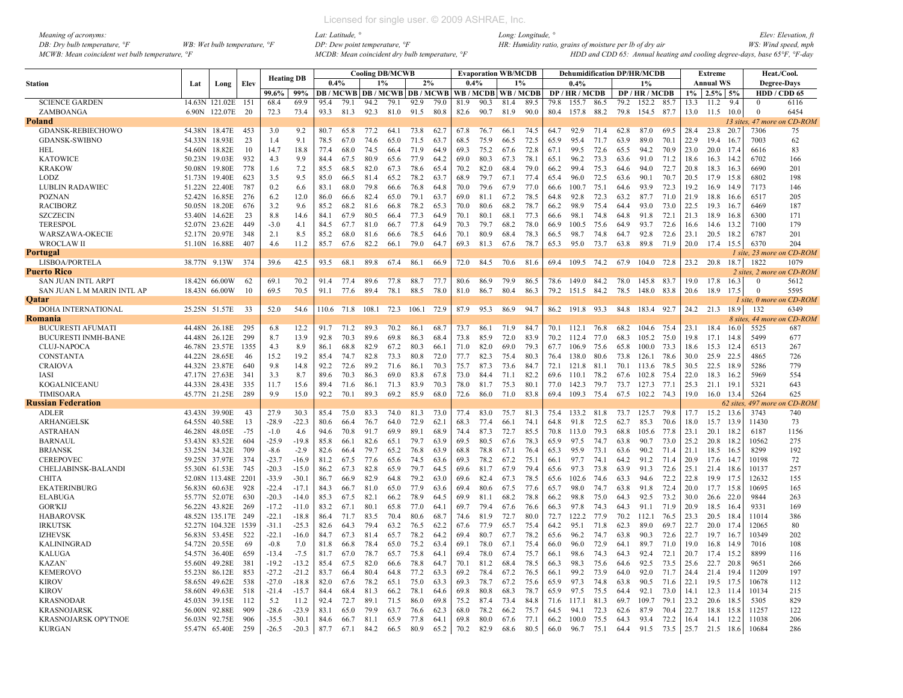Licensed for single user. © 2009 ASHRAE, Inc.

*Meaning of acronyms:*
*DB: Dry bulb temperature, °F* *WB: Wet bulb temperature, °F*
*MCWB: Mean coincident wet bulb temperature, °F*
*Lat: Latitude, °*
*DP: Dew point temperature, °F*
*MCDB: Mean coincident dry bulb temperature, °F*
*Long: Longitude, °*
*HR: Humidity ratio, grains of moisture per lb of dry air*
*HDD and CDD 65: Annual heating and cooling degree-days, base 65°F, °F-day*
*Elev: Elevation, ft*
*WS: Wind speed, mph*

| Station | Lat | Long | Elev | Heating DB | | Cooling DB/MCWB | | | | | | Evaporation WB/MCDB | | | | Dehumidification DP/HR/MCDB | | | | | | Extreme | | | Heat./Cool. | |
|---|---|---|---|---|---|---|---|---|---|---|---|---|---|---|---|---|---|---|---|---|---|---|---|---|---|---|
| | | | | | | 0.4% | | 1% | | 2% | | 0.4% | | 1% | | 0.4% | | | 1% | | | Annual WS | | | Degree-Days | |
| | | | | 99.6% | 99% | DB | MCWB | DB | MCWB | DB | MCWB | WB | MCDB | WB | MCDB | DP | HR | MCDB | DP | HR | MCDB | 1% | 2.5% | 5% | HDD | CDD 65 |
| SCIENCE GARDEN | 14.63N | 121.02E | 151 | 68.4 | 69.9 | 95.4 | 79.1 | 94.2 | 79.1 | 92.9 | 79.0 | 81.9 | 90.3 | 81.4 | 89.5 | 79.8 | 155.7 | 86.5 | 79.2 | 152.2 | 85.7 | 13.3 | 11.2 | 9.4 | 0 | 6116 |
| ZAMBOANGA | 6.90N | 122.07E | 20 | 72.3 | 73.4 | 93.3 | 81.3 | 92.3 | 81.0 | 91.5 | 80.8 | 82.6 | 90.7 | 81.9 | 90.0 | 80.4 | 157.8 | 88.2 | 79.8 | 154.5 | 87.7 | 13.0 | 11.5 | 10.0 | 0 | 6454 |
| **Poland** | | | | | | | | | | | | | | | | | | | | | | | | | *13 sites, 47 more on CD-ROM* | |
| GDANSK-REBIECHOWO | 54.38N | 18.47E | 453 | 3.0 | 9.2 | 80.7 | 65.8 | 77.2 | 64.1 | 73.8 | 62.7 | 67.8 | 76.7 | 66.1 | 74.5 | 64.7 | 92.9 | 71.4 | 62.8 | 87.0 | 69.5 | 28.4 | 23.8 | 20.7 | 7306 | 75 |
| GDANSK-SWIBNO | 54.33N | 18.93E | 23 | 1.4 | 9.1 | 78.5 | 67.0 | 74.6 | 65.0 | 71.5 | 63.7 | 68.5 | 75.9 | 66.5 | 72.5 | 65.9 | 95.4 | 71.7 | 63.9 | 89.0 | 70.1 | 22.9 | 19.4 | 16.7 | 7003 | 62 |
| HEL | 54.60N | 18.82E | 10 | 14.7 | 18.8 | 77.4 | 68.0 | 74.5 | 66.4 | 71.9 | 64.9 | 69.3 | 75.2 | 67.6 | 72.8 | 67.1 | 99.5 | 72.6 | 65.5 | 94.2 | 70.9 | 23.0 | 20.0 | 17.4 | 6616 | 83 |
| KATOWICE | 50.23N | 19.03E | 932 | 4.3 | 9.9 | 84.4 | 67.5 | 80.9 | 65.6 | 77.9 | 64.2 | 69.0 | 80.3 | 67.3 | 78.1 | 65.1 | 96.2 | 73.3 | 63.6 | 91.0 | 71.2 | 18.6 | 16.3 | 14.2 | 6702 | 166 |
| KRAKOW | 50.08N | 19.80E | 778 | 1.6 | 7.2 | 85.5 | 68.5 | 82.0 | 67.3 | 78.6 | 65.4 | 70.2 | 82.0 | 68.4 | 79.0 | 66.2 | 99.4 | 75.3 | 64.6 | 94.0 | 72.7 | 20.8 | 18.3 | 16.3 | 6690 | 201 |
| LODZ | 51.73N | 19.40E | 623 | 3.5 | 9.5 | 85.0 | 66.5 | 81.4 | 65.2 | 78.2 | 63.7 | 68.9 | 79.7 | 67.1 | 77.4 | 65.4 | 96.0 | 72.5 | 63.6 | 90.1 | 70.7 | 20.5 | 17.9 | 15.8 | 6802 | 198 |
| LUBLIN RADAWIEC | 51.22N | 22.40E | 787 | 0.2 | 6.6 | 83.1 | 68.0 | 79.8 | 66.6 | 76.8 | 64.8 | 70.0 | 79.6 | 67.9 | 77.0 | 66.6 | 100.7 | 75.1 | 64.6 | 93.9 | 72.3 | 19.2 | 16.9 | 14.9 | 7173 | 146 |
| POZNAN | 52.42N | 16.85E | 276 | 6.2 | 12.0 | 86.0 | 66.6 | 82.4 | 65.0 | 79.1 | 63.7 | 69.0 | 81.1 | 67.2 | 78.5 | 64.8 | 92.8 | 72.3 | 63.2 | 87.7 | 71.0 | 21.9 | 18.8 | 16.6 | 6517 | 205 |
| RACIBORZ | 50.05N | 18.20E | 676 | 3.2 | 9.6 | 85.2 | 68.2 | 81.6 | 66.8 | 78.2 | 65.3 | 70.0 | 80.6 | 68.2 | 78.7 | 66.2 | 98.9 | 75.4 | 64.4 | 93.0 | 73.0 | 22.5 | 19.3 | 16.7 | 6469 | 187 |
| SZCZECIN | 53.40N | 14.62E | 23 | 8.8 | 14.6 | 84.1 | 67.9 | 80.5 | 66.4 | 77.3 | 64.9 | 70.1 | 80.1 | 68.1 | 77.3 | 66.6 | 98.1 | 74.8 | 64.8 | 91.8 | 72.1 | 21.3 | 18.9 | 16.8 | 6300 | 171 |
| TERESPOL | 52.07N | 23.62E | 449 | -3.0 | 4.1 | 84.5 | 67.7 | 81.0 | 66.7 | 77.8 | 64.9 | 70.3 | 79.7 | 68.2 | 78.0 | 66.9 | 100.5 | 75.6 | 64.9 | 93.7 | 72.6 | 16.6 | 14.6 | 13.2 | 7100 | 179 |
| WARSZAWA-OKECIE | 52.17N | 20.97E | 348 | 2.1 | 8.5 | 85.2 | 68.0 | 81.6 | 66.6 | 78.5 | 64.6 | 70.1 | 80.9 | 68.4 | 78.3 | 66.5 | 98.7 | 74.8 | 64.7 | 92.8 | 72.6 | 23.1 | 20.5 | 18.2 | 6787 | 201 |
| WROCLAW II | 51.10N | 16.88E | 407 | 4.6 | 11.2 | 85.7 | 67.6 | 82.2 | 66.1 | 79.0 | 64.7 | 69.3 | 81.3 | 67.6 | 78.7 | 65.3 | 95.0 | 73.7 | 63.8 | 89.8 | 71.9 | 20.0 | 17.4 | 15.5 | 6370 | 204 |
| **Portugal** | | | | | | | | | | | | | | | | | | | | | | | | | *1 site, 23 more on CD-ROM* | |
| LISBOA/PORTELA | 38.77N | 9.13W | 374 | 39.6 | 42.5 | 93.5 | 68.1 | 89.8 | 67.4 | 86.1 | 66.9 | 72.0 | 84.5 | 70.6 | 81.6 | 69.4 | 109.5 | 74.2 | 67.9 | 104.0 | 72.8 | 23.2 | 20.8 | 18.7 | 1822 | 1079 |
| **Puerto Rico** | | | | | | | | | | | | | | | | | | | | | | | | | *2 sites, 2 more on CD-ROM* | |
| SAN JUAN INTL ARPT | 18.42N | 66.00W | 62 | 69.1 | 70.2 | 91.4 | 77.4 | 89.6 | 77.8 | 88.7 | 77.7 | 80.6 | 86.9 | 79.9 | 86.5 | 78.6 | 149.0 | 84.2 | 78.0 | 145.8 | 83.7 | 19.0 | 17.8 | 16.3 | 0 | 5612 |
| SAN JUAN L M MARIN INTL AP | 18.43N | 66.00W | 10 | 69.5 | 70.5 | 91.1 | 77.6 | 89.4 | 78.1 | 88.5 | 78.0 | 81.0 | 86.7 | 80.4 | 86.3 | 79.2 | 151.5 | 84.2 | 78.5 | 148.0 | 83.8 | 20.6 | 18.9 | 17.5 | 0 | 5595 |
| **Qatar** | | | | | | | | | | | | | | | | | | | | | | | | | *1 site, 0 more on CD-ROM* | |
| DOHA INTERNATIONAL | 25.25N | 51.57E | 33 | 52.0 | 54.6 | 110.6 | 71.8 | 108.1 | 72.3 | 106.1 | 72.9 | 87.9 | 95.3 | 86.9 | 94.7 | 86.2 | 191.8 | 93.3 | 84.8 | 183.4 | 92.7 | 24.2 | 21.3 | 18.9 | 132 | 6349 |
| **Romania** | | | | | | | | | | | | | | | | | | | | | | | | | *8 sites, 44 more on CD-ROM* | |
| BUCURESTI AFUMATI | 44.48N | 26.18E | 295 | 6.8 | 12.2 | 91.7 | 71.2 | 89.3 | 70.2 | 86.1 | 68.7 | 73.7 | 86.1 | 71.9 | 84.7 | 70.1 | 112.1 | 76.8 | 68.2 | 104.6 | 75.4 | 23.1 | 18.4 | 16.0 | 5525 | 687 |
| BUCURESTI INMH-BANE | 44.48N | 26.12E | 299 | 8.7 | 13.9 | 92.8 | 70.3 | 89.6 | 69.8 | 86.3 | 68.4 | 73.8 | 85.9 | 72.0 | 83.9 | 70.2 | 112.4 | 77.0 | 68.3 | 105.2 | 75.0 | 19.8 | 17.1 | 14.8 | 5499 | 677 |
| CLUJ-NAPOCA | 46.78N | 23.57E | 1355 | 4.3 | 8.9 | 86.1 | 68.8 | 82.9 | 67.2 | 80.3 | 66.1 | 71.0 | 82.0 | 69.0 | 79.3 | 67.7 | 106.9 | 75.6 | 65.8 | 100.0 | 73.3 | 18.6 | 15.3 | 12.4 | 6513 | 267 |
| CONSTANTA | 44.22N | 28.65E | 46 | 15.2 | 19.2 | 85.4 | 74.7 | 82.8 | 73.3 | 80.8 | 72.0 | 77.7 | 82.3 | 75.4 | 80.3 | 76.4 | 138.0 | 80.6 | 73.8 | 126.1 | 78.6 | 30.0 | 25.9 | 22.5 | 4865 | 726 |
| CRAIOVA | 44.32N | 23.87E | 640 | 9.8 | 14.8 | 92.2 | 72.6 | 89.2 | 71.6 | 86.1 | 70.3 | 75.7 | 87.3 | 73.6 | 84.7 | 72.1 | 121.8 | 81.1 | 70.1 | 113.6 | 78.5 | 30.5 | 22.5 | 18.9 | 5286 | 779 |
| IASI | 47.17N | 27.63E | 341 | 3.3 | 8.7 | 89.6 | 70.3 | 86.3 | 69.0 | 83.8 | 67.8 | 73.0 | 84.4 | 71.1 | 82.2 | 69.6 | 110.1 | 78.2 | 67.6 | 102.8 | 75.4 | 22.0 | 18.3 | 16.2 | 5969 | 554 |
| KOGALNICEANU | 44.33N | 28.43E | 335 | 11.7 | 15.6 | 89.4 | 71.6 | 86.1 | 71.3 | 83.9 | 70.3 | 78.0 | 81.7 | 75.3 | 80.1 | 77.0 | 142.3 | 79.7 | 73.7 | 127.3 | 77.1 | 25.3 | 21.1 | 19.1 | 5321 | 643 |
| TIMISOARA | 45.77N | 21.25E | 289 | 9.9 | 15.0 | 92.2 | 70.1 | 89.3 | 69.2 | 85.9 | 68.0 | 72.6 | 86.0 | 71.0 | 83.8 | 69.4 | 109.3 | 75.4 | 67.5 | 102.2 | 74.3 | 19.0 | 16.0 | 13.4 | 5264 | 625 |
| **Russian Federation** | | | | | | | | | | | | | | | | | | | | | | | | | *62 sites, 497 more on CD-ROM* | |
| ADLER | 43.43N | 39.90E | 43 | 27.9 | 30.3 | 85.4 | 75.0 | 83.3 | 74.0 | 81.3 | 73.0 | 77.4 | 83.0 | 75.7 | 81.3 | 75.4 | 133.2 | 81.8 | 73.7 | 125.7 | 79.8 | 17.7 | 15.2 | 13.6 | 3743 | 740 |
| ARHANGELSK | 64.55N | 40.58E | 13 | -28.9 | -22.3 | 80.6 | 66.4 | 76.7 | 64.0 | 72.9 | 62.1 | 68.3 | 77.4 | 66.1 | 74.1 | 64.8 | 91.8 | 72.5 | 62.7 | 85.3 | 70.6 | 18.0 | 15.7 | 13.9 | 11430 | 73 |
| ASTRAHAN | 46.28N | 48.05E | -75 | -1.0 | 4.6 | 94.6 | 70.8 | 91.7 | 69.9 | 89.1 | 68.9 | 74.4 | 87.3 | 72.7 | 85.5 | 70.8 | 113.0 | 79.3 | 68.8 | 105.6 | 77.8 | 23.1 | 20.1 | 18.2 | 6187 | 1156 |
| BARNAUL | 53.43N | 83.52E | 604 | -25.9 | -19.8 | 85.8 | 66.1 | 82.6 | 65.1 | 79.7 | 63.9 | 69.5 | 80.5 | 67.6 | 78.3 | 65.9 | 97.5 | 74.7 | 63.8 | 90.7 | 73.0 | 25.2 | 20.8 | 18.2 | 10562 | 275 |
| BRJANSK | 53.25N | 34.32E | 709 | -8.6 | -2.9 | 82.6 | 66.4 | 79.7 | 65.2 | 76.8 | 63.9 | 68.8 | 78.8 | 67.1 | 76.4 | 65.3 | 95.9 | 73.1 | 63.6 | 90.2 | 71.4 | 21.1 | 18.5 | 16.5 | 8299 | 192 |
| CEREPOVEC | 59.25N | 37.97E | 374 | -23.7 | -16.9 | 81.2 | 67.5 | 77.6 | 65.6 | 74.5 | 63.6 | 69.3 | 78.2 | 67.2 | 75.1 | 66.1 | 97.7 | 74.1 | 64.2 | 91.2 | 71.4 | 20.9 | 17.6 | 14.7 | 10198 | 72 |
| CHELJABINSK-BALANDI | 55.30N | 61.53E | 745 | -20.3 | -15.0 | 86.2 | 67.3 | 82.8 | 65.9 | 79.7 | 64.5 | 69.6 | 81.7 | 67.9 | 79.4 | 65.6 | 97.3 | 73.8 | 63.9 | 91.3 | 72.6 | 25.1 | 21.4 | 18.6 | 10137 | 257 |
| CHITA | 52.08N | 113.48E | 2201 | -33.9 | -30.1 | 86.7 | 66.9 | 82.9 | 64.8 | 79.2 | 63.0 | 69.6 | 82.4 | 67.3 | 78.5 | 65.6 | 102.6 | 74.6 | 63.3 | 94.6 | 72.2 | 22.8 | 19.9 | 17.5 | 12632 | 155 |
| EKATERINBURG | 56.83N | 60.63E | 928 | -22.4 | -17.1 | 84.3 | 66.7 | 81.0 | 65.0 | 77.9 | 63.6 | 69.4 | 80.6 | 67.5 | 77.6 | 65.7 | 98.0 | 74.7 | 63.8 | 91.8 | 72.4 | 20.0 | 17.7 | 15.8 | 10695 | 165 |
| ELABUGA | 55.77N | 52.07E | 630 | -20.3 | -14.0 | 85.3 | 67.5 | 82.1 | 66.2 | 78.9 | 64.5 | 69.9 | 81.1 | 68.2 | 78.8 | 66.2 | 98.8 | 75.0 | 64.3 | 92.5 | 73.2 | 30.0 | 26.6 | 22.0 | 9844 | 263 |
| GOR'KIJ | 56.22N | 43.82E | 269 | -17.2 | -11.0 | 83.2 | 67.1 | 80.1 | 65.8 | 77.0 | 64.1 | 69.7 | 79.4 | 67.6 | 76.6 | 66.3 | 97.8 | 74.3 | 64.3 | 91.1 | 71.9 | 20.9 | 18.5 | 16.4 | 9331 | 169 |
| HABAROVSK | 48.52N | 135.17E | 249 | -22.1 | -18.8 | 86.4 | 71.7 | 83.5 | 70.4 | 80.6 | 68.7 | 74.6 | 81.9 | 72.7 | 80.0 | 72.7 | 122.2 | 77.9 | 70.2 | 112.1 | 76.5 | 23.3 | 20.5 | 18.4 | 11014 | 386 |
| IRKUTSK | 52.27N | 104.32E | 1539 | -31.1 | -25.3 | 82.6 | 64.3 | 79.4 | 63.2 | 76.5 | 62.2 | 67.6 | 77.9 | 65.7 | 75.4 | 64.2 | 95.1 | 71.8 | 62.3 | 89.0 | 69.7 | 22.7 | 20.0 | 17.4 | 12065 | 80 |
| IZHEVSK | 56.83N | 53.45E | 522 | -22.1 | -16.0 | 84.7 | 67.3 | 81.4 | 65.7 | 78.2 | 64.2 | 69.4 | 80.7 | 67.7 | 78.2 | 65.6 | 96.2 | 74.7 | 63.8 | 90.3 | 72.6 | 22.7 | 19.7 | 16.7 | 10349 | 202 |
| KALININGRAD | 54.72N | 20.55E | 69 | -0.8 | 7.0 | 81.8 | 66.8 | 78.4 | 65.0 | 75.2 | 63.4 | 69.1 | 78.0 | 67.1 | 75.4 | 66.0 | 96.0 | 72.9 | 64.1 | 89.7 | 71.0 | 19.0 | 16.8 | 14.9 | 7016 | 108 |
| KALUGA | 54.57N | 36.40E | 659 | -13.4 | -7.5 | 81.7 | 67.0 | 78.7 | 65.7 | 75.8 | 64.1 | 69.4 | 78.0 | 67.4 | 75.7 | 66.1 | 98.6 | 74.3 | 64.3 | 92.4 | 72.1 | 20.7 | 17.4 | 15.2 | 8899 | 116 |
| KAZAN` | 55.60N | 49.28E | 381 | -19.2 | -13.2 | 85.4 | 67.5 | 82.0 | 66.6 | 78.8 | 64.7 | 70.1 | 81.2 | 68.4 | 78.5 | 66.3 | 98.3 | 75.6 | 64.6 | 92.5 | 73.5 | 25.6 | 22.7 | 20.8 | 9651 | 266 |
| KEMEROVO | 55.23N | 86.12E | 853 | -27.2 | -21.2 | 83.7 | 66.4 | 80.4 | 64.8 | 77.2 | 63.3 | 69.2 | 78.4 | 67.2 | 76.5 | 66.1 | 99.2 | 73.9 | 64.0 | 92.0 | 71.7 | 24.4 | 21.4 | 19.4 | 11209 | 197 |
| KIROV | 58.65N | 49.62E | 538 | -27.0 | -18.8 | 82.0 | 67.6 | 78.2 | 65.1 | 75.0 | 63.3 | 69.3 | 78.7 | 67.2 | 75.6 | 65.9 | 97.3 | 74.8 | 63.8 | 90.5 | 71.6 | 22.1 | 19.5 | 17.5 | 10678 | 112 |
| KIROV | 58.60N | 49.63E | 518 | -21.4 | -15.7 | 84.4 | 68.4 | 81.3 | 66.2 | 78.1 | 64.6 | 69.8 | 80.8 | 68.3 | 78.7 | 65.9 | 97.5 | 75.5 | 64.4 | 92.1 | 73.0 | 14.1 | 12.3 | 11.4 | 10134 | 215 |
| KRASNODAR | 45.03N | 39.15E | 112 | 5.2 | 11.2 | 92.4 | 72.7 | 89.1 | 71.5 | 86.0 | 69.8 | 75.2 | 87.4 | 73.4 | 84.8 | 71.6 | 117.1 | 81.3 | 69.7 | 109.7 | 79.1 | 23.2 | 20.6 | 18.5 | 5305 | 829 |
| KRASNOJARSK | 56.00N | 92.88E | 909 | -28.6 | -23.9 | 83.1 | 65.0 | 79.9 | 63.7 | 76.6 | 62.3 | 68.0 | 78.2 | 66.2 | 75.7 | 64.5 | 94.1 | 72.3 | 62.6 | 87.9 | 70.4 | 22.7 | 18.8 | 15.8 | 11257 | 122 |
| KRASNOJARSK OPYTNOE | 56.03N | 92.75E | 906 | -35.5 | -30.1 | 84.6 | 66.7 | 81.1 | 65.9 | 77.8 | 64.1 | 69.8 | 80.0 | 67.6 | 77.1 | 66.2 | 100.0 | 75.5 | 64.3 | 93.4 | 72.2 | 16.4 | 14.1 | 12.2 | 11038 | 206 |
| KURGAN | 55.47N | 65.40E | 259 | -26.5 | -20.3 | 87.7 | 67.1 | 84.2 | 66.5 | 80.9 | 65.2 | 70.2 | 82.9 | 68.6 | 80.5 | 66.0 | 96.7 | 75.1 | 64.4 | 91.5 | 73.5 | 25.7 | 21.5 | 18.6 | 10684 | 286 |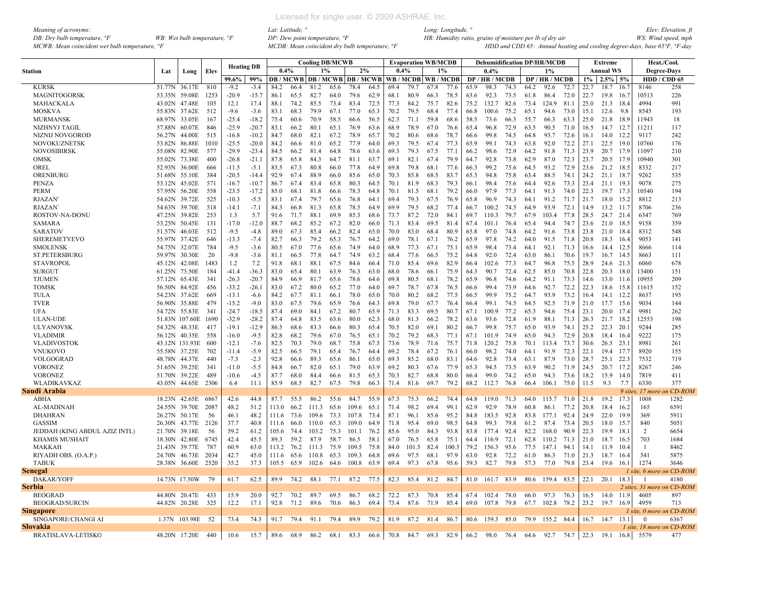*Meaning of acronyms:*
*DB: Dry bulb temperature, °F* *WB: Wet bulb temperature, °F*
*MCWB: Mean coincident wet bulb temperature, °F*
*Lat: Latitude, °* *Long: Longitude, °* *Elev: Elevation, ft*
*DP: Dew point temperature, °F* *HR: Humidity ratio, grains of moisture per lb of dry air* *WS: Wind speed, mph*
*MCDB: Mean coincident dry bulb temperature, °F* *HDD and CDD 65: Annual heating and cooling degree-days, base 65°F, °F-day*

| Station | Lat | Long | Elev | Heating DB | | Cooling DB/MCWB | | | | | | Evaporation WB/MCDB | | | | Dehumidification DP/HR/MCDB | | | | | | Extreme | | | Heat./Cool. | |
|---|---|---|---|---|---|---|---|---|---|---|---|---|---|---|---|---|---|---|---|---|---|---|---|---|---|---|
| | | | | | | 0.4% | | 1% | | 2% | | 0.4% | | 1% | | 0.4% | | | 1% | | | Annual WS | | | Degree-Days | |
| | | | | 99.6% | 99% | DB | MCWB | DB | MCWB | DB | MCWB | WB | MCDB | WB | MCDB | DP | HR | MCDB | DP | HR | MCDB | 1% | 2.5% | 5% | HDD | CDD 65 |
| KURSK | 51.77N | 36.17E | 810 | -9.2 | -3.4 | 84.2 | 66.4 | 81.2 | 65.6 | 78.4 | 64.5 | 69.4 | 79.7 | 67.8 | 77.6 | 65.8 | 98.3 | 74.3 | 64.2 | 92.6 | 72.7 | 22.7 | 18.7 | 16.7 | 8146 | 258 |
| MAGNITOGORSK | 53.35N | 59.08E | 1253 | -20.9 | -15.7 | 86.1 | 65.5 | 82.7 | 64.0 | 79.6 | 62.9 | 68.1 | 80.9 | 66.3 | 78.5 | 63.6 | 92.3 | 73.5 | 61.8 | 86.4 | 72.0 | 22.7 | 19.8 | 16.7 | 10513 | 226 |
| MAHACKALA | 43.02N | 47.48E | 105 | 12.1 | 17.4 | 88.1 | 74.2 | 85.5 | 73.4 | 83.4 | 72.5 | 77.3 | 84.2 | 75.7 | 82.6 | 75.2 | 132.7 | 82.6 | 73.4 | 124.9 | 81.1 | 25.0 | 21.3 | 18.4 | 4994 | 991 |
| MOSKVA | 55.83N | 37.62E | 512 | -9.6 | -3.6 | 83.1 | 68.3 | 79.9 | 67.1 | 77.0 | 65.3 | 70.2 | 79.5 | 68.4 | 77.4 | 66.8 | 100.6 | 75.2 | 65.1 | 94.6 | 73.0 | 15.1 | 12.6 | 9.8 | 8545 | 193 |
| MURMANSK | 68.97N | 33.05E | 167 | -25.4 | -18.2 | 75.4 | 60.6 | 70.9 | 58.5 | 66.6 | 56.5 | 62.3 | 71.1 | 59.8 | 68.6 | 58.5 | 73.6 | 66.3 | 55.7 | 66.3 | 63.3 | 25.0 | 21.8 | 18.9 | 11943 | 18 |
| NIZHNYJ TAGIL | 57.88N | 60.07E | 846 | -25.9 | -20.7 | 83.1 | 66.2 | 80.1 | 65.1 | 76.9 | 63.6 | 68.9 | 78.9 | 67.0 | 76.6 | 65.4 | 96.8 | 72.9 | 63.5 | 90.5 | 71.0 | 16.5 | 14.7 | 12.7 | 11211 | 117 |
| NIZNIJ NOVGOROD | 56.27N | 44.00E | 515 | -16.8 | -10.2 | 84.7 | 68.0 | 82.1 | 67.2 | 78.9 | 65.7 | 70.2 | 80.6 | 68.6 | 78.7 | 66.6 | 99.8 | 74.5 | 64.8 | 93.7 | 72.6 | 16.1 | 14.0 | 12.2 | 9117 | 242 |
| NOVOKUZNETSK | 53.82N | 86.88E | 1010 | -25.5 | -20.0 | 84.2 | 66.6 | 81.0 | 65.2 | 77.9 | 64.0 | 69.3 | 79.5 | 67.4 | 77.3 | 65.9 | 99.1 | 74.3 | 63.8 | 92.0 | 72.2 | 27.1 | 22.5 | 19.0 | 10760 | 176 |
| NOVOSIBIRSK | 55.08N | 82.90E | 577 | -29.9 | -23.4 | 84.5 | 66.2 | 81.4 | 64.8 | 78.6 | 63.6 | 69.3 | 79.3 | 67.5 | 77.1 | 66.2 | 98.6 | 72.9 | 64.2 | 91.8 | 71.3 | 23.9 | 20.7 | 17.9 | 11097 | 210 |
| OMSK | 55.02N | 73.38E | 400 | -26.8 | -21.1 | 87.8 | 65.8 | 84.3 | 64.7 | 81.1 | 63.7 | 69.1 | 82.1 | 67.4 | 79.9 | 64.7 | 92.8 | 73.8 | 62.9 | 87.0 | 72.3 | 23.7 | 20.5 | 17.9 | 10940 | 301 |
| OREL | 52.93N | 36.00E | 666 | -11.5 | -5.1 | 83.5 | 67.3 | 80.8 | 66.0 | 77.8 | 64.9 | 69.8 | 79.8 | 68.1 | 77.6 | 66.3 | 99.2 | 75.6 | 64.5 | 93.2 | 72.9 | 23.6 | 21.2 | 18.5 | 8332 | 217 |
| ORENBURG | 51.68N | 55.10E | 384 | -20.5 | -14.4 | 92.9 | 67.4 | 88.9 | 66.0 | 85.6 | 65.0 | 70.3 | 85.8 | 68.5 | 83.7 | 65.3 | 94.8 | 75.8 | 63.4 | 88.5 | 74.1 | 24.2 | 21.1 | 18.7 | 9262 | 535 |
| PENZA | 53.12N | 45.02E | 571 | -16.7 | -10.7 | 86.7 | 67.4 | 83.4 | 65.8 | 80.3 | 64.5 | 70.1 | 81.9 | 68.3 | 79.3 | 66.1 | 98.4 | 75.6 | 64.4 | 92.6 | 73.3 | 23.4 | 21.1 | 19.3 | 9078 | 275 |
| PERM | 57.95N | 56.20E | 558 | -23.5 | -17.2 | 85.0 | 68.1 | 81.8 | 66.6 | 78.3 | 64.8 | 70.1 | 81.5 | 68.1 | 79.2 | 66.0 | 97.9 | 77.3 | 64.1 | 91.3 | 74.0 | 22.3 | 19.7 | 17.3 | 10540 | 194 |
| RJAZAN' | 54.62N | 39.72E | 525 | -10.3 | -5.5 | 83.1 | 67.4 | 79.7 | 65.6 | 76.8 | 64.1 | 69.4 | 79.3 | 67.5 | 76.9 | 65.8 | 96.9 | 74.3 | 64.1 | 91.2 | 71.7 | 21.7 | 18.0 | 15.2 | 8812 | 213 |
| RJAZAN` | 54.63N | 39.70E | 518 | -14.1 | -7.1 | 84.3 | 66.8 | 81.3 | 65.8 | 78.5 | 64.9 | 69.9 | 79.5 | 68.2 | 77.4 | 66.7 | 100.2 | 74.5 | 64.9 | 93.9 | 72.1 | 14.9 | 13.2 | 11.7 | 8706 | 236 |
| ROSTOV-NA-DONU | 47.25N | 39.82E | 253 | 1.3 | 5.7 | 91.6 | 71.7 | 88.1 | 69.9 | 85.3 | 68.6 | 73.7 | 87.2 | 72.0 | 84.1 | 69.7 | 110.3 | 79.7 | 67.9 | 103.4 | 77.8 | 28.5 | 24.7 | 21.4 | 6347 | 769 |
| SAMARA | 53.25N | 50.45E | 131 | -17.0 | -12.0 | 88.7 | 68.2 | 85.2 | 67.2 | 82.0 | 66.0 | 71.3 | 83.4 | 69.5 | 81.4 | 67.4 | 101.1 | 76.4 | 65.4 | 94.4 | 74.7 | 23.6 | 21.0 | 18.5 | 9158 | 359 |
| SARATOV | 51.57N | 46.03E | 512 | -9.5 | -4.8 | 89.0 | 67.3 | 85.4 | 66.2 | 82.4 | 65.0 | 70.0 | 83.0 | 68.4 | 80.9 | 65.8 | 97.0 | 74.8 | 64.2 | 91.6 | 73.8 | 23.8 | 21.0 | 18.4 | 8312 | 548 |
| SHEREMETYEVO | 55.97N | 37.42E | 646 | -13.3 | -7.4 | 82.7 | 66.3 | 79.2 | 65.3 | 76.7 | 64.2 | 69.0 | 78.1 | 67.1 | 76.2 | 65.9 | 97.8 | 74.2 | 64.0 | 91.5 | 71.8 | 20.8 | 18.3 | 16.4 | 9053 | 141 |
| SMOLENSK | 54.75N | 32.07E | 784 | -9.5 | -3.6 | 80.5 | 67.0 | 77.6 | 65.6 | 74.9 | 64.0 | 68.9 | 77.3 | 67.1 | 75.1 | 65.9 | 98.4 | 73.4 | 64.1 | 92.1 | 71.3 | 16.6 | 14.4 | 12.5 | 8666 | 114 |
| ST.PETERSBURG | 59.97N | 30.30E | 20 | -9.8 | -3.6 | 81.1 | 66.5 | 77.8 | 64.7 | 74.9 | 63.2 | 68.4 | 77.6 | 66.5 | 75.2 | 64.8 | 92.0 | 72.4 | 63.0 | 86.1 | 70.6 | 19.7 | 16.7 | 14.5 | 8663 | 111 |
| STAVROPOL | 45.12N | 42.08E | 1483 | 1.2 | 7.2 | 91.8 | 68.1 | 88.1 | 67.5 | 84.6 | 66.4 | 71.0 | 85.4 | 69.6 | 82.9 | 66.4 | 102.6 | 77.3 | 64.7 | 96.8 | 75.5 | 28.9 | 24.6 | 21.3 | 6060 | 678 |
| SURGUT | 61.25N | 73.50E | 184 | -41.4 | -36.3 | 83.0 | 65.4 | 80.1 | 63.9 | 76.3 | 63.0 | 68.0 | 78.6 | 66.1 | 75.9 | 64.3 | 90.7 | 72.4 | 62.5 | 85.0 | 70.8 | 22.8 | 20.3 | 18.0 | 13400 | 151 |
| TJUMEN | 57.12N | 65.43E | 341 | -26.3 | -20.7 | 84.9 | 66.9 | 81.7 | 65.6 | 78.6 | 64.6 | 69.8 | 80.5 | 68.1 | 78.2 | 65.9 | 96.8 | 74.6 | 64.2 | 91.1 | 73.3 | 14.6 | 13.0 | 11.6 | 10955 | 209 |
| TOMSK | 56.50N | 84.92E | 456 | -33.2 | -26.1 | 83.0 | 67.2 | 80.0 | 65.2 | 77.0 | 64.0 | 69.7 | 78.7 | 67.8 | 76.5 | 66.6 | 99.4 | 73.9 | 64.6 | 92.7 | 72.2 | 22.3 | 18.6 | 15.8 | 11615 | 152 |
| TULA | 54.23N | 37.62E | 669 | -13.1 | -6.6 | 84.2 | 67.7 | 81.1 | 66.1 | 78.0 | 65.0 | 70.0 | 80.2 | 68.2 | 77.5 | 66.5 | 99.9 | 75.2 | 64.7 | 93.9 | 73.2 | 16.4 | 14.1 | 12.2 | 8637 | 195 |
| TVER | 56.90N | 35.88E | 479 | -15.2 | -9.0 | 83.0 | 67.5 | 79.6 | 65.9 | 76.6 | 64.3 | 69.8 | 79.0 | 67.7 | 76.4 | 66.4 | 99.1 | 74.5 | 64.5 | 92.5 | 71.9 | 21.0 | 17.7 | 15.6 | 9034 | 144 |
| UFA | 54.72N | 55.83E | 341 | -24.7 | -18.5 | 87.4 | 69.0 | 84.1 | 67.2 | 80.7 | 65.9 | 71.3 | 83.3 | 69.5 | 80.7 | 67.1 | 100.9 | 77.2 | 65.3 | 94.6 | 75.4 | 23.1 | 20.0 | 17.4 | 9981 | 262 |
| ULAN-UDE | 51.83N | 107.60E | 1690 | -32.9 | -28.2 | 87.4 | 64.8 | 83.5 | 63.6 | 80.0 | 62.3 | 68.0 | 81.3 | 66.2 | 78.2 | 63.6 | 93.6 | 72.8 | 61.9 | 88.1 | 71.3 | 26.3 | 21.7 | 18.2 | 12553 | 198 |
| ULYANOVSK | 54.32N | 48.33E | 417 | -19.1 | -12.9 | 86.5 | 68.6 | 83.3 | 66.6 | 80.3 | 65.4 | 70.5 | 82.0 | 69.1 | 80.2 | 66.7 | 99.8 | 75.7 | 65.0 | 93.9 | 74.1 | 25.2 | 22.3 | 20.1 | 9244 | 285 |
| VLADIMIR | 56.12N | 40.35E | 558 | -16.0 | -9.5 | 82.8 | 68.2 | 79.6 | 67.0 | 76.5 | 65.1 | 70.2 | 79.2 | 68.3 | 77.1 | 67.1 | 101.9 | 74.9 | 65.0 | 94.3 | 72.9 | 20.8 | 18.4 | 16.4 | 9222 | 175 |
| VLADIVOSTOK | 43.12N | 131.93E | 600 | -12.1 | -7.6 | 82.5 | 70.3 | 79.0 | 68.7 | 75.8 | 67.5 | 73.6 | 78.9 | 71.6 | 75.7 | 71.8 | 120.2 | 75.8 | 70.1 | 113.4 | 73.7 | 30.6 | 26.5 | 23.1 | 8981 | 261 |
| VNUKOVO | 55.58N | 37.25E | 702 | -11.4 | -5.9 | 82.5 | 66.5 | 79.1 | 65.4 | 76.7 | 64.4 | 69.2 | 78.4 | 67.2 | 76.1 | 66.0 | 98.2 | 74.0 | 64.1 | 91.9 | 72.3 | 22.1 | 19.4 | 17.7 | 8920 | 155 |
| VOLGOGRAD | 48.78N | 44.37E | 440 | -7.3 | -2.3 | 92.8 | 66.6 | 89.3 | 65.6 | 86.1 | 65.0 | 69.3 | 85.2 | 68.0 | 83.1 | 64.6 | 92.8 | 73.4 | 63.1 | 87.9 | 73.0 | 28.7 | 25.1 | 22.3 | 7532 | 719 |
| VORONEZ | 51.65N | 39.25E | 341 | -11.0 | -5.5 | 84.8 | 66.7 | 82.0 | 65.1 | 79.0 | 63.9 | 69.2 | 80.3 | 67.6 | 77.9 | 65.3 | 94.5 | 73.5 | 63.9 | 90.2 | 71.9 | 24.5 | 20.7 | 17.2 | 8267 | 246 |
| VORONEZ | 51.70N | 39.22E | 489 | -10.6 | -4.5 | 87.7 | 68.0 | 84.4 | 66.6 | 81.5 | 65.3 | 70.3 | 82.7 | 68.8 | 80.0 | 66.4 | 99.0 | 74.2 | 65.0 | 94.3 | 73.6 | 18.2 | 15.9 | 14.0 | 7819 | 411 |
| WLADIKAVKAZ | 43.05N | 44.65E | 2306 | 6.4 | 11.1 | 85.9 | 68.5 | 82.7 | 67.5 | 79.8 | 66.3 | 71.4 | 81.6 | 69.7 | 79.2 | 68.2 | 112.7 | 76.8 | 66.4 | 106.1 | 75.0 | 11.5 | 9.3 | 7.7 | 6330 | 377 |
| **Saudi Arabia** | | | | | | | | | | | | | | | | | | | | | | | | | *9 sites, 17 more on CD-ROM* | |
| ABHA | 18.23N | 42.65E | 6867 | 42.6 | 44.8 | 87.7 | 55.5 | 86.2 | 55.6 | 84.7 | 55.9 | 67.3 | 75.3 | 66.2 | 74.4 | 64.8 | 119.0 | 71.3 | 64.0 | 115.7 | 71.0 | 21.8 | 19.2 | 17.3 | 1008 | 1282 |
| AL-MADINAH | 24.55N | 39.70E | 2087 | 48.2 | 51.2 | 113.0 | 66.2 | 111.3 | 65.6 | 109.6 | 65.1 | 71.4 | 98.2 | 69.4 | 99.1 | 62.9 | 92.9 | 78.9 | 60.8 | 86.1 | 77.2 | 20.8 | 18.4 | 16.2 | 165 | 6591 |
| DHAHRAN | 26.27N | 50.17E | 56 | 46.1 | 48.2 | 111.6 | 73.6 | 109.6 | 73.3 | 107.8 | 73.4 | 87.1 | 96.1 | 85.6 | 95.2 | 84.8 | 183.5 | 92.8 | 83.8 | 177.1 | 92.4 | 24.9 | 22.0 | 19.9 | 369 | 5911 |
| GASSIM | 26.30N | 43.77E | 2126 | 37.7 | 40.8 | 111.6 | 66.0 | 110.0 | 65.3 | 109.0 | 64.9 | 71.8 | 95.4 | 69.0 | 98.5 | 64.8 | 99.3 | 79.8 | 61.2 | 87.4 | 73.4 | 20.5 | 18.0 | 15.7 | 840 | 5051 |
| JEDDAH (KING ABDUL AZIZ INTL) | 21.70N | 39.18E | 56 | 59.2 | 61.2 | 105.6 | 74.4 | 103.2 | 75.3 | 101.1 | 76.2 | 85.6 | 95.0 | 84.3 | 93.8 | 83.8 | 177.4 | 92.4 | 82.2 | 168.0 | 90.9 | 22.3 | 19.9 | 18.1 | 2 | 6654 |
| KHAMIS MUSHAIT | 18.30N | 42.80E | 6745 | 42.4 | 45.5 | 89.3 | 59.2 | 87.9 | 58.7 | 86.5 | 58.1 | 67.0 | 76.5 | 65.8 | 75.1 | 64.4 | 116.9 | 72.1 | 62.8 | 110.2 | 71.3 | 21.0 | 18.7 | 16.5 | 703 | 1684 |
| MAKKAH | 21.43N | 39.77E | 787 | 60.9 | 63.0 | 113.2 | 76.2 | 111.3 | 75.9 | 109.5 | 75.8 | 84.0 | 101.5 | 82.4 | 100.3 | 79.2 | 156.3 | 95.6 | 77.5 | 147.1 | 94.1 | 14.1 | 11.9 | 10.4 | 1 | 8462 |
| RIYADH OBS. (O.A.P.) | 24.70N | 46.73E | 2034 | 42.7 | 45.0 | 111.6 | 65.6 | 110.8 | 65.3 | 109.3 | 64.8 | 69.6 | 97.5 | 68.1 | 97.9 | 63.0 | 92.8 | 72.2 | 61.0 | 86.3 | 71.0 | 21.3 | 18.7 | 16.4 | 541 | 5875 |
| TABUK | 28.38N | 36.60E | 2520 | 35.2 | 37.3 | 105.5 | 65.9 | 102.6 | 64.6 | 100.8 | 63.9 | 69.4 | 97.3 | 67.8 | 95.6 | 59.3 | 82.7 | 79.8 | 57.3 | 77.0 | 79.8 | 23.4 | 19.6 | 16.1 | 1274 | 3646 |
| **Senegal** | | | | | | | | | | | | | | | | | | | | | | | | | *1 site, 6 more on CD-ROM* | |
| DAKAR/YOFF | 14.73N | 17.50W | 79 | 61.7 | 62.5 | 89.9 | 74.2 | 88.1 | 77.1 | 87.2 | 77.5 | 82.3 | 85.4 | 81.2 | 84.7 | 81.0 | 161.7 | 83.9 | 80.6 | 159.4 | 83.5 | 22.1 | 20.1 | 18.3 | 1 | 4180 |
| **Serbia** | | | | | | | | | | | | | | | | | | | | | | | | | *2 sites, 31 more on CD-ROM* | |
| BEOGRAD | 44.80N | 20.47E | 433 | 15.9 | 20.0 | 92.7 | 70.2 | 89.7 | 69.5 | 86.7 | 68.2 | 72.2 | 87.3 | 70.8 | 85.4 | 67.4 | 102.4 | 78.0 | 66.0 | 97.3 | 76.3 | 16.5 | 14.0 | 11.9 | 4605 | 897 |
| BEOGRAD/SURCIN | 44.82N | 20.28E | 325 | 12.2 | 17.1 | 92.8 | 71.2 | 89.6 | 70.6 | 86.3 | 69.4 | 73.4 | 87.6 | 71.9 | 85.4 | 69.0 | 107.8 | 79.8 | 67.7 | 102.8 | 78.2 | 23.2 | 19.7 | 16.9 | 4959 | 713 |
| **Singapore** | | | | | | | | | | | | | | | | | | | | | | | | | *1 site, 0 more on CD-ROM* | |
| SINGAPORE/CHANGI AI | 1.37N | 103.98E | 52 | 73.4 | 74.3 | 91.7 | 79.4 | 91.1 | 79.4 | 89.9 | 79.2 | 81.9 | 87.2 | 81.4 | 86.7 | 80.6 | 159.3 | 85.0 | 79.9 | 155.2 | 84.4 | 16.7 | 14.7 | 13.1 | 0 | 6367 |
| **Slovakia** | | | | | | | | | | | | | | | | | | | | | | | | | *1 site, 18 more on CD-ROM* | |
| BRATISLAVA-LETISKO | 48.20N | 17.20E | 440 | 10.6 | 15.7 | 89.6 | 68.9 | 86.2 | 68.1 | 83.3 | 66.6 | 70.8 | 84.7 | 69.3 | 82.9 | 66.2 | 98.0 | 76.4 | 64.6 | 92.7 | 74.7 | 22.3 | 19.1 | 16.8 | 5579 | 477 |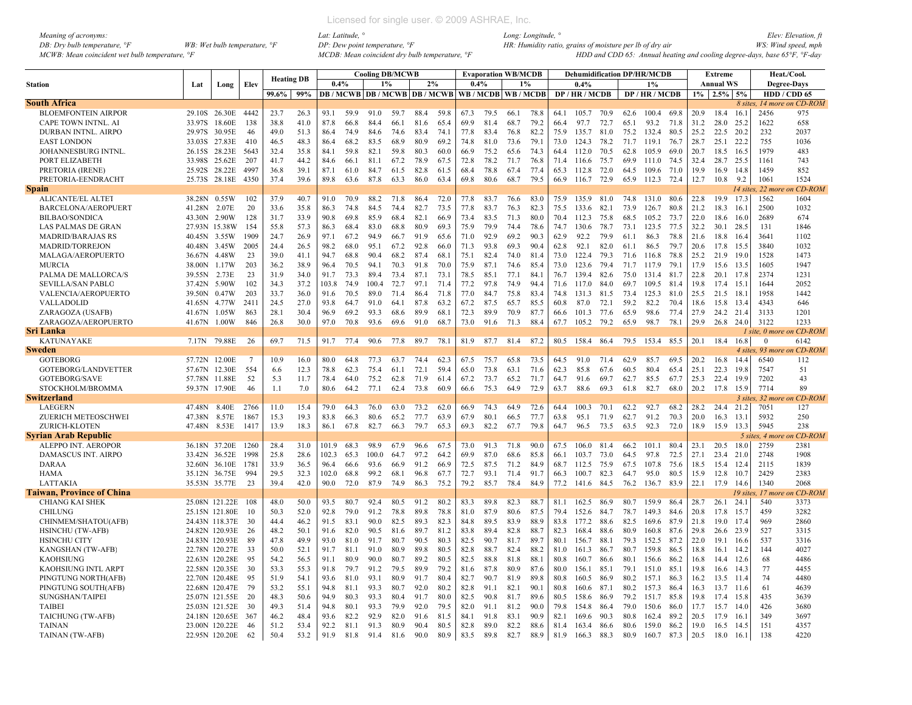Meaning of acronyms:
DB: Dry bulb temperature, °F
WB: Wet bulb temperature, °F
MCWB: Mean coincident wet bulb temperature, °F
Lat: Latitude, °
DP: Dew point temperature, °F
MCDB: Mean coincident dry bulb temperature, °F
Long: Longitude, °
HR: Humidity ratio, grains of moisture per lb of dry air
HDD and CDD 65: Annual heating and cooling degree-days, base 65°F, °F-day
Elev: Elevation, ft
WS: Wind speed, mph

| Station | Lat | Long | Elev | Heating DB | | Cooling DB/MCWB | | | | | | Evaporation WB/MCDB | | | | Dehumidification DP/HR/MCDB | | | | | | Extreme Annual WS | | | Heat./Cool. Degree-Days | |
|---|---|---|---|---|---|---|---|---|---|---|---|---|---|---|---|---|---|---|---|---|---|---|---|---|---|---|
| | | | | | | 0.4% | | 1% | | 2% | | 0.4% | | 1% | | 0.4% | | | 1% | | | | | | | |
| | | | | 99.6% | 99% | DB | MCWB | DB | MCWB | DB | MCWB | WB | MCDB | WB | MCDB | DP | HR | MCDB | DP | HR | MCDB | 1% | 2.5% | 5% | HDD 65 | CDD 65 |
| **South Africa** | | | | | | | | | | | | | | | | | | | | | | | | | *8 sites, 14 more on CD-ROM* | |
| BLOEMFONTEIN AIRPOR | 29.10S | 26.30E | 4442 | 23.7 | 26.3 | 93.1 | 59.9 | 91.0 | 59.7 | 88.4 | 59.8 | 67.3 | 79.5 | 66.1 | 78.8 | 64.1 | 105.7 | 70.9 | 62.6 | 100.4 | 69.8 | 20.9 | 18.4 | 16.1 | 2456 | 975 |
| CAPE TOWN INTNL. AI | 33.97S | 18.60E | 138 | 38.8 | 41.0 | 87.8 | 66.8 | 84.4 | 66.1 | 81.6 | 65.4 | 69.9 | 81.4 | 68.7 | 79.2 | 66.4 | 97.7 | 72.7 | 65.1 | 93.2 | 71.8 | 31.2 | 28.0 | 25.2 | 1622 | 658 |
| DURBAN INTNL. AIRPO | 29.97S | 30.95E | 46 | 49.0 | 51.3 | 86.4 | 74.9 | 84.6 | 74.6 | 83.4 | 74.1 | 77.8 | 83.4 | 76.8 | 82.2 | 75.9 | 135.7 | 81.0 | 75.2 | 132.4 | 80.5 | 25.2 | 22.5 | 20.2 | 232 | 2037 |
| EAST LONDON | 33.03S | 27.83E | 410 | 46.5 | 48.3 | 86.4 | 68.2 | 83.5 | 68.9 | 80.9 | 69.2 | 74.8 | 81.0 | 73.6 | 79.1 | 73.0 | 124.3 | 78.2 | 71.7 | 119.1 | 76.7 | 28.7 | 25.1 | 22.2 | 755 | 1036 |
| JOHANNESBURG INTNL. | 26.15S | 28.23E | 5643 | 32.4 | 35.8 | 84.1 | 59.8 | 82.1 | 59.8 | 80.3 | 60.0 | 66.9 | 75.2 | 65.6 | 74.3 | 64.4 | 112.0 | 70.5 | 62.8 | 105.9 | 69.0 | 20.7 | 18.5 | 16.5 | 1979 | 483 |
| PORT ELIZABETH | 33.98S | 25.62E | 207 | 41.7 | 44.2 | 84.6 | 66.1 | 81.1 | 67.2 | 78.9 | 67.5 | 72.8 | 78.2 | 71.7 | 76.8 | 71.4 | 116.6 | 75.7 | 69.9 | 111.0 | 74.5 | 32.4 | 28.7 | 25.5 | 1161 | 743 |
| PRETORIA (IRENE) | 25.92S | 28.22E | 4997 | 36.8 | 39.1 | 87.1 | 61.0 | 84.7 | 61.5 | 82.8 | 61.5 | 68.4 | 78.8 | 67.4 | 77.4 | 65.3 | 112.8 | 72.0 | 64.5 | 109.6 | 71.0 | 19.9 | 16.9 | 14.8 | 1459 | 852 |
| PRETORIA-EENDRACHT | 25.73S | 28.18E | 4350 | 37.4 | 39.6 | 89.8 | 63.6 | 87.8 | 63.3 | 86.0 | 63.4 | 69.8 | 80.6 | 68.7 | 79.5 | 66.9 | 116.7 | 72.9 | 65.9 | 112.3 | 72.4 | 12.7 | 10.8 | 9.2 | 1061 | 1524 |
| **Spain** | | | | | | | | | | | | | | | | | | | | | | | | | *14 sites, 22 more on CD-ROM* | |
| ALICANTE/EL ALTET | 38.28N | 0.55W | 102 | 37.9 | 40.7 | 91.0 | 70.9 | 88.2 | 71.8 | 86.4 | 72.0 | 77.8 | 83.7 | 76.6 | 83.0 | 75.9 | 135.9 | 81.0 | 74.8 | 131.0 | 80.6 | 22.8 | 19.9 | 17.3 | 1562 | 1604 |
| BARCELONA/AEROPUERT | 41.28N | 2.07E | 20 | 33.6 | 35.8 | 86.3 | 74.8 | 84.5 | 74.4 | 82.7 | 73.5 | 77.8 | 83.7 | 76.3 | 82.3 | 75.5 | 133.6 | 82.1 | 73.9 | 126.7 | 80.8 | 21.2 | 18.3 | 16.1 | 2500 | 1032 |
| BILBAO/SONDICA | 43.30N | 2.90W | 128 | 31.7 | 33.9 | 90.8 | 69.8 | 85.9 | 68.4 | 82.1 | 66.9 | 73.4 | 83.5 | 71.3 | 80.0 | 70.4 | 112.3 | 75.8 | 68.5 | 105.2 | 73.7 | 22.0 | 18.6 | 16.0 | 2689 | 674 |
| LAS PALMAS DE GRAN | 27.93N | 15.38W | 154 | 55.8 | 57.3 | 86.3 | 68.4 | 83.0 | 68.8 | 80.9 | 69.3 | 75.9 | 79.9 | 74.8 | 78.6 | 74.7 | 130.6 | 78.7 | 73.1 | 123.5 | 77.5 | 32.2 | 30.1 | 28.5 | 131 | 1846 |
| MADRID/BARAJAS RS | 40.45N | 3.55W | 1909 | 24.7 | 26.9 | 97.1 | 67.2 | 94.9 | 66.7 | 91.9 | 65.6 | 71.0 | 92.9 | 69.2 | 90.3 | 62.9 | 92.2 | 79.9 | 61.1 | 86.3 | 78.8 | 21.6 | 18.8 | 16.4 | 3641 | 1102 |
| MADRID/TORREJON | 40.48N | 3.45W | 2005 | 24.4 | 26.5 | 98.2 | 68.0 | 95.1 | 67.2 | 92.8 | 66.0 | 71.3 | 93.8 | 69.3 | 90.4 | 62.8 | 92.1 | 82.0 | 61.1 | 86.5 | 79.7 | 20.6 | 17.8 | 15.5 | 3840 | 1032 |
| MALAGA/AEROPUERTO | 36.67N | 4.48W | 23 | 39.0 | 41.1 | 94.7 | 68.8 | 90.4 | 68.2 | 87.4 | 68.1 | 75.1 | 82.4 | 74.0 | 81.4 | 73.0 | 122.4 | 79.3 | 71.6 | 116.8 | 78.8 | 25.2 | 21.9 | 19.0 | 1528 | 1473 |
| MURCIA | 38.00N | 1.17W | 203 | 36.2 | 38.9 | 96.4 | 70.5 | 94.1 | 70.3 | 91.8 | 70.0 | 75.9 | 87.1 | 74.6 | 85.4 | 73.0 | 123.6 | 79.4 | 71.7 | 117.9 | 79.1 | 17.9 | 15.6 | 13.5 | 1605 | 1947 |
| PALMA DE MALLORCA/S | 39.55N | 2.73E | 23 | 31.9 | 34.0 | 91.7 | 73.3 | 89.4 | 73.4 | 87.1 | 73.1 | 78.5 | 85.1 | 77.1 | 84.1 | 76.7 | 139.4 | 82.6 | 75.0 | 131.4 | 81.7 | 22.8 | 20.1 | 17.8 | 2374 | 1231 |
| SEVILLA/SAN PABLO | 37.42N | 5.90W | 102 | 34.3 | 37.2 | 103.8 | 74.9 | 100.4 | 72.7 | 97.1 | 71.4 | 77.2 | 97.8 | 74.9 | 94.4 | 71.6 | 117.0 | 84.0 | 69.7 | 109.5 | 81.4 | 19.8 | 17.4 | 15.1 | 1644 | 2052 |
| VALENCIA/AEROPUERTO | 39.50N | 0.47W | 203 | 33.7 | 36.0 | 91.6 | 70.5 | 89.0 | 71.4 | 86.4 | 71.8 | 77.0 | 84.7 | 75.8 | 83.4 | 74.8 | 131.3 | 81.5 | 73.4 | 125.3 | 81.0 | 25.5 | 21.5 | 18.1 | 1958 | 1442 |
| VALLADOLID | 41.65N | 4.77W | 2411 | 24.5 | 27.0 | 93.8 | 64.7 | 91.0 | 64.1 | 87.8 | 63.2 | 67.2 | 87.5 | 65.7 | 85.5 | 60.8 | 87.0 | 72.1 | 59.2 | 82.2 | 70.4 | 18.6 | 15.8 | 13.4 | 4343 | 646 |
| ZARAGOZA (USAFB) | 41.67N | 1.05W | 863 | 28.1 | 30.4 | 96.9 | 69.2 | 93.3 | 68.6 | 89.9 | 68.1 | 72.3 | 89.9 | 70.9 | 87.7 | 66.6 | 101.3 | 77.6 | 65.9 | 98.6 | 77.4 | 27.9 | 24.2 | 21.4 | 3133 | 1201 |
| ZARAGOZA/AEROPUERTO | 41.67N | 1.00W | 846 | 26.8 | 30.0 | 97.0 | 70.8 | 93.6 | 69.6 | 91.0 | 68.7 | 73.0 | 91.6 | 71.3 | 88.4 | 67.7 | 105.2 | 79.2 | 65.9 | 98.7 | 78.1 | 29.9 | 26.8 | 24.0 | 3122 | 1233 |
| **Sri Lanka** | | | | | | | | | | | | | | | | | | | | | | | | | *1 site, 0 more on CD-ROM* | |
| KATUNAYAKE | 7.17N | 79.88E | 26 | 69.7 | 71.5 | 91.7 | 77.4 | 90.6 | 77.8 | 89.7 | 78.1 | 81.9 | 87.7 | 81.4 | 87.2 | 80.5 | 158.4 | 86.4 | 79.5 | 153.4 | 85.5 | 20.1 | 18.4 | 16.8 | 0 | 6142 |
| **Sweden** | | | | | | | | | | | | | | | | | | | | | | | | | *4 sites, 93 more on CD-ROM* | |
| GOTEBORG | 57.72N | 12.00E | 7 | 10.9 | 16.0 | 80.0 | 64.8 | 77.3 | 63.7 | 74.4 | 62.3 | 67.5 | 75.7 | 65.8 | 73.5 | 64.5 | 91.0 | 71.4 | 62.9 | 85.7 | 69.5 | 20.2 | 16.8 | 14.4 | 6540 | 112 |
| GOTEBORG/LANDVETTER | 57.67N | 12.30E | 554 | 6.6 | 12.3 | 78.8 | 62.3 | 75.4 | 61.1 | 72.1 | 59.4 | 65.0 | 73.8 | 63.1 | 71.6 | 62.3 | 85.8 | 67.6 | 60.5 | 80.4 | 65.4 | 25.1 | 22.3 | 19.8 | 7547 | 51 |
| GOTEBORG/SAVE | 57.78N | 11.88E | 52 | 5.3 | 11.7 | 78.4 | 64.0 | 75.2 | 62.8 | 71.9 | 61.4 | 67.2 | 73.7 | 65.2 | 71.7 | 64.7 | 91.6 | 69.7 | 62.7 | 85.5 | 67.7 | 25.3 | 22.4 | 19.9 | 7202 | 43 |
| STOCKHOLM/BROMMA | 59.37N | 17.90E | 46 | 1.1 | 7.0 | 80.6 | 64.2 | 77.1 | 62.4 | 73.8 | 60.9 | 66.6 | 75.3 | 64.9 | 72.9 | 63.7 | 88.6 | 69.3 | 61.8 | 82.7 | 68.0 | 20.2 | 17.8 | 15.9 | 7714 | 89 |
| **Switzerland** | | | | | | | | | | | | | | | | | | | | | | | | | *3 sites, 32 more on CD-ROM* | |
| LAEGERN | 47.48N | 8.40E | 2766 | 11.0 | 15.4 | 79.0 | 64.3 | 76.0 | 63.0 | 73.2 | 62.0 | 66.9 | 74.3 | 64.9 | 72.6 | 64.4 | 100.3 | 70.1 | 62.2 | 92.7 | 68.2 | 28.2 | 24.4 | 21.2 | 7051 | 127 |
| ZUERICH METEOSCHWEI | 47.38N | 8.57E | 1867 | 15.3 | 19.3 | 83.8 | 66.3 | 80.6 | 65.2 | 77.7 | 63.9 | 67.9 | 80.1 | 66.5 | 77.7 | 63.8 | 95.1 | 71.9 | 62.7 | 91.2 | 70.3 | 20.0 | 16.3 | 13.1 | 5932 | 250 |
| ZURICH-KLOTEN | 47.48N | 8.53E | 1417 | 13.9 | 18.3 | 86.1 | 67.8 | 82.7 | 66.3 | 79.7 | 65.3 | 69.3 | 82.2 | 67.7 | 79.8 | 64.7 | 96.5 | 73.5 | 63.5 | 92.3 | 72.0 | 18.9 | 15.9 | 13.3 | 5945 | 238 |
| **Syrian Arab Republic** | | | | | | | | | | | | | | | | | | | | | | | | | *5 sites, 4 more on CD-ROM* | |
| ALEPPO INT. AEROPOR | 36.18N | 37.20E | 1260 | 28.4 | 31.0 | 101.9 | 68.3 | 98.9 | 67.9 | 96.6 | 67.5 | 73.0 | 91.3 | 71.8 | 90.0 | 67.5 | 106.0 | 81.4 | 66.2 | 101.1 | 80.4 | 23.1 | 20.5 | 18.0 | 2759 | 2381 |
| DAMASCUS INT. AIRPO | 33.42N | 36.52E | 1998 | 25.8 | 28.6 | 102.3 | 65.3 | 100.0 | 64.7 | 97.2 | 64.2 | 69.9 | 87.0 | 68.6 | 85.8 | 66.1 | 103.7 | 73.0 | 64.5 | 97.8 | 72.5 | 27.1 | 23.4 | 21.0 | 2748 | 1908 |
| DARAA | 32.60N | 36.10E | 1781 | 33.9 | 36.5 | 96.4 | 66.6 | 93.6 | 66.9 | 91.2 | 66.9 | 72.5 | 87.5 | 71.2 | 84.9 | 68.7 | 112.5 | 75.9 | 67.5 | 107.8 | 75.6 | 18.5 | 15.4 | 12.4 | 2115 | 1839 |
| HAMA | 35.12N | 36.75E | 994 | 29.5 | 32.3 | 102.0 | 68.8 | 99.2 | 68.1 | 96.8 | 67.7 | 72.7 | 93.1 | 71.4 | 91.7 | 66.3 | 100.7 | 82.3 | 64.7 | 95.0 | 80.5 | 15.9 | 12.8 | 10.7 | 2429 | 2383 |
| LATTAKIA | 35.53N | 35.77E | 23 | 39.4 | 42.0 | 90.0 | 72.0 | 87.9 | 74.9 | 86.3 | 75.2 | 79.2 | 85.7 | 78.4 | 84.9 | 77.2 | 141.6 | 84.5 | 76.2 | 136.7 | 83.9 | 22.1 | 17.9 | 14.6 | 1340 | 2068 |
| **Taiwan, Province of China** | | | | | | | | | | | | | | | | | | | | | | | | | *19 sites, 17 more on CD-ROM* | |
| CHIANG KAI SHEK | 25.08N | 121.22E | 108 | 48.0 | 50.0 | 93.5 | 80.7 | 92.4 | 80.5 | 91.2 | 80.2 | 83.3 | 89.8 | 82.3 | 88.7 | 81.1 | 162.5 | 86.9 | 80.7 | 159.9 | 86.4 | 28.7 | 26.1 | 24.1 | 540 | 3373 |
| CHILUNG | 25.15N | 121.80E | 10 | 50.3 | 52.0 | 92.8 | 79.0 | 91.2 | 78.8 | 89.8 | 78.8 | 81.0 | 87.9 | 80.6 | 87.5 | 79.4 | 152.6 | 84.7 | 78.7 | 149.3 | 84.6 | 20.8 | 17.8 | 15.7 | 459 | 3282 |
| CHINMEM/SHATOU(AFB) | 24.43N | 118.37E | 30 | 44.4 | 46.2 | 91.5 | 83.1 | 90.0 | 82.5 | 89.3 | 82.3 | 84.8 | 89.5 | 83.9 | 88.9 | 83.8 | 177.2 | 88.6 | 82.5 | 169.6 | 87.9 | 21.8 | 19.0 | 17.4 | 969 | 2860 |
| HSINCHU (TW-AFB) | 24.82N | 120.93E | 26 | 48.2 | 50.1 | 91.6 | 82.0 | 90.5 | 81.6 | 89.7 | 81.2 | 83.8 | 89.4 | 82.8 | 88.7 | 82.3 | 168.4 | 88.6 | 80.9 | 160.8 | 87.6 | 29.8 | 26.6 | 23.9 | 527 | 3315 |
| HSINCHU CITY | 24.83N | 120.93E | 89 | 47.8 | 49.9 | 93.0 | 81.0 | 91.7 | 80.7 | 90.5 | 80.3 | 82.5 | 90.7 | 81.7 | 89.7 | 80.1 | 156.7 | 88.1 | 79.3 | 152.5 | 87.2 | 22.0 | 19.1 | 16.6 | 537 | 3316 |
| KANGSHAN (TW-AFB) | 22.78N | 120.27E | 33 | 50.0 | 52.1 | 91.7 | 81.1 | 91.0 | 80.9 | 89.8 | 80.5 | 82.8 | 88.7 | 82.4 | 88.2 | 81.0 | 161.3 | 86.7 | 80.7 | 159.8 | 86.5 | 18.8 | 16.1 | 14.2 | 144 | 4027 |
| KAOHSIUNG | 22.63N | 120.28E | 95 | 54.2 | 56.5 | 91.1 | 80.9 | 90.0 | 80.7 | 89.2 | 80.5 | 82.5 | 88.8 | 81.8 | 88.1 | 80.8 | 160.7 | 86.6 | 80.1 | 156.6 | 86.2 | 16.8 | 14.4 | 12.6 | 68 | 4486 |
| KAOHSIUNG INTL ARPT | 22.58N | 120.35E | 30 | 53.3 | 55.3 | 91.8 | 79.7 | 91.2 | 79.5 | 89.9 | 79.2 | 81.6 | 87.8 | 80.9 | 87.6 | 80.0 | 156.1 | 85.1 | 79.1 | 151.0 | 85.1 | 19.8 | 16.6 | 14.3 | 77 | 4455 |
| PINGTUNG NORTH(AFB) | 22.70N | 120.48E | 95 | 51.9 | 54.1 | 93.6 | 81.0 | 93.1 | 80.9 | 91.7 | 80.4 | 82.7 | 90.7 | 81.9 | 89.8 | 80.8 | 160.5 | 86.9 | 80.2 | 157.1 | 86.3 | 16.2 | 13.5 | 11.4 | 74 | 4480 |
| PINGTUNG SOUTH(AFB) | 22.68N | 120.47E | 79 | 53.2 | 55.1 | 94.8 | 81.1 | 93.3 | 80.7 | 92.0 | 80.2 | 82.8 | 91.1 | 82.1 | 90.1 | 80.8 | 160.6 | 87.1 | 80.2 | 157.3 | 86.4 | 16.3 | 13.7 | 11.6 | 61 | 4639 |
| SUNGSHAN/TAIPEI | 25.07N | 121.55E | 20 | 48.3 | 50.6 | 94.9 | 80.3 | 93.3 | 80.4 | 91.7 | 80.0 | 82.5 | 90.8 | 81.7 | 89.6 | 80.5 | 158.6 | 86.9 | 79.2 | 151.7 | 85.8 | 19.8 | 17.4 | 15.8 | 435 | 3639 |
| TAIBEI | 25.03N | 121.52E | 30 | 49.3 | 51.4 | 94.8 | 80.1 | 93.3 | 79.9 | 92.0 | 79.5 | 82.0 | 91.1 | 81.2 | 90.0 | 79.8 | 154.8 | 86.4 | 79.0 | 150.6 | 86.0 | 17.7 | 15.7 | 14.0 | 426 | 3680 |
| TAICHUNG (TW-AFB) | 24.18N | 120.65E | 367 | 46.2 | 48.4 | 93.6 | 82.2 | 92.9 | 82.0 | 91.6 | 81.5 | 84.1 | 91.8 | 83.1 | 90.9 | 82.1 | 169.6 | 90.3 | 80.8 | 162.4 | 89.2 | 20.5 | 17.9 | 16.1 | 349 | 3697 |
| TAINAN | 23.00N | 120.22E | 46 | 51.2 | 53.4 | 92.2 | 81.1 | 91.3 | 80.9 | 90.4 | 80.5 | 82.8 | 89.0 | 82.2 | 88.6 | 81.4 | 163.4 | 86.6 | 80.6 | 159.0 | 86.2 | 19.0 | 16.5 | 14.5 | 151 | 4357 |
| TAINAN (TW-AFB) | 22.95N | 120.20E | 62 | 50.4 | 53.2 | 91.9 | 81.8 | 91.4 | 81.6 | 90.0 | 80.9 | 83.5 | 89.8 | 82.7 | 88.9 | 81.9 | 166.3 | 88.3 | 80.9 | 160.7 | 87.3 | 20.5 | 18.0 | 16.1 | 138 | 4220 |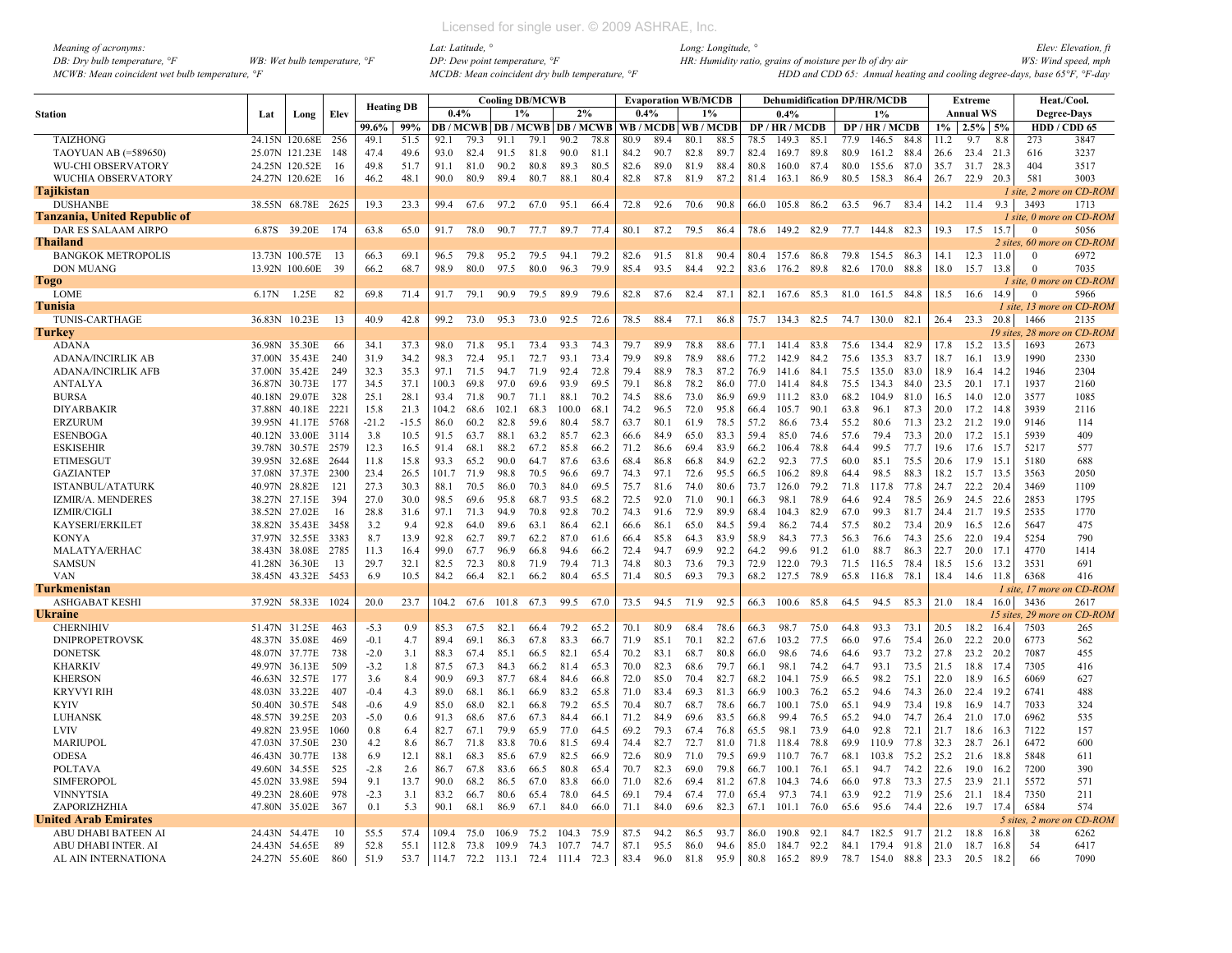Meaning of acronyms:
DB: Dry bulb temperature, °F  WB: Wet bulb temperature, °F
MCWB: Mean coincident wet bulb temperature, °F
Lat: Latitude, °  Long: Longitude, °  Elev: Elevation, ft
DP: Dew point temperature, °F  HR: Humidity ratio, grains of moisture per lb of dry air  WS: Wind speed, mph
MCDB: Mean coincident dry bulb temperature, °F  HDD and CDD 65: Annual heating and cooling degree-days, base 65°F, °F-day

| Station | Lat | Long | Elev | Heating DB | | Cooling DB/MCWB | | | | | | Evaporation WB/MCDB | | | | Dehumidification DP/HR/MCDB | | | | | | Extreme | | | Heat./Cool. | |
|---|---|---|---|---|---|---|---|---|---|---|---|---|---|---|---|---|---|---|---|---|---|---|---|---|---|---|
| | | | | | | 0.4% | | 1% | | 2% | | 0.4% | | 1% | | 0.4% | | | 1% | | | Annual WS | | | Degree-Days | |
| | | | | 99.6% | 99% | DB / MCWB | | DB / MCWB | | DB / MCWB | | WB / MCDB | | WB / MCDB | | DP / HR / MCDB | | | DP / HR / MCDB | | | 1% | 2.5% | 5% | HDD / CDD 65 | |
| TAIZHONG | 24.15N | 120.68E | 256 | 49.1 | 51.5 | 92.1 | 79.3 | 91.1 | 79.1 | 90.2 | 78.8 | 80.9 | 89.4 | 80.1 | 88.5 | 78.5 | 149.3 | 85.1 | 77.9 | 146.5 | 84.8 | 11.2 | 9.7 | 8.8 | 273 | 3847 |
| TAOYUAN AB (=589650) | 25.07N | 121.23E | 148 | 47.4 | 49.6 | 93.0 | 82.4 | 91.5 | 81.8 | 90.0 | 81.1 | 84.2 | 90.7 | 82.8 | 89.7 | 82.4 | 169.7 | 89.8 | 80.9 | 161.2 | 88.4 | 26.6 | 23.4 | 21.3 | 616 | 3237 |
| WU-CHI OBSERVATORY | 24.25N | 120.52E | 16 | 49.8 | 51.7 | 91.1 | 81.0 | 90.2 | 80.8 | 89.3 | 80.5 | 82.6 | 89.0 | 81.9 | 88.4 | 80.8 | 160.0 | 87.4 | 80.0 | 155.6 | 87.0 | 35.7 | 31.7 | 28.3 | 404 | 3517 |
| WUCHIA OBSERVATORY | 24.27N | 120.62E | 16 | 46.2 | 48.1 | 90.0 | 80.9 | 89.4 | 80.7 | 88.1 | 80.4 | 82.8 | 87.8 | 81.9 | 87.2 | 81.4 | 163.1 | 86.9 | 80.5 | 158.3 | 86.4 | 26.7 | 22.9 | 20.3 | 581 | 3003 |
| **Tajikistan** | | | | | | | | | | | | | | | | | | | | | | | | | *1 site, 2 more on CD-ROM* | |
| DUSHANBE | 38.55N | 68.78E | 2625 | 19.3 | 23.3 | 99.4 | 67.6 | 97.2 | 67.0 | 95.1 | 66.4 | 72.8 | 92.6 | 70.6 | 90.8 | 66.0 | 105.8 | 86.2 | 63.5 | 96.7 | 83.4 | 14.2 | 11.4 | 9.3 | 3493 | 1713 |
| **Tanzania, United Republic of** | | | | | | | | | | | | | | | | | | | | | | | | | *1 site, 0 more on CD-ROM* | |
| DAR ES SALAAM AIRPO | 6.87S | 39.20E | 174 | 63.8 | 65.0 | 91.7 | 78.0 | 90.7 | 77.7 | 89.7 | 77.4 | 80.1 | 87.2 | 79.5 | 86.4 | 78.6 | 149.2 | 82.9 | 77.7 | 144.8 | 82.3 | 19.3 | 17.5 | 15.7 | 0 | 5056 |
| **Thailand** | | | | | | | | | | | | | | | | | | | | | | | | | *2 sites, 60 more on CD-ROM* | |
| BANGKOK METROPOLIS | 13.73N | 100.57E | 13 | 66.3 | 69.1 | 96.5 | 79.8 | 95.2 | 79.5 | 94.1 | 79.2 | 82.6 | 91.5 | 81.8 | 90.4 | 80.4 | 157.6 | 86.8 | 79.8 | 154.5 | 86.3 | 14.1 | 12.3 | 11.0 | 0 | 6972 |
| DON MUANG | 13.92N | 100.60E | 39 | 66.2 | 68.7 | 98.9 | 80.0 | 97.5 | 80.0 | 96.3 | 79.9 | 85.4 | 93.5 | 84.4 | 92.2 | 83.6 | 176.2 | 89.8 | 82.6 | 170.0 | 88.8 | 18.0 | 15.7 | 13.8 | 0 | 7035 |
| **Togo** | | | | | | | | | | | | | | | | | | | | | | | | | *1 site, 0 more on CD-ROM* | |
| LOME | 6.17N | 1.25E | 82 | 69.8 | 71.4 | 91.7 | 79.1 | 90.9 | 79.5 | 89.9 | 79.6 | 82.8 | 87.6 | 82.4 | 87.1 | 82.1 | 167.6 | 85.3 | 81.0 | 161.5 | 84.8 | 18.5 | 16.6 | 14.9 | 0 | 5966 |
| **Tunisia** | | | | | | | | | | | | | | | | | | | | | | | | | *1 site, 13 more on CD-ROM* | |
| TUNIS-CARTHAGE | 36.83N | 10.23E | 13 | 40.9 | 42.8 | 99.2 | 73.0 | 95.3 | 73.0 | 92.5 | 72.6 | 78.5 | 88.4 | 77.1 | 86.8 | 75.7 | 134.3 | 82.5 | 74.7 | 130.0 | 82.1 | 26.4 | 23.3 | 20.8 | 1466 | 2135 |
| **Turkey** | | | | | | | | | | | | | | | | | | | | | | | | | *19 sites, 28 more on CD-ROM* | |
| ADANA | 36.98N | 35.30E | 66 | 34.1 | 37.3 | 98.0 | 71.8 | 95.1 | 73.4 | 93.3 | 74.3 | 79.7 | 89.9 | 78.8 | 88.6 | 77.1 | 141.4 | 83.8 | 75.6 | 134.4 | 82.9 | 17.8 | 15.2 | 13.5 | 1693 | 2673 |
| ADANA/INCIRLIK AB | 37.00N | 35.43E | 240 | 31.9 | 34.2 | 98.3 | 72.4 | 95.1 | 72.7 | 93.1 | 73.4 | 79.9 | 89.8 | 78.9 | 88.6 | 77.2 | 142.9 | 84.2 | 75.6 | 135.3 | 83.7 | 18.7 | 16.1 | 13.9 | 1990 | 2330 |
| ADANA/INCIRLIK AFB | 37.00N | 35.42E | 249 | 32.3 | 35.3 | 97.1 | 71.5 | 94.7 | 71.9 | 92.4 | 72.8 | 79.4 | 88.9 | 78.3 | 87.2 | 76.9 | 141.6 | 84.1 | 75.5 | 135.0 | 83.0 | 18.9 | 16.4 | 14.2 | 1946 | 2304 |
| ANTALYA | 36.87N | 30.73E | 177 | 34.5 | 37.1 | 100.3 | 69.8 | 97.0 | 69.6 | 93.9 | 69.5 | 79.1 | 86.8 | 78.2 | 86.0 | 77.0 | 141.4 | 84.8 | 75.5 | 134.3 | 84.0 | 23.5 | 20.1 | 17.1 | 1937 | 2160 |
| BURSA | 40.18N | 29.07E | 328 | 25.1 | 28.1 | 93.4 | 71.8 | 90.7 | 71.1 | 88.1 | 70.2 | 74.5 | 88.6 | 73.0 | 86.9 | 69.9 | 111.2 | 83.0 | 68.2 | 104.9 | 81.0 | 16.5 | 14.0 | 12.0 | 3577 | 1085 |
| DIYARBAKIR | 37.88N | 40.18E | 2221 | 15.8 | 21.3 | 104.2 | 68.6 | 102.1 | 68.3 | 100.0 | 68.1 | 74.2 | 96.5 | 72.0 | 95.8 | 66.4 | 105.7 | 90.1 | 63.8 | 96.1 | 87.3 | 20.0 | 17.2 | 14.8 | 3939 | 2116 |
| ERZURUM | 39.95N | 41.17E | 5768 | -21.2 | -15.5 | 86.0 | 60.2 | 82.8 | 59.6 | 80.4 | 58.7 | 63.7 | 80.1 | 61.9 | 78.5 | 57.2 | 86.6 | 73.4 | 55.2 | 80.6 | 71.3 | 23.2 | 21.2 | 19.0 | 9146 | 114 |
| ESENBOGA | 40.12N | 33.00E | 3114 | 3.8 | 10.5 | 91.5 | 63.7 | 88.1 | 63.2 | 85.7 | 62.3 | 66.6 | 84.9 | 65.0 | 83.3 | 59.4 | 85.0 | 74.6 | 57.6 | 79.4 | 73.3 | 20.0 | 17.2 | 15.1 | 5939 | 409 |
| ESKISEHIR | 39.78N | 30.57E | 2579 | 12.3 | 16.5 | 91.4 | 68.1 | 88.2 | 67.2 | 85.8 | 66.2 | 71.2 | 86.6 | 69.4 | 83.9 | 66.2 | 106.4 | 78.8 | 64.4 | 99.5 | 77.7 | 19.6 | 17.6 | 15.7 | 5217 | 577 |
| ETIMESGUT | 39.95N | 32.68E | 2644 | 11.8 | 15.8 | 93.3 | 65.2 | 90.0 | 64.7 | 87.6 | 63.6 | 68.4 | 86.8 | 66.8 | 84.9 | 62.2 | 92.3 | 77.5 | 60.0 | 85.1 | 75.5 | 20.6 | 17.9 | 15.1 | 5180 | 688 |
| GAZIANTEP | 37.08N | 37.37E | 2300 | 23.4 | 26.5 | 101.7 | 71.9 | 98.8 | 70.5 | 96.6 | 69.7 | 74.3 | 97.1 | 72.6 | 95.5 | 66.5 | 106.2 | 89.8 | 64.4 | 98.5 | 88.3 | 18.2 | 15.7 | 13.5 | 3563 | 2050 |
| ISTANBUL/ATATURK | 40.97N | 28.82E | 121 | 27.3 | 30.3 | 88.1 | 70.5 | 86.0 | 70.3 | 84.0 | 69.5 | 75.7 | 81.6 | 74.0 | 80.6 | 73.7 | 126.0 | 79.2 | 71.8 | 117.8 | 77.8 | 24.7 | 22.2 | 20.4 | 3469 | 1109 |
| IZMIR/A. MENDERES | 38.27N | 27.15E | 394 | 27.0 | 30.0 | 98.5 | 69.6 | 95.8 | 68.7 | 93.5 | 68.2 | 72.5 | 92.0 | 71.0 | 90.1 | 66.3 | 98.1 | 78.9 | 64.6 | 92.4 | 78.5 | 26.9 | 24.5 | 22.6 | 2853 | 1795 |
| IZMIR/CIGLI | 38.52N | 27.02E | 16 | 28.8 | 31.6 | 97.1 | 71.3 | 94.9 | 70.8 | 92.8 | 70.2 | 74.3 | 91.6 | 72.9 | 89.9 | 68.4 | 104.3 | 82.9 | 67.0 | 99.3 | 81.7 | 24.4 | 21.7 | 19.5 | 2535 | 1770 |
| KAYSERI/ERKILET | 38.82N | 35.43E | 3458 | 3.2 | 9.4 | 92.8 | 64.0 | 89.6 | 63.1 | 86.4 | 62.1 | 66.6 | 86.1 | 65.0 | 84.5 | 59.4 | 86.2 | 74.4 | 57.5 | 80.2 | 73.4 | 20.9 | 16.5 | 12.6 | 5647 | 475 |
| KONYA | 37.97N | 32.55E | 3383 | 8.7 | 13.9 | 92.8 | 62.7 | 89.7 | 62.2 | 87.0 | 61.6 | 66.4 | 85.8 | 64.3 | 83.9 | 58.9 | 84.3 | 77.3 | 56.3 | 76.6 | 74.3 | 25.6 | 22.0 | 19.4 | 5254 | 790 |
| MALATYA/ERHAC | 38.43N | 38.08E | 2785 | 11.3 | 16.4 | 99.0 | 67.7 | 96.9 | 66.8 | 94.6 | 66.2 | 72.4 | 94.7 | 69.9 | 92.2 | 64.2 | 99.6 | 91.2 | 61.0 | 88.7 | 86.3 | 22.7 | 20.0 | 17.1 | 4770 | 1414 |
| SAMSUN | 41.28N | 36.30E | 13 | 29.7 | 32.1 | 82.5 | 72.3 | 80.8 | 71.9 | 79.4 | 71.3 | 74.8 | 80.3 | 73.6 | 79.3 | 72.9 | 122.0 | 79.3 | 71.5 | 116.5 | 78.4 | 18.5 | 15.6 | 13.2 | 3531 | 691 |
| VAN | 38.45N | 43.32E | 5453 | 6.9 | 10.5 | 84.2 | 66.4 | 82.1 | 66.2 | 80.4 | 65.5 | 71.4 | 80.5 | 69.3 | 79.3 | 68.2 | 127.5 | 78.9 | 65.8 | 116.8 | 78.1 | 18.4 | 14.6 | 11.8 | 6368 | 416 |
| **Turkmenistan** | | | | | | | | | | | | | | | | | | | | | | | | | *1 site, 17 more on CD-ROM* | |
| ASHGABAT KESHI | 37.92N | 58.33E | 1024 | 20.0 | 23.7 | 104.2 | 67.6 | 101.8 | 67.3 | 99.5 | 67.0 | 73.5 | 94.5 | 71.9 | 92.5 | 66.3 | 100.6 | 85.8 | 64.5 | 94.5 | 85.3 | 21.0 | 18.4 | 16.0 | 3436 | 2617 |
| **Ukraine** | | | | | | | | | | | | | | | | | | | | | | | | | *15 sites, 29 more on CD-ROM* | |
| CHERNIHIV | 51.47N | 31.25E | 463 | -5.3 | 0.9 | 85.3 | 67.5 | 82.1 | 66.4 | 79.2 | 65.2 | 70.1 | 80.9 | 68.4 | 78.6 | 66.3 | 98.7 | 75.0 | 64.8 | 93.3 | 73.1 | 20.5 | 18.2 | 16.4 | 7503 | 265 |
| DNIPROPETROVSK | 48.37N | 35.08E | 469 | -0.1 | 4.7 | 89.4 | 69.1 | 86.3 | 67.8 | 83.3 | 66.7 | 71.9 | 85.1 | 70.1 | 82.2 | 67.6 | 103.2 | 77.5 | 66.0 | 97.6 | 75.4 | 26.0 | 22.2 | 20.0 | 6773 | 562 |
| DONETSK | 48.07N | 37.77E | 738 | -2.0 | 3.1 | 88.3 | 67.4 | 85.1 | 66.5 | 82.1 | 65.4 | 70.2 | 83.1 | 68.7 | 80.8 | 66.0 | 98.6 | 74.6 | 64.6 | 93.7 | 73.2 | 27.8 | 23.2 | 20.2 | 7087 | 455 |
| KHARKIV | 49.97N | 36.13E | 509 | -3.2 | 1.8 | 87.5 | 67.3 | 84.3 | 66.2 | 81.4 | 65.3 | 70.0 | 82.3 | 68.6 | 79.7 | 66.1 | 98.1 | 74.2 | 64.7 | 93.1 | 73.5 | 21.5 | 18.8 | 17.4 | 7305 | 416 |
| KHERSON | 46.63N | 32.57E | 177 | 3.6 | 8.4 | 90.9 | 69.3 | 87.7 | 68.4 | 84.6 | 66.8 | 72.0 | 85.0 | 70.4 | 82.7 | 68.2 | 104.1 | 75.9 | 66.5 | 98.2 | 75.1 | 22.0 | 18.9 | 16.5 | 6069 | 627 |
| KRYVYI RIH | 48.03N | 33.22E | 407 | -0.4 | 4.3 | 89.0 | 68.1 | 86.1 | 66.9 | 83.2 | 65.8 | 71.0 | 83.4 | 69.3 | 81.3 | 66.9 | 100.3 | 76.2 | 65.2 | 94.6 | 74.3 | 26.0 | 22.4 | 19.2 | 6741 | 488 |
| KYIV | 50.40N | 30.57E | 548 | -0.6 | 4.9 | 85.0 | 68.0 | 82.1 | 66.8 | 79.2 | 65.5 | 70.4 | 80.7 | 68.7 | 78.6 | 66.7 | 100.1 | 75.0 | 65.1 | 94.9 | 73.4 | 19.8 | 16.9 | 14.7 | 7033 | 324 |
| LUHANSK | 48.57N | 39.25E | 203 | -5.0 | 0.6 | 91.3 | 68.6 | 87.6 | 67.3 | 84.4 | 66.1 | 71.2 | 84.9 | 69.6 | 83.5 | 66.8 | 99.4 | 76.5 | 65.2 | 94.0 | 74.7 | 26.4 | 21.0 | 17.0 | 6962 | 535 |
| LVIV | 49.82N | 23.95E | 1060 | 0.8 | 6.4 | 82.7 | 67.1 | 79.9 | 65.9 | 77.0 | 64.5 | 69.2 | 79.3 | 67.4 | 76.8 | 65.5 | 98.1 | 73.9 | 64.0 | 92.8 | 72.1 | 21.7 | 18.6 | 16.3 | 7122 | 157 |
| MARIUPOL | 47.03N | 37.50E | 230 | 4.2 | 8.6 | 86.7 | 71.8 | 83.8 | 70.6 | 81.5 | 69.4 | 74.4 | 82.7 | 72.7 | 81.0 | 71.8 | 118.4 | 78.8 | 69.9 | 110.9 | 77.8 | 32.3 | 28.7 | 26.1 | 6472 | 600 |
| ODESA | 46.43N | 30.77E | 138 | 6.9 | 12.1 | 88.1 | 68.3 | 85.6 | 67.9 | 82.5 | 66.9 | 72.6 | 80.9 | 71.0 | 79.5 | 69.9 | 110.7 | 76.7 | 68.1 | 103.8 | 75.2 | 25.2 | 21.6 | 18.8 | 5848 | 611 |
| POLTAVA | 49.60N | 34.55E | 525 | -2.8 | 2.6 | 86.7 | 67.8 | 83.6 | 66.5 | 80.8 | 65.4 | 70.7 | 82.3 | 69.0 | 79.8 | 66.7 | 100.1 | 76.1 | 65.1 | 94.7 | 74.2 | 22.6 | 19.0 | 16.2 | 7200 | 390 |
| SIMFEROPOL | 45.02N | 33.98E | 594 | 9.1 | 13.7 | 90.0 | 68.2 | 86.5 | 67.0 | 83.8 | 66.0 | 71.0 | 82.6 | 69.4 | 81.2 | 67.8 | 104.3 | 74.6 | 66.0 | 97.8 | 73.3 | 27.5 | 23.9 | 21.1 | 5572 | 571 |
| VINNYTSIA | 49.23N | 28.60E | 978 | -2.3 | 3.1 | 83.2 | 66.7 | 80.6 | 65.4 | 78.0 | 64.5 | 69.1 | 79.4 | 67.4 | 77.0 | 65.4 | 97.3 | 74.1 | 63.9 | 92.2 | 71.9 | 25.6 | 21.1 | 18.4 | 7350 | 211 |
| ZAPORIZHZHIA | 47.80N | 35.02E | 367 | 0.1 | 5.3 | 90.1 | 68.1 | 86.9 | 67.1 | 84.0 | 66.0 | 71.1 | 84.0 | 69.6 | 82.3 | 67.1 | 101.1 | 76.0 | 65.6 | 95.6 | 74.4 | 22.6 | 19.7 | 17.4 | 6584 | 574 |
| **United Arab Emirates** | | | | | | | | | | | | | | | | | | | | | | | | | *5 sites, 2 more on CD-ROM* | |
| ABU DHABI BATEEN AI | 24.43N | 54.47E | 10 | 55.5 | 57.4 | 109.4 | 75.0 | 106.9 | 75.2 | 104.3 | 75.9 | 87.5 | 94.2 | 86.5 | 93.7 | 86.0 | 190.8 | 92.1 | 84.7 | 182.5 | 91.7 | 21.2 | 18.8 | 16.8 | 38 | 6262 |
| ABU DHABI INTER. AI | 24.43N | 54.65E | 89 | 52.8 | 55.1 | 112.8 | 73.8 | 109.9 | 74.3 | 107.7 | 74.7 | 87.1 | 95.5 | 86.0 | 94.6 | 85.0 | 184.7 | 92.2 | 84.1 | 179.4 | 91.8 | 21.0 | 18.7 | 16.8 | 54 | 6417 |
| AL AIN INTERNATIONA | 24.27N | 55.60E | 860 | 51.9 | 53.7 | 114.7 | 72.2 | 113.1 | 72.4 | 111.4 | 72.3 | 83.4 | 96.0 | 81.8 | 95.9 | 80.8 | 165.2 | 89.9 | 78.7 | 154.0 | 88.8 | 23.3 | 20.5 | 18.2 | 66 | 7090 |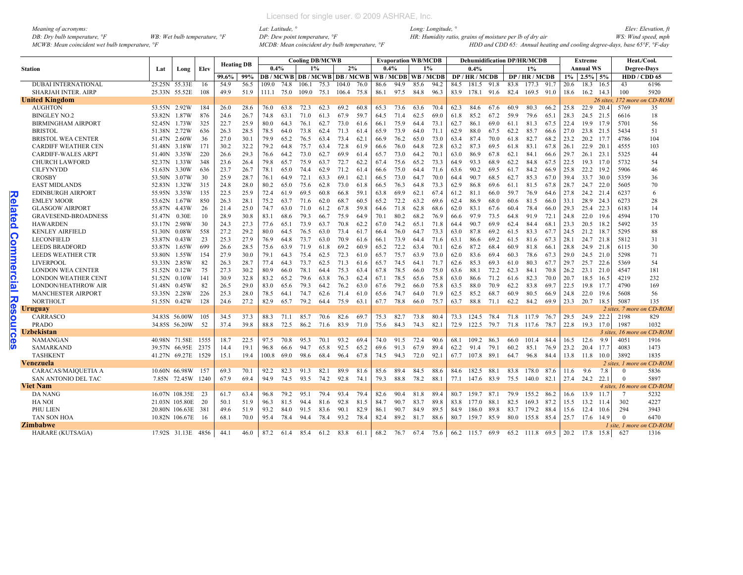Meaning of acronyms:
DB: Dry bulb temperature, °F   WB: Wet bulb temperature, °F
MCWB: Mean coincident wet bulb temperature, °F

Lat: Latitude, °
DP: Dew point temperature, °F
MCDB: Mean coincident dry bulb temperature, °F

Long: Longitude, °
HR: Humidity ratio, grains of moisture per lb of dry air

Elev: Elevation, ft
WS: Wind speed, mph
HDD and CDD 65: Annual heating and cooling degree-days, base 65°F, °F-day

| Station | Lat | Long | Elev | Heating DB | | Cooling DB/MCWB | | | | | | Evaporation WB/MCDB | | | | Dehumidification DP/HR/MCDB | | | | | | Extreme | | | Heat./Cool. | |
|---|---|---|---|---|---|---|---|---|---|---|---|---|---|---|---|---|---|---|---|---|---|---|---|---|---|---|
| | | | | | | 0.4% | | 1% | | 2% | | 0.4% | | 1% | | 0.4% | | | 1% | | | Annual WS | | | Degree-Days | |
| | | | | 99.6% | 99% | DB | MCWB | DB | MCWB | DB | MCWB | WB | MCDB | WB | MCDB | DP | HR | MCDB | DP | HR | MCDB | 1% | 2.5% | 5% | HDD | CDD 65 |
| DUBAI INTERNATIONAL | 25.25N | 55.33E | 16 | 54.9 | 56.5 | 109.0 | 74.8 | 106.1 | 75.3 | 104.0 | 76.0 | 86.6 | 94.9 | 85.6 | 94.2 | 84.5 | 181.5 | 91.8 | 83.8 | 177.3 | 91.7 | 20.6 | 18.3 | 16.5 | 43 | 6196 |
| SHARJAH INTER. AIRP | 25.33N | 55.52E | 108 | 49.9 | 51.9 | 111.1 | 75.0 | 109.0 | 75.1 | 106.4 | 75.8 | 86.1 | 97.5 | 84.8 | 96.3 | 83.9 | 178.1 | 91.6 | 82.4 | 169.5 | 91.0 | 18.6 | 16.2 | 14.3 | 100 | 5920 |
| **United Kingdom** | | | | | | | | | | | | | | | | | | | | | | | | | *26 sites, 172 more on CD-ROM* | |
| AUGHTON | 53.55N | 2.92W | 184 | 26.0 | 28.6 | 76.0 | 63.8 | 72.3 | 62.3 | 69.2 | 60.8 | 65.3 | 73.6 | 63.6 | 70.4 | 62.3 | 84.6 | 67.6 | 60.9 | 80.3 | 66.2 | 25.8 | 22.9 | 20.4 | 5769 | 35 |
| BINGLEY NO.2 | 53.82N | 1.87W | 876 | 24.6 | 26.7 | 74.8 | 63.1 | 71.0 | 61.3 | 67.9 | 59.7 | 64.5 | 71.4 | 62.5 | 69.0 | 61.8 | 85.2 | 67.2 | 59.9 | 79.6 | 65.1 | 28.3 | 24.5 | 21.5 | 6616 | 18 |
| BIRMINGHAM AIRPORT | 52.45N | 1.73W | 325 | 22.7 | 25.9 | 80.0 | 64.3 | 76.1 | 62.7 | 73.0 | 61.6 | 66.1 | 75.9 | 64.4 | 73.1 | 62.7 | 86.1 | 69.0 | 61.1 | 81.3 | 67.5 | 22.4 | 19.9 | 17.9 | 5701 | 56 |
| BRISTOL | 51.38N | 2.72W | 636 | 26.3 | 28.5 | 78.5 | 64.0 | 73.8 | 62.4 | 71.3 | 61.4 | 65.9 | 73.9 | 64.0 | 71.1 | 62.9 | 88.0 | 67.5 | 62.2 | 85.7 | 66.6 | 27.0 | 23.8 | 21.5 | 5434 | 51 |
| BRISTOL WEA CENTER | 51.47N | 2.60W | 36 | 27.0 | 30.1 | 79.9 | 65.2 | 76.5 | 63.4 | 73.4 | 62.1 | 66.9 | 76.2 | 65.0 | 73.0 | 63.4 | 87.4 | 70.0 | 61.8 | 82.7 | 68.2 | 23.2 | 20.2 | 17.7 | 4786 | 104 |
| CARDIFF WEATHER CEN | 51.48N | 3.18W | 171 | 30.2 | 32.2 | 79.2 | 64.8 | 75.7 | 63.4 | 72.8 | 61.9 | 66.6 | 76.0 | 64.8 | 72.8 | 63.2 | 87.3 | 69.5 | 61.8 | 83.1 | 67.8 | 26.1 | 22.9 | 20.1 | 4555 | 103 |
| CARDIFF-WALES ARPT | 51.40N | 3.35W | 220 | 26.6 | 29.3 | 76.6 | 64.2 | 73.0 | 62.7 | 69.9 | 61.4 | 65.7 | 73.0 | 64.2 | 70.1 | 63.0 | 86.9 | 67.8 | 62.1 | 84.1 | 66.6 | 29.7 | 26.1 | 23.1 | 5325 | 44 |
| CHURCH LAWFORD | 52.37N | 1.33W | 348 | 23.6 | 26.4 | 79.8 | 65.7 | 75.9 | 63.7 | 72.7 | 62.2 | 67.4 | 75.6 | 65.2 | 73.3 | 64.9 | 93.3 | 68.9 | 62.2 | 84.8 | 67.5 | 22.5 | 19.3 | 17.0 | 5732 | 54 |
| CILFYNYDD | 51.63N | 3.30W | 636 | 23.7 | 26.7 | 78.1 | 65.0 | 74.4 | 62.9 | 71.2 | 61.4 | 66.6 | 75.0 | 64.4 | 71.6 | 63.6 | 90.2 | 69.5 | 61.7 | 84.2 | 66.9 | 25.8 | 22.2 | 19.2 | 5906 | 46 |
| CROSBY | 53.50N | 3.07W | 30 | 25.9 | 28.7 | 76.1 | 64.9 | 72.1 | 63.3 | 69.1 | 62.1 | 66.5 | 73.0 | 64.7 | 70.0 | 64.4 | 90.7 | 68.5 | 62.7 | 85.3 | 67.0 | 39.4 | 33.7 | 30.0 | 5359 | 36 |
| EAST MIDLANDS | 52.83N | 1.32W | 315 | 24.8 | 28.0 | 80.2 | 65.0 | 75.6 | 62.8 | 73.0 | 61.8 | 66.5 | 76.3 | 64.8 | 73.3 | 62.9 | 86.8 | 69.6 | 61.1 | 81.5 | 67.8 | 28.7 | 24.7 | 22.0 | 5605 | 70 |
| EDINBURGH AIRPORT | 55.95N | 3.35W | 135 | 22.5 | 25.9 | 72.4 | 61.9 | 69.5 | 60.8 | 66.8 | 59.1 | 63.8 | 69.9 | 62.1 | 67.4 | 61.2 | 81.1 | 66.0 | 59.7 | 76.9 | 64.6 | 27.8 | 24.2 | 21.4 | 6237 | 6 |
| EMLEY MOOR | 53.62N | 1.67W | 850 | 26.3 | 28.1 | 75.2 | 63.7 | 71.6 | 62.0 | 68.7 | 60.5 | 65.2 | 72.2 | 63.2 | 69.6 | 62.4 | 86.9 | 68.0 | 60.6 | 81.5 | 66.0 | 33.1 | 28.9 | 24.3 | 6273 | 28 |
| GLASGOW AIRPORT | 55.87N | 4.43W | 26 | 21.4 | 25.0 | 74.7 | 63.0 | 71.0 | 61.2 | 67.8 | 59.8 | 64.6 | 71.8 | 62.8 | 68.6 | 62.0 | 83.1 | 67.6 | 60.4 | 78.4 | 66.0 | 29.3 | 25.4 | 22.3 | 6183 | 14 |
| GRAVESEND-BROADNESS | 51.47N | 0.30E | 10 | 28.9 | 30.8 | 83.1 | 68.6 | 79.3 | 66.7 | 75.9 | 64.9 | 70.1 | 80.2 | 68.2 | 76.9 | 66.6 | 97.9 | 73.5 | 64.8 | 91.9 | 72.1 | 24.8 | 22.0 | 19.6 | 4594 | 170 |
| HAWARDEN | 53.17N | 2.98W | 30 | 24.3 | 27.3 | 77.6 | 65.1 | 73.9 | 63.7 | 70.8 | 62.2 | 67.0 | 74.2 | 65.1 | 71.8 | 64.4 | 90.7 | 69.9 | 62.4 | 84.4 | 68.1 | 23.3 | 20.5 | 18.2 | 5492 | 35 |
| KENLEY AIRFIELD | 51.30N | 0.08W | 558 | 27.2 | 29.2 | 80.0 | 64.5 | 76.5 | 63.0 | 73.4 | 61.7 | 66.4 | 76.0 | 64.7 | 73.3 | 63.0 | 87.8 | 69.2 | 61.5 | 83.3 | 67.7 | 24.5 | 21.2 | 18.7 | 5295 | 88 |
| LECONFIELD | 53.87N | 0.43W | 23 | 25.3 | 27.9 | 76.9 | 64.8 | 73.7 | 63.0 | 70.9 | 61.6 | 66.1 | 73.9 | 64.4 | 71.6 | 63.1 | 86.6 | 69.2 | 61.5 | 81.6 | 67.3 | 28.1 | 24.7 | 21.8 | 5812 | 31 |
| LEEDS BRADFORD | 53.87N | 1.65W | 699 | 26.6 | 28.5 | 75.6 | 63.9 | 71.9 | 61.8 | 69.2 | 60.9 | 65.2 | 72.2 | 63.4 | 70.1 | 62.6 | 87.2 | 68.4 | 60.9 | 81.8 | 66.1 | 28.8 | 24.9 | 21.8 | 6115 | 30 |
| LEEDS WEATHER CTR | 53.80N | 1.55W | 154 | 27.9 | 30.0 | 79.1 | 64.3 | 75.4 | 62.5 | 72.3 | 61.0 | 65.7 | 75.7 | 63.9 | 73.0 | 62.0 | 83.6 | 69.4 | 60.3 | 78.6 | 67.3 | 29.0 | 24.5 | 21.0 | 5298 | 71 |
| LIVERPOOL | 53.33N | 2.85W | 82 | 26.3 | 28.7 | 77.4 | 64.3 | 73.7 | 62.5 | 71.3 | 61.6 | 65.7 | 74.5 | 64.1 | 71.7 | 62.6 | 85.3 | 69.3 | 61.0 | 80.3 | 67.7 | 29.7 | 25.7 | 22.6 | 5369 | 54 |
| LONDON WEA CENTER | 51.52N | 0.12W | 75 | 27.3 | 30.2 | 80.9 | 66.0 | 78.1 | 64.4 | 75.3 | 63.4 | 67.8 | 78.5 | 66.0 | 75.0 | 63.6 | 88.1 | 72.2 | 62.3 | 84.1 | 70.8 | 26.2 | 23.1 | 21.0 | 4547 | 181 |
| LONDON WEATHER CENT | 51.52N | 0.10W | 141 | 30.9 | 32.8 | 83.2 | 65.2 | 79.6 | 63.8 | 76.3 | 62.4 | 67.1 | 78.5 | 65.6 | 75.8 | 63.0 | 86.6 | 71.2 | 61.6 | 82.3 | 70.0 | 20.7 | 18.5 | 16.5 | 4219 | 232 |
| LONDON/HEATHROW AIR | 51.48N | 0.45W | 82 | 26.5 | 29.0 | 83.0 | 65.6 | 79.3 | 64.2 | 76.2 | 63.0 | 67.6 | 79.2 | 66.0 | 75.8 | 63.5 | 88.0 | 70.9 | 62.2 | 83.8 | 69.7 | 22.5 | 19.8 | 17.7 | 4790 | 169 |
| MANCHESTER AIRPORT | 53.35N | 2.28W | 226 | 25.3 | 28.0 | 78.5 | 64.1 | 74.7 | 62.6 | 71.4 | 61.0 | 65.6 | 74.7 | 64.0 | 71.9 | 62.5 | 85.2 | 68.7 | 60.9 | 80.5 | 66.9 | 24.8 | 22.0 | 19.6 | 5608 | 56 |
| NORTHOLT | 51.55N | 0.42W | 128 | 24.6 | 27.2 | 82.9 | 65.7 | 79.2 | 64.4 | 75.9 | 63.1 | 67.7 | 78.8 | 66.0 | 75.7 | 63.7 | 88.8 | 71.1 | 62.2 | 84.2 | 69.9 | 23.3 | 20.7 | 18.5 | 5087 | 135 |
| **Uruguay** | | | | | | | | | | | | | | | | | | | | | | | | | *2 sites, 7 more on CD-ROM* | |
| CARRASCO | 34.83S | 56.00W | 105 | 34.5 | 37.3 | 88.3 | 71.1 | 85.7 | 70.6 | 82.6 | 69.7 | 75.3 | 82.7 | 73.8 | 80.4 | 73.3 | 124.5 | 78.4 | 71.8 | 117.9 | 76.7 | 29.5 | 24.9 | 22.2 | 2198 | 829 |
| PRADO | 34.85S | 56.20W | 52 | 37.4 | 39.8 | 88.8 | 72.5 | 86.2 | 71.6 | 83.9 | 71.0 | 75.6 | 84.3 | 74.3 | 82.1 | 72.9 | 122.5 | 79.7 | 71.8 | 117.6 | 78.7 | 22.8 | 19.3 | 17.0 | 1987 | 1032 |
| **Uzbekistan** | | | | | | | | | | | | | | | | | | | | | | | | | *3 sites, 16 more on CD-ROM* | |
| NAMANGAN | 40.98N | 71.58E | 1555 | 18.7 | 22.5 | 97.5 | 70.8 | 95.3 | 70.1 | 93.2 | 69.4 | 74.0 | 91.5 | 72.4 | 90.6 | 68.1 | 109.2 | 86.3 | 66.0 | 101.4 | 84.4 | 16.5 | 12.6 | 9.9 | 4051 | 1916 |
| SAMARKAND | 39.57N | 66.95E | 2375 | 14.4 | 19.1 | 96.8 | 66.6 | 94.7 | 65.8 | 92.5 | 65.2 | 69.6 | 91.3 | 67.9 | 89.4 | 62.2 | 91.4 | 79.1 | 60.2 | 85.1 | 76.9 | 23.2 | 20.4 | 17.7 | 4083 | 1473 |
| TASHKENT | 41.27N | 69.27E | 1529 | 15.1 | 19.4 | 100.8 | 69.0 | 98.6 | 68.4 | 96.4 | 67.8 | 74.5 | 94.3 | 72.0 | 92.1 | 67.7 | 107.8 | 89.1 | 64.7 | 96.8 | 84.4 | 13.8 | 11.8 | 10.0 | 3892 | 1835 |
| **Venezuela** | | | | | | | | | | | | | | | | | | | | | | | | | *2 sites, 1 more on CD-ROM* | |
| CARACAS/MAIQUETIA A | 10.60N | 66.98W | 157 | 69.3 | 70.1 | 92.2 | 82.3 | 91.3 | 82.1 | 89.9 | 81.6 | 85.6 | 89.4 | 84.5 | 88.6 | 84.6 | 182.5 | 88.1 | 83.8 | 178.0 | 87.6 | 11.6 | 9.6 | 7.8 | 0 | 5836 |
| SAN ANTONIO DEL TAC | 7.85N | 72.45W | 1240 | 67.9 | 69.4 | 94.9 | 74.5 | 93.5 | 74.2 | 92.8 | 74.1 | 79.3 | 88.8 | 78.2 | 88.1 | 77.1 | 147.6 | 83.9 | 75.5 | 140.0 | 82.1 | 27.4 | 24.2 | 22.1 | 0 | 5897 |
| **Viet Nam** | | | | | | | | | | | | | | | | | | | | | | | | | *4 sites, 16 more on CD-ROM* | |
| DA NANG | 16.07N | 108.35E | 23 | 61.7 | 63.4 | 96.8 | 79.2 | 95.1 | 79.4 | 93.4 | 79.4 | 82.6 | 90.4 | 81.8 | 89.4 | 80.7 | 159.7 | 87.1 | 79.9 | 155.2 | 86.2 | 16.6 | 13.9 | 11.7 | 7 | 5232 |
| HA NOI | 21.03N | 105.80E | 20 | 50.1 | 51.9 | 96.3 | 81.5 | 94.4 | 81.6 | 92.8 | 81.5 | 84.7 | 90.7 | 83.7 | 89.8 | 83.8 | 177.0 | 88.1 | 82.5 | 169.3 | 87.2 | 15.5 | 13.2 | 11.4 | 302 | 4227 |
| PHU LIEN | 20.80N | 106.63E | 381 | 49.6 | 51.9 | 93.2 | 84.0 | 91.5 | 83.6 | 90.1 | 82.9 | 86.1 | 90.7 | 84.9 | 89.5 | 84.9 | 186.0 | 89.8 | 83.7 | 179.2 | 88.4 | 15.6 | 12.4 | 10.6 | 294 | 3943 |
| TAN SON HOA | 10.82N | 106.67E | 16 | 68.1 | 70.0 | 95.4 | 78.4 | 94.4 | 78.4 | 93.2 | 78.4 | 82.4 | 89.2 | 81.7 | 88.6 | 80.7 | 159.7 | 85.9 | 80.0 | 155.8 | 85.4 | 25.7 | 17.6 | 14.9 | 0 | 6470 |
| **Zimbabwe** | | | | | | | | | | | | | | | | | | | | | | | | | *1 site, 1 more on CD-ROM* | |
| HARARE (KUTSAGA) | 17.92S | 31.13E | 4856 | 44.1 | 46.0 | 87.2 | 61.4 | 85.4 | 61.2 | 83.8 | 61.1 | 68.2 | 76.7 | 67.4 | 75.6 | 66.2 | 115.7 | 69.9 | 65.2 | 111.8 | 69.5 | 20.2 | 17.8 | 15.8 | 627 | 1316 |